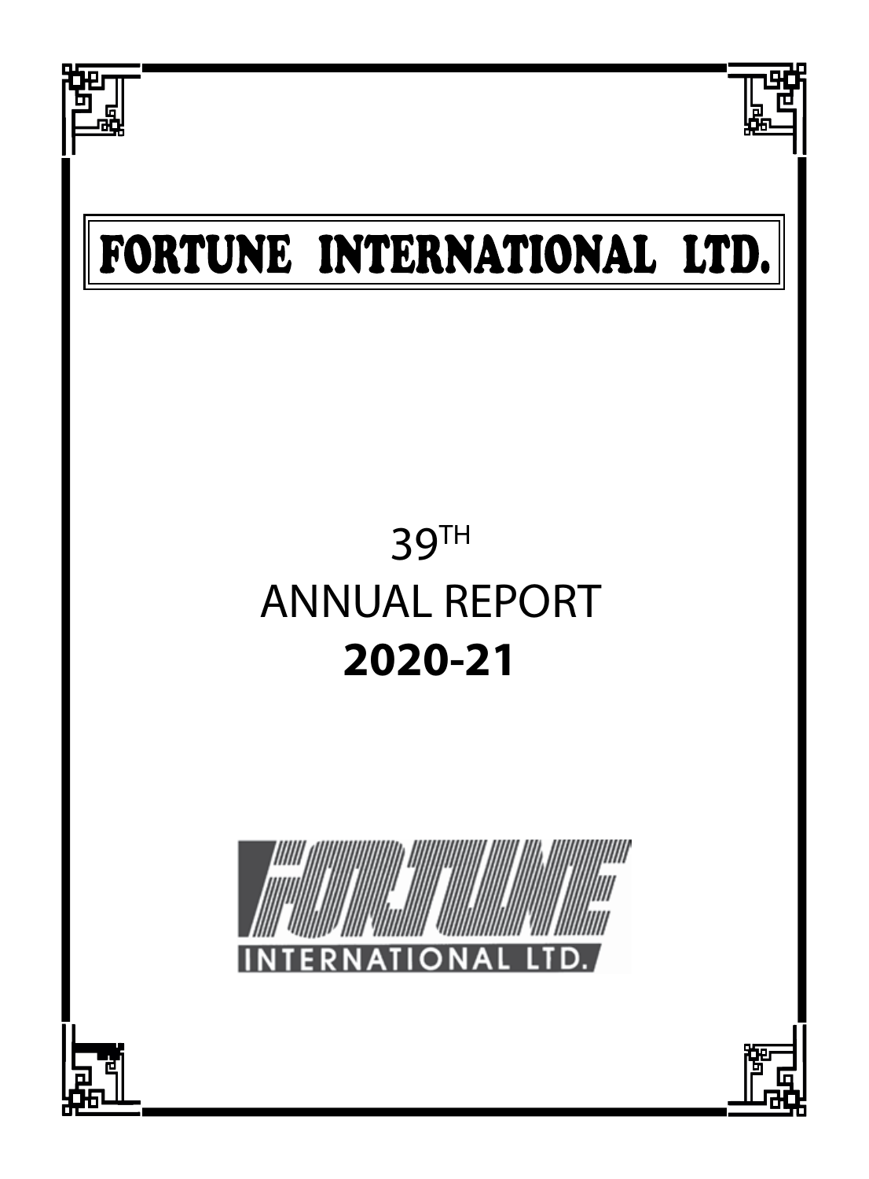# FORTUNE INTERNATIONAL LTD.

39TH

ANNUAL REPORT

**2020-21**

FORTUNE

INTERNATIONAL LTD.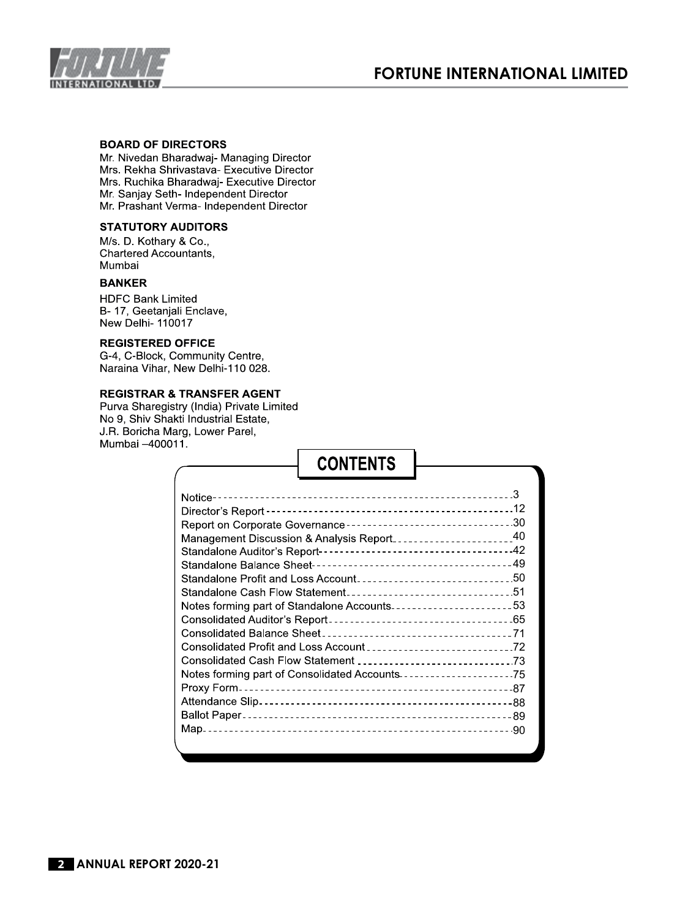## BOARD OF DIRECTORS

Mr. Nivedan Bharadwaj- Managing Director
Mrs. Rekha Shrivastava- Executive Director
Mrs. Ruchika Bharadwaj- Executive Director
Mr. Sanjay Seth- Independent Director
Mr. Prashant Verma- Independent Director

## STATUTORY AUDITORS

M/s. D. Kothary & Co.,
Chartered Accountants,
Mumbai

## BANKER

HDFC Bank Limited
B- 17, Geetanjali Enclave,
New Delhi- 110017

## REGISTERED OFFICE

G-4, C-Block, Community Centre,
Naraina Vihar, New Delhi-110 028.

## REGISTRAR & TRANSFER AGENT

Purva Sharegistry (India) Private Limited
No 9, Shiv Shakti Industrial Estate,
J.R. Boricha Marg, Lower Parel,
Mumbai –400011.

## CONTENTS

| Section | Page |
|---|---|
| Notice | 3 |
| Director's Report | 12 |
| Report on Corporate Governance | 30 |
| Management Discussion & Analysis Report | 40 |
| Standalone Auditor's Report | 42 |
| Standalone Balance Sheet | 49 |
| Standalone Profit and Loss Account | 50 |
| Standalone Cash Flow Statement | 51 |
| Notes forming part of Standalone Accounts | 53 |
| Consolidated Auditor's Report | 65 |
| Consolidated Balance Sheet | 71 |
| Consolidated Profit and Loss Account | 72 |
| Consolidated Cash Flow Statement | 73 |
| Notes forming part of Consolidated Accounts | 75 |
| Proxy Form | 87 |
| Attendance Slip | 88 |
| Ballot Paper | 89 |
| Map | 90 |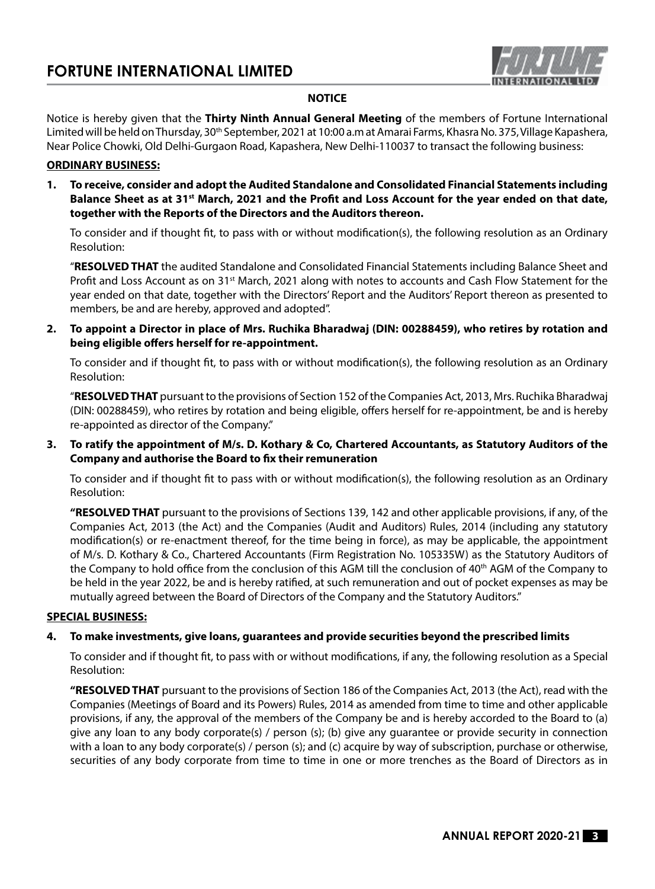## NOTICE

Notice is hereby given that the **Thirty Ninth Annual General Meeting** of the members of Fortune International Limited will be held on Thursday, 30th September, 2021 at 10:00 a.m at Amarai Farms, Khasra No. 375, Village Kapashera, Near Police Chowki, Old Delhi-Gurgaon Road, Kapashera, New Delhi-110037 to transact the following business:

### ORDINARY BUSINESS:

**1. To receive, consider and adopt the Audited Standalone and Consolidated Financial Statements including Balance Sheet as at 31st March, 2021 and the Profit and Loss Account for the year ended on that date, together with the Reports of the Directors and the Auditors thereon.**

To consider and if thought fit, to pass with or without modification(s), the following resolution as an Ordinary Resolution:

"**RESOLVED THAT** the audited Standalone and Consolidated Financial Statements including Balance Sheet and Profit and Loss Account as on 31st March, 2021 along with notes to accounts and Cash Flow Statement for the year ended on that date, together with the Directors' Report and the Auditors' Report thereon as presented to members, be and are hereby, approved and adopted".

**2. To appoint a Director in place of Mrs. Ruchika Bharadwaj (DIN: 00288459), who retires by rotation and being eligible offers herself for re-appointment.**

To consider and if thought fit, to pass with or without modification(s), the following resolution as an Ordinary Resolution:

"**RESOLVED THAT** pursuant to the provisions of Section 152 of the Companies Act, 2013, Mrs. Ruchika Bharadwaj (DIN: 00288459), who retires by rotation and being eligible, offers herself for re-appointment, be and is hereby re-appointed as director of the Company."

**3. To ratify the appointment of M/s. D. Kothary & Co, Chartered Accountants, as Statutory Auditors of the Company and authorise the Board to fix their remuneration**

To consider and if thought fit to pass with or without modification(s), the following resolution as an Ordinary Resolution:

**"RESOLVED THAT** pursuant to the provisions of Sections 139, 142 and other applicable provisions, if any, of the Companies Act, 2013 (the Act) and the Companies (Audit and Auditors) Rules, 2014 (including any statutory modification(s) or re-enactment thereof, for the time being in force), as may be applicable, the appointment of M/s. D. Kothary & Co., Chartered Accountants (Firm Registration No. 105335W) as the Statutory Auditors of the Company to hold office from the conclusion of this AGM till the conclusion of 40th AGM of the Company to be held in the year 2022, be and is hereby ratified, at such remuneration and out of pocket expenses as may be mutually agreed between the Board of Directors of the Company and the Statutory Auditors."

### SPECIAL BUSINESS:

**4. To make investments, give loans, guarantees and provide securities beyond the prescribed limits**

To consider and if thought fit, to pass with or without modifications, if any, the following resolution as a Special Resolution:

**"RESOLVED THAT** pursuant to the provisions of Section 186 of the Companies Act, 2013 (the Act), read with the Companies (Meetings of Board and its Powers) Rules, 2014 as amended from time to time and other applicable provisions, if any, the approval of the members of the Company be and is hereby accorded to the Board to (a) give any loan to any body corporate(s) / person (s); (b) give any guarantee or provide security in connection with a loan to any body corporate(s) / person (s); and (c) acquire by way of subscription, purchase or otherwise, securities of any body corporate from time to time in one or more trenches as the Board of Directors as in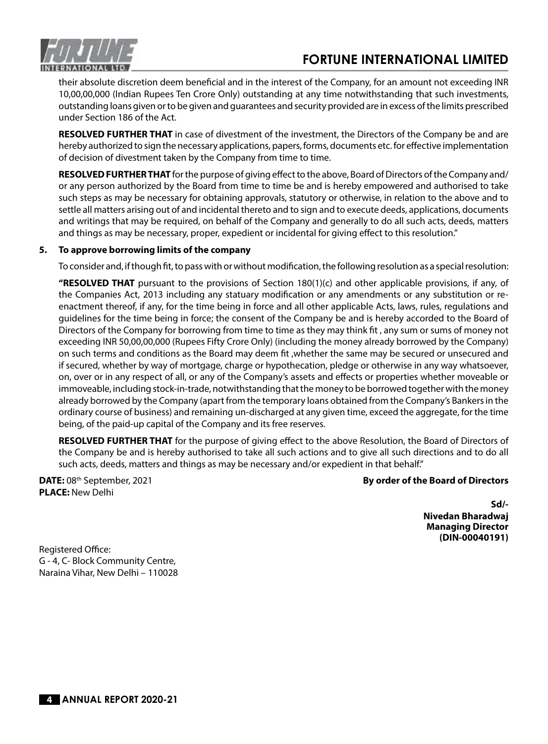their absolute discretion deem beneficial and in the interest of the Company, for an amount not exceeding INR 10,00,00,000 (Indian Rupees Ten Crore Only) outstanding at any time notwithstanding that such investments, outstanding loans given or to be given and guarantees and security provided are in excess of the limits prescribed under Section 186 of the Act.

**RESOLVED FURTHER THAT** in case of divestment of the investment, the Directors of the Company be and are hereby authorized to sign the necessary applications, papers, forms, documents etc. for effective implementation of decision of divestment taken by the Company from time to time.

**RESOLVED FURTHER THAT** for the purpose of giving effect to the above, Board of Directors of the Company and/ or any person authorized by the Board from time to time be and is hereby empowered and authorised to take such steps as may be necessary for obtaining approvals, statutory or otherwise, in relation to the above and to settle all matters arising out of and incidental thereto and to sign and to execute deeds, applications, documents and writings that may be required, on behalf of the Company and generally to do all such acts, deeds, matters and things as may be necessary, proper, expedient or incidental for giving effect to this resolution."

**5. To approve borrowing limits of the company**

To consider and, if though fit, to pass with or without modification, the following resolution as a special resolution:

**"RESOLVED THAT** pursuant to the provisions of Section 180(1)(c) and other applicable provisions, if any, of the Companies Act, 2013 including any statuary modification or any amendments or any substitution or re-enactment thereof, if any, for the time being in force and all other applicable Acts, laws, rules, regulations and guidelines for the time being in force; the consent of the Company be and is hereby accorded to the Board of Directors of the Company for borrowing from time to time as they may think fit , any sum or sums of money not exceeding INR 50,00,00,000 (Rupees Fifty Crore Only) (including the money already borrowed by the Company) on such terms and conditions as the Board may deem fit ,whether the same may be secured or unsecured and if secured, whether by way of mortgage, charge or hypothecation, pledge or otherwise in any way whatsoever, on, over or in any respect of all, or any of the Company's assets and effects or properties whether moveable or immoveable, including stock-in-trade, notwithstanding that the money to be borrowed together with the money already borrowed by the Company (apart from the temporary loans obtained from the Company's Bankers in the ordinary course of business) and remaining un-discharged at any given time, exceed the aggregate, for the time being, of the paid-up capital of the Company and its free reserves.

**RESOLVED FURTHER THAT** for the purpose of giving effect to the above Resolution, the Board of Directors of the Company be and is hereby authorised to take all such actions and to give all such directions and to do all such acts, deeds, matters and things as may be necessary and/or expedient in that behalf."

**DATE:** 08th September, 2021
**PLACE:** New Delhi

**By order of the Board of Directors**

**Sd/-**
**Nivedan Bharadwaj**
**Managing Director**
**(DIN-00040191)**

Registered Office:
G - 4, C- Block Community Centre,
Naraina Vihar, New Delhi – 110028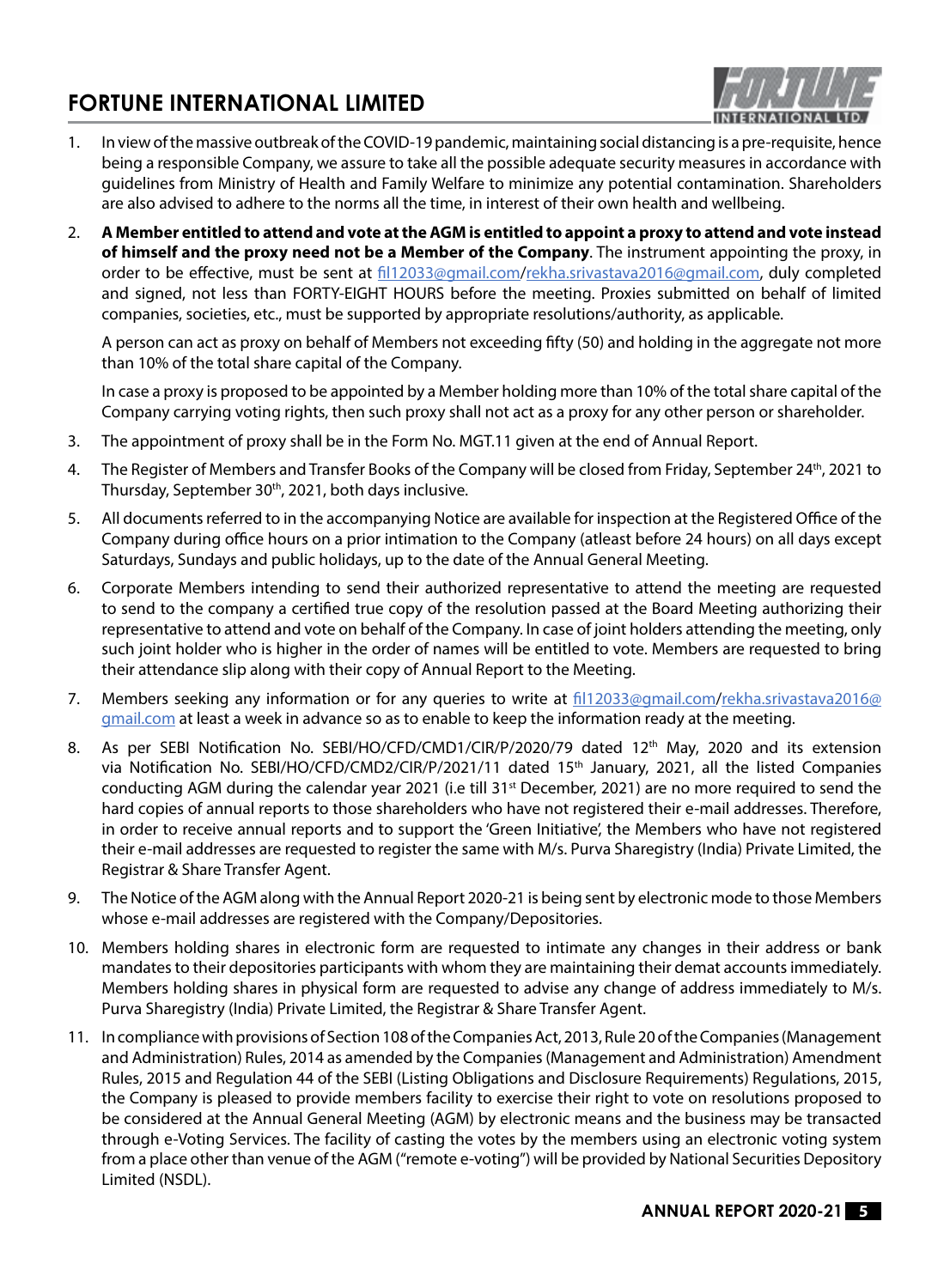1. In view of the massive outbreak of the COVID-19 pandemic, maintaining social distancing is a pre-requisite, hence being a responsible Company, we assure to take all the possible adequate security measures in accordance with guidelines from Ministry of Health and Family Welfare to minimize any potential contamination. Shareholders are also advised to adhere to the norms all the time, in interest of their own health and wellbeing.

2. **A Member entitled to attend and vote at the AGM is entitled to appoint a proxy to attend and vote instead of himself and the proxy need not be a Member of the Company**. The instrument appointing the proxy, in order to be effective, must be sent at fil12033@gmail.com/rekha.srivastava2016@gmail.com, duly completed and signed, not less than FORTY-EIGHT HOURS before the meeting. Proxies submitted on behalf of limited companies, societies, etc., must be supported by appropriate resolutions/authority, as applicable.

   A person can act as proxy on behalf of Members not exceeding fifty (50) and holding in the aggregate not more than 10% of the total share capital of the Company.

   In case a proxy is proposed to be appointed by a Member holding more than 10% of the total share capital of the Company carrying voting rights, then such proxy shall not act as a proxy for any other person or shareholder.

3. The appointment of proxy shall be in the Form No. MGT.11 given at the end of Annual Report.

4. The Register of Members and Transfer Books of the Company will be closed from Friday, September 24th, 2021 to Thursday, September 30th, 2021, both days inclusive.

5. All documents referred to in the accompanying Notice are available for inspection at the Registered Office of the Company during office hours on a prior intimation to the Company (atleast before 24 hours) on all days except Saturdays, Sundays and public holidays, up to the date of the Annual General Meeting.

6. Corporate Members intending to send their authorized representative to attend the meeting are requested to send to the company a certified true copy of the resolution passed at the Board Meeting authorizing their representative to attend and vote on behalf of the Company. In case of joint holders attending the meeting, only such joint holder who is higher in the order of names will be entitled to vote. Members are requested to bring their attendance slip along with their copy of Annual Report to the Meeting.

7. Members seeking any information or for any queries to write at fil12033@gmail.com/rekha.srivastava2016@gmail.com at least a week in advance so as to enable to keep the information ready at the meeting.

8. As per SEBI Notification No. SEBI/HO/CFD/CMD1/CIR/P/2020/79 dated 12th May, 2020 and its extension via Notification No. SEBI/HO/CFD/CMD2/CIR/P/2021/11 dated 15th January, 2021, all the listed Companies conducting AGM during the calendar year 2021 (i.e till 31st December, 2021) are no more required to send the hard copies of annual reports to those shareholders who have not registered their e-mail addresses. Therefore, in order to receive annual reports and to support the 'Green Initiative', the Members who have not registered their e-mail addresses are requested to register the same with M/s. Purva Sharegistry (India) Private Limited, the Registrar & Share Transfer Agent.

9. The Notice of the AGM along with the Annual Report 2020-21 is being sent by electronic mode to those Members whose e-mail addresses are registered with the Company/Depositories.

10. Members holding shares in electronic form are requested to intimate any changes in their address or bank mandates to their depositories participants with whom they are maintaining their demat accounts immediately. Members holding shares in physical form are requested to advise any change of address immediately to M/s. Purva Sharegistry (India) Private Limited, the Registrar & Share Transfer Agent.

11. In compliance with provisions of Section 108 of the Companies Act, 2013, Rule 20 of the Companies (Management and Administration) Rules, 2014 as amended by the Companies (Management and Administration) Amendment Rules, 2015 and Regulation 44 of the SEBI (Listing Obligations and Disclosure Requirements) Regulations, 2015, the Company is pleased to provide members facility to exercise their right to vote on resolutions proposed to be considered at the Annual General Meeting (AGM) by electronic means and the business may be transacted through e-Voting Services. The facility of casting the votes by the members using an electronic voting system from a place other than venue of the AGM ("remote e-voting") will be provided by National Securities Depository Limited (NSDL).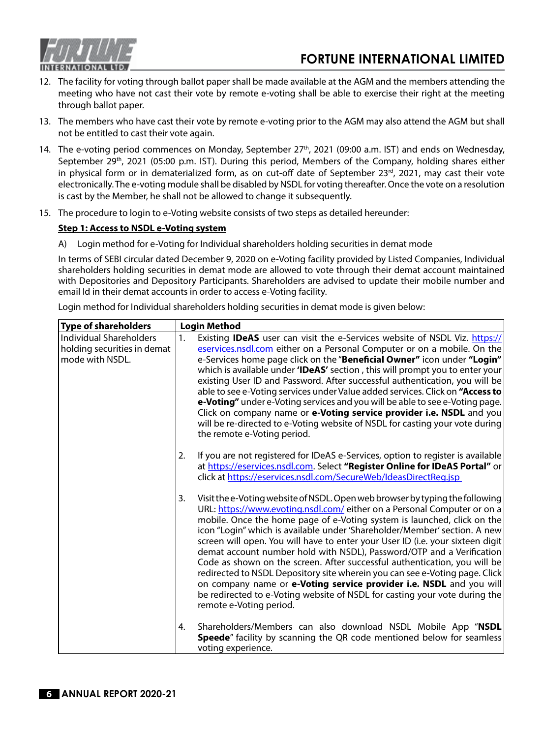12. The facility for voting through ballot paper shall be made available at the AGM and the members attending the meeting who have not cast their vote by remote e-voting shall be able to exercise their right at the meeting through ballot paper.

13. The members who have cast their vote by remote e-voting prior to the AGM may also attend the AGM but shall not be entitled to cast their vote again.

14. The e-voting period commences on Monday, September 27th, 2021 (09:00 a.m. IST) and ends on Wednesday, September 29th, 2021 (05:00 p.m. IST). During this period, Members of the Company, holding shares either in physical form or in dematerialized form, as on cut-off date of September 23rd, 2021, may cast their vote electronically. The e-voting module shall be disabled by NSDL for voting thereafter. Once the vote on a resolution is cast by the Member, he shall not be allowed to change it subsequently.

15. The procedure to login to e-Voting website consists of two steps as detailed hereunder:

**Step 1: Access to NSDL e-Voting system**

A) Login method for e-Voting for Individual shareholders holding securities in demat mode

In terms of SEBI circular dated December 9, 2020 on e-Voting facility provided by Listed Companies, Individual shareholders holding securities in demat mode are allowed to vote through their demat account maintained with Depositories and Depository Participants. Shareholders are advised to update their mobile number and email Id in their demat accounts in order to access e-Voting facility.

Login method for Individual shareholders holding securities in demat mode is given below:

| Type of shareholders | Login Method |
|---|---|
| Individual Shareholders holding securities in demat mode with NSDL. | 1. Existing **IDeAS** user can visit the e-Services website of NSDL Viz. https://eservices.nsdl.com either on a Personal Computer or on a mobile. On the e-Services home page click on the "**Beneficial Owner"** icon under **"Login"** which is available under **'IDeAS'** section , this will prompt you to enter your existing User ID and Password. After successful authentication, you will be able to see e-Voting services under Value added services. Click on **"Access to e-Voting"** under e-Voting services and you will be able to see e-Voting page. Click on company name or **e-Voting service provider i.e. NSDL** and you will be re-directed to e-Voting website of NSDL for casting your vote during the remote e-Voting period.<br><br>2. If you are not registered for IDeAS e-Services, option to register is available at https://eservices.nsdl.com. Select **"Register Online for IDeAS Portal"** or click at https://eservices.nsdl.com/SecureWeb/IdeasDirectReg.jsp<br><br>3. Visit the e-Voting website of NSDL. Open web browser by typing the following URL: https://www.evoting.nsdl.com/ either on a Personal Computer or on a mobile. Once the home page of e-Voting system is launched, click on the icon "Login" which is available under 'Shareholder/Member' section. A new screen will open. You will have to enter your User ID (i.e. your sixteen digit demat account number hold with NSDL), Password/OTP and a Verification Code as shown on the screen. After successful authentication, you will be redirected to NSDL Depository site wherein you can see e-Voting page. Click on company name or **e-Voting service provider i.e. NSDL** and you will be redirected to e-Voting website of NSDL for casting your vote during the remote e-Voting period.<br><br>4. Shareholders/Members can also download NSDL Mobile App "**NSDL Speede**" facility by scanning the QR code mentioned below for seamless voting experience. |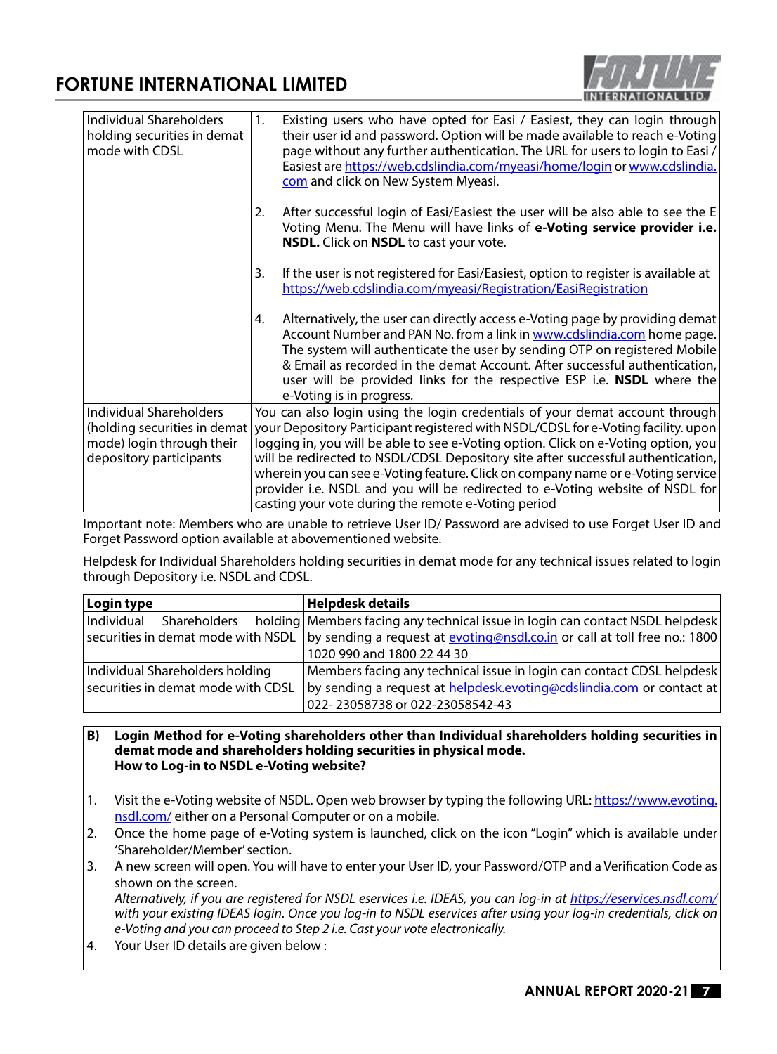| | |
|---|---|
| Individual Shareholders holding securities in demat mode with CDSL | 1. Existing users who have opted for Easi / Easiest, they can login through their user id and password. Option will be made available to reach e-Voting page without any further authentication. The URL for users to login to Easi / Easiest are https://web.cdslindia.com/myeasi/home/login or www.cdslindia.com and click on New System Myeasi.<br><br>2. After successful login of Easi/Easiest the user will be also able to see the E Voting Menu. The Menu will have links of **e-Voting service provider i.e. NSDL.** Click on **NSDL** to cast your vote.<br><br>3. If the user is not registered for Easi/Easiest, option to register is available at https://web.cdslindia.com/myeasi/Registration/EasiRegistration<br><br>4. Alternatively, the user can directly access e-Voting page by providing demat Account Number and PAN No. from a link in www.cdslindia.com home page. The system will authenticate the user by sending OTP on registered Mobile & Email as recorded in the demat Account. After successful authentication, user will be provided links for the respective ESP i.e. **NSDL** where the e-Voting is in progress. |
| Individual Shareholders (holding securities in demat mode) login through their depository participants | You can also login using the login credentials of your demat account through your Depository Participant registered with NSDL/CDSL for e-Voting facility. upon logging in, you will be able to see e-Voting option. Click on e-Voting option, you will be redirected to NSDL/CDSL Depository site after successful authentication, wherein you can see e-Voting feature. Click on company name or e-Voting service provider i.e. NSDL and you will be redirected to e-Voting website of NSDL for casting your vote during the remote e-Voting period |

Important note: Members who are unable to retrieve User ID/ Password are advised to use Forget User ID and Forget Password option available at abovementioned website.

Helpdesk for Individual Shareholders holding securities in demat mode for any technical issues related to login through Depository i.e. NSDL and CDSL.

| Login type | Helpdesk details |
|---|---|
| Individual Shareholders holding securities in demat mode with NSDL | Members facing any technical issue in login can contact NSDL helpdesk by sending a request at evoting@nsdl.co.in or call at toll free no.: 1800 1020 990 and 1800 22 44 30 |
| Individual Shareholders holding securities in demat mode with CDSL | Members facing any technical issue in login can contact CDSL helpdesk by sending a request at helpdesk.evoting@cdslindia.com or contact at 022- 23058738 or 022-23058542-43 |

**B) Login Method for e-Voting shareholders other than Individual shareholders holding securities in demat mode and shareholders holding securities in physical mode.**

**How to Log-in to NSDL e-Voting website?**

1. Visit the e-Voting website of NSDL. Open web browser by typing the following URL: https://www.evoting.nsdl.com/ either on a Personal Computer or on a mobile.
2. Once the home page of e-Voting system is launched, click on the icon "Login" which is available under 'Shareholder/Member' section.
3. A new screen will open. You will have to enter your User ID, your Password/OTP and a Verification Code as shown on the screen.
   *Alternatively, if you are registered for NSDL eservices i.e. IDEAS, you can log-in at https://eservices.nsdl.com/ with your existing IDEAS login. Once you log-in to NSDL eservices after using your log-in credentials, click on e-Voting and you can proceed to Step 2 i.e. Cast your vote electronically.*
4. Your User ID details are given below :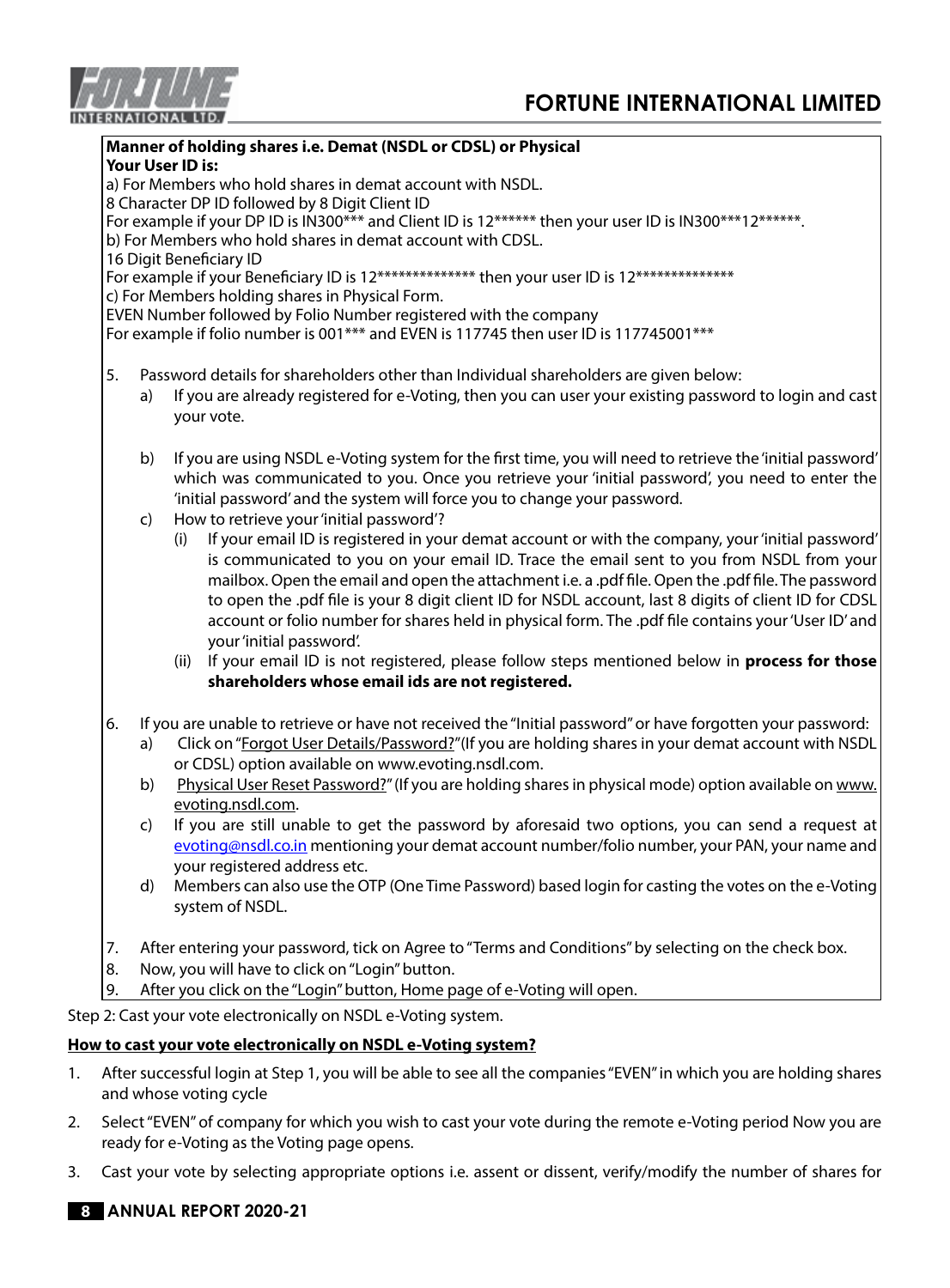**Manner of holding shares i.e. Demat (NSDL or CDSL) or Physical**
**Your User ID is:**

a) For Members who hold shares in demat account with NSDL.
8 Character DP ID followed by 8 Digit Client ID
For example if your DP ID is IN300*** and Client ID is 12****** then your user ID is IN300***12******.

b) For Members who hold shares in demat account with CDSL.
16 Digit Beneficiary ID
For example if your Beneficiary ID is 12************** then your user ID is 12**************

c) For Members holding shares in Physical Form.
EVEN Number followed by Folio Number registered with the company
For example if folio number is 001*** and EVEN is 117745 then user ID is 117745001***

5. Password details for shareholders other than Individual shareholders are given below:
   a) If you are already registered for e-Voting, then you can user your existing password to login and cast your vote.

   b) If you are using NSDL e-Voting system for the first time, you will need to retrieve the 'initial password' which was communicated to you. Once you retrieve your 'initial password', you need to enter the 'initial password' and the system will force you to change your password.
   c) How to retrieve your 'initial password'?
      (i) If your email ID is registered in your demat account or with the company, your 'initial password' is communicated to you on your email ID. Trace the email sent to you from NSDL from your mailbox. Open the email and open the attachment i.e. a .pdf file. Open the .pdf file. The password to open the .pdf file is your 8 digit client ID for NSDL account, last 8 digits of client ID for CDSL account or folio number for shares held in physical form. The .pdf file contains your 'User ID' and your 'initial password'.
      (ii) If your email ID is not registered, please follow steps mentioned below in **process for those shareholders whose email ids are not registered.**

6. If you are unable to retrieve or have not received the "Initial password" or have forgotten your password:
   a) Click on "Forgot User Details/Password?"(If you are holding shares in your demat account with NSDL or CDSL) option available on www.evoting.nsdl.com.
   b) Physical User Reset Password?" (If you are holding shares in physical mode) option available on www.evoting.nsdl.com.
   c) If you are still unable to get the password by aforesaid two options, you can send a request at evoting@nsdl.co.in mentioning your demat account number/folio number, your PAN, your name and your registered address etc.
   d) Members can also use the OTP (One Time Password) based login for casting the votes on the e-Voting system of NSDL.

7. After entering your password, tick on Agree to "Terms and Conditions" by selecting on the check box.
8. Now, you will have to click on "Login" button.
9. After you click on the "Login" button, Home page of e-Voting will open.

Step 2: Cast your vote electronically on NSDL e-Voting system.

**How to cast your vote electronically on NSDL e-Voting system?**

1. After successful login at Step 1, you will be able to see all the companies "EVEN" in which you are holding shares and whose voting cycle
2. Select "EVEN" of company for which you wish to cast your vote during the remote e-Voting period Now you are ready for e-Voting as the Voting page opens.
3. Cast your vote by selecting appropriate options i.e. assent or dissent, verify/modify the number of shares for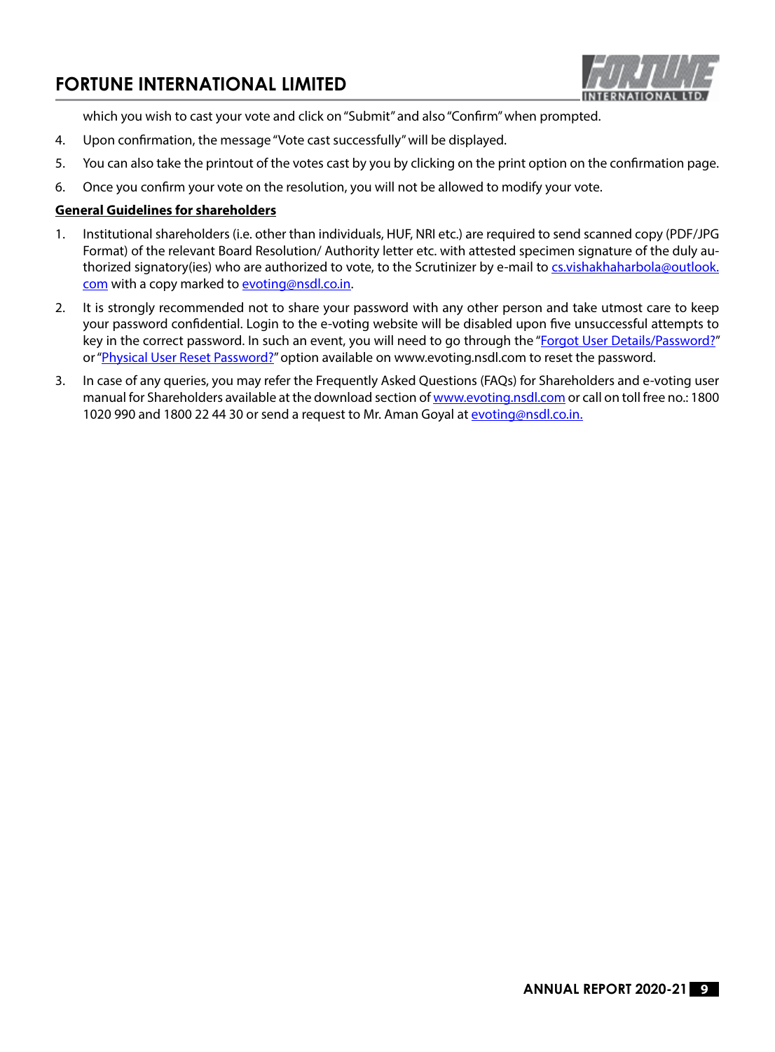which you wish to cast your vote and click on "Submit" and also "Confirm" when prompted.

4. Upon confirmation, the message "Vote cast successfully" will be displayed.
5. You can also take the printout of the votes cast by you by clicking on the print option on the confirmation page.
6. Once you confirm your vote on the resolution, you will not be allowed to modify your vote.

**General Guidelines for shareholders**

1. Institutional shareholders (i.e. other than individuals, HUF, NRI etc.) are required to send scanned copy (PDF/JPG Format) of the relevant Board Resolution/ Authority letter etc. with attested specimen signature of the duly authorized signatory(ies) who are authorized to vote, to the Scrutinizer by e-mail to cs.vishakhaharbola@outlook.com with a copy marked to evoting@nsdl.co.in.
2. It is strongly recommended not to share your password with any other person and take utmost care to keep your password confidential. Login to the e-voting website will be disabled upon five unsuccessful attempts to key in the correct password. In such an event, you will need to go through the "Forgot User Details/Password?" or "Physical User Reset Password?" option available on www.evoting.nsdl.com to reset the password.
3. In case of any queries, you may refer the Frequently Asked Questions (FAQs) for Shareholders and e-voting user manual for Shareholders available at the download section of www.evoting.nsdl.com or call on toll free no.: 1800 1020 990 and 1800 22 44 30 or send a request to Mr. Aman Goyal at evoting@nsdl.co.in.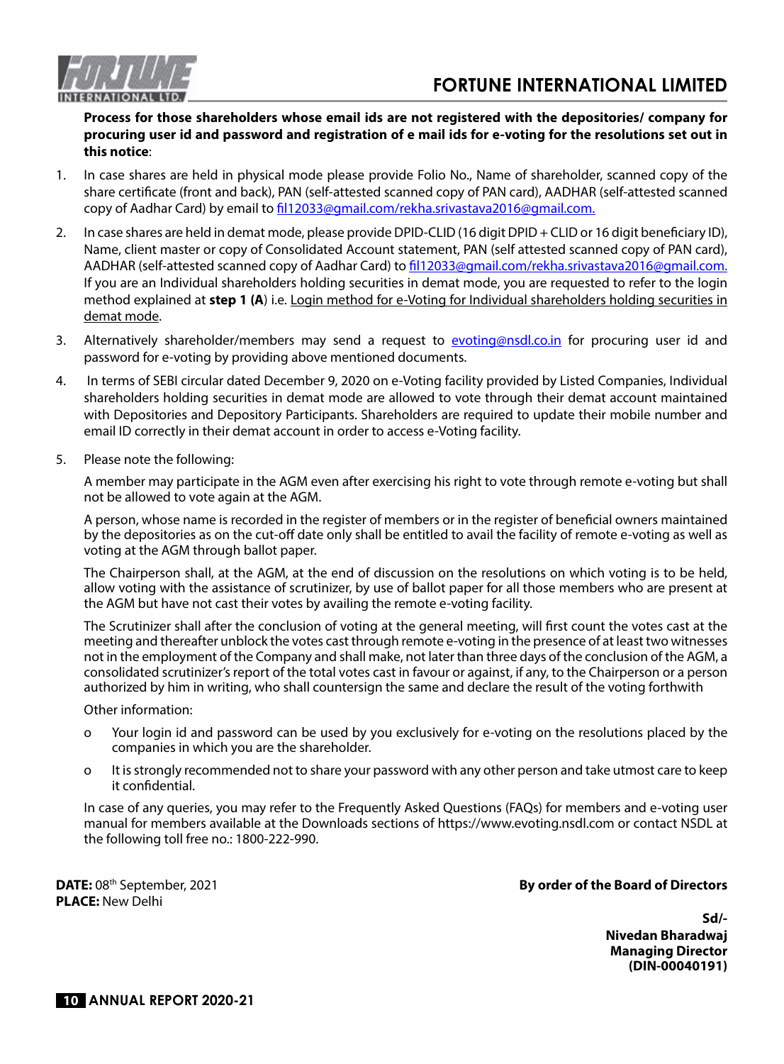**Process for those shareholders whose email ids are not registered with the depositories/ company for procuring user id and password and registration of e mail ids for e-voting for the resolutions set out in this notice**:

1. In case shares are held in physical mode please provide Folio No., Name of shareholder, scanned copy of the share certificate (front and back), PAN (self-attested scanned copy of PAN card), AADHAR (self-attested scanned copy of Aadhar Card) by email to fil12033@gmail.com/rekha.srivastava2016@gmail.com.

2. In case shares are held in demat mode, please provide DPID-CLID (16 digit DPID + CLID or 16 digit beneficiary ID), Name, client master or copy of Consolidated Account statement, PAN (self attested scanned copy of PAN card), AADHAR (self-attested scanned copy of Aadhar Card) to fil12033@gmail.com/rekha.srivastava2016@gmail.com. If you are an Individual shareholders holding securities in demat mode, you are requested to refer to the login method explained at **step 1 (A**) i.e. Login method for e-Voting for Individual shareholders holding securities in demat mode.

3. Alternatively shareholder/members may send a request to evoting@nsdl.co.in for procuring user id and password for e-voting by providing above mentioned documents.

4. In terms of SEBI circular dated December 9, 2020 on e-Voting facility provided by Listed Companies, Individual shareholders holding securities in demat mode are allowed to vote through their demat account maintained with Depositories and Depository Participants. Shareholders are required to update their mobile number and email ID correctly in their demat account in order to access e-Voting facility.

5. Please note the following:

   A member may participate in the AGM even after exercising his right to vote through remote e-voting but shall not be allowed to vote again at the AGM.

   A person, whose name is recorded in the register of members or in the register of beneficial owners maintained by the depositories as on the cut-off date only shall be entitled to avail the facility of remote e-voting as well as voting at the AGM through ballot paper.

   The Chairperson shall, at the AGM, at the end of discussion on the resolutions on which voting is to be held, allow voting with the assistance of scrutinizer, by use of ballot paper for all those members who are present at the AGM but have not cast their votes by availing the remote e-voting facility.

   The Scrutinizer shall after the conclusion of voting at the general meeting, will first count the votes cast at the meeting and thereafter unblock the votes cast through remote e-voting in the presence of at least two witnesses not in the employment of the Company and shall make, not later than three days of the conclusion of the AGM, a consolidated scrutinizer's report of the total votes cast in favour or against, if any, to the Chairperson or a person authorized by him in writing, who shall countersign the same and declare the result of the voting forthwith

   Other information:

   - Your login id and password can be used by you exclusively for e-voting on the resolutions placed by the companies in which you are the shareholder.
   - It is strongly recommended not to share your password with any other person and take utmost care to keep it confidential.

   In case of any queries, you may refer to the Frequently Asked Questions (FAQs) for members and e-voting user manual for members available at the Downloads sections of https://www.evoting.nsdl.com or contact NSDL at the following toll free no.: 1800-222-990.

**DATE:** 08th September, 2021
**PLACE:** New Delhi

**By order of the Board of Directors**

**Sd/-**
**Nivedan Bharadwaj**
**Managing Director**
**(DIN-00040191)**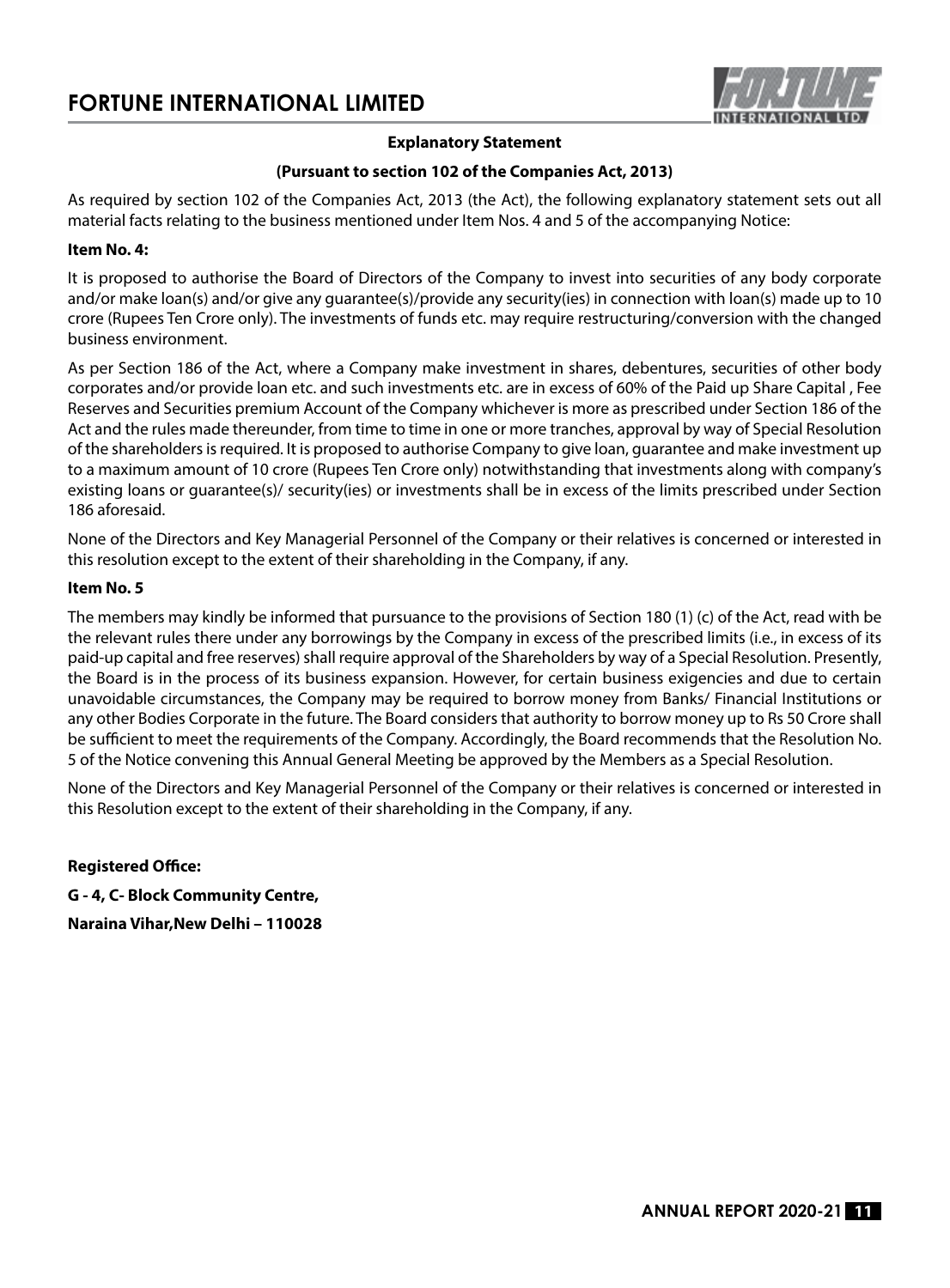### Explanatory Statement

### (Pursuant to section 102 of the Companies Act, 2013)

As required by section 102 of the Companies Act, 2013 (the Act), the following explanatory statement sets out all material facts relating to the business mentioned under Item Nos. 4 and 5 of the accompanying Notice:

**Item No. 4:**

It is proposed to authorise the Board of Directors of the Company to invest into securities of any body corporate and/or make loan(s) and/or give any guarantee(s)/provide any security(ies) in connection with loan(s) made up to 10 crore (Rupees Ten Crore only). The investments of funds etc. may require restructuring/conversion with the changed business environment.

As per Section 186 of the Act, where a Company make investment in shares, debentures, securities of other body corporates and/or provide loan etc. and such investments etc. are in excess of 60% of the Paid up Share Capital , Fee Reserves and Securities premium Account of the Company whichever is more as prescribed under Section 186 of the Act and the rules made thereunder, from time to time in one or more tranches, approval by way of Special Resolution of the shareholders is required. It is proposed to authorise Company to give loan, guarantee and make investment up to a maximum amount of 10 crore (Rupees Ten Crore only) notwithstanding that investments along with company's existing loans or guarantee(s)/ security(ies) or investments shall be in excess of the limits prescribed under Section 186 aforesaid.

None of the Directors and Key Managerial Personnel of the Company or their relatives is concerned or interested in this resolution except to the extent of their shareholding in the Company, if any.

**Item No. 5**

The members may kindly be informed that pursuance to the provisions of Section 180 (1) (c) of the Act, read with be the relevant rules there under any borrowings by the Company in excess of the prescribed limits (i.e., in excess of its paid-up capital and free reserves) shall require approval of the Shareholders by way of a Special Resolution. Presently, the Board is in the process of its business expansion. However, for certain business exigencies and due to certain unavoidable circumstances, the Company may be required to borrow money from Banks/ Financial Institutions or any other Bodies Corporate in the future. The Board considers that authority to borrow money up to Rs 50 Crore shall be sufficient to meet the requirements of the Company. Accordingly, the Board recommends that the Resolution No. 5 of the Notice convening this Annual General Meeting be approved by the Members as a Special Resolution.

None of the Directors and Key Managerial Personnel of the Company or their relatives is concerned or interested in this Resolution except to the extent of their shareholding in the Company, if any.

**Registered Office:**

**G - 4, C- Block Community Centre,**

**Naraina Vihar,New Delhi – 110028**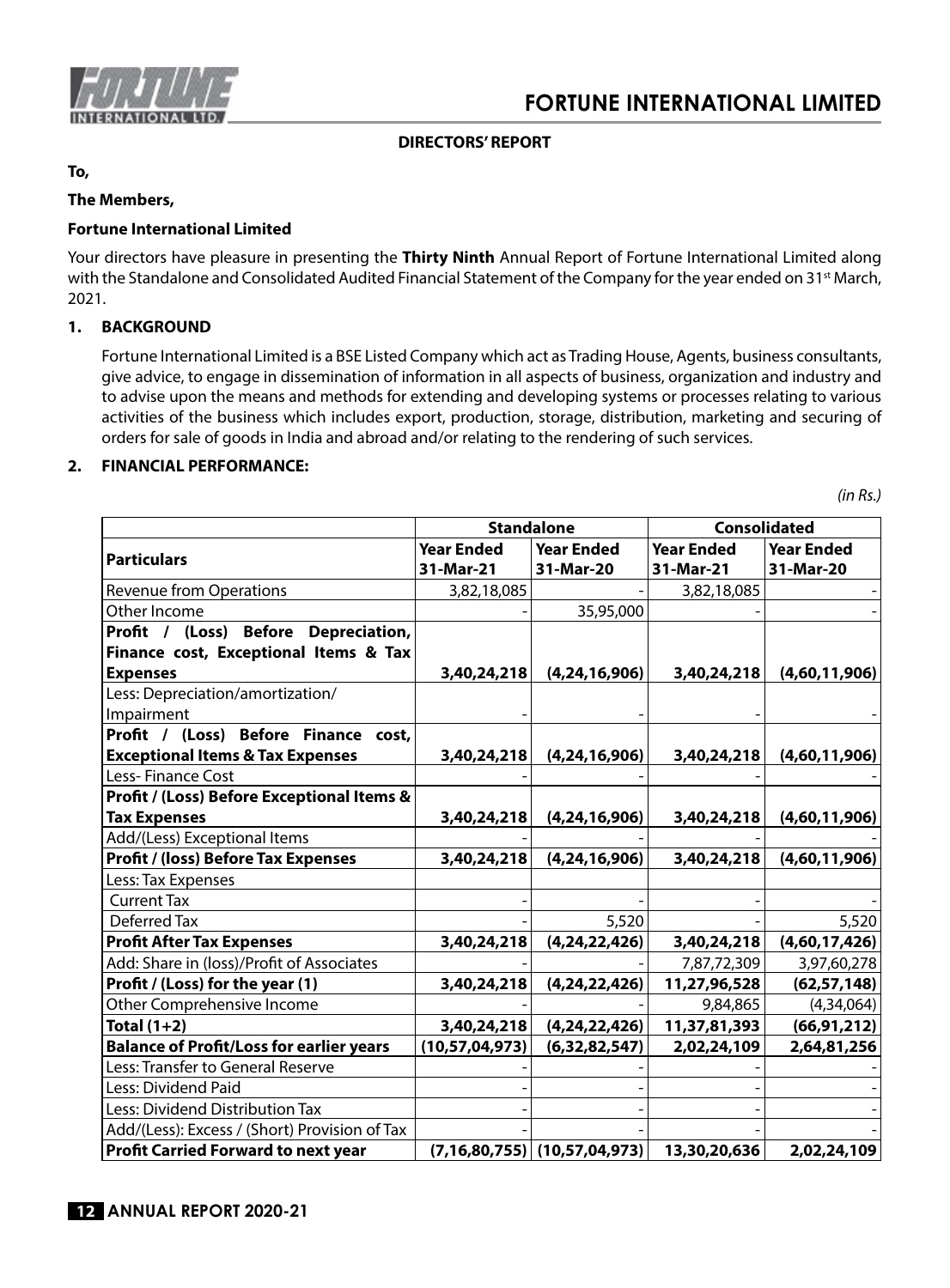## DIRECTORS' REPORT

**To,**

**The Members,**

**Fortune International Limited**

Your directors have pleasure in presenting the **Thirty Ninth** Annual Report of Fortune International Limited along with the Standalone and Consolidated Audited Financial Statement of the Company for the year ended on 31st March, 2021.

### 1. BACKGROUND

Fortune International Limited is a BSE Listed Company which act as Trading House, Agents, business consultants, give advice, to engage in dissemination of information in all aspects of business, organization and industry and to advise upon the means and methods for extending and developing systems or processes relating to various activities of the business which includes export, production, storage, distribution, marketing and securing of orders for sale of goods in India and abroad and/or relating to the rendering of such services.

### 2. FINANCIAL PERFORMANCE:

*(in Rs.)*

| Particulars | Standalone | | Consolidated | |
|---|---|---|---|---|
| | **Year Ended 31-Mar-21** | **Year Ended 31-Mar-20** | **Year Ended 31-Mar-21** | **Year Ended 31-Mar-20** |
| Revenue from Operations | 3,82,18,085 | - | 3,82,18,085 | - |
| Other Income | - | 35,95,000 | - | - |
| **Profit / (Loss) Before Depreciation, Finance cost, Exceptional Items & Tax Expenses** | **3,40,24,218** | **(4,24,16,906)** | **3,40,24,218** | **(4,60,11,906)** |
| Less: Depreciation/amortization/ Impairment | - | - | - | - |
| **Profit / (Loss) Before Finance cost, Exceptional Items & Tax Expenses** | **3,40,24,218** | **(4,24,16,906)** | **3,40,24,218** | **(4,60,11,906)** |
| Less- Finance Cost | - | - | - | - |
| **Profit / (Loss) Before Exceptional Items & Tax Expenses** | **3,40,24,218** | **(4,24,16,906)** | **3,40,24,218** | **(4,60,11,906)** |
| Add/(Less) Exceptional Items | - | - | - | - |
| **Profit / (loss) Before Tax Expenses** | **3,40,24,218** | **(4,24,16,906)** | **3,40,24,218** | **(4,60,11,906)** |
| Less: Tax Expenses | | | | |
| Current Tax | - | - | - | - |
| Deferred Tax | - | 5,520 | - | 5,520 |
| **Profit After Tax Expenses** | **3,40,24,218** | **(4,24,22,426)** | **3,40,24,218** | **(4,60,17,426)** |
| Add: Share in (loss)/Profit of Associates | - | - | 7,87,72,309 | 3,97,60,278 |
| **Profit / (Loss) for the year (1)** | **3,40,24,218** | **(4,24,22,426)** | **11,27,96,528** | **(62,57,148)** |
| Other Comprehensive Income | - | - | 9,84,865 | (4,34,064) |
| **Total (1+2)** | **3,40,24,218** | **(4,24,22,426)** | **11,37,81,393** | **(66,91,212)** |
| **Balance of Profit/Loss for earlier years** | **(10,57,04,973)** | **(6,32,82,547)** | **2,02,24,109** | **2,64,81,256** |
| Less: Transfer to General Reserve | - | - | - | - |
| Less: Dividend Paid | - | - | - | - |
| Less: Dividend Distribution Tax | - | - | - | - |
| Add/(Less): Excess / (Short) Provision of Tax | - | - | - | - |
| **Profit Carried Forward to next year** | **(7,16,80,755)** | **(10,57,04,973)** | **13,30,20,636** | **2,02,24,109** |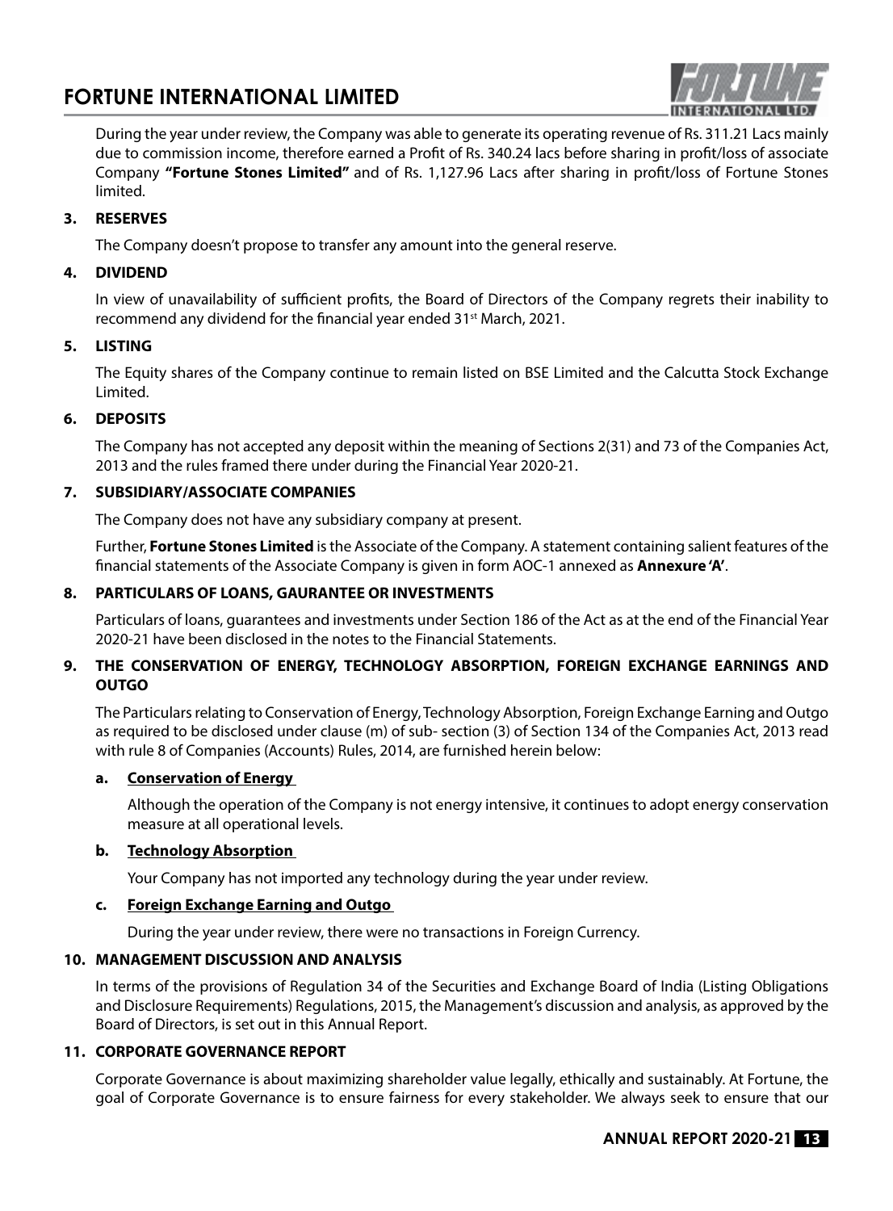During the year under review, the Company was able to generate its operating revenue of Rs. 311.21 Lacs mainly due to commission income, therefore earned a Profit of Rs. 340.24 lacs before sharing in profit/loss of associate Company **"Fortune Stones Limited"** and of Rs. 1,127.96 Lacs after sharing in profit/loss of Fortune Stones limited.

## 3. RESERVES

The Company doesn't propose to transfer any amount into the general reserve.

## 4. DIVIDEND

In view of unavailability of sufficient profits, the Board of Directors of the Company regrets their inability to recommend any dividend for the financial year ended 31st March, 2021.

## 5. LISTING

The Equity shares of the Company continue to remain listed on BSE Limited and the Calcutta Stock Exchange Limited.

## 6. DEPOSITS

The Company has not accepted any deposit within the meaning of Sections 2(31) and 73 of the Companies Act, 2013 and the rules framed there under during the Financial Year 2020-21.

## 7. SUBSIDIARY/ASSOCIATE COMPANIES

The Company does not have any subsidiary company at present.

Further, **Fortune Stones Limited** is the Associate of the Company. A statement containing salient features of the financial statements of the Associate Company is given in form AOC-1 annexed as **Annexure 'A'**.

## 8. PARTICULARS OF LOANS, GAURANTEE OR INVESTMENTS

Particulars of loans, guarantees and investments under Section 186 of the Act as at the end of the Financial Year 2020-21 have been disclosed in the notes to the Financial Statements.

## 9. THE CONSERVATION OF ENERGY, TECHNOLOGY ABSORPTION, FOREIGN EXCHANGE EARNINGS AND OUTGO

The Particulars relating to Conservation of Energy, Technology Absorption, Foreign Exchange Earning and Outgo as required to be disclosed under clause (m) of sub- section (3) of Section 134 of the Companies Act, 2013 read with rule 8 of Companies (Accounts) Rules, 2014, are furnished herein below:

### a. Conservation of Energy

Although the operation of the Company is not energy intensive, it continues to adopt energy conservation measure at all operational levels.

### b. Technology Absorption

Your Company has not imported any technology during the year under review.

### c. Foreign Exchange Earning and Outgo

During the year under review, there were no transactions in Foreign Currency.

## 10. MANAGEMENT DISCUSSION AND ANALYSIS

In terms of the provisions of Regulation 34 of the Securities and Exchange Board of India (Listing Obligations and Disclosure Requirements) Regulations, 2015, the Management's discussion and analysis, as approved by the Board of Directors, is set out in this Annual Report.

## 11. CORPORATE GOVERNANCE REPORT

Corporate Governance is about maximizing shareholder value legally, ethically and sustainably. At Fortune, the goal of Corporate Governance is to ensure fairness for every stakeholder. We always seek to ensure that our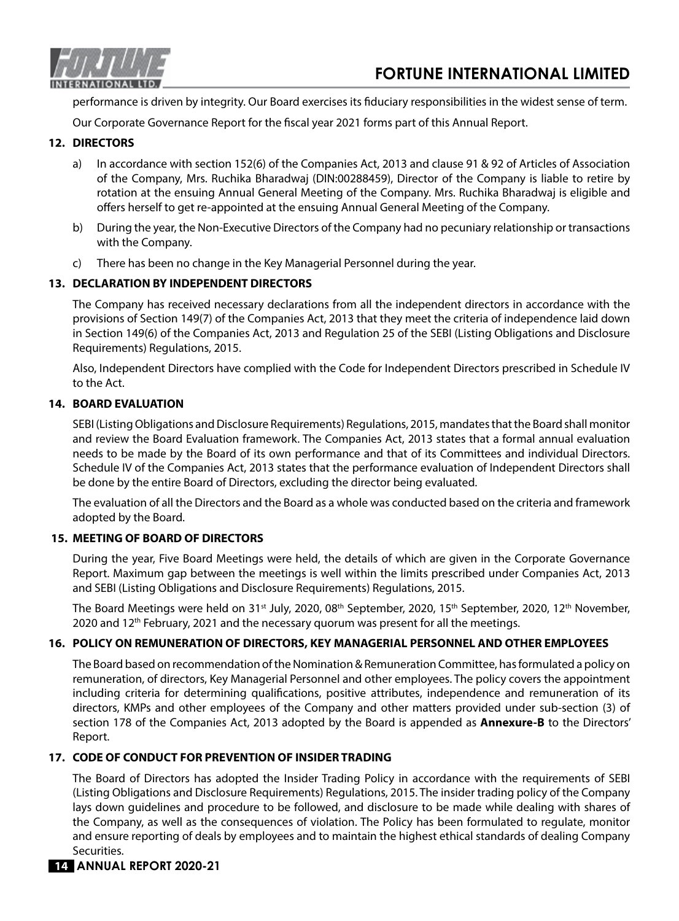performance is driven by integrity. Our Board exercises its fiduciary responsibilities in the widest sense of term.

Our Corporate Governance Report for the fiscal year 2021 forms part of this Annual Report.

## 12. DIRECTORS

a) In accordance with section 152(6) of the Companies Act, 2013 and clause 91 & 92 of Articles of Association of the Company, Mrs. Ruchika Bharadwaj (DIN:00288459), Director of the Company is liable to retire by rotation at the ensuing Annual General Meeting of the Company. Mrs. Ruchika Bharadwaj is eligible and offers herself to get re-appointed at the ensuing Annual General Meeting of the Company.

b) During the year, the Non-Executive Directors of the Company had no pecuniary relationship or transactions with the Company.

c) There has been no change in the Key Managerial Personnel during the year.

## 13. DECLARATION BY INDEPENDENT DIRECTORS

The Company has received necessary declarations from all the independent directors in accordance with the provisions of Section 149(7) of the Companies Act, 2013 that they meet the criteria of independence laid down in Section 149(6) of the Companies Act, 2013 and Regulation 25 of the SEBI (Listing Obligations and Disclosure Requirements) Regulations, 2015.

Also, Independent Directors have complied with the Code for Independent Directors prescribed in Schedule IV to the Act.

## 14. BOARD EVALUATION

SEBI (Listing Obligations and Disclosure Requirements) Regulations, 2015, mandates that the Board shall monitor and review the Board Evaluation framework. The Companies Act, 2013 states that a formal annual evaluation needs to be made by the Board of its own performance and that of its Committees and individual Directors. Schedule IV of the Companies Act, 2013 states that the performance evaluation of Independent Directors shall be done by the entire Board of Directors, excluding the director being evaluated.

The evaluation of all the Directors and the Board as a whole was conducted based on the criteria and framework adopted by the Board.

## 15. MEETING OF BOARD OF DIRECTORS

During the year, Five Board Meetings were held, the details of which are given in the Corporate Governance Report. Maximum gap between the meetings is well within the limits prescribed under Companies Act, 2013 and SEBI (Listing Obligations and Disclosure Requirements) Regulations, 2015.

The Board Meetings were held on 31st July, 2020, 08th September, 2020, 15th September, 2020, 12th November, 2020 and 12th February, 2021 and the necessary quorum was present for all the meetings.

## 16. POLICY ON REMUNERATION OF DIRECTORS, KEY MANAGERIAL PERSONNEL AND OTHER EMPLOYEES

The Board based on recommendation of the Nomination & Remuneration Committee, has formulated a policy on remuneration, of directors, Key Managerial Personnel and other employees. The policy covers the appointment including criteria for determining qualifications, positive attributes, independence and remuneration of its directors, KMPs and other employees of the Company and other matters provided under sub-section (3) of section 178 of the Companies Act, 2013 adopted by the Board is appended as **Annexure-B** to the Directors' Report.

## 17. CODE OF CONDUCT FOR PREVENTION OF INSIDER TRADING

The Board of Directors has adopted the Insider Trading Policy in accordance with the requirements of SEBI (Listing Obligations and Disclosure Requirements) Regulations, 2015. The insider trading policy of the Company lays down guidelines and procedure to be followed, and disclosure to be made while dealing with shares of the Company, as well as the consequences of violation. The Policy has been formulated to regulate, monitor and ensure reporting of deals by employees and to maintain the highest ethical standards of dealing Company Securities.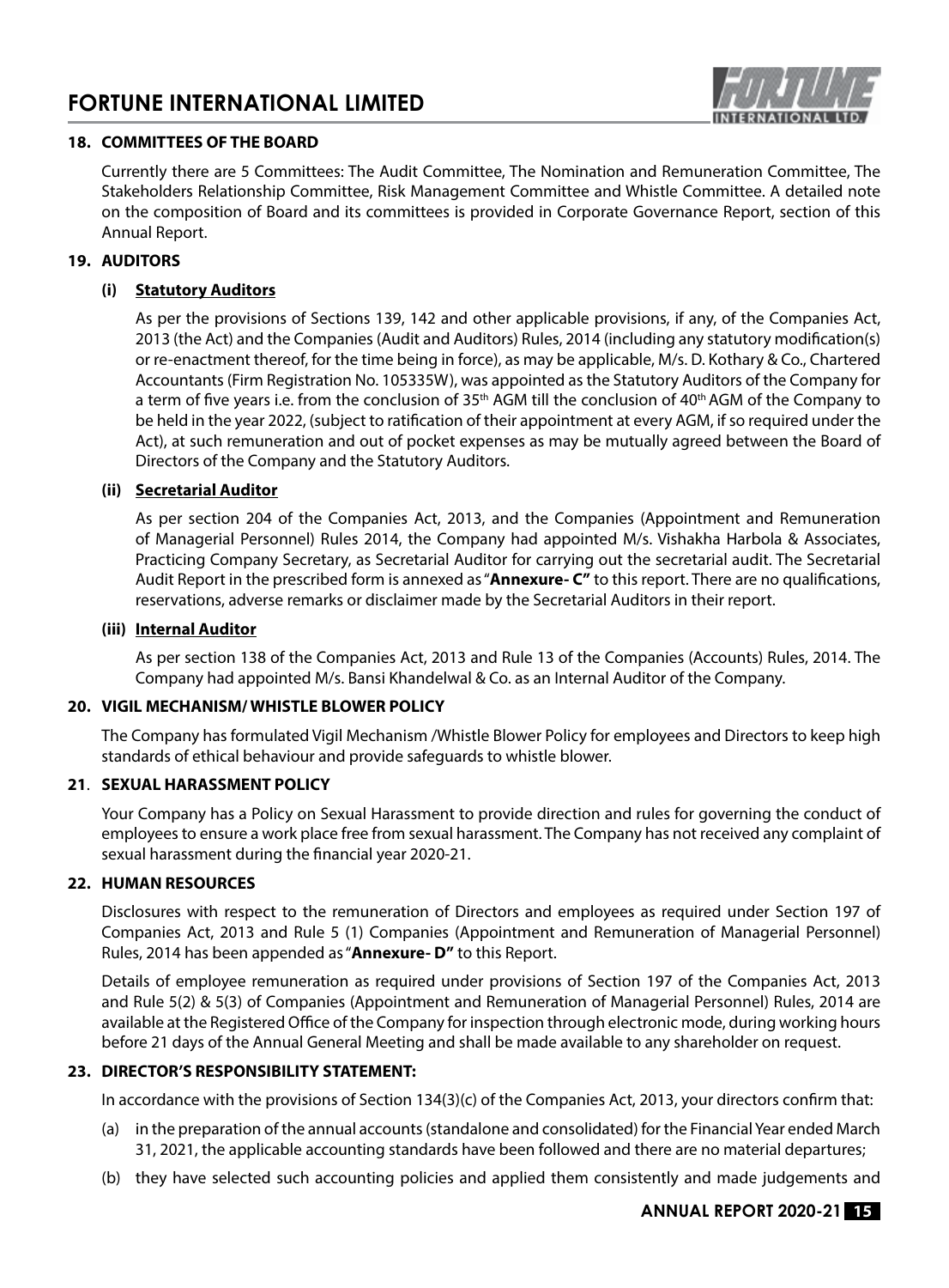## 18. COMMITTEES OF THE BOARD

Currently there are 5 Committees: The Audit Committee, The Nomination and Remuneration Committee, The Stakeholders Relationship Committee, Risk Management Committee and Whistle Committee. A detailed note on the composition of Board and its committees is provided in Corporate Governance Report, section of this Annual Report.

## 19. AUDITORS

### (i) Statutory Auditors

As per the provisions of Sections 139, 142 and other applicable provisions, if any, of the Companies Act, 2013 (the Act) and the Companies (Audit and Auditors) Rules, 2014 (including any statutory modification(s) or re-enactment thereof, for the time being in force), as may be applicable, M/s. D. Kothary & Co., Chartered Accountants (Firm Registration No. 105335W), was appointed as the Statutory Auditors of the Company for a term of five years i.e. from the conclusion of 35th AGM till the conclusion of 40th AGM of the Company to be held in the year 2022, (subject to ratification of their appointment at every AGM, if so required under the Act), at such remuneration and out of pocket expenses as may be mutually agreed between the Board of Directors of the Company and the Statutory Auditors.

### (ii) Secretarial Auditor

As per section 204 of the Companies Act, 2013, and the Companies (Appointment and Remuneration of Managerial Personnel) Rules 2014, the Company had appointed M/s. Vishakha Harbola & Associates, Practicing Company Secretary, as Secretarial Auditor for carrying out the secretarial audit. The Secretarial Audit Report in the prescribed form is annexed as "**Annexure- C"** to this report. There are no qualifications, reservations, adverse remarks or disclaimer made by the Secretarial Auditors in their report.

### (iii) Internal Auditor

As per section 138 of the Companies Act, 2013 and Rule 13 of the Companies (Accounts) Rules, 2014. The Company had appointed M/s. Bansi Khandelwal & Co. as an Internal Auditor of the Company.

## 20. VIGIL MECHANISM/ WHISTLE BLOWER POLICY

The Company has formulated Vigil Mechanism /Whistle Blower Policy for employees and Directors to keep high standards of ethical behaviour and provide safeguards to whistle blower.

## 21. SEXUAL HARASSMENT POLICY

Your Company has a Policy on Sexual Harassment to provide direction and rules for governing the conduct of employees to ensure a work place free from sexual harassment. The Company has not received any complaint of sexual harassment during the financial year 2020-21.

## 22. HUMAN RESOURCES

Disclosures with respect to the remuneration of Directors and employees as required under Section 197 of Companies Act, 2013 and Rule 5 (1) Companies (Appointment and Remuneration of Managerial Personnel) Rules, 2014 has been appended as "**Annexure- D"** to this Report.

Details of employee remuneration as required under provisions of Section 197 of the Companies Act, 2013 and Rule 5(2) & 5(3) of Companies (Appointment and Remuneration of Managerial Personnel) Rules, 2014 are available at the Registered Office of the Company for inspection through electronic mode, during working hours before 21 days of the Annual General Meeting and shall be made available to any shareholder on request.

## 23. DIRECTOR'S RESPONSIBILITY STATEMENT:

In accordance with the provisions of Section 134(3)(c) of the Companies Act, 2013, your directors confirm that:

(a) in the preparation of the annual accounts (standalone and consolidated) for the Financial Year ended March 31, 2021, the applicable accounting standards have been followed and there are no material departures;

(b) they have selected such accounting policies and applied them consistently and made judgements and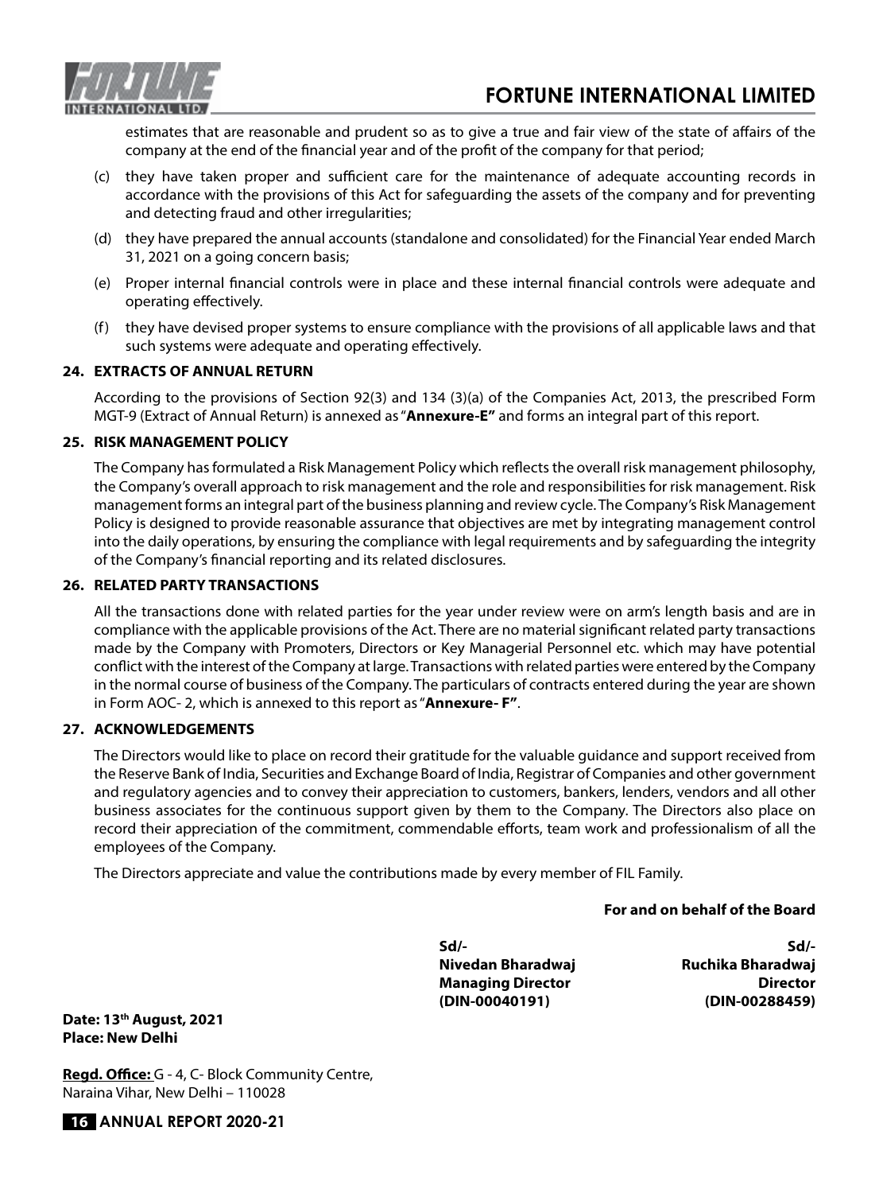estimates that are reasonable and prudent so as to give a true and fair view of the state of affairs of the company at the end of the financial year and of the profit of the company for that period;

(c) they have taken proper and sufficient care for the maintenance of adequate accounting records in accordance with the provisions of this Act for safeguarding the assets of the company and for preventing and detecting fraud and other irregularities;

(d) they have prepared the annual accounts (standalone and consolidated) for the Financial Year ended March 31, 2021 on a going concern basis;

(e) Proper internal financial controls were in place and these internal financial controls were adequate and operating effectively.

(f) they have devised proper systems to ensure compliance with the provisions of all applicable laws and that such systems were adequate and operating effectively.

**24. EXTRACTS OF ANNUAL RETURN**

According to the provisions of Section 92(3) and 134 (3)(a) of the Companies Act, 2013, the prescribed Form MGT-9 (Extract of Annual Return) is annexed as "**Annexure-E"** and forms an integral part of this report.

**25. RISK MANAGEMENT POLICY**

The Company has formulated a Risk Management Policy which reflects the overall risk management philosophy, the Company's overall approach to risk management and the role and responsibilities for risk management. Risk management forms an integral part of the business planning and review cycle. The Company's Risk Management Policy is designed to provide reasonable assurance that objectives are met by integrating management control into the daily operations, by ensuring the compliance with legal requirements and by safeguarding the integrity of the Company's financial reporting and its related disclosures.

**26. RELATED PARTY TRANSACTIONS**

All the transactions done with related parties for the year under review were on arm's length basis and are in compliance with the applicable provisions of the Act. There are no material significant related party transactions made by the Company with Promoters, Directors or Key Managerial Personnel etc. which may have potential conflict with the interest of the Company at large. Transactions with related parties were entered by the Company in the normal course of business of the Company. The particulars of contracts entered during the year are shown in Form AOC- 2, which is annexed to this report as "**Annexure- F"**.

**27. ACKNOWLEDGEMENTS**

The Directors would like to place on record their gratitude for the valuable guidance and support received from the Reserve Bank of India, Securities and Exchange Board of India, Registrar of Companies and other government and regulatory agencies and to convey their appreciation to customers, bankers, lenders, vendors and all other business associates for the continuous support given by them to the Company. The Directors also place on record their appreciation of the commitment, commendable efforts, team work and professionalism of all the employees of the Company.

The Directors appreciate and value the contributions made by every member of FIL Family.

**For and on behalf of the Board**

**Sd/-**
**Nivedan Bharadwaj**
**Managing Director**
**(DIN-00040191)**

**Sd/-**
**Ruchika Bharadwaj**
**Director**
**(DIN-00288459)**

**Date: 13th August, 2021**
**Place: New Delhi**

**Regd. Office:** G - 4, C- Block Community Centre, Naraina Vihar, New Delhi – 110028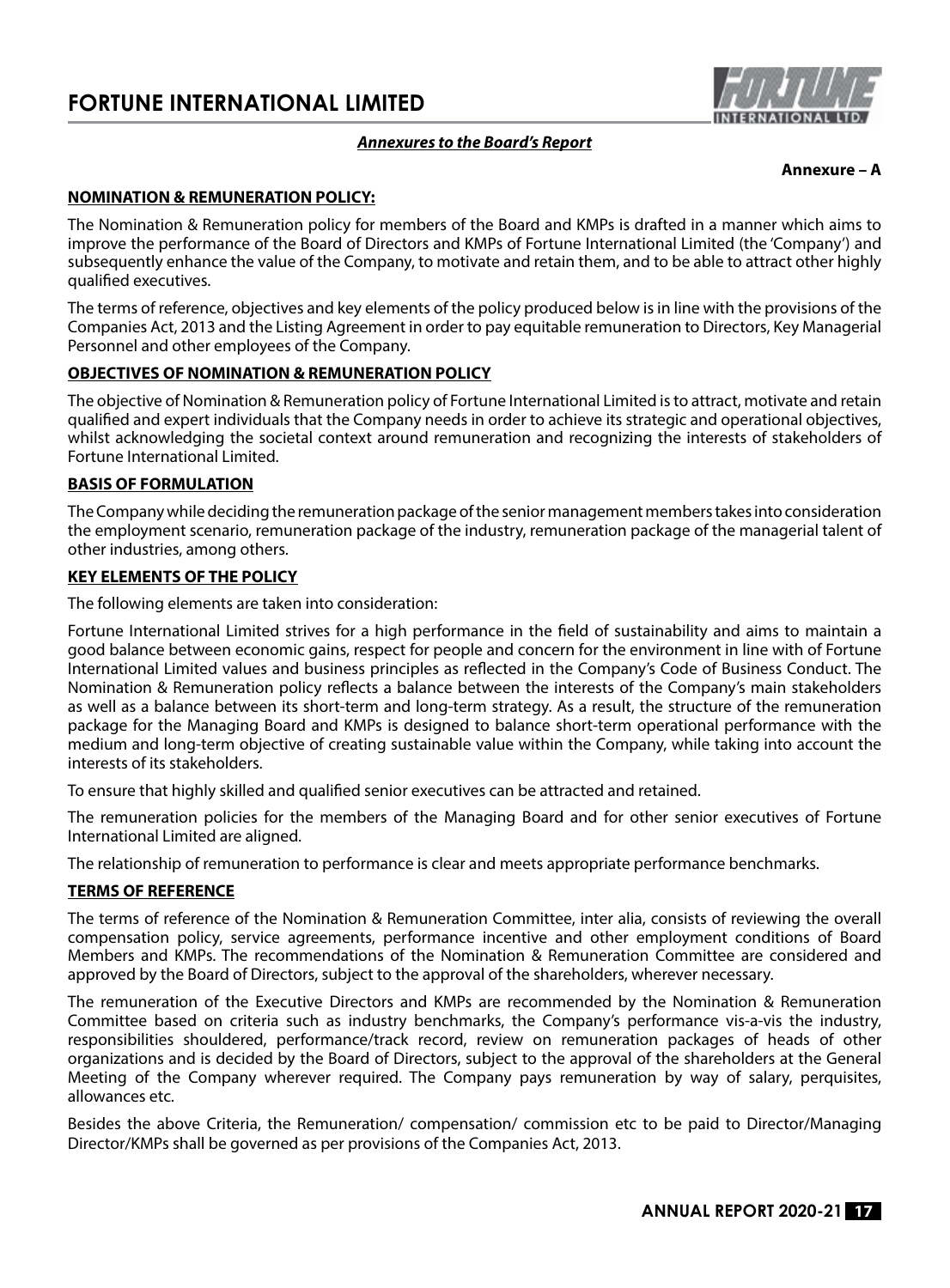*Annexures to the Board's Report*

**Annexure – A**

## NOMINATION & REMUNERATION POLICY:

The Nomination & Remuneration policy for members of the Board and KMPs is drafted in a manner which aims to improve the performance of the Board of Directors and KMPs of Fortune International Limited (the 'Company') and subsequently enhance the value of the Company, to motivate and retain them, and to be able to attract other highly qualified executives.

The terms of reference, objectives and key elements of the policy produced below is in line with the provisions of the Companies Act, 2013 and the Listing Agreement in order to pay equitable remuneration to Directors, Key Managerial Personnel and other employees of the Company.

## OBJECTIVES OF NOMINATION & REMUNERATION POLICY

The objective of Nomination & Remuneration policy of Fortune International Limited is to attract, motivate and retain qualified and expert individuals that the Company needs in order to achieve its strategic and operational objectives, whilst acknowledging the societal context around remuneration and recognizing the interests of stakeholders of Fortune International Limited.

## BASIS OF FORMULATION

The Company while deciding the remuneration package of the senior management members takes into consideration the employment scenario, remuneration package of the industry, remuneration package of the managerial talent of other industries, among others.

## KEY ELEMENTS OF THE POLICY

The following elements are taken into consideration:

Fortune International Limited strives for a high performance in the field of sustainability and aims to maintain a good balance between economic gains, respect for people and concern for the environment in line with of Fortune International Limited values and business principles as reflected in the Company's Code of Business Conduct. The Nomination & Remuneration policy reflects a balance between the interests of the Company's main stakeholders as well as a balance between its short-term and long-term strategy. As a result, the structure of the remuneration package for the Managing Board and KMPs is designed to balance short-term operational performance with the medium and long-term objective of creating sustainable value within the Company, while taking into account the interests of its stakeholders.

To ensure that highly skilled and qualified senior executives can be attracted and retained.

The remuneration policies for the members of the Managing Board and for other senior executives of Fortune International Limited are aligned.

The relationship of remuneration to performance is clear and meets appropriate performance benchmarks.

## TERMS OF REFERENCE

The terms of reference of the Nomination & Remuneration Committee, inter alia, consists of reviewing the overall compensation policy, service agreements, performance incentive and other employment conditions of Board Members and KMPs. The recommendations of the Nomination & Remuneration Committee are considered and approved by the Board of Directors, subject to the approval of the shareholders, wherever necessary.

The remuneration of the Executive Directors and KMPs are recommended by the Nomination & Remuneration Committee based on criteria such as industry benchmarks, the Company's performance vis-a-vis the industry, responsibilities shouldered, performance/track record, review on remuneration packages of heads of other organizations and is decided by the Board of Directors, subject to the approval of the shareholders at the General Meeting of the Company wherever required. The Company pays remuneration by way of salary, perquisites, allowances etc.

Besides the above Criteria, the Remuneration/ compensation/ commission etc to be paid to Director/Managing Director/KMPs shall be governed as per provisions of the Companies Act, 2013.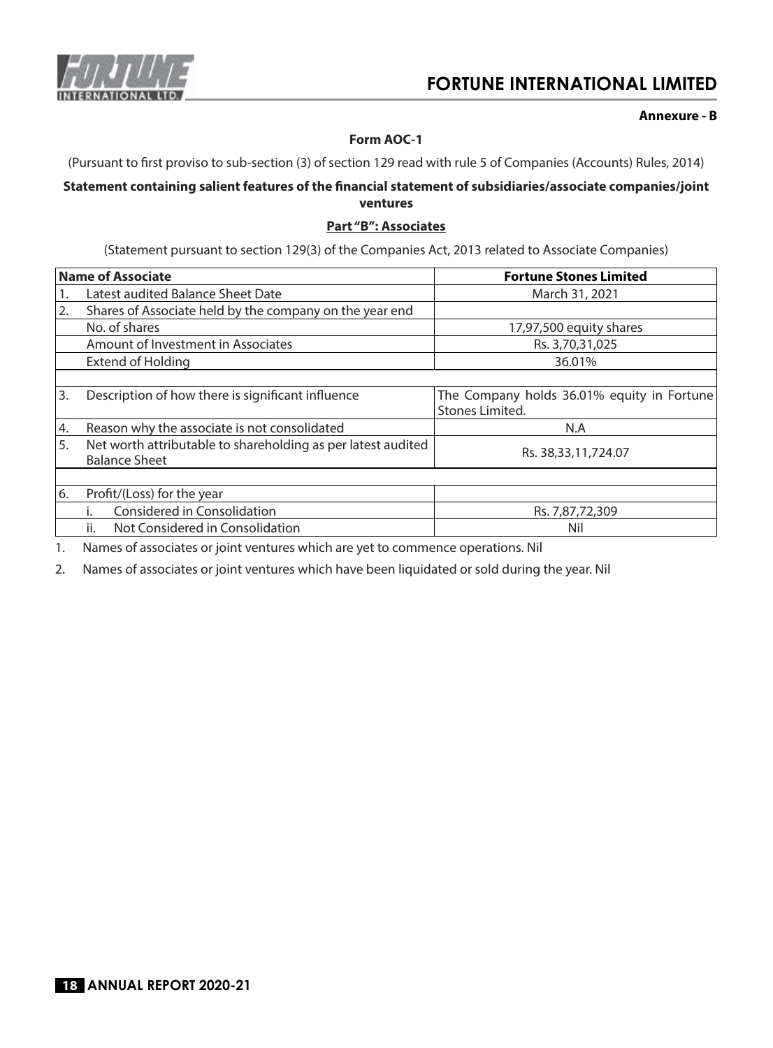**Annexure - B**

**Form AOC-1**

(Pursuant to first proviso to sub-section (3) of section 129 read with rule 5 of Companies (Accounts) Rules, 2014)

**Statement containing salient features of the financial statement of subsidiaries/associate companies/joint ventures**

**Part "B": Associates**

(Statement pursuant to section 129(3) of the Companies Act, 2013 related to Associate Companies)

| | Name of Associate | Fortune Stones Limited |
|---|---|---|
| 1. | Latest audited Balance Sheet Date | March 31, 2021 |
| 2. | Shares of Associate held by the company on the year end | |
| | No. of shares | 17,97,500 equity shares |
| | Amount of Investment in Associates | Rs. 3,70,31,025 |
| | Extend of Holding | 36.01% |
| | | |
| 3. | Description of how there is significant influence | The Company holds 36.01% equity in Fortune Stones Limited. |
| 4. | Reason why the associate is not consolidated | N.A |
| 5. | Net worth attributable to shareholding as per latest audited Balance Sheet | Rs. 38,33,11,724.07 |
| | | |
| 6. | Profit/(Loss) for the year | |
| | i. Considered in Consolidation | Rs. 7,87,72,309 |
| | ii. Not Considered in Consolidation | Nil |

1. Names of associates or joint ventures which are yet to commence operations. Nil

2. Names of associates or joint ventures which have been liquidated or sold during the year. Nil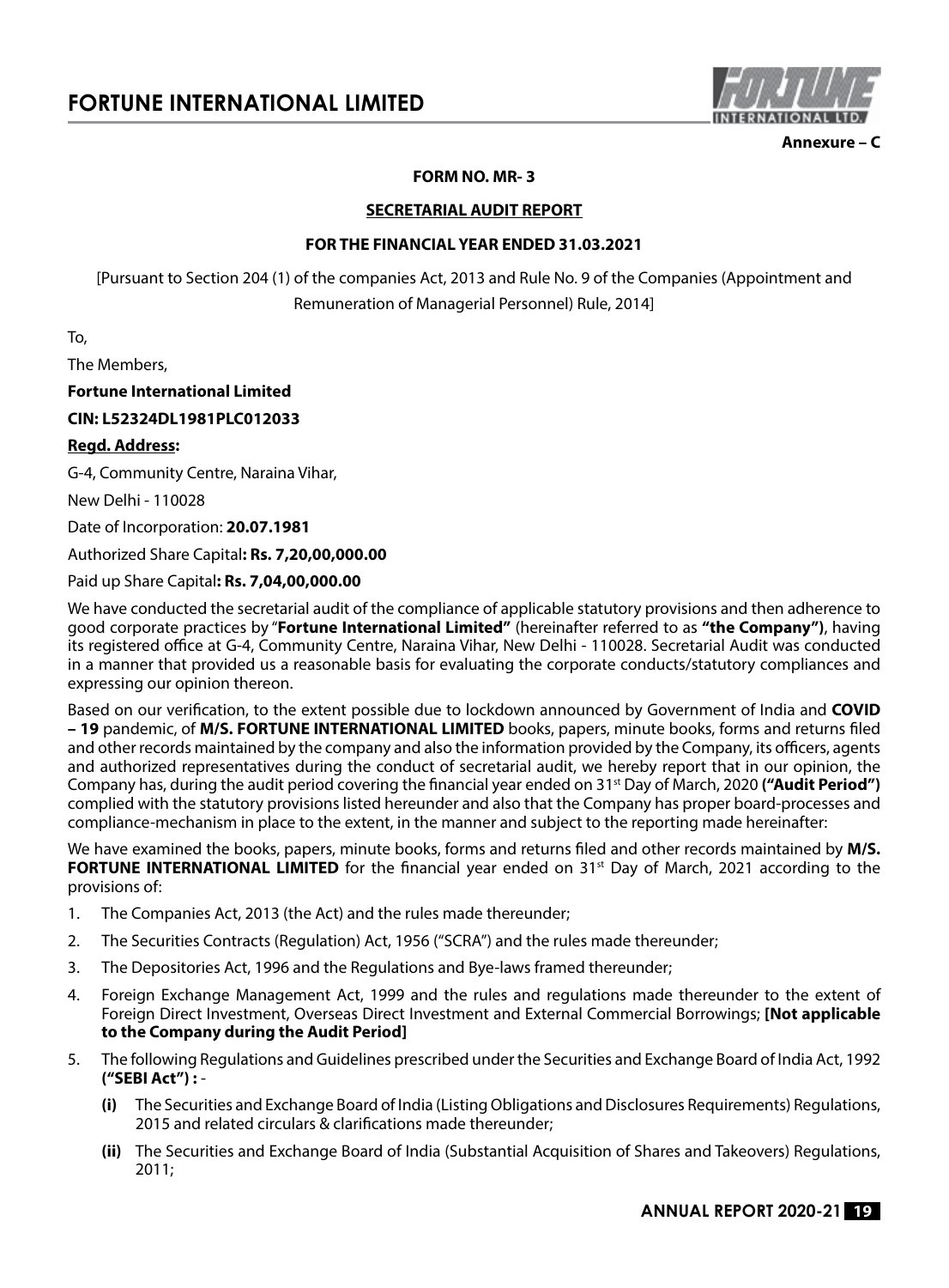Annexure – C

**FORM NO. MR- 3**

**SECRETARIAL AUDIT REPORT**

**FOR THE FINANCIAL YEAR ENDED 31.03.2021**

[Pursuant to Section 204 (1) of the companies Act, 2013 and Rule No. 9 of the Companies (Appointment and Remuneration of Managerial Personnel) Rule, 2014]

To,

The Members,

**Fortune International Limited**

**CIN: L52324DL1981PLC012033**

**Regd. Address:**

G-4, Community Centre, Naraina Vihar,

New Delhi - 110028

Date of Incorporation: **20.07.1981**

Authorized Share Capital**: Rs. 7,20,00,000.00**

Paid up Share Capital**: Rs. 7,04,00,000.00**

We have conducted the secretarial audit of the compliance of applicable statutory provisions and then adherence to good corporate practices by "**Fortune International Limited"** (hereinafter referred to as **"the Company")**, having its registered office at G-4, Community Centre, Naraina Vihar, New Delhi - 110028. Secretarial Audit was conducted in a manner that provided us a reasonable basis for evaluating the corporate conducts/statutory compliances and expressing our opinion thereon.

Based on our verification, to the extent possible due to lockdown announced by Government of India and **COVID – 19** pandemic, of **M/S. FORTUNE INTERNATIONAL LIMITED** books, papers, minute books, forms and returns filed and other records maintained by the company and also the information provided by the Company, its officers, agents and authorized representatives during the conduct of secretarial audit, we hereby report that in our opinion, the Company has, during the audit period covering the financial year ended on 31st Day of March, 2020 **("Audit Period")** complied with the statutory provisions listed hereunder and also that the Company has proper board-processes and compliance-mechanism in place to the extent, in the manner and subject to the reporting made hereinafter:

We have examined the books, papers, minute books, forms and returns filed and other records maintained by **M/S. FORTUNE INTERNATIONAL LIMITED** for the financial year ended on 31st Day of March, 2021 according to the provisions of:

1. The Companies Act, 2013 (the Act) and the rules made thereunder;
2. The Securities Contracts (Regulation) Act, 1956 ("SCRA") and the rules made thereunder;
3. The Depositories Act, 1996 and the Regulations and Bye-laws framed thereunder;
4. Foreign Exchange Management Act, 1999 and the rules and regulations made thereunder to the extent of Foreign Direct Investment, Overseas Direct Investment and External Commercial Borrowings; **[Not applicable to the Company during the Audit Period]**
5. The following Regulations and Guidelines prescribed under the Securities and Exchange Board of India Act, 1992 **("SEBI Act") :** -
   - **(i)** The Securities and Exchange Board of India (Listing Obligations and Disclosures Requirements) Regulations, 2015 and related circulars & clarifications made thereunder;
   - **(ii)** The Securities and Exchange Board of India (Substantial Acquisition of Shares and Takeovers) Regulations, 2011;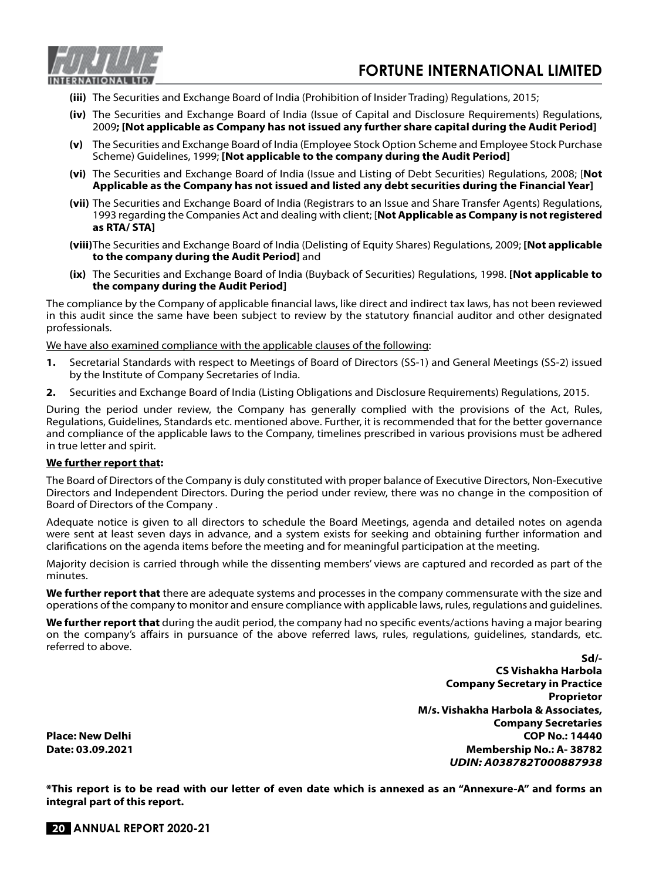**(iii)** The Securities and Exchange Board of India (Prohibition of Insider Trading) Regulations, 2015;

**(iv)** The Securities and Exchange Board of India (Issue of Capital and Disclosure Requirements) Regulations, 2009**; [Not applicable as Company has not issued any further share capital during the Audit Period]**

**(v)** The Securities and Exchange Board of India (Employee Stock Option Scheme and Employee Stock Purchase Scheme) Guidelines, 1999; **[Not applicable to the company during the Audit Period]**

**(vi)** The Securities and Exchange Board of India (Issue and Listing of Debt Securities) Regulations, 2008; [**Not Applicable as the Company has not issued and listed any debt securities during the Financial Year]**

**(vii)** The Securities and Exchange Board of India (Registrars to an Issue and Share Transfer Agents) Regulations, 1993 regarding the Companies Act and dealing with client; [**Not Applicable as Company is not registered as RTA/ STA]**

**(viii)** The Securities and Exchange Board of India (Delisting of Equity Shares) Regulations, 2009; **[Not applicable to the company during the Audit Period]** and

**(ix)** The Securities and Exchange Board of India (Buyback of Securities) Regulations, 1998. **[Not applicable to the company during the Audit Period]**

The compliance by the Company of applicable financial laws, like direct and indirect tax laws, has not been reviewed in this audit since the same have been subject to review by the statutory financial auditor and other designated professionals.

We have also examined compliance with the applicable clauses of the following:

1. Secretarial Standards with respect to Meetings of Board of Directors (SS-1) and General Meetings (SS-2) issued by the Institute of Company Secretaries of India.
2. Securities and Exchange Board of India (Listing Obligations and Disclosure Requirements) Regulations, 2015.

During the period under review, the Company has generally complied with the provisions of the Act, Rules, Regulations, Guidelines, Standards etc. mentioned above. Further, it is recommended that for the better governance and compliance of the applicable laws to the Company, timelines prescribed in various provisions must be adhered in true letter and spirit.

**We further report that:**

The Board of Directors of the Company is duly constituted with proper balance of Executive Directors, Non-Executive Directors and Independent Directors. During the period under review, there was no change in the composition of Board of Directors of the Company .

Adequate notice is given to all directors to schedule the Board Meetings, agenda and detailed notes on agenda were sent at least seven days in advance, and a system exists for seeking and obtaining further information and clarifications on the agenda items before the meeting and for meaningful participation at the meeting.

Majority decision is carried through while the dissenting members' views are captured and recorded as part of the minutes.

**We further report that** there are adequate systems and processes in the company commensurate with the size and operations of the company to monitor and ensure compliance with applicable laws, rules, regulations and guidelines.

**We further report that** during the audit period, the company had no specific events/actions having a major bearing on the company's affairs in pursuance of the above referred laws, rules, regulations, guidelines, standards, etc. referred to above.

**Sd/-**
**CS Vishakha Harbola**
**Company Secretary in Practice**
**Proprietor**
**M/s. Vishakha Harbola & Associates,**
**Company Secretaries**
**COP No.: 14440**
**Membership No.: A- 38782**
***UDIN: A038782T000887938***

**Place: New Delhi**
**Date: 03.09.2021**

**\*This report is to be read with our letter of even date which is annexed as an "Annexure-A" and forms an integral part of this report.**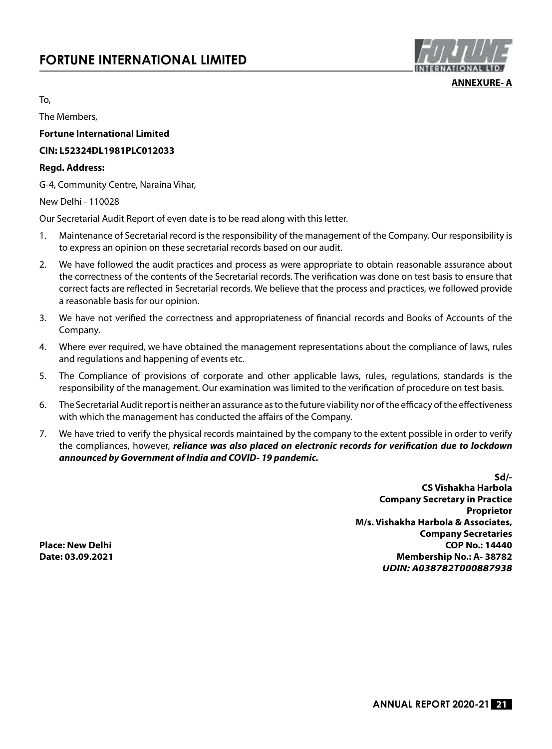**ANNEXURE- A**

To,

The Members,

**Fortune International Limited**

**CIN: L52324DL1981PLC012033**

**Regd. Address:**

G-4, Community Centre, Naraina Vihar,

New Delhi - 110028

Our Secretarial Audit Report of even date is to be read along with this letter.

1. Maintenance of Secretarial record is the responsibility of the management of the Company. Our responsibility is to express an opinion on these secretarial records based on our audit.
2. We have followed the audit practices and process as were appropriate to obtain reasonable assurance about the correctness of the contents of the Secretarial records. The verification was done on test basis to ensure that correct facts are reflected in Secretarial records. We believe that the process and practices, we followed provide a reasonable basis for our opinion.
3. We have not verified the correctness and appropriateness of financial records and Books of Accounts of the Company.
4. Where ever required, we have obtained the management representations about the compliance of laws, rules and regulations and happening of events etc.
5. The Compliance of provisions of corporate and other applicable laws, rules, regulations, standards is the responsibility of the management. Our examination was limited to the verification of procedure on test basis.
6. The Secretarial Audit report is neither an assurance as to the future viability nor of the efficacy of the effectiveness with which the management has conducted the affairs of the Company.
7. We have tried to verify the physical records maintained by the company to the extent possible in order to verify the compliances, however, ***reliance was also placed on electronic records for verification due to lockdown announced by Government of India and COVID- 19 pandemic.***

**Sd/-**
**CS Vishakha Harbola**
**Company Secretary in Practice**
**Proprietor**
**M/s. Vishakha Harbola & Associates,**
**Company Secretaries**
**COP No.: 14440**
**Membership No.: A- 38782**
***UDIN: A038782T000887938***

**Place: New Delhi**
**Date: 03.09.2021**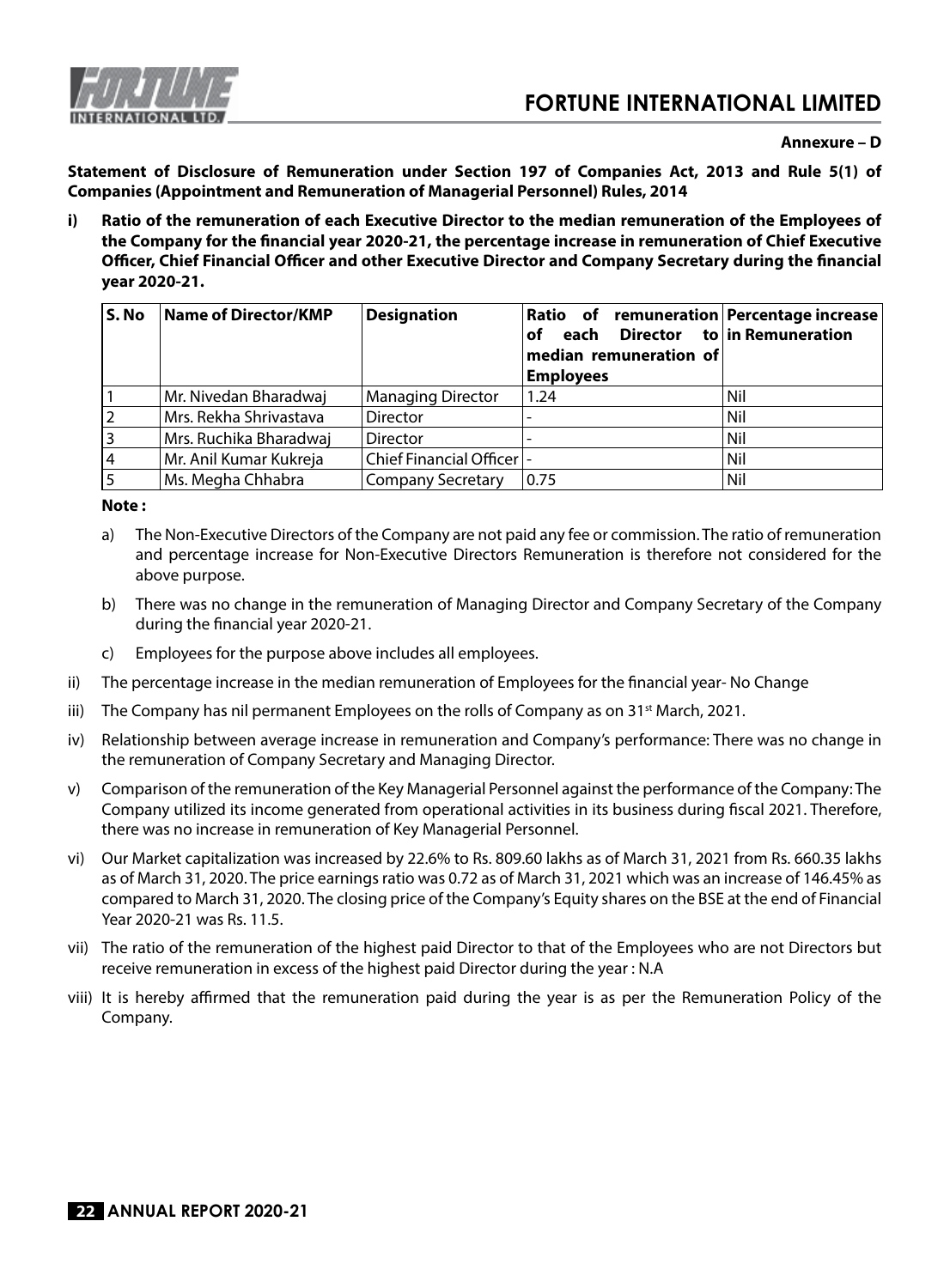**Annexure – D**

**Statement of Disclosure of Remuneration under Section 197 of Companies Act, 2013 and Rule 5(1) of Companies (Appointment and Remuneration of Managerial Personnel) Rules, 2014**

**i) Ratio of the remuneration of each Executive Director to the median remuneration of the Employees of the Company for the financial year 2020-21, the percentage increase in remuneration of Chief Executive Officer, Chief Financial Officer and other Executive Director and Company Secretary during the financial year 2020-21.**

| S. No | Name of Director/KMP | Designation | Ratio of remuneration of each Director to median remuneration of Employees | Percentage increase in Remuneration |
|---|---|---|---|---|
| 1 | Mr. Nivedan Bharadwaj | Managing Director | 1.24 | Nil |
| 2 | Mrs. Rekha Shrivastava | Director | - | Nil |
| 3 | Mrs. Ruchika Bharadwaj | Director | - | Nil |
| 4 | Mr. Anil Kumar Kukreja | Chief Financial Officer | - | Nil |
| 5 | Ms. Megha Chhabra | Company Secretary | 0.75 | Nil |

**Note :**

a) The Non-Executive Directors of the Company are not paid any fee or commission. The ratio of remuneration and percentage increase for Non-Executive Directors Remuneration is therefore not considered for the above purpose.

b) There was no change in the remuneration of Managing Director and Company Secretary of the Company during the financial year 2020-21.

c) Employees for the purpose above includes all employees.

ii) The percentage increase in the median remuneration of Employees for the financial year- No Change

iii) The Company has nil permanent Employees on the rolls of Company as on 31st March, 2021.

iv) Relationship between average increase in remuneration and Company's performance: There was no change in the remuneration of Company Secretary and Managing Director.

v) Comparison of the remuneration of the Key Managerial Personnel against the performance of the Company: The Company utilized its income generated from operational activities in its business during fiscal 2021. Therefore, there was no increase in remuneration of Key Managerial Personnel.

vi) Our Market capitalization was increased by 22.6% to Rs. 809.60 lakhs as of March 31, 2021 from Rs. 660.35 lakhs as of March 31, 2020. The price earnings ratio was 0.72 as of March 31, 2021 which was an increase of 146.45% as compared to March 31, 2020. The closing price of the Company's Equity shares on the BSE at the end of Financial Year 2020-21 was Rs. 11.5.

vii) The ratio of the remuneration of the highest paid Director to that of the Employees who are not Directors but receive remuneration in excess of the highest paid Director during the year : N.A

viii) It is hereby affirmed that the remuneration paid during the year is as per the Remuneration Policy of the Company.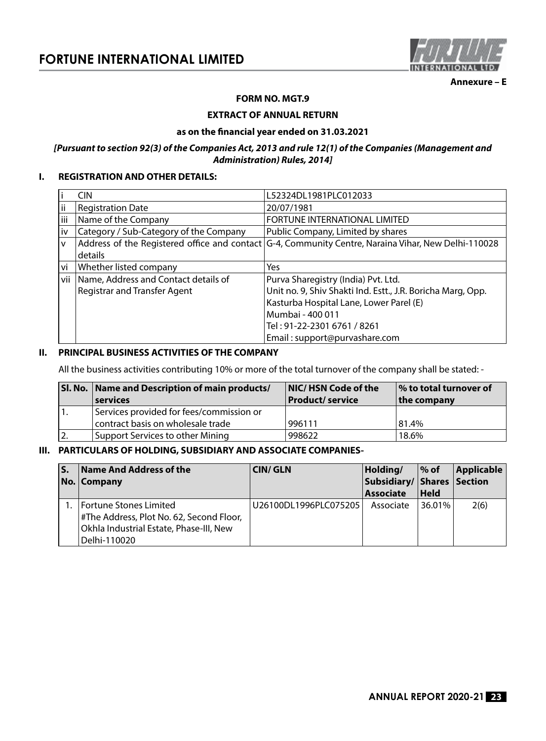**Annexure – E**

**FORM NO. MGT.9**

**EXTRACT OF ANNUAL RETURN**

**as on the financial year ended on 31.03.2021**

***[Pursuant to section 92(3) of the Companies Act, 2013 and rule 12(1) of the Companies (Management and Administration) Rules, 2014]***

## I. REGISTRATION AND OTHER DETAILS:

| | | |
|---|---|---|
| i | CIN | L52324DL1981PLC012033 |
| ii | Registration Date | 20/07/1981 |
| iii | Name of the Company | FORTUNE INTERNATIONAL LIMITED |
| iv | Category / Sub-Category of the Company | Public Company, Limited by shares |
| v | Address of the Registered office and contact details | G-4, Community Centre, Naraina Vihar, New Delhi-110028 |
| vi | Whether listed company | Yes |
| vii | Name, Address and Contact details of Registrar and Transfer Agent | Purva Sharegistry (India) Pvt. Ltd.<br>Unit no. 9, Shiv Shakti Ind. Estt., J.R. Boricha Marg, Opp. Kasturba Hospital Lane, Lower Parel (E)<br>Mumbai - 400 011<br>Tel : 91-22-2301 6761 / 8261<br>Email : support@purvashare.com |

## II. PRINCIPAL BUSINESS ACTIVITIES OF THE COMPANY

All the business activities contributing 10% or more of the total turnover of the company shall be stated: -

| Sl. No. | Name and Description of main products/ services | NIC/ HSN Code of the Product/ service | % to total turnover of the company |
|---|---|---|---|
| 1. | Services provided for fees/commission or contract basis on wholesale trade | 996111 | 81.4% |
| 2. | Support Services to other Mining | 998622 | 18.6% |

## III. PARTICULARS OF HOLDING, SUBSIDIARY AND ASSOCIATE COMPANIES-

| S. No. | Name And Address of the Company | CIN/ GLN | Holding/ Subsidiary/ Associate | % of Shares Held | Applicable Section |
|---|---|---|---|---|---|
| 1. | Fortune Stones Limited<br>#The Address, Plot No. 62, Second Floor, Okhla Industrial Estate, Phase-III, New Delhi-110020 | U26100DL1996PLC075205 | Associate | 36.01% | 2(6) |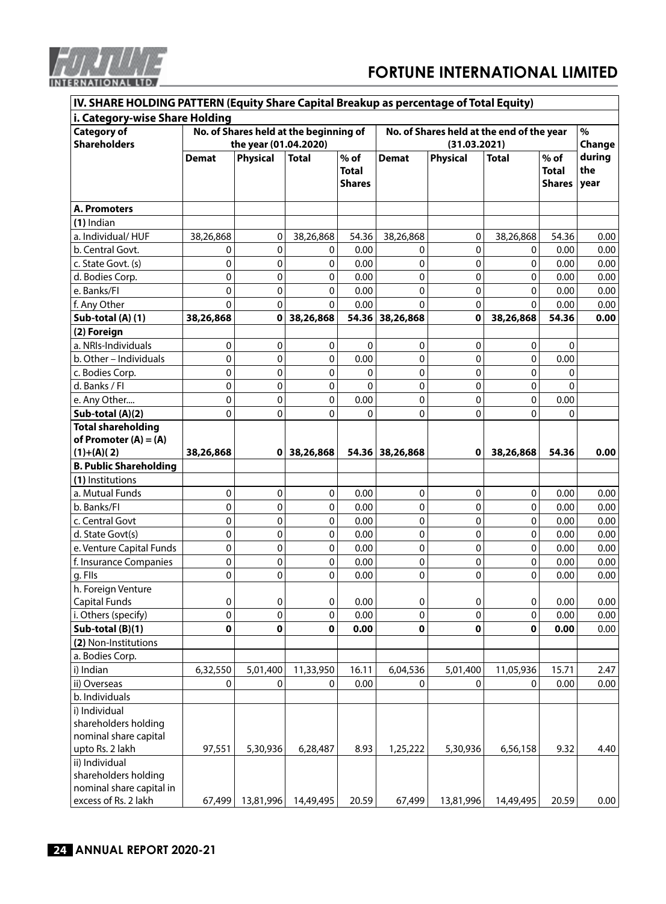## IV. SHARE HOLDING PATTERN (Equity Share Capital Breakup as percentage of Total Equity)

### i. Category-wise Share Holding

| Category of Shareholders | No. of Shares held at the beginning of the year (01.04.2020) | | | | No. of Shares held at the end of the year (31.03.2021) | | | | % Change during the year |
|---|---|---|---|---|---|---|---|---|---|
| | Demat | Physical | Total | % of Total Shares | Demat | Physical | Total | % of Total Shares | |
| **A. Promoters** | | | | | | | | | |
| **(1)** Indian | | | | | | | | | |
| a. Individual/ HUF | 38,26,868 | 0 | 38,26,868 | 54.36 | 38,26,868 | 0 | 38,26,868 | 54.36 | 0.00 |
| b. Central Govt. | 0 | 0 | 0 | 0.00 | 0 | 0 | 0 | 0.00 | 0.00 |
| c. State Govt. (s) | 0 | 0 | 0 | 0.00 | 0 | 0 | 0 | 0.00 | 0.00 |
| d. Bodies Corp. | 0 | 0 | 0 | 0.00 | 0 | 0 | 0 | 0.00 | 0.00 |
| e. Banks/FI | 0 | 0 | 0 | 0.00 | 0 | 0 | 0 | 0.00 | 0.00 |
| f. Any Other | 0 | 0 | 0 | 0.00 | 0 | 0 | 0 | 0.00 | 0.00 |
| **Sub-total (A) (1)** | **38,26,868** | **0** | **38,26,868** | **54.36** | **38,26,868** | **0** | **38,26,868** | **54.36** | **0.00** |
| **(2) Foreign** | | | | | | | | | |
| a. NRIs-Individuals | 0 | 0 | 0 | 0 | 0 | 0 | 0 | 0 | |
| b. Other – Individuals | 0 | 0 | 0 | 0.00 | 0 | 0 | 0 | 0.00 | |
| c. Bodies Corp. | 0 | 0 | 0 | 0 | 0 | 0 | 0 | 0 | |
| d. Banks / FI | 0 | 0 | 0 | 0 | 0 | 0 | 0 | 0 | |
| e. Any Other.... | 0 | 0 | 0 | 0.00 | 0 | 0 | 0 | 0.00 | |
| **Sub-total (A)(2)** | 0 | 0 | 0 | 0 | 0 | 0 | 0 | 0 | |
| **Total shareholding of Promoter (A) = (A)(1)+(A)( 2)** | **38,26,868** | **0** | **38,26,868** | **54.36** | **38,26,868** | **0** | **38,26,868** | **54.36** | **0.00** |
| **B. Public Shareholding** | | | | | | | | | |
| **(1)** Institutions | | | | | | | | | |
| a. Mutual Funds | 0 | 0 | 0 | 0.00 | 0 | 0 | 0 | 0.00 | 0.00 |
| b. Banks/FI | 0 | 0 | 0 | 0.00 | 0 | 0 | 0 | 0.00 | 0.00 |
| c. Central Govt | 0 | 0 | 0 | 0.00 | 0 | 0 | 0 | 0.00 | 0.00 |
| d. State Govt(s) | 0 | 0 | 0 | 0.00 | 0 | 0 | 0 | 0.00 | 0.00 |
| e. Venture Capital Funds | 0 | 0 | 0 | 0.00 | 0 | 0 | 0 | 0.00 | 0.00 |
| f. Insurance Companies | 0 | 0 | 0 | 0.00 | 0 | 0 | 0 | 0.00 | 0.00 |
| g. FIIs | 0 | 0 | 0 | 0.00 | 0 | 0 | 0 | 0.00 | 0.00 |
| h. Foreign Venture Capital Funds | 0 | 0 | 0 | 0.00 | 0 | 0 | 0 | 0.00 | 0.00 |
| i. Others (specify) | 0 | 0 | 0 | 0.00 | 0 | 0 | 0 | 0.00 | 0.00 |
| **Sub-total (B)(1)** | **0** | **0** | **0** | **0.00** | **0** | **0** | **0** | **0.00** | 0.00 |
| **(2)** Non-Institutions | | | | | | | | | |
| a. Bodies Corp. | | | | | | | | | |
| i) Indian | 6,32,550 | 5,01,400 | 11,33,950 | 16.11 | 6,04,536 | 5,01,400 | 11,05,936 | 15.71 | 2.47 |
| ii) Overseas | 0 | 0 | 0 | 0.00 | 0 | 0 | 0 | 0.00 | 0.00 |
| b. Individuals | | | | | | | | | |
| i) Individual shareholders holding nominal share capital upto Rs. 2 lakh | 97,551 | 5,30,936 | 6,28,487 | 8.93 | 1,25,222 | 5,30,936 | 6,56,158 | 9.32 | 4.40 |
| ii) Individual shareholders holding nominal share capital in excess of Rs. 2 lakh | 67,499 | 13,81,996 | 14,49,495 | 20.59 | 67,499 | 13,81,996 | 14,49,495 | 20.59 | 0.00 |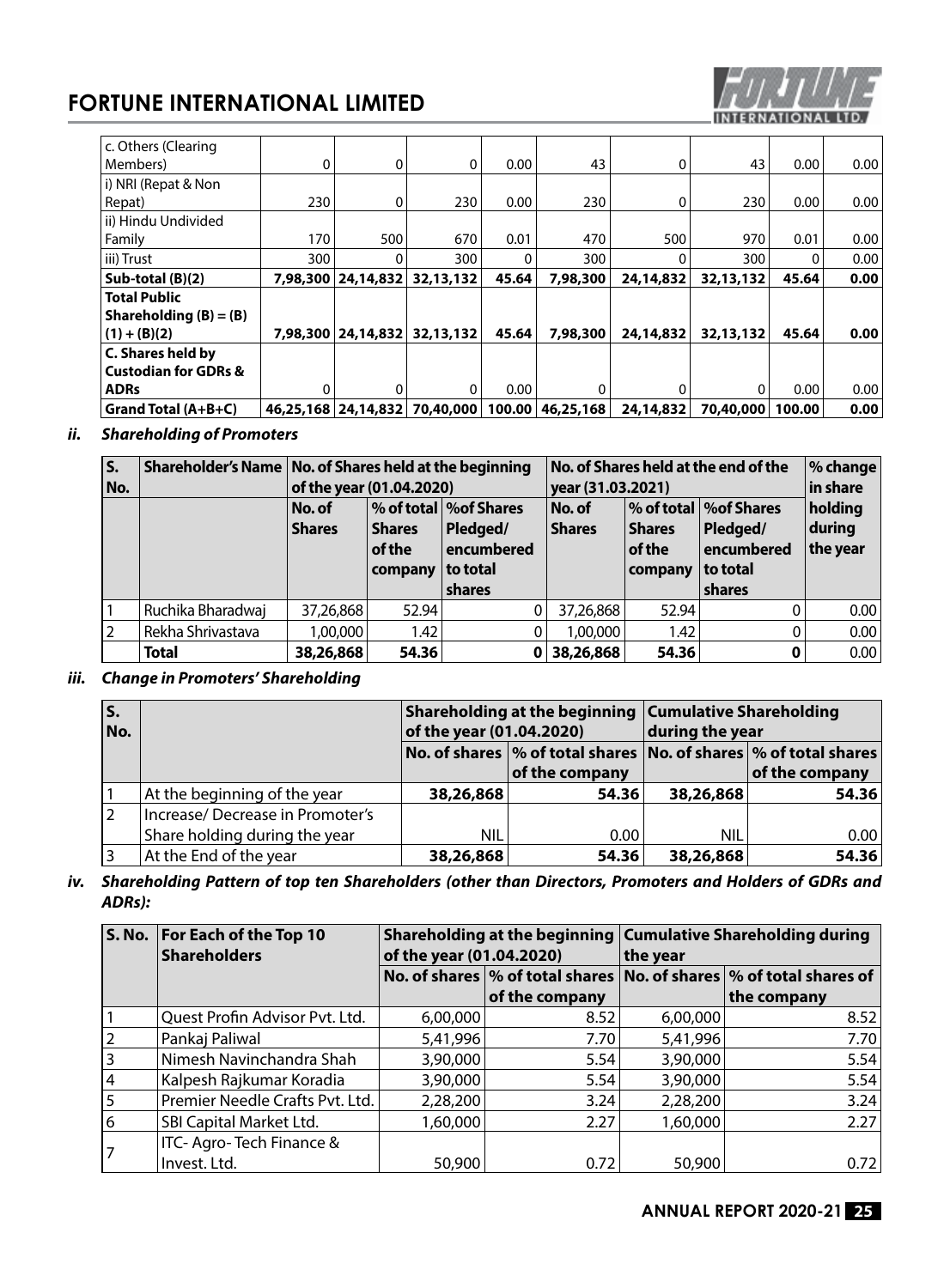| c. Others (Clearing Members) | 0 | 0 | 0 | 0.00 | 43 | 0 | 43 | 0.00 | 0.00 |
|---|---|---|---|---|---|---|---|---|---|
| i) NRI (Repat & Non Repat) | 230 | 0 | 230 | 0.00 | 230 | 0 | 230 | 0.00 | 0.00 |
| ii) Hindu Undivided Family | 170 | 500 | 670 | 0.01 | 470 | 500 | 970 | 0.01 | 0.00 |
| iii) Trust | 300 | 0 | 300 | 0 | 300 | 0 | 300 | 0 | 0.00 |
| **Sub-total (B)(2)** | **7,98,300** | **24,14,832** | **32,13,132** | **45.64** | **7,98,300** | **24,14,832** | **32,13,132** | **45.64** | **0.00** |
| **Total Public Shareholding (B) = (B)(1) + (B)(2)** | **7,98,300** | **24,14,832** | **32,13,132** | **45.64** | **7,98,300** | **24,14,832** | **32,13,132** | **45.64** | **0.00** |
| **C. Shares held by Custodian for GDRs & ADRs** | 0 | 0 | 0 | 0.00 | 0 | 0 | 0 | 0.00 | 0.00 |
| **Grand Total (A+B+C)** | **46,25,168** | **24,14,832** | **70,40,000** | **100.00** | **46,25,168** | **24,14,832** | **70,40,000** | **100.00** | **0.00** |

### *ii. Shareholding of Promoters*

| S. No. | Shareholder's Name | No. of Shares held at the beginning of the year (01.04.2020) | | | No. of Shares held at the end of the year (31.03.2021) | | | % change in share holding during the year |
|---|---|---|---|---|---|---|---|---|
| | | No. of Shares | % of total Shares of the company | %of Shares Pledged/ encumbered to total shares | No. of Shares | % of total Shares of the company | %of Shares Pledged/ encumbered to total shares | |
| 1 | Ruchika Bharadwaj | 37,26,868 | 52.94 | 0 | 37,26,868 | 52.94 | 0 | 0.00 |
| 2 | Rekha Shrivastava | 1,00,000 | 1.42 | 0 | 1,00,000 | 1.42 | 0 | 0.00 |
| | **Total** | **38,26,868** | **54.36** | **0** | **38,26,868** | **54.36** | **0** | 0.00 |

### *iii. Change in Promoters' Shareholding*

| S. No. | | Shareholding at the beginning of the year (01.04.2020) | | Cumulative Shareholding during the year | |
|---|---|---|---|---|---|
| | | No. of shares | % of total shares of the company | No. of shares | % of total shares of the company |
| 1 | At the beginning of the year | **38,26,868** | **54.36** | **38,26,868** | **54.36** |
| 2 | Increase/ Decrease in Promoter's Share holding during the year | NIL | 0.00 | NIL | 0.00 |
| 3 | At the End of the year | **38,26,868** | **54.36** | **38,26,868** | **54.36** |

### *iv. Shareholding Pattern of top ten Shareholders (other than Directors, Promoters and Holders of GDRs and ADRs):*

| S. No. | For Each of the Top 10 Shareholders | Shareholding at the beginning of the year (01.04.2020) | | Cumulative Shareholding during the year | |
|---|---|---|---|---|---|
| | | No. of shares | % of total shares of the company | No. of shares | % of total shares of the company |
| 1 | Quest Profin Advisor Pvt. Ltd. | 6,00,000 | 8.52 | 6,00,000 | 8.52 |
| 2 | Pankaj Paliwal | 5,41,996 | 7.70 | 5,41,996 | 7.70 |
| 3 | Nimesh Navinchandra Shah | 3,90,000 | 5.54 | 3,90,000 | 5.54 |
| 4 | Kalpesh Rajkumar Koradia | 3,90,000 | 5.54 | 3,90,000 | 5.54 |
| 5 | Premier Needle Crafts Pvt. Ltd. | 2,28,200 | 3.24 | 2,28,200 | 3.24 |
| 6 | SBI Capital Market Ltd. | 1,60,000 | 2.27 | 1,60,000 | 2.27 |
| 7 | ITC- Agro- Tech Finance & Invest. Ltd. | 50,900 | 0.72 | 50,900 | 0.72 |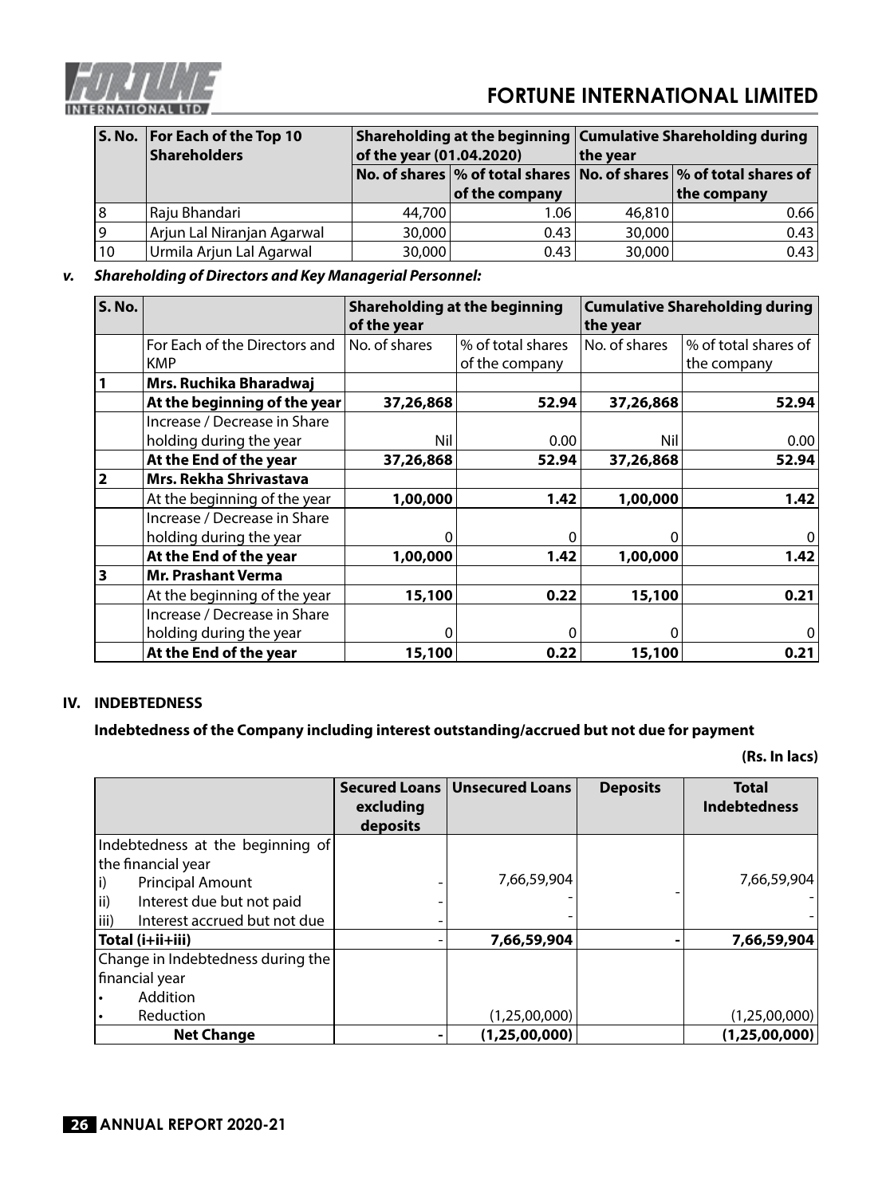| S. No. | For Each of the Top 10 Shareholders | Shareholding at the beginning of the year (01.04.2020) | | Cumulative Shareholding during the year | |
|---|---|---|---|---|---|
| | | No. of shares | % of total shares of the company | No. of shares | % of total shares of the company |
| 8 | Raju Bhandari | 44,700 | 1.06 | 46,810 | 0.66 |
| 9 | Arjun Lal Niranjan Agarwal | 30,000 | 0.43 | 30,000 | 0.43 |
| 10 | Urmila Arjun Lal Agarwal | 30,000 | 0.43 | 30,000 | 0.43 |

***v. Shareholding of Directors and Key Managerial Personnel:***

| S. No. | | Shareholding at the beginning of the year | | Cumulative Shareholding during the year | |
|---|---|---|---|---|---|
| | For Each of the Directors and KMP | No. of shares | % of total shares of the company | No. of shares | % of total shares of the company |
| **1** | **Mrs. Ruchika Bharadwaj** | | | | |
| | **At the beginning of the year** | **37,26,868** | **52.94** | **37,26,868** | **52.94** |
| | Increase / Decrease in Share holding during the year | Nil | 0.00 | Nil | 0.00 |
| | **At the End of the year** | **37,26,868** | **52.94** | **37,26,868** | **52.94** |
| **2** | **Mrs. Rekha Shrivastava** | | | | |
| | At the beginning of the year | **1,00,000** | **1.42** | **1,00,000** | **1.42** |
| | Increase / Decrease in Share holding during the year | 0 | 0 | 0 | 0 |
| | **At the End of the year** | **1,00,000** | **1.42** | **1,00,000** | **1.42** |
| **3** | **Mr. Prashant Verma** | | | | |
| | At the beginning of the year | **15,100** | **0.22** | **15,100** | **0.21** |
| | Increase / Decrease in Share holding during the year | 0 | 0 | 0 | 0 |
| | **At the End of the year** | **15,100** | **0.22** | **15,100** | **0.21** |

## IV. INDEBTEDNESS

**Indebtedness of the Company including interest outstanding/accrued but not due for payment**

**(Rs. In lacs)**

| | Secured Loans excluding deposits | Unsecured Loans | Deposits | Total Indebtedness |
|---|---|---|---|---|
| Indebtedness at the beginning of the financial year | | | | |
| i) Principal Amount | - | 7,66,59,904 | - | 7,66,59,904 |
| ii) Interest due but not paid | - | - | | - |
| iii) Interest accrued but not due | - | - | | - |
| **Total (i+ii+iii)** | - | **7,66,59,904** | - | **7,66,59,904** |
| Change in Indebtedness during the financial year | | | | |
| • Addition | | | | |
| • Reduction | | (1,25,00,000) | | (1,25,00,000) |
| **Net Change** | - | **(1,25,00,000)** | | **(1,25,00,000)** |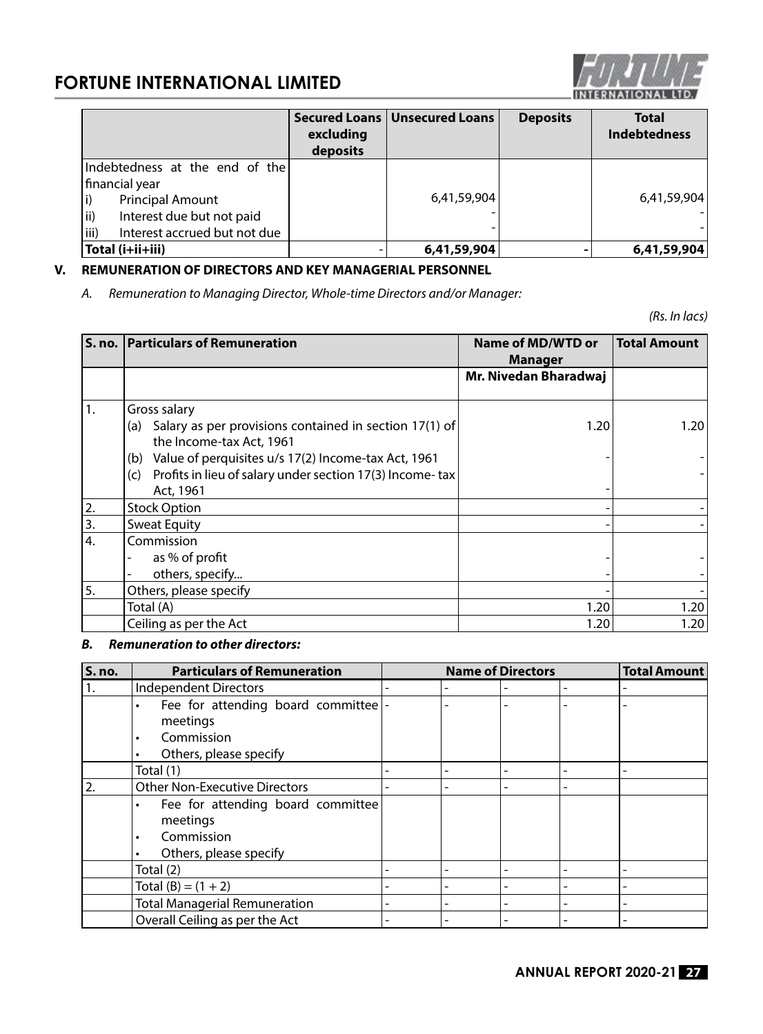| | Secured Loans excluding deposits | Unsecured Loans | Deposits | Total Indebtedness |
|---|---|---|---|---|
| Indebtedness at the end of the financial year | | | | |
| i) Principal Amount | | 6,41,59,904 | | 6,41,59,904 |
| ii) Interest due but not paid | | - | | - |
| iii) Interest accrued but not due | | - | | - |
| **Total (i+ii+iii)** | - | **6,41,59,904** | - | **6,41,59,904** |

## V. REMUNERATION OF DIRECTORS AND KEY MANAGERIAL PERSONNEL

*A. Remuneration to Managing Director, Whole-time Directors and/or Manager:*

*(Rs. In lacs)*

| S. no. | Particulars of Remuneration | Name of MD/WTD or Manager | Total Amount |
|---|---|---|---|
| | | Mr. Nivedan Bharadwaj | |
| 1. | Gross salary | | |
| | (a) Salary as per provisions contained in section 17(1) of the Income-tax Act, 1961 | 1.20 | 1.20 |
| | (b) Value of perquisites u/s 17(2) Income-tax Act, 1961 | - | - |
| | (c) Profits in lieu of salary under section 17(3) Income- tax Act, 1961 | - | - |
| 2. | Stock Option | - | - |
| 3. | Sweat Equity | - | - |
| 4. | Commission | | |
| | - as % of profit | - | - |
| | - others, specify... | - | - |
| 5. | Others, please specify | - | - |
| | Total (A) | 1.20 | 1.20 |
| | Ceiling as per the Act | 1.20 | 1.20 |

***B. Remuneration to other directors:***

| S. no. | Particulars of Remuneration | Name of Directors | | | | Total Amount |
|---|---|---|---|---|---|---|
| 1. | Independent Directors | - | - | - | - | - |
| | • Fee for attending board committee meetings<br>• Commission<br>• Others, please specify | - | - | - | - | - |
| | Total (1) | - | - | - | - | - |
| 2. | Other Non-Executive Directors | - | - | - | - | |
| | • Fee for attending board committee meetings<br>• Commission<br>• Others, please specify | | | | | |
| | Total (2) | - | - | - | - | - |
| | Total (B) = (1 + 2) | - | - | - | - | - |
| | Total Managerial Remuneration | - | - | - | - | - |
| | Overall Ceiling as per the Act | - | - | - | - | - |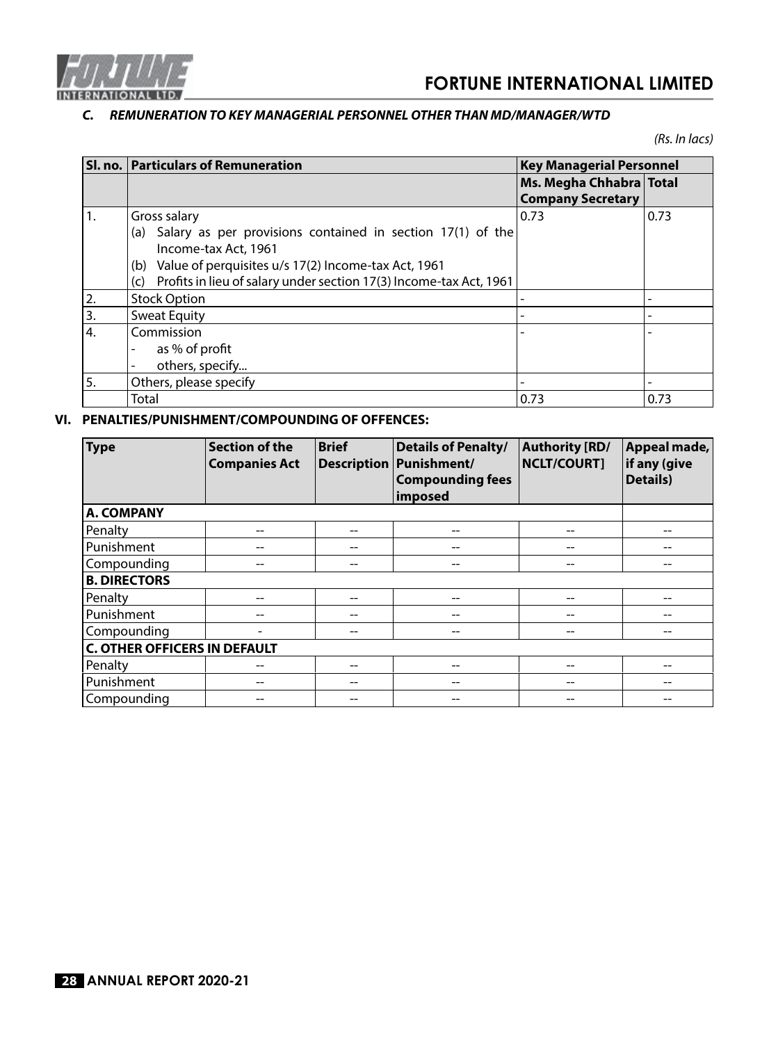### C. *REMUNERATION TO KEY MANAGERIAL PERSONNEL OTHER THAN MD/MANAGER/WTD*

*(Rs. In lacs)*

| Sl. no. | Particulars of Remuneration | Key Managerial Personnel | |
|---|---|---|---|
| | | Ms. Megha Chhabra Company Secretary | Total |
| 1. | Gross salary<br>(a) Salary as per provisions contained in section 17(1) of the Income-tax Act, 1961<br>(b) Value of perquisites u/s 17(2) Income-tax Act, 1961<br>(c) Profits in lieu of salary under section 17(3) Income-tax Act, 1961 | 0.73 | 0.73 |
| 2. | Stock Option | - | - |
| 3. | Sweat Equity | - | - |
| 4. | Commission<br>- as % of profit<br>- others, specify... | - | - |
| 5. | Others, please specify | - | - |
| | Total | 0.73 | 0.73 |

## VI. PENALTIES/PUNISHMENT/COMPOUNDING OF OFFENCES:

| Type | Section of the Companies Act | Brief Description | Details of Penalty/ Punishment/ Compounding fees imposed | Authority [RD/ NCLT/COURT] | Appeal made, if any (give Details) |
|---|---|---|---|---|---|
| **A. COMPANY** | | | | | |
| Penalty | -- | -- | -- | -- | -- |
| Punishment | -- | -- | -- | -- | -- |
| Compounding | -- | -- | -- | -- | -- |
| **B. DIRECTORS** | | | | | |
| Penalty | -- | -- | -- | -- | -- |
| Punishment | -- | -- | -- | -- | -- |
| Compounding | - | -- | -- | -- | -- |
| **C. OTHER OFFICERS IN DEFAULT** | | | | | |
| Penalty | -- | -- | -- | -- | -- |
| Punishment | -- | -- | -- | -- | -- |
| Compounding | -- | -- | -- | -- | -- |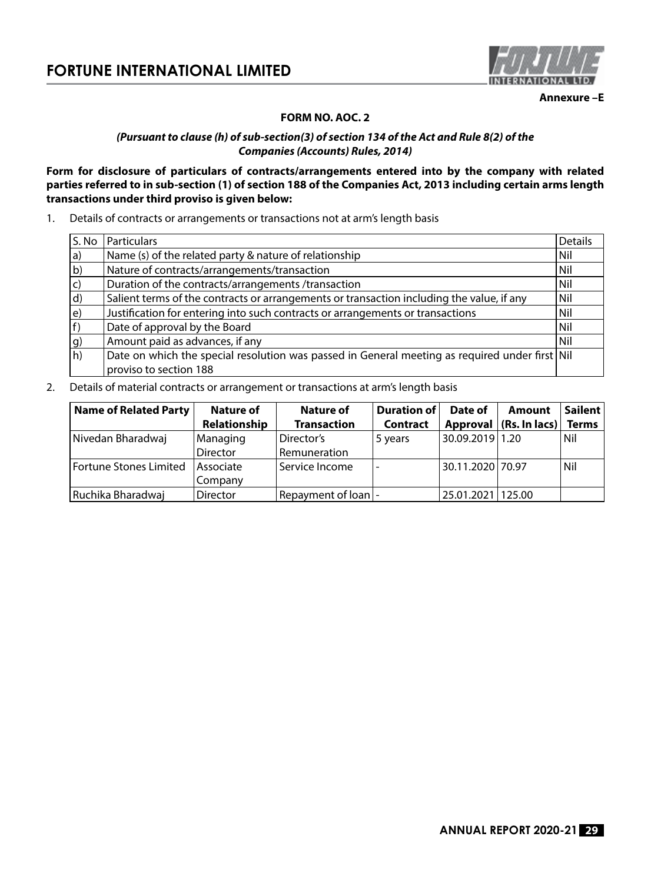Annexure –E

## FORM NO. AOC. 2

***(Pursuant to clause (h) of sub-section(3) of section 134 of the Act and Rule 8(2) of the Companies (Accounts) Rules, 2014)***

**Form for disclosure of particulars of contracts/arrangements entered into by the company with related parties referred to in sub-section (1) of section 188 of the Companies Act, 2013 including certain arms length transactions under third proviso is given below:**

1. Details of contracts or arrangements or transactions not at arm's length basis

| S. No | Particulars | Details |
|---|---|---|
| a) | Name (s) of the related party & nature of relationship | Nil |
| b) | Nature of contracts/arrangements/transaction | Nil |
| c) | Duration of the contracts/arrangements /transaction | Nil |
| d) | Salient terms of the contracts or arrangements or transaction including the value, if any | Nil |
| e) | Justification for entering into such contracts or arrangements or transactions | Nil |
| f) | Date of approval by the Board | Nil |
| g) | Amount paid as advances, if any | Nil |
| h) | Date on which the special resolution was passed in General meeting as required under first proviso to section 188 | Nil |

2. Details of material contracts or arrangement or transactions at arm's length basis

| Name of Related Party | Nature of Relationship | Nature of Transaction | Duration of Contract | Date of Approval | Amount (Rs. In lacs) | Sailent Terms |
|---|---|---|---|---|---|---|
| Nivedan Bharadwaj | Managing Director | Director's Remuneration | 5 years | 30.09.2019 | 1.20 | Nil |
| Fortune Stones Limited | Associate Company | Service Income | - | 30.11.2020 | 70.97 | Nil |
| Ruchika Bharadwaj | Director | Repayment of loan | - | 25.01.2021 | 125.00 | |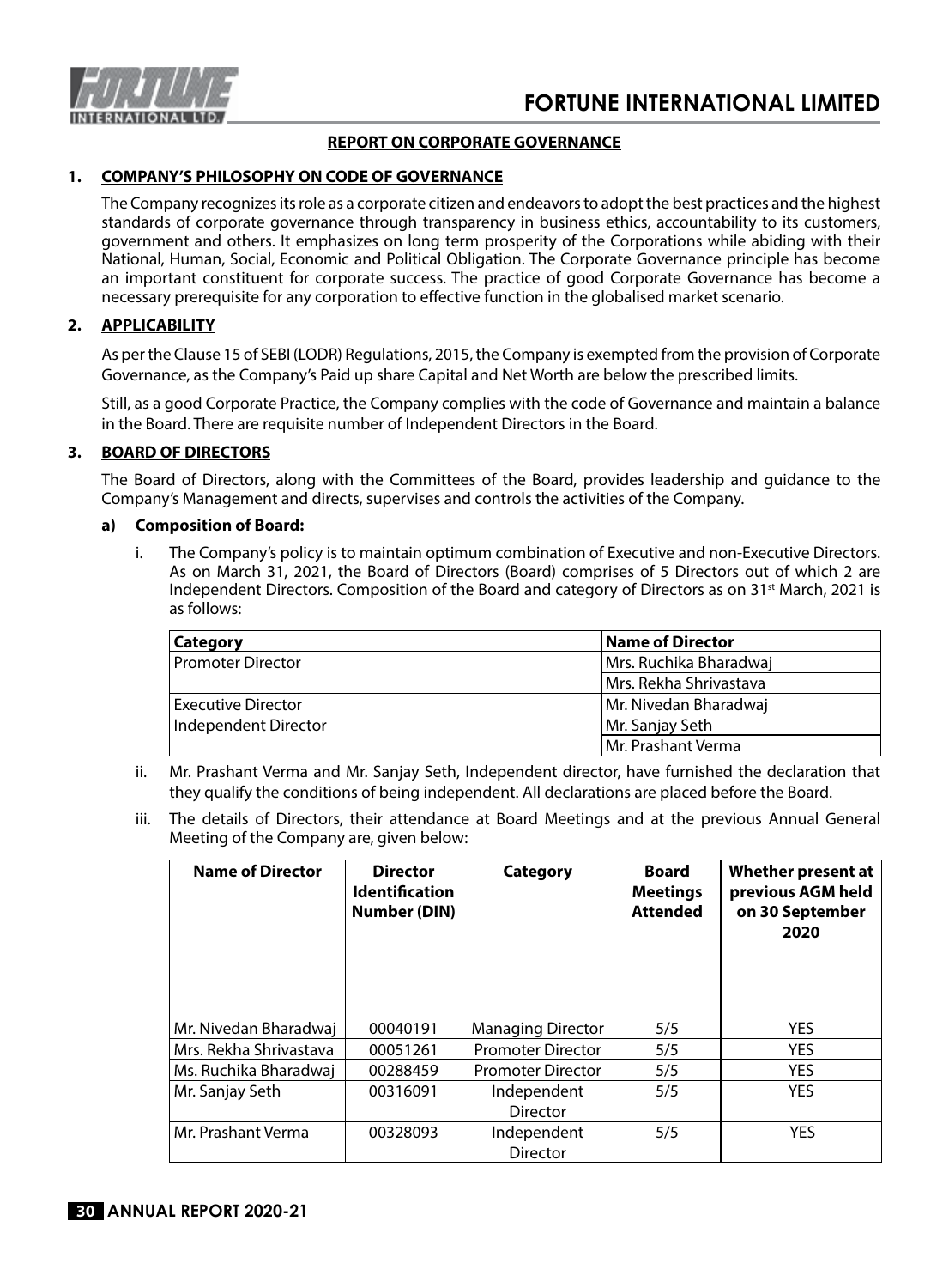## REPORT ON CORPORATE GOVERNANCE

### 1. COMPANY'S PHILOSOPHY ON CODE OF GOVERNANCE

The Company recognizes its role as a corporate citizen and endeavors to adopt the best practices and the highest standards of corporate governance through transparency in business ethics, accountability to its customers, government and others. It emphasizes on long term prosperity of the Corporations while abiding with their National, Human, Social, Economic and Political Obligation. The Corporate Governance principle has become an important constituent for corporate success. The practice of good Corporate Governance has become a necessary prerequisite for any corporation to effective function in the globalised market scenario.

### 2. APPLICABILITY

As per the Clause 15 of SEBI (LODR) Regulations, 2015, the Company is exempted from the provision of Corporate Governance, as the Company's Paid up share Capital and Net Worth are below the prescribed limits.

Still, as a good Corporate Practice, the Company complies with the code of Governance and maintain a balance in the Board. There are requisite number of Independent Directors in the Board.

### 3. BOARD OF DIRECTORS

The Board of Directors, along with the Committees of the Board, provides leadership and guidance to the Company's Management and directs, supervises and controls the activities of the Company.

**a) Composition of Board:**

i. The Company's policy is to maintain optimum combination of Executive and non-Executive Directors. As on March 31, 2021, the Board of Directors (Board) comprises of 5 Directors out of which 2 are Independent Directors. Composition of the Board and category of Directors as on 31st March, 2021 is as follows:

| Category | Name of Director |
|---|---|
| Promoter Director | Mrs. Ruchika Bharadwaj |
| | Mrs. Rekha Shrivastava |
| Executive Director | Mr. Nivedan Bharadwaj |
| Independent Director | Mr. Sanjay Seth |
| | Mr. Prashant Verma |

ii. Mr. Prashant Verma and Mr. Sanjay Seth, Independent director, have furnished the declaration that they qualify the conditions of being independent. All declarations are placed before the Board.

iii. The details of Directors, their attendance at Board Meetings and at the previous Annual General Meeting of the Company are, given below:

| Name of Director | Director Identification Number (DIN) | Category | Board Meetings Attended | Whether present at previous AGM held on 30 September 2020 |
|---|---|---|---|---|
| Mr. Nivedan Bharadwaj | 00040191 | Managing Director | 5/5 | YES |
| Mrs. Rekha Shrivastava | 00051261 | Promoter Director | 5/5 | YES |
| Ms. Ruchika Bharadwaj | 00288459 | Promoter Director | 5/5 | YES |
| Mr. Sanjay Seth | 00316091 | Independent Director | 5/5 | YES |
| Mr. Prashant Verma | 00328093 | Independent Director | 5/5 | YES |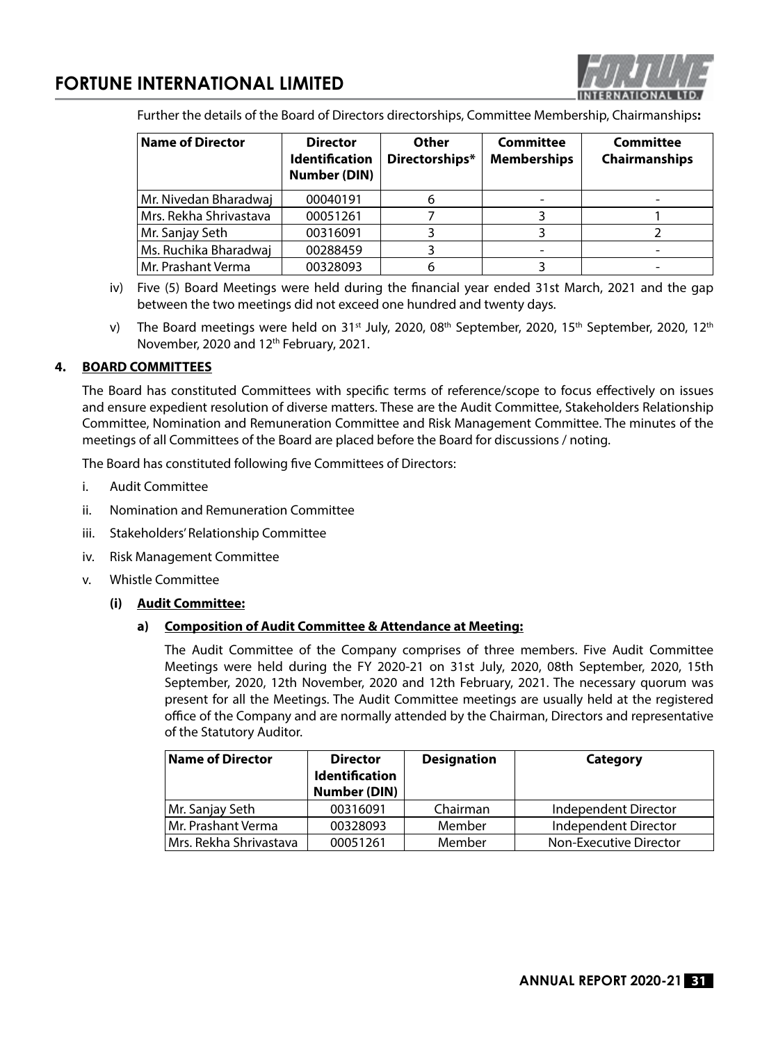Further the details of the Board of Directors directorships, Committee Membership, Chairmanships**:**

| Name of Director | Director Identification Number (DIN) | Other Directorships* | Committee Memberships | Committee Chairmanships |
|---|---|---|---|---|
| Mr. Nivedan Bharadwaj | 00040191 | 6 | - | - |
| Mrs. Rekha Shrivastava | 00051261 | 7 | 3 | 1 |
| Mr. Sanjay Seth | 00316091 | 3 | 3 | 2 |
| Ms. Ruchika Bharadwaj | 00288459 | 3 | - | - |
| Mr. Prashant Verma | 00328093 | 6 | 3 | - |

iv) Five (5) Board Meetings were held during the financial year ended 31st March, 2021 and the gap between the two meetings did not exceed one hundred and twenty days.

v) The Board meetings were held on 31st July, 2020, 08th September, 2020, 15th September, 2020, 12th November, 2020 and 12th February, 2021.

## 4. BOARD COMMITTEES

The Board has constituted Committees with specific terms of reference/scope to focus effectively on issues and ensure expedient resolution of diverse matters. These are the Audit Committee, Stakeholders Relationship Committee, Nomination and Remuneration Committee and Risk Management Committee. The minutes of the meetings of all Committees of the Board are placed before the Board for discussions / noting.

The Board has constituted following five Committees of Directors:

i. Audit Committee

ii. Nomination and Remuneration Committee

iii. Stakeholders' Relationship Committee

iv. Risk Management Committee

v. Whistle Committee

### (i) Audit Committee:

#### a) Composition of Audit Committee & Attendance at Meeting:

The Audit Committee of the Company comprises of three members. Five Audit Committee Meetings were held during the FY 2020-21 on 31st July, 2020, 08th September, 2020, 15th September, 2020, 12th November, 2020 and 12th February, 2021. The necessary quorum was present for all the Meetings. The Audit Committee meetings are usually held at the registered office of the Company and are normally attended by the Chairman, Directors and representative of the Statutory Auditor.

| Name of Director | Director Identification Number (DIN) | Designation | Category |
|---|---|---|---|
| Mr. Sanjay Seth | 00316091 | Chairman | Independent Director |
| Mr. Prashant Verma | 00328093 | Member | Independent Director |
| Mrs. Rekha Shrivastava | 00051261 | Member | Non-Executive Director |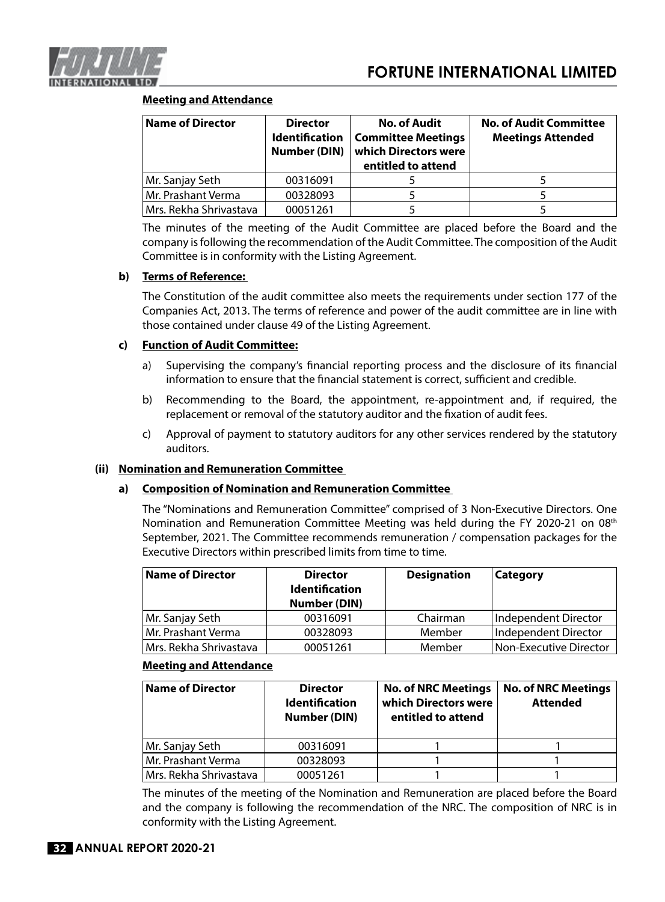**Meeting and Attendance**

| Name of Director | Director Identification Number (DIN) | No. of Audit Committee Meetings which Directors were entitled to attend | No. of Audit Committee Meetings Attended |
|---|---|---|---|
| Mr. Sanjay Seth | 00316091 | 5 | 5 |
| Mr. Prashant Verma | 00328093 | 5 | 5 |
| Mrs. Rekha Shrivastava | 00051261 | 5 | 5 |

The minutes of the meeting of the Audit Committee are placed before the Board and the company is following the recommendation of the Audit Committee. The composition of the Audit Committee is in conformity with the Listing Agreement.

**b) Terms of Reference:**

The Constitution of the audit committee also meets the requirements under section 177 of the Companies Act, 2013. The terms of reference and power of the audit committee are in line with those contained under clause 49 of the Listing Agreement.

**c) Function of Audit Committee:**

a) Supervising the company's financial reporting process and the disclosure of its financial information to ensure that the financial statement is correct, sufficient and credible.

b) Recommending to the Board, the appointment, re-appointment and, if required, the replacement or removal of the statutory auditor and the fixation of audit fees.

c) Approval of payment to statutory auditors for any other services rendered by the statutory auditors.

**(ii) Nomination and Remuneration Committee**

**a) Composition of Nomination and Remuneration Committee**

The "Nominations and Remuneration Committee" comprised of 3 Non-Executive Directors. One Nomination and Remuneration Committee Meeting was held during the FY 2020-21 on 08th September, 2021. The Committee recommends remuneration / compensation packages for the Executive Directors within prescribed limits from time to time.

| Name of Director | Director Identification Number (DIN) | Designation | Category |
|---|---|---|---|
| Mr. Sanjay Seth | 00316091 | Chairman | Independent Director |
| Mr. Prashant Verma | 00328093 | Member | Independent Director |
| Mrs. Rekha Shrivastava | 00051261 | Member | Non-Executive Director |

**Meeting and Attendance**

| Name of Director | Director Identification Number (DIN) | No. of NRC Meetings which Directors were entitled to attend | No. of NRC Meetings Attended |
|---|---|---|---|
| Mr. Sanjay Seth | 00316091 | 1 | 1 |
| Mr. Prashant Verma | 00328093 | 1 | 1 |
| Mrs. Rekha Shrivastava | 00051261 | 1 | 1 |

The minutes of the meeting of the Nomination and Remuneration are placed before the Board and the company is following the recommendation of the NRC. The composition of NRC is in conformity with the Listing Agreement.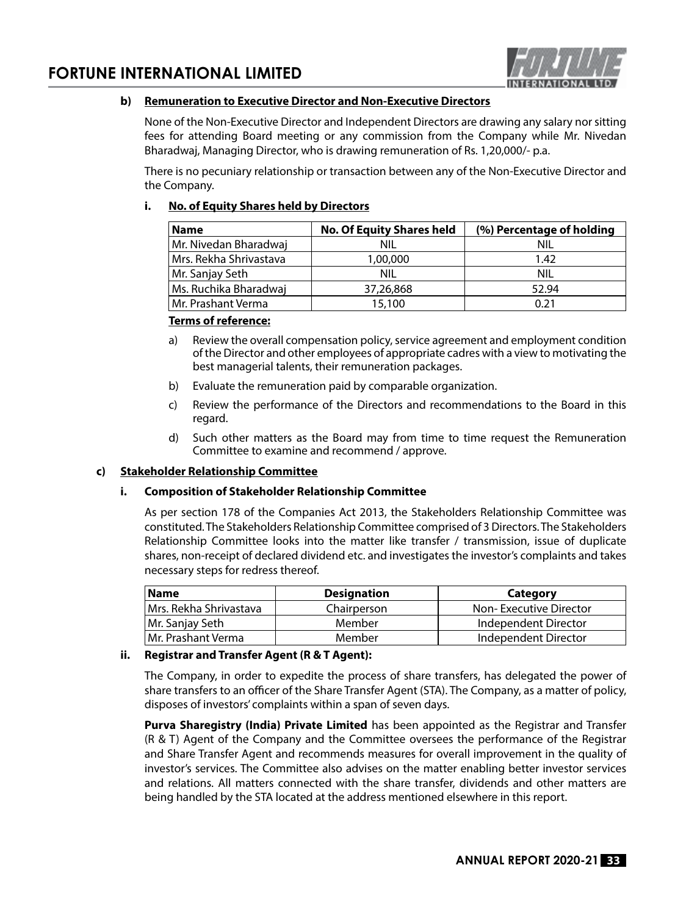**b) Remuneration to Executive Director and Non-Executive Directors**

None of the Non-Executive Director and Independent Directors are drawing any salary nor sitting fees for attending Board meeting or any commission from the Company while Mr. Nivedan Bharadwaj, Managing Director, who is drawing remuneration of Rs. 1,20,000/- p.a.

There is no pecuniary relationship or transaction between any of the Non-Executive Director and the Company.

**i. No. of Equity Shares held by Directors**

| Name | No. Of Equity Shares held | (%) Percentage of holding |
|---|---|---|
| Mr. Nivedan Bharadwaj | NIL | NIL |
| Mrs. Rekha Shrivastava | 1,00,000 | 1.42 |
| Mr. Sanjay Seth | NIL | NIL |
| Ms. Ruchika Bharadwaj | 37,26,868 | 52.94 |
| Mr. Prashant Verma | 15,100 | 0.21 |

**Terms of reference:**

a) Review the overall compensation policy, service agreement and employment condition of the Director and other employees of appropriate cadres with a view to motivating the best managerial talents, their remuneration packages.

b) Evaluate the remuneration paid by comparable organization.

c) Review the performance of the Directors and recommendations to the Board in this regard.

d) Such other matters as the Board may from time to time request the Remuneration Committee to examine and recommend / approve.

**c) Stakeholder Relationship Committee**

**i. Composition of Stakeholder Relationship Committee**

As per section 178 of the Companies Act 2013, the Stakeholders Relationship Committee was constituted. The Stakeholders Relationship Committee comprised of 3 Directors. The Stakeholders Relationship Committee looks into the matter like transfer / transmission, issue of duplicate shares, non-receipt of declared dividend etc. and investigates the investor's complaints and takes necessary steps for redress thereof.

| Name | Designation | Category |
|---|---|---|
| Mrs. Rekha Shrivastava | Chairperson | Non- Executive Director |
| Mr. Sanjay Seth | Member | Independent Director |
| Mr. Prashant Verma | Member | Independent Director |

**ii. Registrar and Transfer Agent (R & T Agent):**

The Company, in order to expedite the process of share transfers, has delegated the power of share transfers to an officer of the Share Transfer Agent (STA). The Company, as a matter of policy, disposes of investors' complaints within a span of seven days.

**Purva Sharegistry (India) Private Limited** has been appointed as the Registrar and Transfer (R & T) Agent of the Company and the Committee oversees the performance of the Registrar and Share Transfer Agent and recommends measures for overall improvement in the quality of investor's services. The Committee also advises on the matter enabling better investor services and relations. All matters connected with the share transfer, dividends and other matters are being handled by the STA located at the address mentioned elsewhere in this report.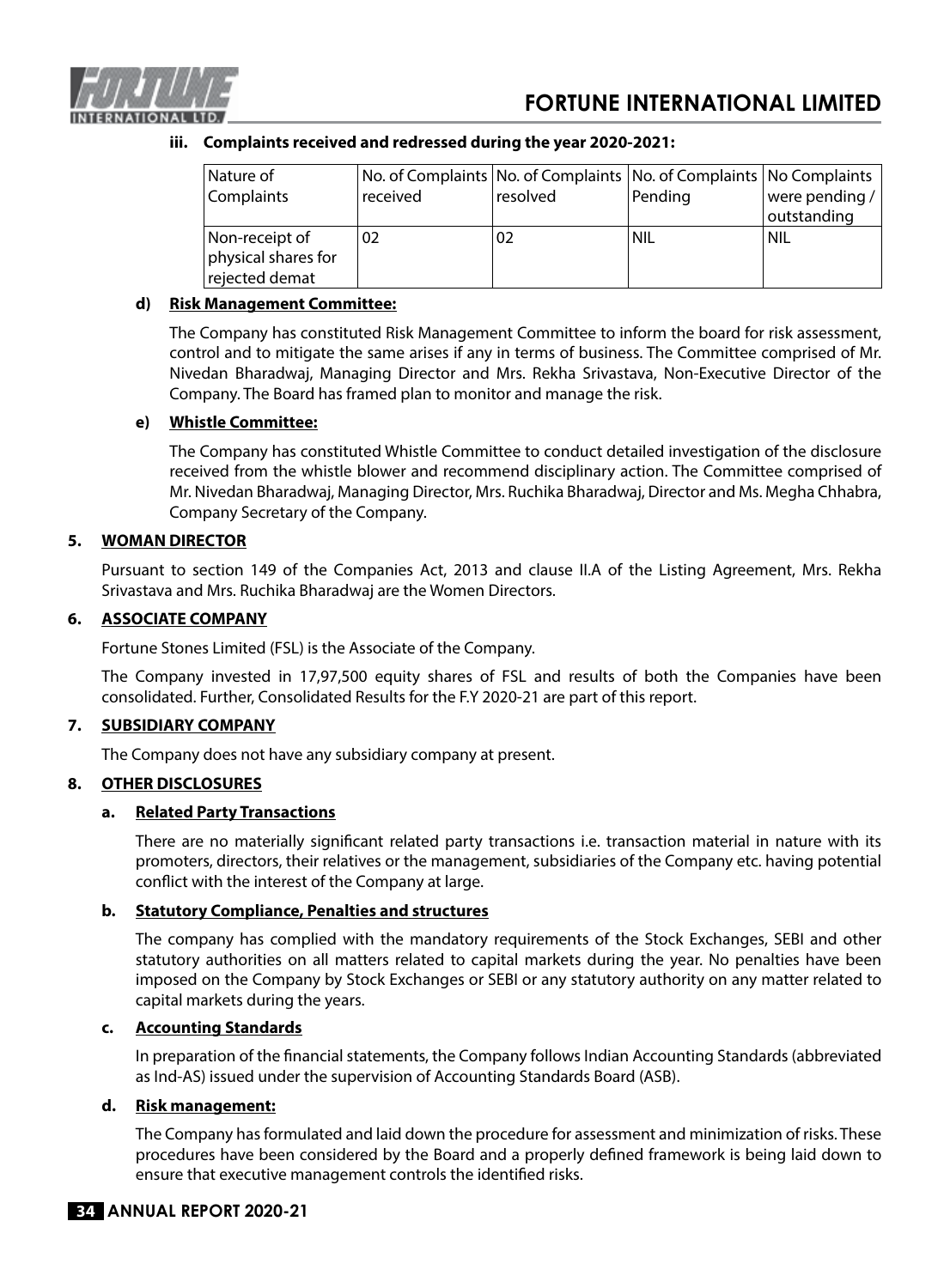### iii. Complaints received and redressed during the year 2020-2021:

| Nature of Complaints | No. of Complaints received | No. of Complaints resolved | No. of Complaints Pending | No Complaints were pending / outstanding |
|---|---|---|---|---|
| Non-receipt of physical shares for rejected demat | 02 | 02 | NIL | NIL |

#### d) Risk Management Committee:

The Company has constituted Risk Management Committee to inform the board for risk assessment, control and to mitigate the same arises if any in terms of business. The Committee comprised of Mr. Nivedan Bharadwaj, Managing Director and Mrs. Rekha Srivastava, Non-Executive Director of the Company. The Board has framed plan to monitor and manage the risk.

#### e) Whistle Committee:

The Company has constituted Whistle Committee to conduct detailed investigation of the disclosure received from the whistle blower and recommend disciplinary action. The Committee comprised of Mr. Nivedan Bharadwaj, Managing Director, Mrs. Ruchika Bharadwaj, Director and Ms. Megha Chhabra, Company Secretary of the Company.

## 5. WOMAN DIRECTOR

Pursuant to section 149 of the Companies Act, 2013 and clause II.A of the Listing Agreement, Mrs. Rekha Srivastava and Mrs. Ruchika Bharadwaj are the Women Directors.

## 6. ASSOCIATE COMPANY

Fortune Stones Limited (FSL) is the Associate of the Company.

The Company invested in 17,97,500 equity shares of FSL and results of both the Companies have been consolidated. Further, Consolidated Results for the F.Y 2020-21 are part of this report.

## 7. SUBSIDIARY COMPANY

The Company does not have any subsidiary company at present.

## 8. OTHER DISCLOSURES

### a. Related Party Transactions

There are no materially significant related party transactions i.e. transaction material in nature with its promoters, directors, their relatives or the management, subsidiaries of the Company etc. having potential conflict with the interest of the Company at large.

### b. Statutory Compliance, Penalties and structures

The company has complied with the mandatory requirements of the Stock Exchanges, SEBI and other statutory authorities on all matters related to capital markets during the year. No penalties have been imposed on the Company by Stock Exchanges or SEBI or any statutory authority on any matter related to capital markets during the years.

### c. Accounting Standards

In preparation of the financial statements, the Company follows Indian Accounting Standards (abbreviated as Ind-AS) issued under the supervision of Accounting Standards Board (ASB).

### d. Risk management:

The Company has formulated and laid down the procedure for assessment and minimization of risks. These procedures have been considered by the Board and a properly defined framework is being laid down to ensure that executive management controls the identified risks.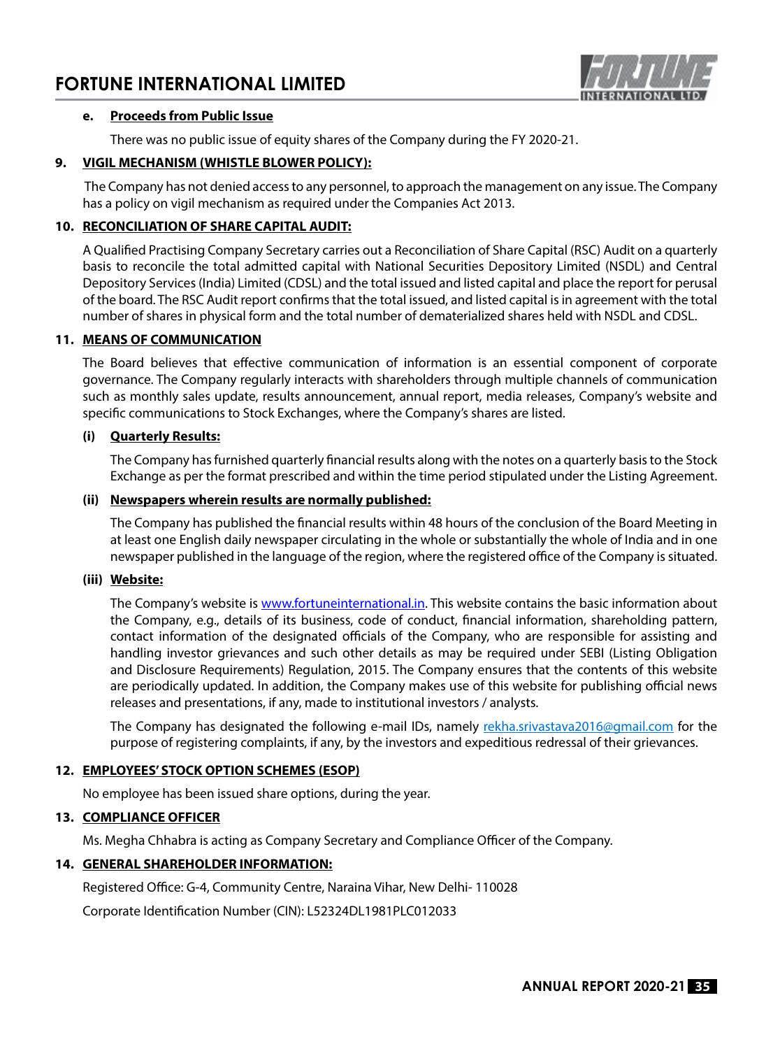#### e. Proceeds from Public Issue

There was no public issue of equity shares of the Company during the FY 2020-21.

### 9. VIGIL MECHANISM (WHISTLE BLOWER POLICY):

The Company has not denied access to any personnel, to approach the management on any issue. The Company has a policy on vigil mechanism as required under the Companies Act 2013.

### 10. RECONCILIATION OF SHARE CAPITAL AUDIT:

A Qualified Practising Company Secretary carries out a Reconciliation of Share Capital (RSC) Audit on a quarterly basis to reconcile the total admitted capital with National Securities Depository Limited (NSDL) and Central Depository Services (India) Limited (CDSL) and the total issued and listed capital and place the report for perusal of the board. The RSC Audit report confirms that the total issued, and listed capital is in agreement with the total number of shares in physical form and the total number of dematerialized shares held with NSDL and CDSL.

### 11. MEANS OF COMMUNICATION

The Board believes that effective communication of information is an essential component of corporate governance. The Company regularly interacts with shareholders through multiple channels of communication such as monthly sales update, results announcement, annual report, media releases, Company's website and specific communications to Stock Exchanges, where the Company's shares are listed.

#### (i) Quarterly Results:

The Company has furnished quarterly financial results along with the notes on a quarterly basis to the Stock Exchange as per the format prescribed and within the time period stipulated under the Listing Agreement.

#### (ii) Newspapers wherein results are normally published:

The Company has published the financial results within 48 hours of the conclusion of the Board Meeting in at least one English daily newspaper circulating in the whole or substantially the whole of India and in one newspaper published in the language of the region, where the registered office of the Company is situated.

#### (iii) Website:

The Company's website is www.fortuneinternational.in. This website contains the basic information about the Company, e.g., details of its business, code of conduct, financial information, shareholding pattern, contact information of the designated officials of the Company, who are responsible for assisting and handling investor grievances and such other details as may be required under SEBI (Listing Obligation and Disclosure Requirements) Regulation, 2015. The Company ensures that the contents of this website are periodically updated. In addition, the Company makes use of this website for publishing official news releases and presentations, if any, made to institutional investors / analysts.

The Company has designated the following e-mail IDs, namely rekha.srivastava2016@gmail.com for the purpose of registering complaints, if any, by the investors and expeditious redressal of their grievances.

### 12. EMPLOYEES' STOCK OPTION SCHEMES (ESOP)

No employee has been issued share options, during the year.

### 13. COMPLIANCE OFFICER

Ms. Megha Chhabra is acting as Company Secretary and Compliance Officer of the Company.

### 14. GENERAL SHAREHOLDER INFORMATION:

Registered Office: G-4, Community Centre, Naraina Vihar, New Delhi- 110028

Corporate Identification Number (CIN): L52324DL1981PLC012033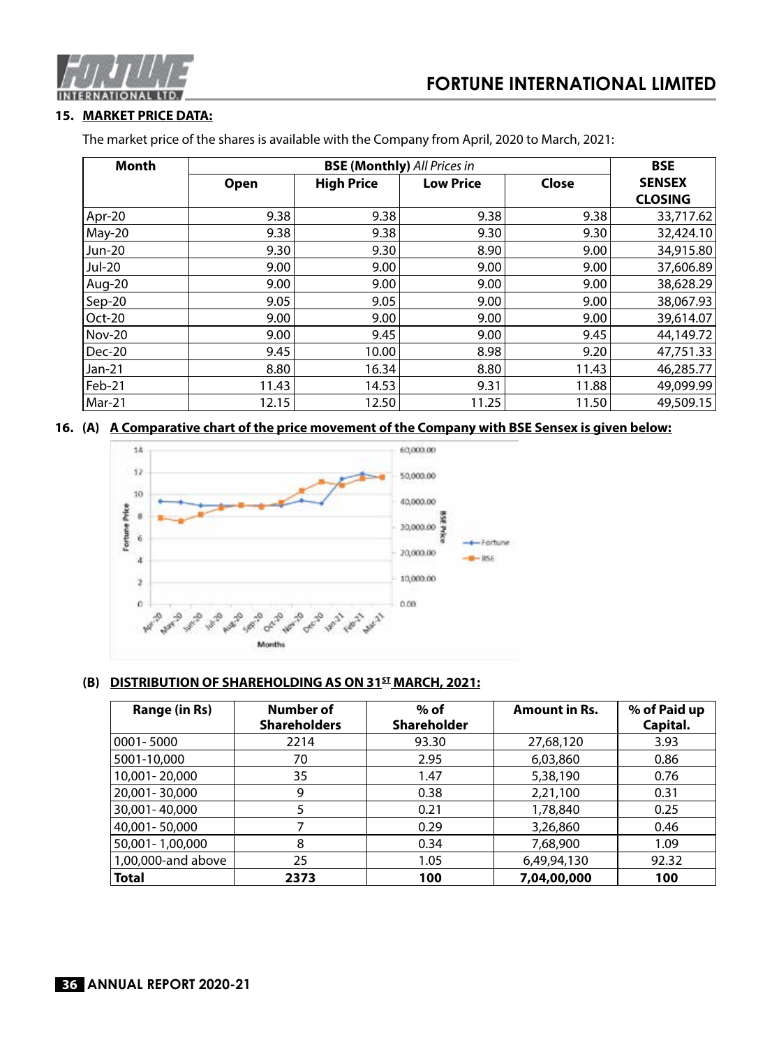## 15. MARKET PRICE DATA:

The market price of the shares is available with the Company from April, 2020 to March, 2021:

| Month | BSE (Monthly) *All Prices in* | | | | BSE SENSEX CLOSING |
|---|---|---|---|---|---|
| | Open | High Price | Low Price | Close | |
| Apr-20 | 9.38 | 9.38 | 9.38 | 9.38 | 33,717.62 |
| May-20 | 9.38 | 9.38 | 9.30 | 9.30 | 32,424.10 |
| Jun-20 | 9.30 | 9.30 | 8.90 | 9.00 | 34,915.80 |
| Jul-20 | 9.00 | 9.00 | 9.00 | 9.00 | 37,606.89 |
| Aug-20 | 9.00 | 9.00 | 9.00 | 9.00 | 38,628.29 |
| Sep-20 | 9.05 | 9.05 | 9.00 | 9.00 | 38,067.93 |
| Oct-20 | 9.00 | 9.00 | 9.00 | 9.00 | 39,614.07 |
| Nov-20 | 9.00 | 9.45 | 9.00 | 9.45 | 44,149.72 |
| Dec-20 | 9.45 | 10.00 | 8.98 | 9.20 | 47,751.33 |
| Jan-21 | 8.80 | 16.34 | 8.80 | 11.43 | 46,285.77 |
| Feb-21 | 11.43 | 14.53 | 9.31 | 11.88 | 49,099.99 |
| Mar-21 | 12.15 | 12.50 | 11.25 | 11.50 | 49,509.15 |

## 16. (A) A Comparative chart of the price movement of the Company with BSE Sensex is given below:

### (B) DISTRIBUTION OF SHAREHOLDING AS ON 31ST MARCH, 2021:

| Range (in Rs) | Number of Shareholders | % of Shareholder | Amount in Rs. | % of Paid up Capital. |
|---|---|---|---|---|
| 0001- 5000 | 2214 | 93.30 | 27,68,120 | 3.93 |
| 5001-10,000 | 70 | 2.95 | 6,03,860 | 0.86 |
| 10,001- 20,000 | 35 | 1.47 | 5,38,190 | 0.76 |
| 20,001- 30,000 | 9 | 0.38 | 2,21,100 | 0.31 |
| 30,001- 40,000 | 5 | 0.21 | 1,78,840 | 0.25 |
| 40,001- 50,000 | 7 | 0.29 | 3,26,860 | 0.46 |
| 50,001- 1,00,000 | 8 | 0.34 | 7,68,900 | 1.09 |
| 1,00,000-and above | 25 | 1.05 | 6,49,94,130 | 92.32 |
| **Total** | **2373** | **100** | **7,04,00,000** | **100** |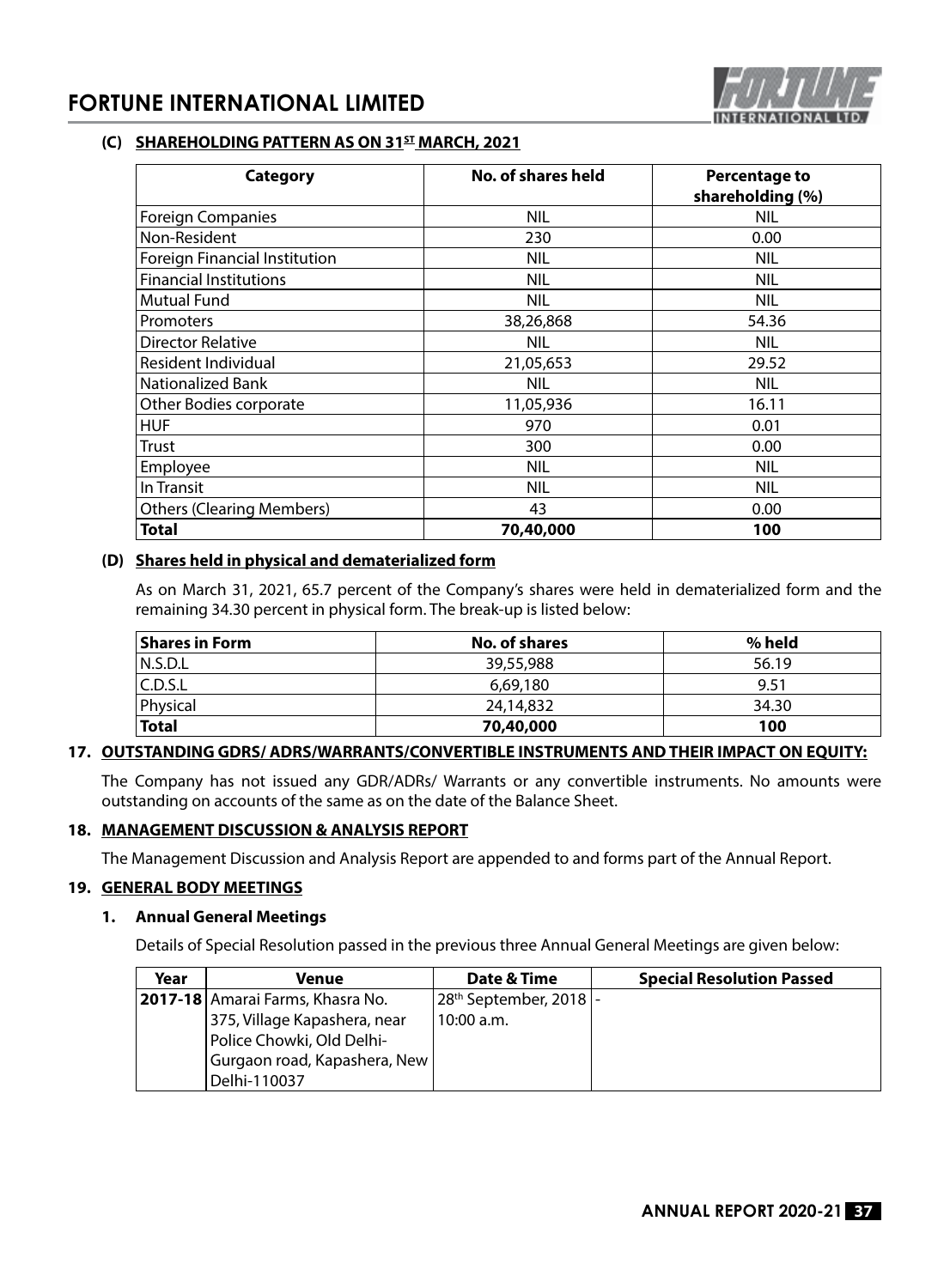### (C) SHAREHOLDING PATTERN AS ON 31ST MARCH, 2021

| Category | No. of shares held | Percentage to shareholding (%) |
|---|---|---|
| Foreign Companies | NIL | NIL |
| Non-Resident | 230 | 0.00 |
| Foreign Financial Institution | NIL | NIL |
| Financial Institutions | NIL | NIL |
| Mutual Fund | NIL | NIL |
| Promoters | 38,26,868 | 54.36 |
| Director Relative | NIL | NIL |
| Resident Individual | 21,05,653 | 29.52 |
| Nationalized Bank | NIL | NIL |
| Other Bodies corporate | 11,05,936 | 16.11 |
| HUF | 970 | 0.01 |
| Trust | 300 | 0.00 |
| Employee | NIL | NIL |
| In Transit | NIL | NIL |
| Others (Clearing Members) | 43 | 0.00 |
| **Total** | **70,40,000** | **100** |

### (D) Shares held in physical and dematerialized form

As on March 31, 2021, 65.7 percent of the Company's shares were held in dematerialized form and the remaining 34.30 percent in physical form. The break-up is listed below:

| Shares in Form | No. of shares | % held |
|---|---|---|
| N.S.D.L | 39,55,988 | 56.19 |
| C.D.S.L | 6,69,180 | 9.51 |
| Physical | 24,14,832 | 34.30 |
| **Total** | **70,40,000** | **100** |

## 17. OUTSTANDING GDRS/ ADRS/WARRANTS/CONVERTIBLE INSTRUMENTS AND THEIR IMPACT ON EQUITY:

The Company has not issued any GDR/ADRs/ Warrants or any convertible instruments. No amounts were outstanding on accounts of the same as on the date of the Balance Sheet.

## 18. MANAGEMENT DISCUSSION & ANALYSIS REPORT

The Management Discussion and Analysis Report are appended to and forms part of the Annual Report.

## 19. GENERAL BODY MEETINGS

### 1. Annual General Meetings

Details of Special Resolution passed in the previous three Annual General Meetings are given below:

| Year | Venue | Date & Time | Special Resolution Passed |
|---|---|---|---|
| **2017-18** | Amarai Farms, Khasra No. 375, Village Kapashera, near Police Chowki, Old Delhi-Gurgaon road, Kapashera, New Delhi-110037 | 28th September, 2018 10:00 a.m. | - |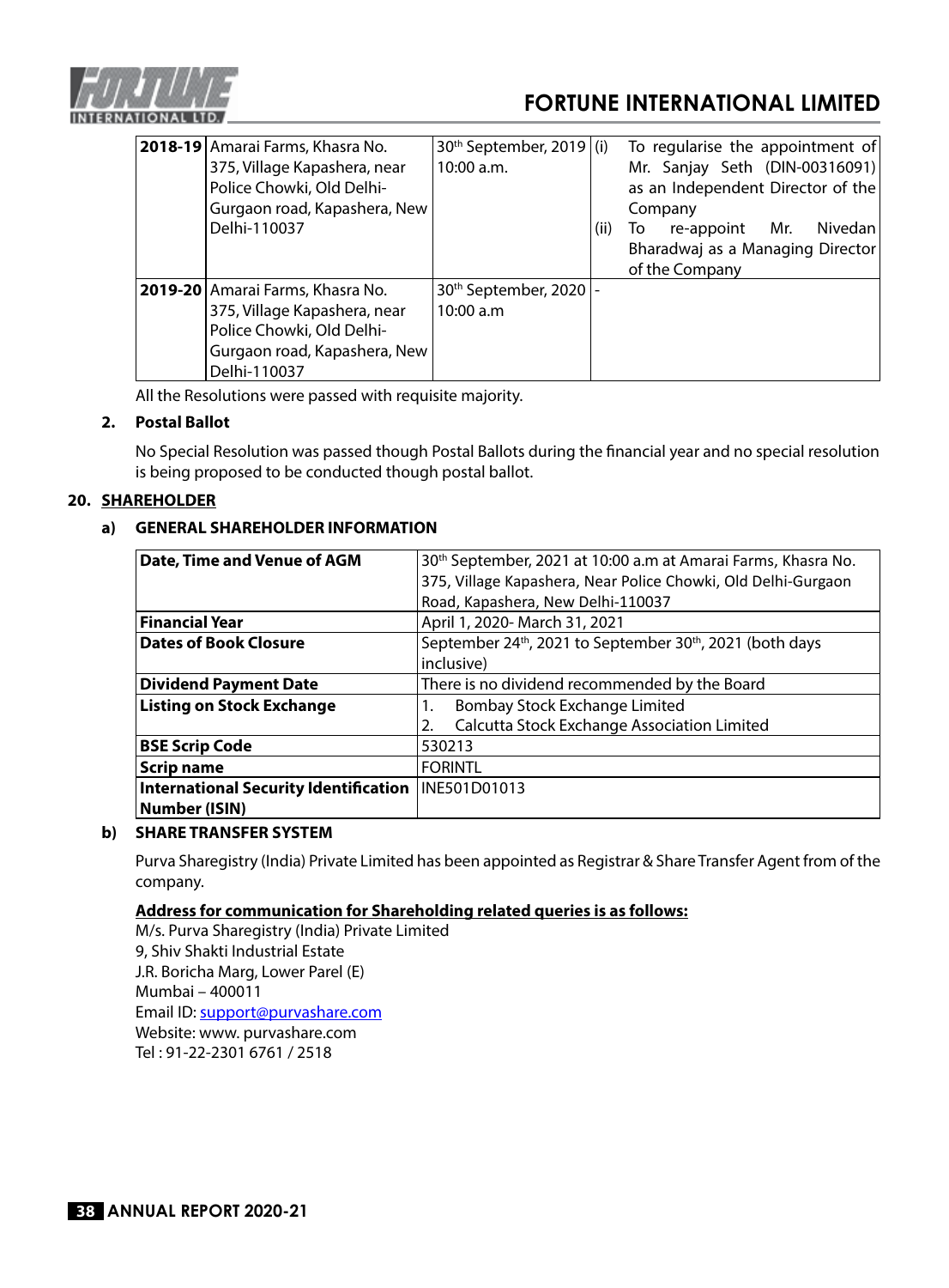| 2018-19 | Amarai Farms, Khasra No. 375, Village Kapashera, near Police Chowki, Old Delhi-Gurgaon road, Kapashera, New Delhi-110037 | 30th September, 2019 10:00 a.m. | (i) To regularise the appointment of Mr. Sanjay Seth (DIN-00316091) as an Independent Director of the Company<br>(ii) To re-appoint Mr. Nivedan Bharadwaj as a Managing Director of the Company |
|---|---|---|---|
| 2019-20 | Amarai Farms, Khasra No. 375, Village Kapashera, near Police Chowki, Old Delhi-Gurgaon road, Kapashera, New Delhi-110037 | 30th September, 2020 10:00 a.m | - |

All the Resolutions were passed with requisite majority.

**2. Postal Ballot**

No Special Resolution was passed though Postal Ballots during the financial year and no special resolution is being proposed to be conducted though postal ballot.

**20. SHAREHOLDER**

**a) GENERAL SHAREHOLDER INFORMATION**

| Date, Time and Venue of AGM | 30th September, 2021 at 10:00 a.m at Amarai Farms, Khasra No. 375, Village Kapashera, Near Police Chowki, Old Delhi-Gurgaon Road, Kapashera, New Delhi-110037 |
|---|---|
| **Financial Year** | April 1, 2020- March 31, 2021 |
| **Dates of Book Closure** | September 24th, 2021 to September 30th, 2021 (both days inclusive) |
| **Dividend Payment Date** | There is no dividend recommended by the Board |
| **Listing on Stock Exchange** | 1. Bombay Stock Exchange Limited<br>2. Calcutta Stock Exchange Association Limited |
| **BSE Scrip Code** | 530213 |
| **Scrip name** | FORINTL |
| **International Security Identification Number (ISIN)** | INE501D01013 |

**b) SHARE TRANSFER SYSTEM**

Purva Sharegistry (India) Private Limited has been appointed as Registrar & Share Transfer Agent from of the company.

**Address for communication for Shareholding related queries is as follows:**

M/s. Purva Sharegistry (India) Private Limited
9, Shiv Shakti Industrial Estate
J.R. Boricha Marg, Lower Parel (E)
Mumbai – 400011
Email ID: support@purvashare.com
Website: www. purvashare.com
Tel : 91-22-2301 6761 / 2518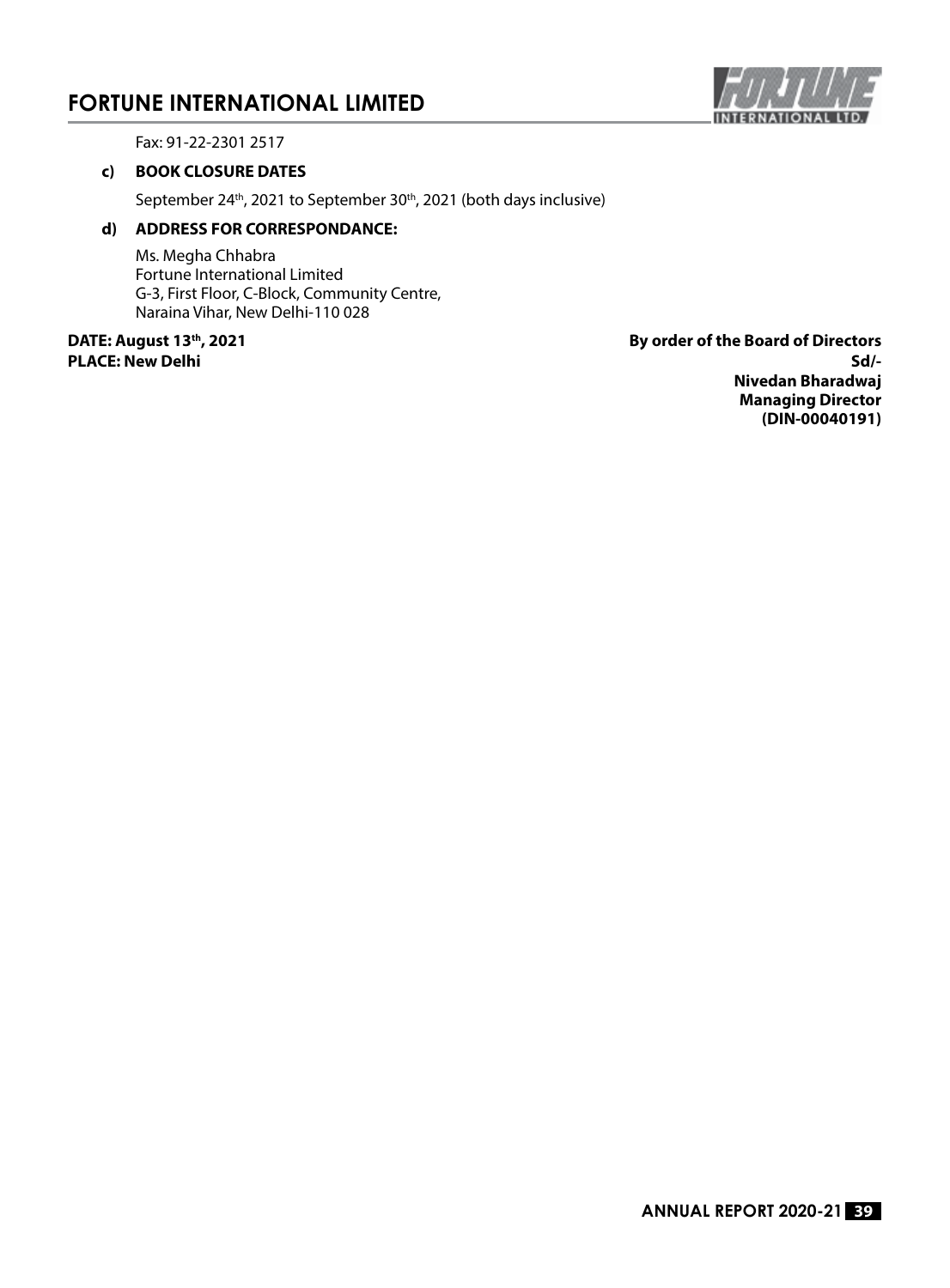Fax: 91-22-2301 2517

**c) BOOK CLOSURE DATES**

September 24th, 2021 to September 30th, 2021 (both days inclusive)

**d) ADDRESS FOR CORRESPONDANCE:**

Ms. Megha Chhabra
Fortune International Limited
G-3, First Floor, C-Block, Community Centre,
Naraina Vihar, New Delhi-110 028

**DATE: August 13th, 2021**
**PLACE: New Delhi**

**By order of the Board of Directors**
**Sd/-**
**Nivedan Bharadwaj**
**Managing Director**
**(DIN-00040191)**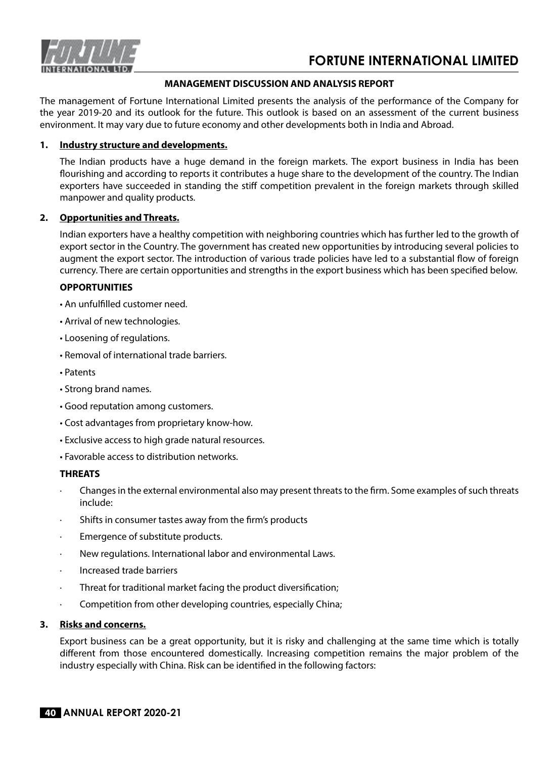## MANAGEMENT DISCUSSION AND ANALYSIS REPORT

The management of Fortune International Limited presents the analysis of the performance of the Company for the year 2019-20 and its outlook for the future. This outlook is based on an assessment of the current business environment. It may vary due to future economy and other developments both in India and Abroad.

### 1. Industry structure and developments.

The Indian products have a huge demand in the foreign markets. The export business in India has been flourishing and according to reports it contributes a huge share to the development of the country. The Indian exporters have succeeded in standing the stiff competition prevalent in the foreign markets through skilled manpower and quality products.

### 2. Opportunities and Threats.

Indian exporters have a healthy competition with neighboring countries which has further led to the growth of export sector in the Country. The government has created new opportunities by introducing several policies to augment the export sector. The introduction of various trade policies have led to a substantial flow of foreign currency. There are certain opportunities and strengths in the export business which has been specified below.

**OPPORTUNITIES**

- An unfulfilled customer need.
- Arrival of new technologies.
- Loosening of regulations.
- Removal of international trade barriers.
- Patents
- Strong brand names.
- Good reputation among customers.
- Cost advantages from proprietary know-how.
- Exclusive access to high grade natural resources.
- Favorable access to distribution networks.

**THREATS**

- Changes in the external environmental also may present threats to the firm. Some examples of such threats include:
- Shifts in consumer tastes away from the firm's products
- Emergence of substitute products.
- New regulations. International labor and environmental Laws.
- Increased trade barriers
- Threat for traditional market facing the product diversification;
- Competition from other developing countries, especially China;

### 3. Risks and concerns.

Export business can be a great opportunity, but it is risky and challenging at the same time which is totally different from those encountered domestically. Increasing competition remains the major problem of the industry especially with China. Risk can be identified in the following factors: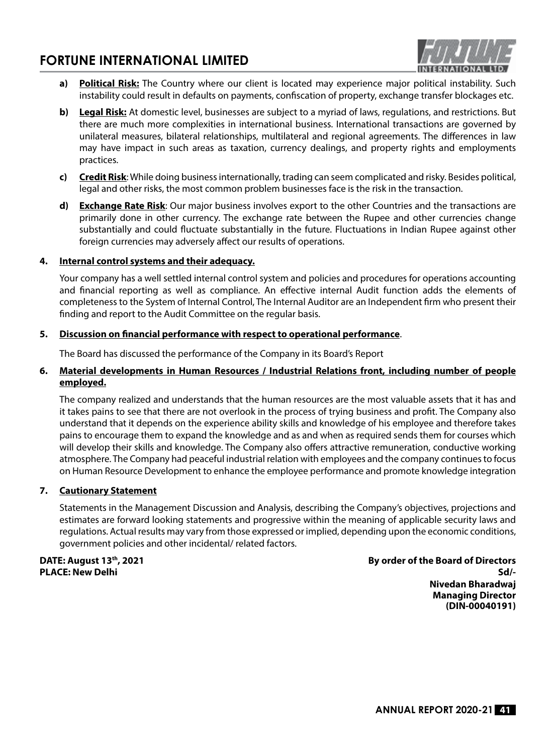a) **Political Risk:** The Country where our client is located may experience major political instability. Such instability could result in defaults on payments, confiscation of property, exchange transfer blockages etc.

b) **Legal Risk:** At domestic level, businesses are subject to a myriad of laws, regulations, and restrictions. But there are much more complexities in international business. International transactions are governed by unilateral measures, bilateral relationships, multilateral and regional agreements. The differences in law may have impact in such areas as taxation, currency dealings, and property rights and employments practices.

c) **Credit Risk**: While doing business internationally, trading can seem complicated and risky. Besides political, legal and other risks, the most common problem businesses face is the risk in the transaction.

d) **Exchange Rate Risk**: Our major business involves export to the other Countries and the transactions are primarily done in other currency. The exchange rate between the Rupee and other currencies change substantially and could fluctuate substantially in the future. Fluctuations in Indian Rupee against other foreign currencies may adversely affect our results of operations.

**4. Internal control systems and their adequacy.**

Your company has a well settled internal control system and policies and procedures for operations accounting and financial reporting as well as compliance. An effective internal Audit function adds the elements of completeness to the System of Internal Control, The Internal Auditor are an Independent firm who present their finding and report to the Audit Committee on the regular basis.

**5. Discussion on financial performance with respect to operational performance**.

The Board has discussed the performance of the Company in its Board's Report

**6. Material developments in Human Resources / Industrial Relations front, including number of people employed.**

The company realized and understands that the human resources are the most valuable assets that it has and it takes pains to see that there are not overlook in the process of trying business and profit. The Company also understand that it depends on the experience ability skills and knowledge of his employee and therefore takes pains to encourage them to expand the knowledge and as and when as required sends them for courses which will develop their skills and knowledge. The Company also offers attractive remuneration, conductive working atmosphere. The Company had peaceful industrial relation with employees and the company continues to focus on Human Resource Development to enhance the employee performance and promote knowledge integration

**7. Cautionary Statement**

Statements in the Management Discussion and Analysis, describing the Company's objectives, projections and estimates are forward looking statements and progressive within the meaning of applicable security laws and regulations. Actual results may vary from those expressed or implied, depending upon the economic conditions, government policies and other incidental/ related factors.

**DATE: August 13th, 2021**
**PLACE: New Delhi**

**By order of the Board of Directors**
**Sd/-**
**Nivedan Bharadwaj**
**Managing Director**
**(DIN-00040191)**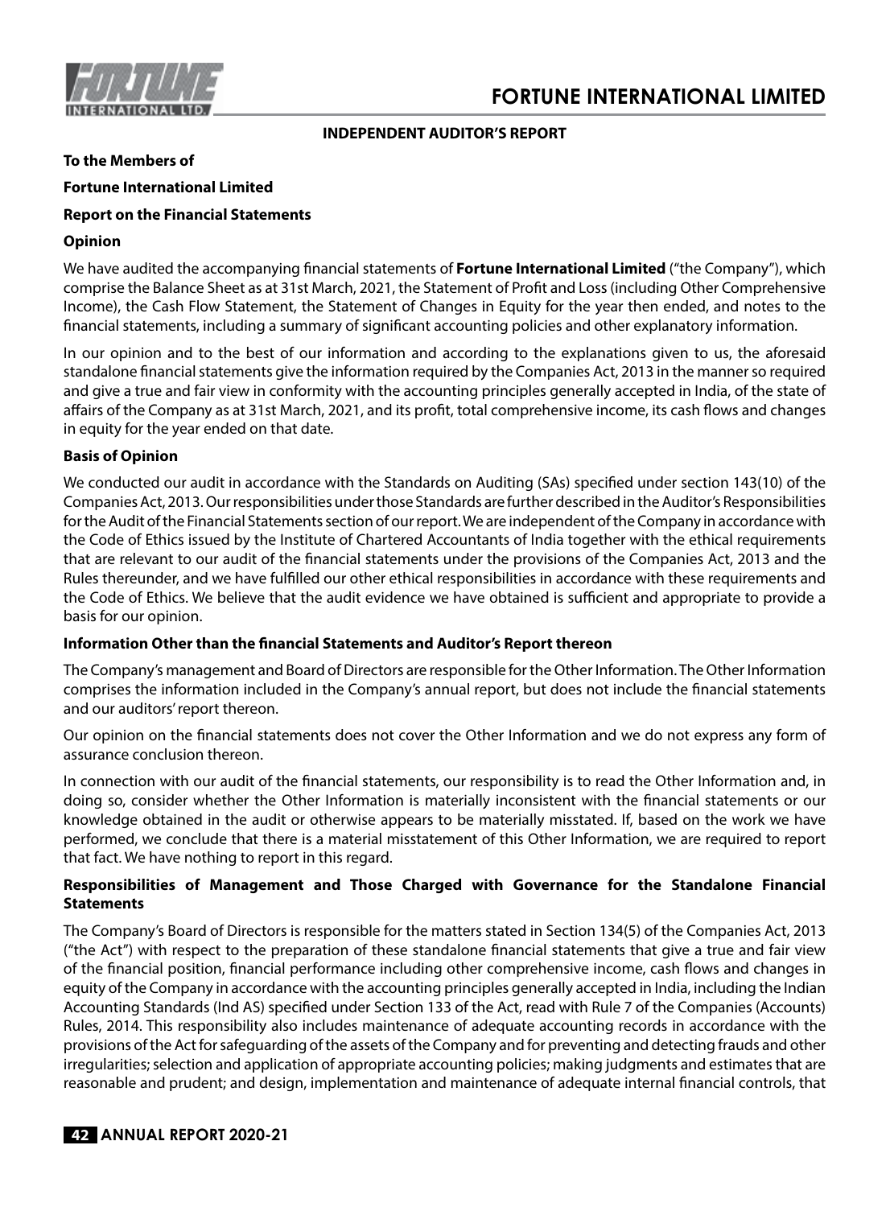## INDEPENDENT AUDITOR'S REPORT

**To the Members of**

**Fortune International Limited**

**Report on the Financial Statements**

**Opinion**

We have audited the accompanying financial statements of **Fortune International Limited** ("the Company"), which comprise the Balance Sheet as at 31st March, 2021, the Statement of Profit and Loss (including Other Comprehensive Income), the Cash Flow Statement, the Statement of Changes in Equity for the year then ended, and notes to the financial statements, including a summary of significant accounting policies and other explanatory information.

In our opinion and to the best of our information and according to the explanations given to us, the aforesaid standalone financial statements give the information required by the Companies Act, 2013 in the manner so required and give a true and fair view in conformity with the accounting principles generally accepted in India, of the state of affairs of the Company as at 31st March, 2021, and its profit, total comprehensive income, its cash flows and changes in equity for the year ended on that date.

**Basis of Opinion**

We conducted our audit in accordance with the Standards on Auditing (SAs) specified under section 143(10) of the Companies Act, 2013. Our responsibilities under those Standards are further described in the Auditor's Responsibilities for the Audit of the Financial Statements section of our report. We are independent of the Company in accordance with the Code of Ethics issued by the Institute of Chartered Accountants of India together with the ethical requirements that are relevant to our audit of the financial statements under the provisions of the Companies Act, 2013 and the Rules thereunder, and we have fulfilled our other ethical responsibilities in accordance with these requirements and the Code of Ethics. We believe that the audit evidence we have obtained is sufficient and appropriate to provide a basis for our opinion.

**Information Other than the financial Statements and Auditor's Report thereon**

The Company's management and Board of Directors are responsible for the Other Information. The Other Information comprises the information included in the Company's annual report, but does not include the financial statements and our auditors' report thereon.

Our opinion on the financial statements does not cover the Other Information and we do not express any form of assurance conclusion thereon.

In connection with our audit of the financial statements, our responsibility is to read the Other Information and, in doing so, consider whether the Other Information is materially inconsistent with the financial statements or our knowledge obtained in the audit or otherwise appears to be materially misstated. If, based on the work we have performed, we conclude that there is a material misstatement of this Other Information, we are required to report that fact. We have nothing to report in this regard.

**Responsibilities of Management and Those Charged with Governance for the Standalone Financial Statements**

The Company's Board of Directors is responsible for the matters stated in Section 134(5) of the Companies Act, 2013 ("the Act") with respect to the preparation of these standalone financial statements that give a true and fair view of the financial position, financial performance including other comprehensive income, cash flows and changes in equity of the Company in accordance with the accounting principles generally accepted in India, including the Indian Accounting Standards (Ind AS) specified under Section 133 of the Act, read with Rule 7 of the Companies (Accounts) Rules, 2014. This responsibility also includes maintenance of adequate accounting records in accordance with the provisions of the Act for safeguarding of the assets of the Company and for preventing and detecting frauds and other irregularities; selection and application of appropriate accounting policies; making judgments and estimates that are reasonable and prudent; and design, implementation and maintenance of adequate internal financial controls, that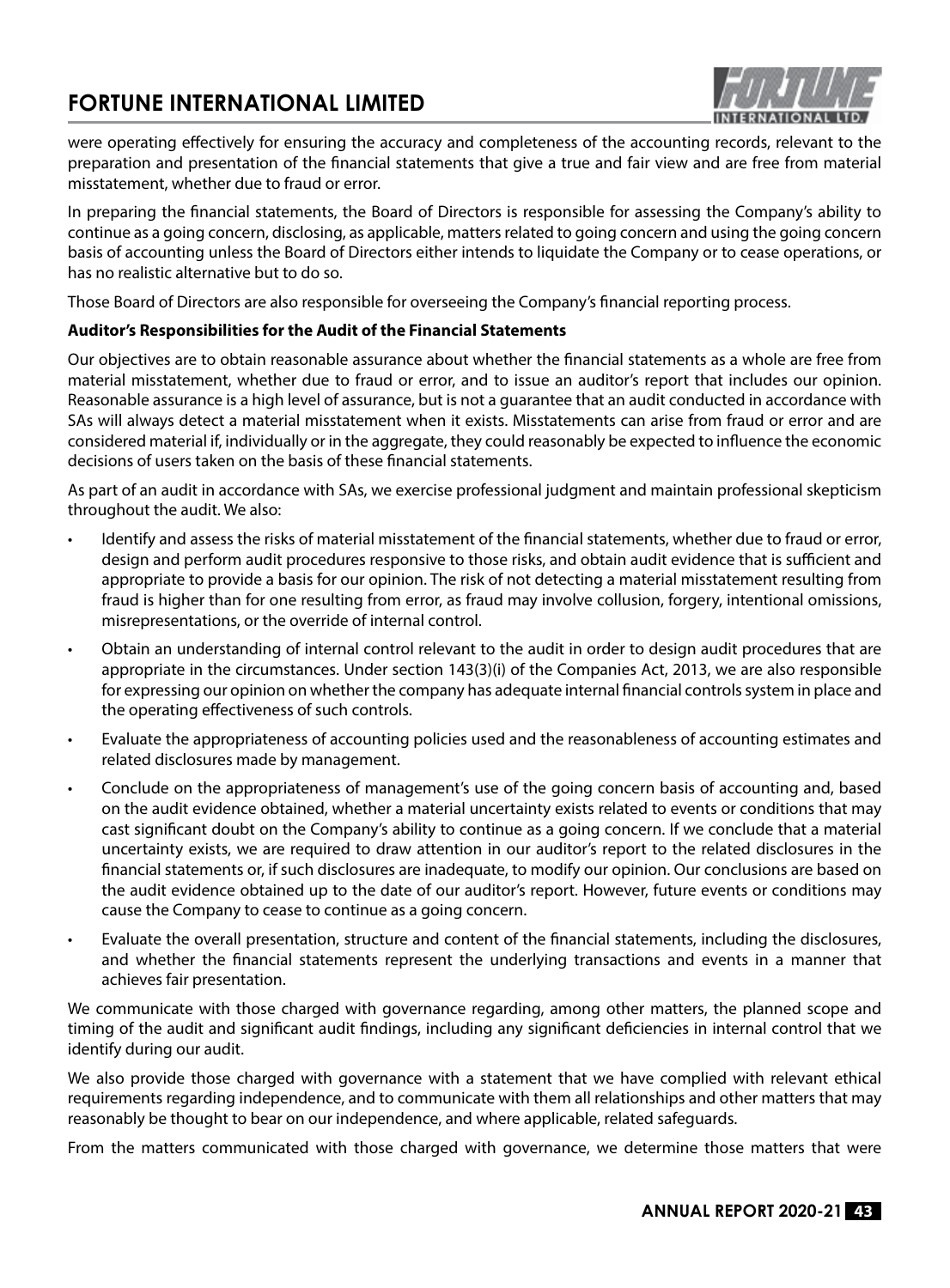were operating effectively for ensuring the accuracy and completeness of the accounting records, relevant to the preparation and presentation of the financial statements that give a true and fair view and are free from material misstatement, whether due to fraud or error.

In preparing the financial statements, the Board of Directors is responsible for assessing the Company's ability to continue as a going concern, disclosing, as applicable, matters related to going concern and using the going concern basis of accounting unless the Board of Directors either intends to liquidate the Company or to cease operations, or has no realistic alternative but to do so.

Those Board of Directors are also responsible for overseeing the Company's financial reporting process.

**Auditor's Responsibilities for the Audit of the Financial Statements**

Our objectives are to obtain reasonable assurance about whether the financial statements as a whole are free from material misstatement, whether due to fraud or error, and to issue an auditor's report that includes our opinion. Reasonable assurance is a high level of assurance, but is not a guarantee that an audit conducted in accordance with SAs will always detect a material misstatement when it exists. Misstatements can arise from fraud or error and are considered material if, individually or in the aggregate, they could reasonably be expected to influence the economic decisions of users taken on the basis of these financial statements.

As part of an audit in accordance with SAs, we exercise professional judgment and maintain professional skepticism throughout the audit. We also:

- Identify and assess the risks of material misstatement of the financial statements, whether due to fraud or error, design and perform audit procedures responsive to those risks, and obtain audit evidence that is sufficient and appropriate to provide a basis for our opinion. The risk of not detecting a material misstatement resulting from fraud is higher than for one resulting from error, as fraud may involve collusion, forgery, intentional omissions, misrepresentations, or the override of internal control.
- Obtain an understanding of internal control relevant to the audit in order to design audit procedures that are appropriate in the circumstances. Under section 143(3)(i) of the Companies Act, 2013, we are also responsible for expressing our opinion on whether the company has adequate internal financial controls system in place and the operating effectiveness of such controls.
- Evaluate the appropriateness of accounting policies used and the reasonableness of accounting estimates and related disclosures made by management.
- Conclude on the appropriateness of management's use of the going concern basis of accounting and, based on the audit evidence obtained, whether a material uncertainty exists related to events or conditions that may cast significant doubt on the Company's ability to continue as a going concern. If we conclude that a material uncertainty exists, we are required to draw attention in our auditor's report to the related disclosures in the financial statements or, if such disclosures are inadequate, to modify our opinion. Our conclusions are based on the audit evidence obtained up to the date of our auditor's report. However, future events or conditions may cause the Company to cease to continue as a going concern.
- Evaluate the overall presentation, structure and content of the financial statements, including the disclosures, and whether the financial statements represent the underlying transactions and events in a manner that achieves fair presentation.

We communicate with those charged with governance regarding, among other matters, the planned scope and timing of the audit and significant audit findings, including any significant deficiencies in internal control that we identify during our audit.

We also provide those charged with governance with a statement that we have complied with relevant ethical requirements regarding independence, and to communicate with them all relationships and other matters that may reasonably be thought to bear on our independence, and where applicable, related safeguards.

From the matters communicated with those charged with governance, we determine those matters that were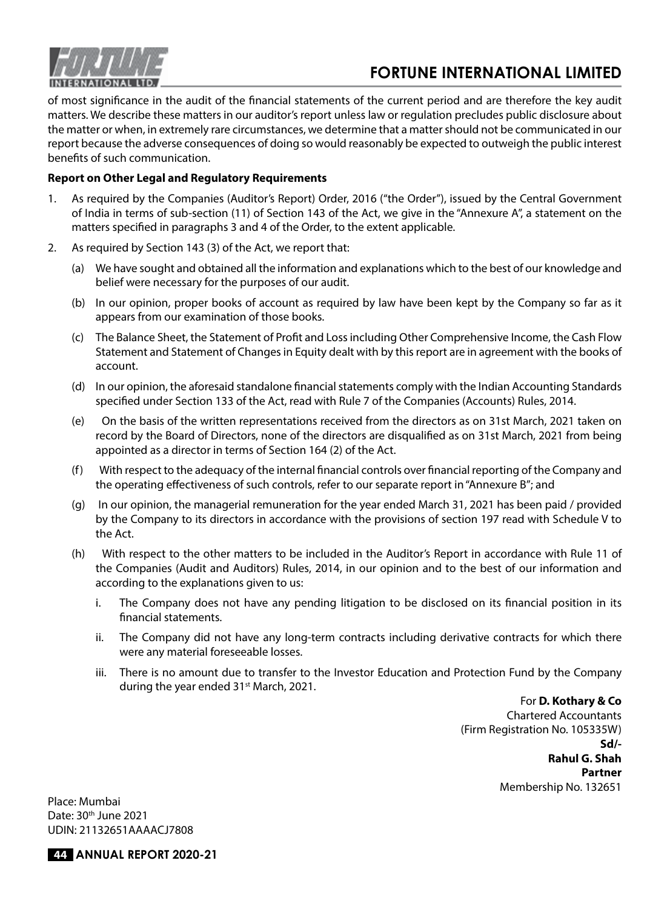of most significance in the audit of the financial statements of the current period and are therefore the key audit matters. We describe these matters in our auditor's report unless law or regulation precludes public disclosure about the matter or when, in extremely rare circumstances, we determine that a matter should not be communicated in our report because the adverse consequences of doing so would reasonably be expected to outweigh the public interest benefits of such communication.

**Report on Other Legal and Regulatory Requirements**

1. As required by the Companies (Auditor's Report) Order, 2016 ("the Order"), issued by the Central Government of India in terms of sub-section (11) of Section 143 of the Act, we give in the "Annexure A", a statement on the matters specified in paragraphs 3 and 4 of the Order, to the extent applicable.

2. As required by Section 143 (3) of the Act, we report that:

   (a) We have sought and obtained all the information and explanations which to the best of our knowledge and belief were necessary for the purposes of our audit.

   (b) In our opinion, proper books of account as required by law have been kept by the Company so far as it appears from our examination of those books.

   (c) The Balance Sheet, the Statement of Profit and Loss including Other Comprehensive Income, the Cash Flow Statement and Statement of Changes in Equity dealt with by this report are in agreement with the books of account.

   (d) In our opinion, the aforesaid standalone financial statements comply with the Indian Accounting Standards specified under Section 133 of the Act, read with Rule 7 of the Companies (Accounts) Rules, 2014.

   (e) On the basis of the written representations received from the directors as on 31st March, 2021 taken on record by the Board of Directors, none of the directors are disqualified as on 31st March, 2021 from being appointed as a director in terms of Section 164 (2) of the Act.

   (f) With respect to the adequacy of the internal financial controls over financial reporting of the Company and the operating effectiveness of such controls, refer to our separate report in "Annexure B"; and

   (g) In our opinion, the managerial remuneration for the year ended March 31, 2021 has been paid / provided by the Company to its directors in accordance with the provisions of section 197 read with Schedule V to the Act.

   (h) With respect to the other matters to be included in the Auditor's Report in accordance with Rule 11 of the Companies (Audit and Auditors) Rules, 2014, in our opinion and to the best of our information and according to the explanations given to us:

      i. The Company does not have any pending litigation to be disclosed on its financial position in its financial statements.

      ii. The Company did not have any long-term contracts including derivative contracts for which there were any material foreseeable losses.

      iii. There is no amount due to transfer to the Investor Education and Protection Fund by the Company during the year ended 31st March, 2021.

For **D. Kothary & Co**
Chartered Accountants
(Firm Registration No. 105335W)
**Sd/-**
**Rahul G. Shah**
**Partner**
Membership No. 132651

Place: Mumbai
Date: 30th June 2021
UDIN: 21132651AAAACJ7808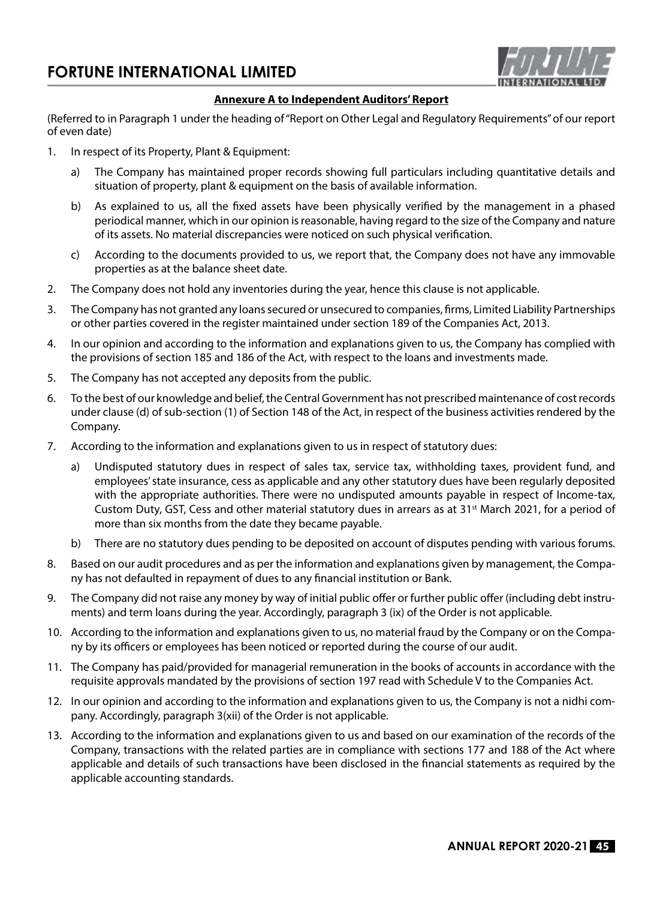## Annexure A to Independent Auditors' Report

(Referred to in Paragraph 1 under the heading of "Report on Other Legal and Regulatory Requirements" of our report of even date)

1. In respect of its Property, Plant & Equipment:
   a) The Company has maintained proper records showing full particulars including quantitative details and situation of property, plant & equipment on the basis of available information.
   b) As explained to us, all the fixed assets have been physically verified by the management in a phased periodical manner, which in our opinion is reasonable, having regard to the size of the Company and nature of its assets. No material discrepancies were noticed on such physical verification.
   c) According to the documents provided to us, we report that, the Company does not have any immovable properties as at the balance sheet date.
2. The Company does not hold any inventories during the year, hence this clause is not applicable.
3. The Company has not granted any loans secured or unsecured to companies, firms, Limited Liability Partnerships or other parties covered in the register maintained under section 189 of the Companies Act, 2013.
4. In our opinion and according to the information and explanations given to us, the Company has complied with the provisions of section 185 and 186 of the Act, with respect to the loans and investments made.
5. The Company has not accepted any deposits from the public.
6. To the best of our knowledge and belief, the Central Government has not prescribed maintenance of cost records under clause (d) of sub-section (1) of Section 148 of the Act, in respect of the business activities rendered by the Company.
7. According to the information and explanations given to us in respect of statutory dues:
   a) Undisputed statutory dues in respect of sales tax, service tax, withholding taxes, provident fund, and employees' state insurance, cess as applicable and any other statutory dues have been regularly deposited with the appropriate authorities. There were no undisputed amounts payable in respect of Income-tax, Custom Duty, GST, Cess and other material statutory dues in arrears as at 31st March 2021, for a period of more than six months from the date they became payable.
   b) There are no statutory dues pending to be deposited on account of disputes pending with various forums.
8. Based on our audit procedures and as per the information and explanations given by management, the Company has not defaulted in repayment of dues to any financial institution or Bank.
9. The Company did not raise any money by way of initial public offer or further public offer (including debt instruments) and term loans during the year. Accordingly, paragraph 3 (ix) of the Order is not applicable.
10. According to the information and explanations given to us, no material fraud by the Company or on the Company by its officers or employees has been noticed or reported during the course of our audit.
11. The Company has paid/provided for managerial remuneration in the books of accounts in accordance with the requisite approvals mandated by the provisions of section 197 read with Schedule V to the Companies Act.
12. In our opinion and according to the information and explanations given to us, the Company is not a nidhi company. Accordingly, paragraph 3(xii) of the Order is not applicable.
13. According to the information and explanations given to us and based on our examination of the records of the Company, transactions with the related parties are in compliance with sections 177 and 188 of the Act where applicable and details of such transactions have been disclosed in the financial statements as required by the applicable accounting standards.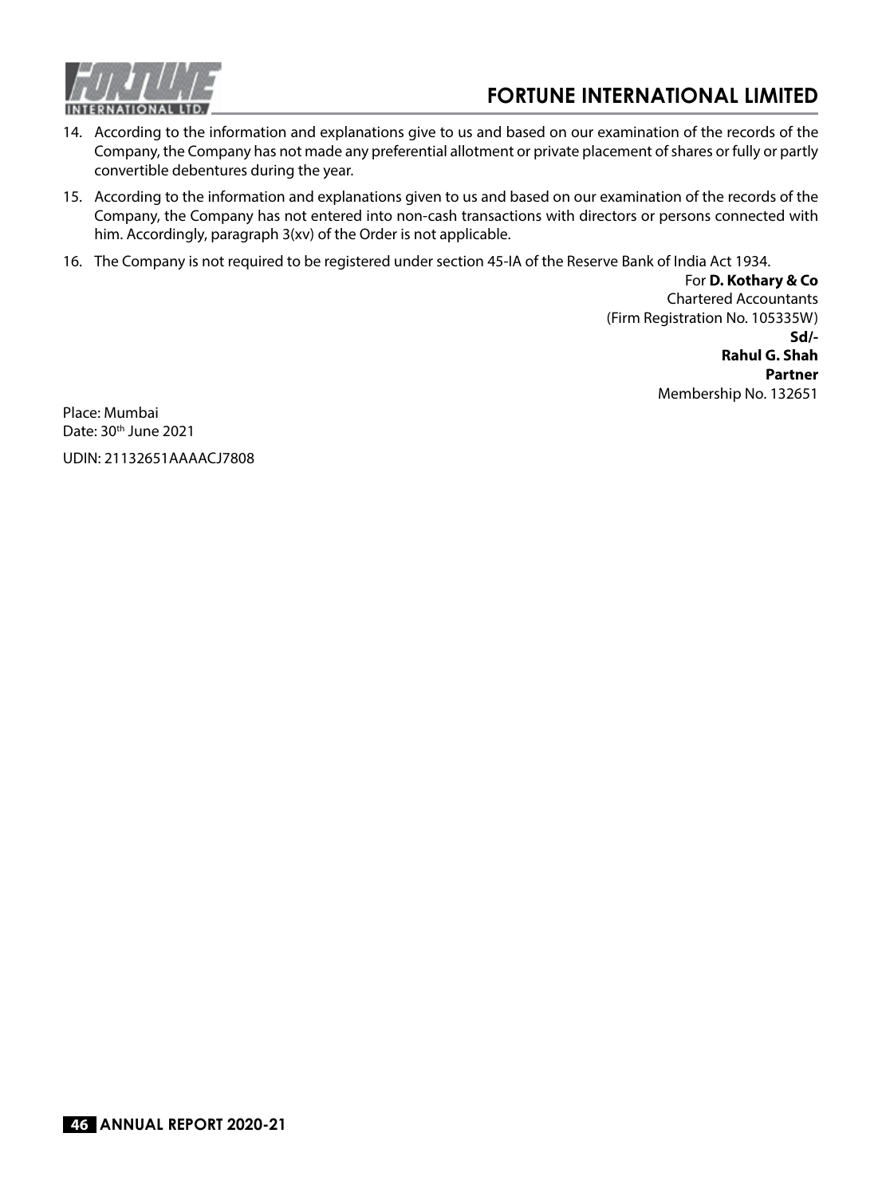14. According to the information and explanations give to us and based on our examination of the records of the Company, the Company has not made any preferential allotment or private placement of shares or fully or partly convertible debentures during the year.

15. According to the information and explanations given to us and based on our examination of the records of the Company, the Company has not entered into non-cash transactions with directors or persons connected with him. Accordingly, paragraph 3(xv) of the Order is not applicable.

16. The Company is not required to be registered under section 45-IA of the Reserve Bank of India Act 1934.

For **D. Kothary & Co**
Chartered Accountants
(Firm Registration No. 105335W)
**Sd/-**
**Rahul G. Shah**
**Partner**
Membership No. 132651

Place: Mumbai
Date: 30th June 2021

UDIN: 21132651AAAACJ7808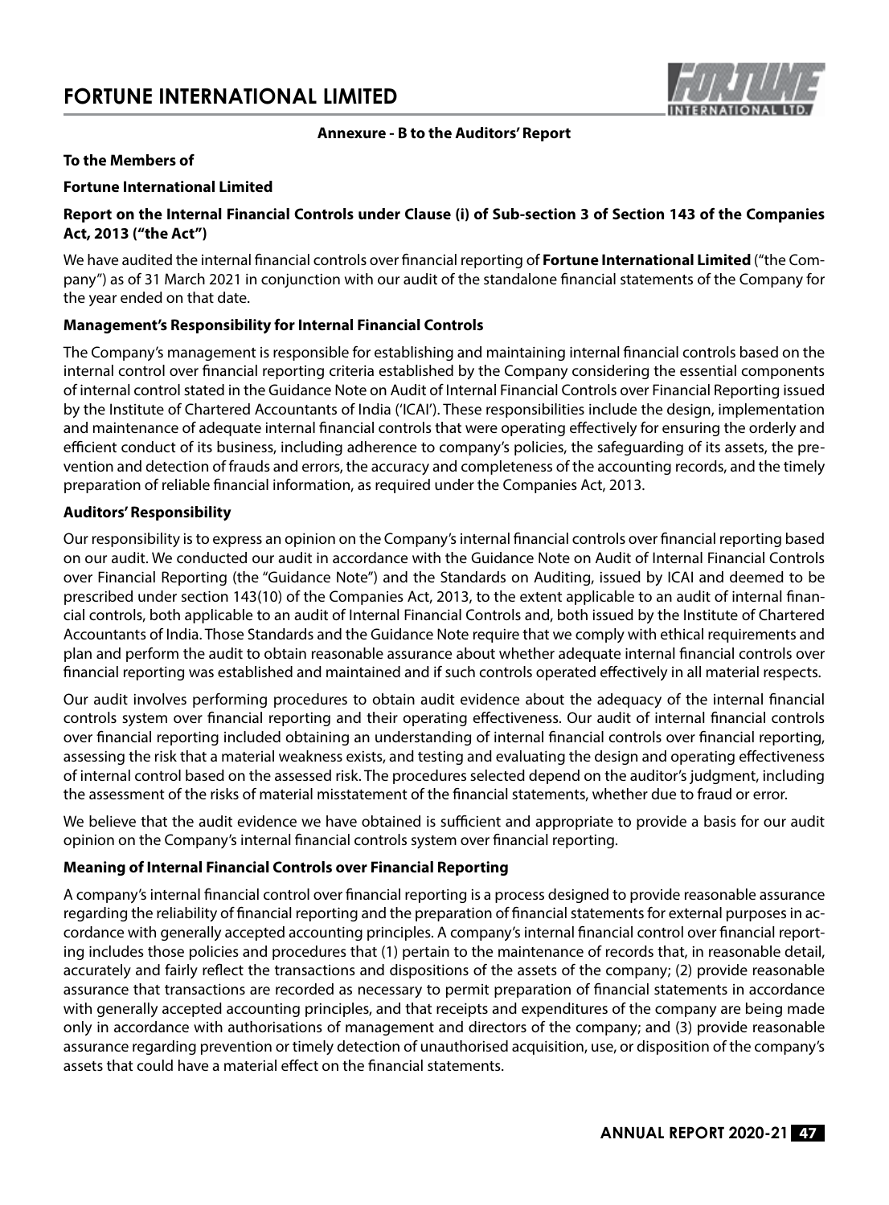**Annexure - B to the Auditors' Report**

**To the Members of**

**Fortune International Limited**

**Report on the Internal Financial Controls under Clause (i) of Sub-section 3 of Section 143 of the Companies Act, 2013 ("the Act")**

We have audited the internal financial controls over financial reporting of **Fortune International Limited** ("the Company") as of 31 March 2021 in conjunction with our audit of the standalone financial statements of the Company for the year ended on that date.

**Management's Responsibility for Internal Financial Controls**

The Company's management is responsible for establishing and maintaining internal financial controls based on the internal control over financial reporting criteria established by the Company considering the essential components of internal control stated in the Guidance Note on Audit of Internal Financial Controls over Financial Reporting issued by the Institute of Chartered Accountants of India ('ICAI'). These responsibilities include the design, implementation and maintenance of adequate internal financial controls that were operating effectively for ensuring the orderly and efficient conduct of its business, including adherence to company's policies, the safeguarding of its assets, the prevention and detection of frauds and errors, the accuracy and completeness of the accounting records, and the timely preparation of reliable financial information, as required under the Companies Act, 2013.

**Auditors' Responsibility**

Our responsibility is to express an opinion on the Company's internal financial controls over financial reporting based on our audit. We conducted our audit in accordance with the Guidance Note on Audit of Internal Financial Controls over Financial Reporting (the "Guidance Note") and the Standards on Auditing, issued by ICAI and deemed to be prescribed under section 143(10) of the Companies Act, 2013, to the extent applicable to an audit of internal financial controls, both applicable to an audit of Internal Financial Controls and, both issued by the Institute of Chartered Accountants of India. Those Standards and the Guidance Note require that we comply with ethical requirements and plan and perform the audit to obtain reasonable assurance about whether adequate internal financial controls over financial reporting was established and maintained and if such controls operated effectively in all material respects.

Our audit involves performing procedures to obtain audit evidence about the adequacy of the internal financial controls system over financial reporting and their operating effectiveness. Our audit of internal financial controls over financial reporting included obtaining an understanding of internal financial controls over financial reporting, assessing the risk that a material weakness exists, and testing and evaluating the design and operating effectiveness of internal control based on the assessed risk. The procedures selected depend on the auditor's judgment, including the assessment of the risks of material misstatement of the financial statements, whether due to fraud or error.

We believe that the audit evidence we have obtained is sufficient and appropriate to provide a basis for our audit opinion on the Company's internal financial controls system over financial reporting.

**Meaning of Internal Financial Controls over Financial Reporting**

A company's internal financial control over financial reporting is a process designed to provide reasonable assurance regarding the reliability of financial reporting and the preparation of financial statements for external purposes in accordance with generally accepted accounting principles. A company's internal financial control over financial reporting includes those policies and procedures that (1) pertain to the maintenance of records that, in reasonable detail, accurately and fairly reflect the transactions and dispositions of the assets of the company; (2) provide reasonable assurance that transactions are recorded as necessary to permit preparation of financial statements in accordance with generally accepted accounting principles, and that receipts and expenditures of the company are being made only in accordance with authorisations of management and directors of the company; and (3) provide reasonable assurance regarding prevention or timely detection of unauthorised acquisition, use, or disposition of the company's assets that could have a material effect on the financial statements.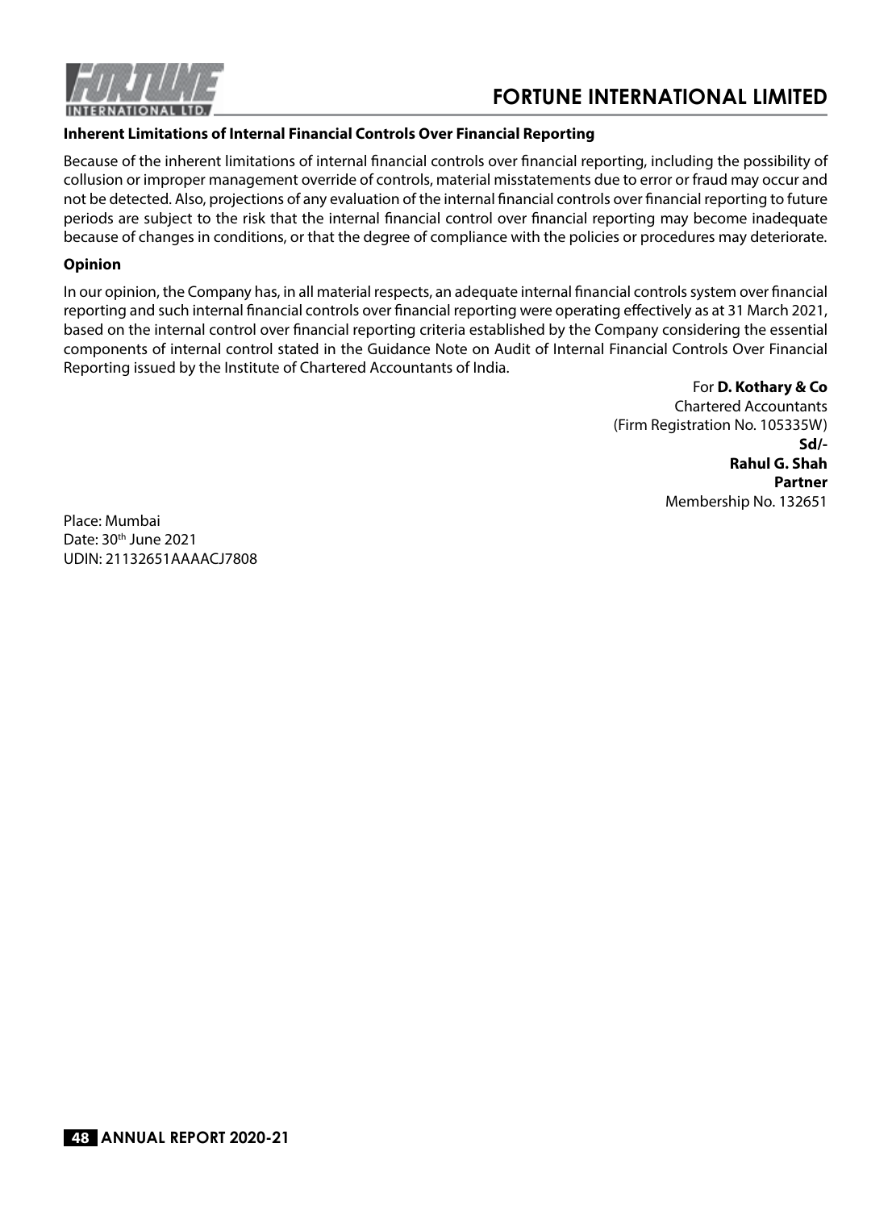**Inherent Limitations of Internal Financial Controls Over Financial Reporting**

Because of the inherent limitations of internal financial controls over financial reporting, including the possibility of collusion or improper management override of controls, material misstatements due to error or fraud may occur and not be detected. Also, projections of any evaluation of the internal financial controls over financial reporting to future periods are subject to the risk that the internal financial control over financial reporting may become inadequate because of changes in conditions, or that the degree of compliance with the policies or procedures may deteriorate.

**Opinion**

In our opinion, the Company has, in all material respects, an adequate internal financial controls system over financial reporting and such internal financial controls over financial reporting were operating effectively as at 31 March 2021, based on the internal control over financial reporting criteria established by the Company considering the essential components of internal control stated in the Guidance Note on Audit of Internal Financial Controls Over Financial Reporting issued by the Institute of Chartered Accountants of India.

For **D. Kothary & Co**
Chartered Accountants
(Firm Registration No. 105335W)
**Sd/-**
**Rahul G. Shah**
**Partner**
Membership No. 132651

Place: Mumbai
Date: 30th June 2021
UDIN: 21132651AAAACJ7808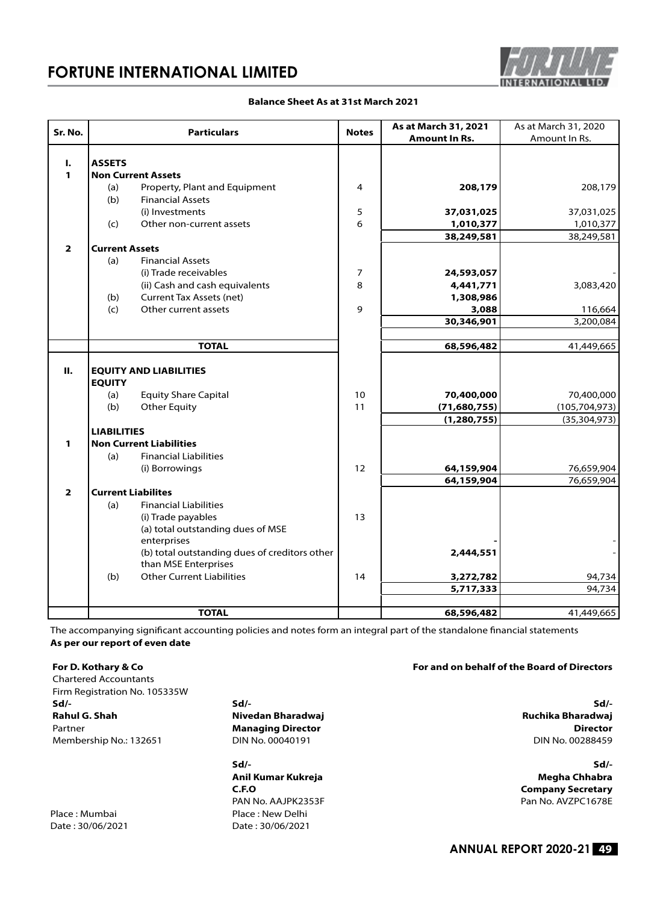# FORTUNE INTERNATIONAL LIMITED

**Balance Sheet As at 31st March 2021**

| Sr. No. | Particulars | Notes | As at March 31, 2021 Amount In Rs. | As at March 31, 2020 Amount In Rs. |
|---|---|---|---|---|
| **I.** | **ASSETS** | | | |
| **1** | **Non Current Assets** | | | |
| | (a) Property, Plant and Equipment | 4 | **208,179** | 208,179 |
| | (b) Financial Assets | | | |
| | (i) Investments | 5 | **37,031,025** | 37,031,025 |
| | (c) Other non-current assets | 6 | **1,010,377** | 1,010,377 |
| | | | **38,249,581** | 38,249,581 |
| **2** | **Current Assets** | | | |
| | (a) Financial Assets | | | |
| | (i) Trade receivables | 7 | **24,593,057** | - |
| | (ii) Cash and cash equivalents | 8 | **4,441,771** | 3,083,420 |
| | (b) Current Tax Assets (net) | | **1,308,986** | |
| | (c) Other current assets | 9 | **3,088** | 116,664 |
| | | | **30,346,901** | 3,200,084 |
| | **TOTAL** | | **68,596,482** | 41,449,665 |
| **II.** | **EQUITY AND LIABILITIES** | | | |
| | **EQUITY** | | | |
| | (a) Equity Share Capital | 10 | **70,400,000** | 70,400,000 |
| | (b) Other Equity | 11 | **(71,680,755)** | (105,704,973) |
| | | | **(1,280,755)** | (35,304,973) |
| | **LIABILITIES** | | | |
| **1** | **Non Current Liabilities** | | | |
| | (a) Financial Liabilities | | | |
| | (i) Borrowings | 12 | **64,159,904** | 76,659,904 |
| | | | **64,159,904** | 76,659,904 |
| **2** | **Current Liabilites** | | | |
| | (a) Financial Liabilities | | | |
| | (i) Trade payables | 13 | | |
| | (a) total outstanding dues of MSE enterprises | | **-** | - |
| | (b) total outstanding dues of creditors other than MSE Enterprises | | **2,444,551** | - |
| | (b) Other Current Liabilities | 14 | **3,272,782** | 94,734 |
| | | | **5,717,333** | 94,734 |
| | **TOTAL** | | **68,596,482** | 41,449,665 |

The accompanying significant accounting policies and notes form an integral part of the standalone financial statements
**As per our report of even date**

**For D. Kothary & Co**
Chartered Accountants
Firm Registration No. 105335W
**Sd/-**
**Rahul G. Shah**
Partner
Membership No.: 132651

Place : Mumbai
Date : 30/06/2021

**For and on behalf of the Board of Directors**

**Sd/-**
**Nivedan Bharadwaj**
**Managing Director**
DIN No. 00040191

**Sd/-**
**Ruchika Bharadwaj**
**Director**
DIN No. 00288459

**Sd/-**
**Anil Kumar Kukreja**
**C.F.O**
PAN No. AAJPK2353F

**Sd/-**
**Megha Chhabra**
**Company Secretary**
Pan No. AVZPC1678E

Place : New Delhi
Date : 30/06/2021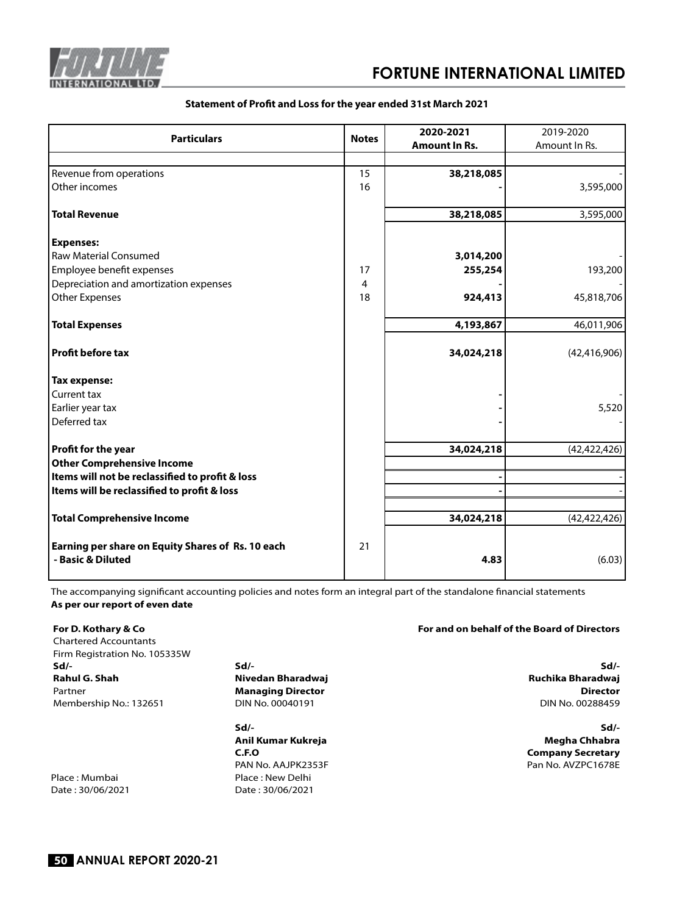# FORTUNE INTERNATIONAL LIMITED

### Statement of Profit and Loss for the year ended 31st March 2021

| Particulars | Notes | 2020-2021 Amount In Rs. | 2019-2020 Amount In Rs. |
|---|---|---|---|
| Revenue from operations | 15 | **38,218,085** | - |
| Other incomes | 16 | - | 3,595,000 |
| **Total Revenue** | | **38,218,085** | 3,595,000 |
| **Expenses:** | | | |
| Raw Material Consumed | | **3,014,200** | - |
| Employee benefit expenses | 17 | **255,254** | 193,200 |
| Depreciation and amortization expenses | 4 | - | - |
| Other Expenses | 18 | **924,413** | 45,818,706 |
| **Total Expenses** | | **4,193,867** | 46,011,906 |
| **Profit before tax** | | **34,024,218** | (42,416,906) |
| **Tax expense:** | | | |
| Current tax | | - | - |
| Earlier year tax | | - | 5,520 |
| Deferred tax | | - | - |
| **Profit for the year** | | **34,024,218** | (42,422,426) |
| **Other Comprehensive Income** | | | |
| **Items will not be reclassified to profit & loss** | | - | - |
| **Items will be reclassified to profit & loss** | | - | - |
| **Total Comprehensive Income** | | **34,024,218** | (42,422,426) |
| **Earning per share on Equity Shares of Rs. 10 each - Basic & Diluted** | 21 | **4.83** | (6.03) |

The accompanying significant accounting policies and notes form an integral part of the standalone financial statements

**As per our report of even date**

**For D. Kothary & Co**
Chartered Accountants
Firm Registration No. 105335W
**Sd/-**
**Rahul G. Shah**
Partner
Membership No.: 132651

Place : Mumbai
Date : 30/06/2021

**For and on behalf of the Board of Directors**

**Sd/-**
**Nivedan Bharadwaj**
**Managing Director**
DIN No. 00040191

**Sd/-**
**Ruchika Bharadwaj**
**Director**
DIN No. 00288459

**Sd/-**
**Anil Kumar Kukreja**
**C.F.O**
PAN No. AAJPK2353F

**Sd/-**
**Megha Chhabra**
**Company Secretary**
Pan No. AVZPC1678E

Place : New Delhi
Date : 30/06/2021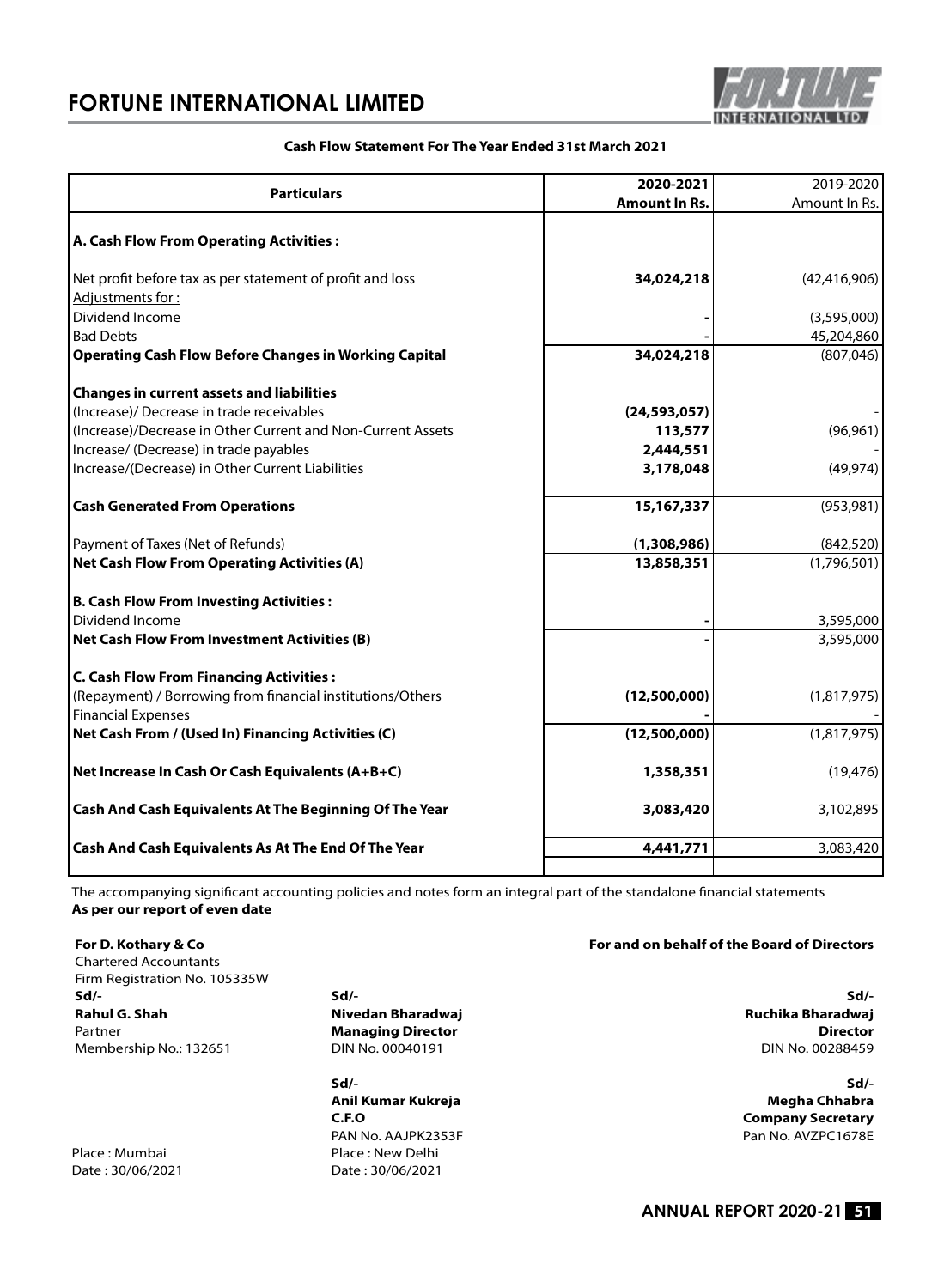# FORTUNE INTERNATIONAL LIMITED

**Cash Flow Statement For The Year Ended 31st March 2021**

| Particulars | 2020-2021 Amount In Rs. | 2019-2020 Amount In Rs. |
|---|---|---|
| **A. Cash Flow From Operating Activities :** | | |
| Net profit before tax as per statement of profit and loss | **34,024,218** | (42,416,906) |
| Adjustments for : | | |
| Dividend Income | **-** | (3,595,000) |
| Bad Debts | **-** | 45,204,860 |
| **Operating Cash Flow Before Changes in Working Capital** | **34,024,218** | (807,046) |
| **Changes in current assets and liabilities** | | |
| (Increase)/ Decrease in trade receivables | **(24,593,057)** | - |
| (Increase)/Decrease in Other Current and Non-Current Assets | **113,577** | (96,961) |
| Increase/ (Decrease) in trade payables | **2,444,551** | - |
| Increase/(Decrease) in Other Current Liabilities | **3,178,048** | (49,974) |
| **Cash Generated From Operations** | **15,167,337** | (953,981) |
| Payment of Taxes (Net of Refunds) | **(1,308,986)** | (842,520) |
| **Net Cash Flow From Operating Activities (A)** | **13,858,351** | (1,796,501) |
| **B. Cash Flow From Investing Activities :** | | |
| Dividend Income | **-** | 3,595,000 |
| **Net Cash Flow From Investment Activities (B)** | **-** | 3,595,000 |
| **C. Cash Flow From Financing Activities :** | | |
| (Repayment) / Borrowing from financial institutions/Others | **(12,500,000)** | (1,817,975) |
| Financial Expenses | **-** | - |
| **Net Cash From / (Used In) Financing Activities (C)** | **(12,500,000)** | (1,817,975) |
| **Net Increase In Cash Or Cash Equivalents (A+B+C)** | **1,358,351** | (19,476) |
| **Cash And Cash Equivalents At The Beginning Of The Year** | **3,083,420** | 3,102,895 |
| **Cash And Cash Equivalents As At The End Of The Year** | **4,441,771** | 3,083,420 |

The accompanying significant accounting policies and notes form an integral part of the standalone financial statements

**As per our report of even date**

**For D. Kothary & Co**
Chartered Accountants
Firm Registration No. 105335W
**Sd/-**
**Rahul G. Shah**
Partner
Membership No.: 132651

Place : Mumbai
Date : 30/06/2021

**For and on behalf of the Board of Directors**

**Sd/-**
**Nivedan Bharadwaj**
**Managing Director**
DIN No. 00040191

**Sd/-**
**Ruchika Bharadwaj**
**Director**
DIN No. 00288459

**Sd/-**
**Anil Kumar Kukreja**
**C.F.O**
PAN No. AAJPK2353F

**Sd/-**
**Megha Chhabra**
**Company Secretary**
Pan No. AVZPC1678E

Place : New Delhi
Date : 30/06/2021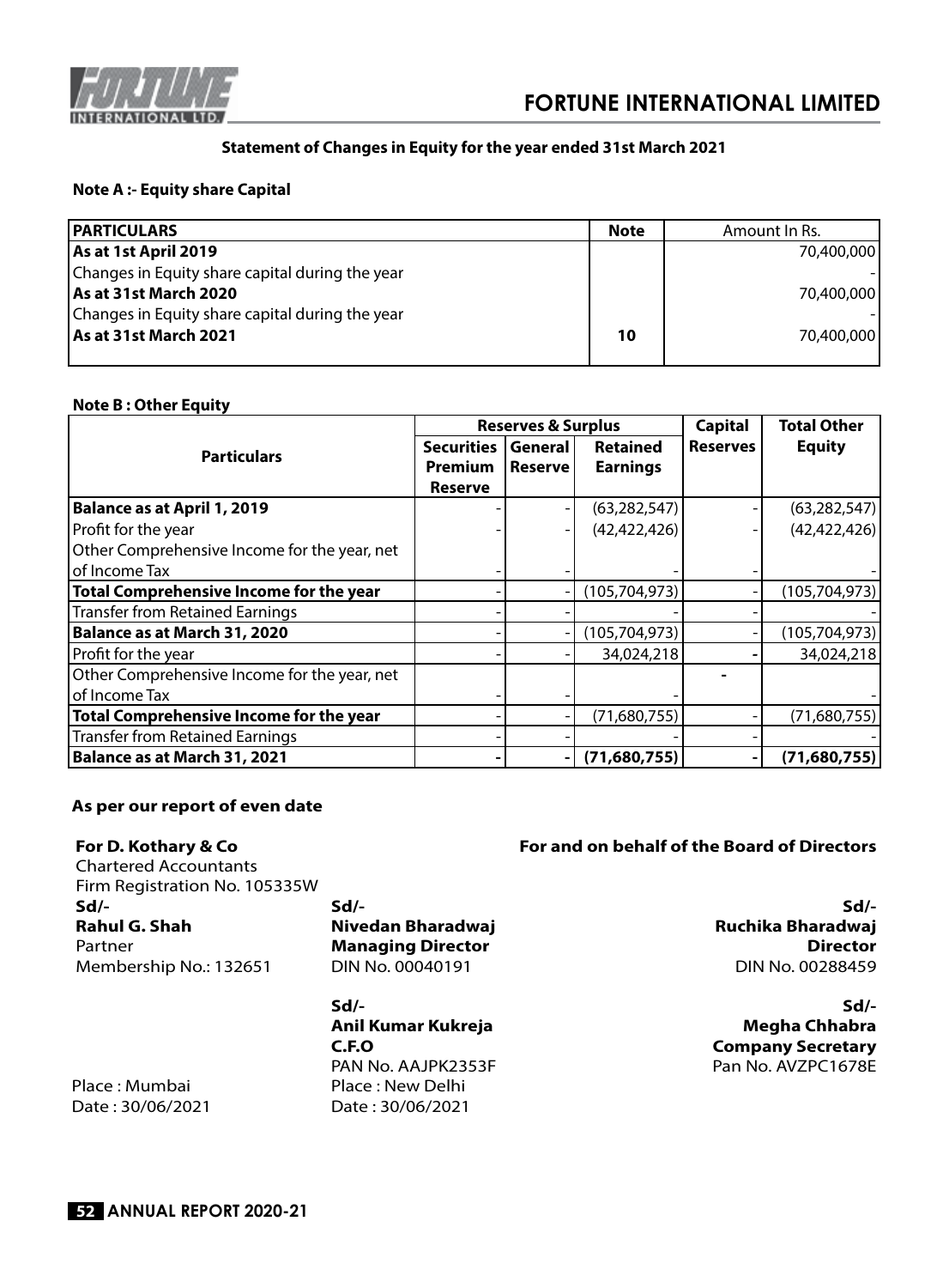## Statement of Changes in Equity for the year ended 31st March 2021

**Note A :- Equity share Capital**

| PARTICULARS | Note | Amount In Rs. |
|---|---|---|
| **As at 1st April 2019** | | 70,400,000 |
| Changes in Equity share capital during the year | | - |
| **As at 31st March 2020** | | 70,400,000 |
| Changes in Equity share capital during the year | | - |
| **As at 31st March 2021** | 10 | 70,400,000 |

**Note B : Other Equity**

| Particulars | Reserves & Surplus | | | Capital Reserves | Total Other Equity |
|---|---|---|---|---|---|
| | Securities Premium Reserve | General Reserve | Retained Earnings | | |
| **Balance as at April 1, 2019** | - | - | (63,282,547) | - | (63,282,547) |
| Profit for the year | - | - | (42,422,426) | - | (42,422,426) |
| Other Comprehensive Income for the year, net of Income Tax | - | - | - | - | - |
| **Total Comprehensive Income for the year** | - | - | (105,704,973) | - | (105,704,973) |
| Transfer from Retained Earnings | - | - | - | - | - |
| **Balance as at March 31, 2020** | - | - | (105,704,973) | - | (105,704,973) |
| Profit for the year | - | - | 34,024,218 | - | 34,024,218 |
| Other Comprehensive Income for the year, net of Income Tax | - | - | - | - | - |
| **Total Comprehensive Income for the year** | - | - | (71,680,755) | - | (71,680,755) |
| Transfer from Retained Earnings | - | - | - | - | - |
| **Balance as at March 31, 2021** | - | - | **(71,680,755)** | - | **(71,680,755)** |

**As per our report of even date**

**For D. Kothary & Co**
Chartered Accountants
Firm Registration No. 105335W
**Sd/-**
**Rahul G. Shah**
Partner
Membership No.: 132651

Place : Mumbai
Date : 30/06/2021

**For and on behalf of the Board of Directors**

**Sd/-**
**Nivedan Bharadwaj**
**Managing Director**
DIN No. 00040191

**Sd/-**
**Ruchika Bharadwaj**
**Director**
DIN No. 00288459

**Sd/-**
**Anil Kumar Kukreja**
**C.F.O**
PAN No. AAJPK2353F

**Sd/-**
**Megha Chhabra**
**Company Secretary**
Pan No. AVZPC1678E

Place : New Delhi
Date : 30/06/2021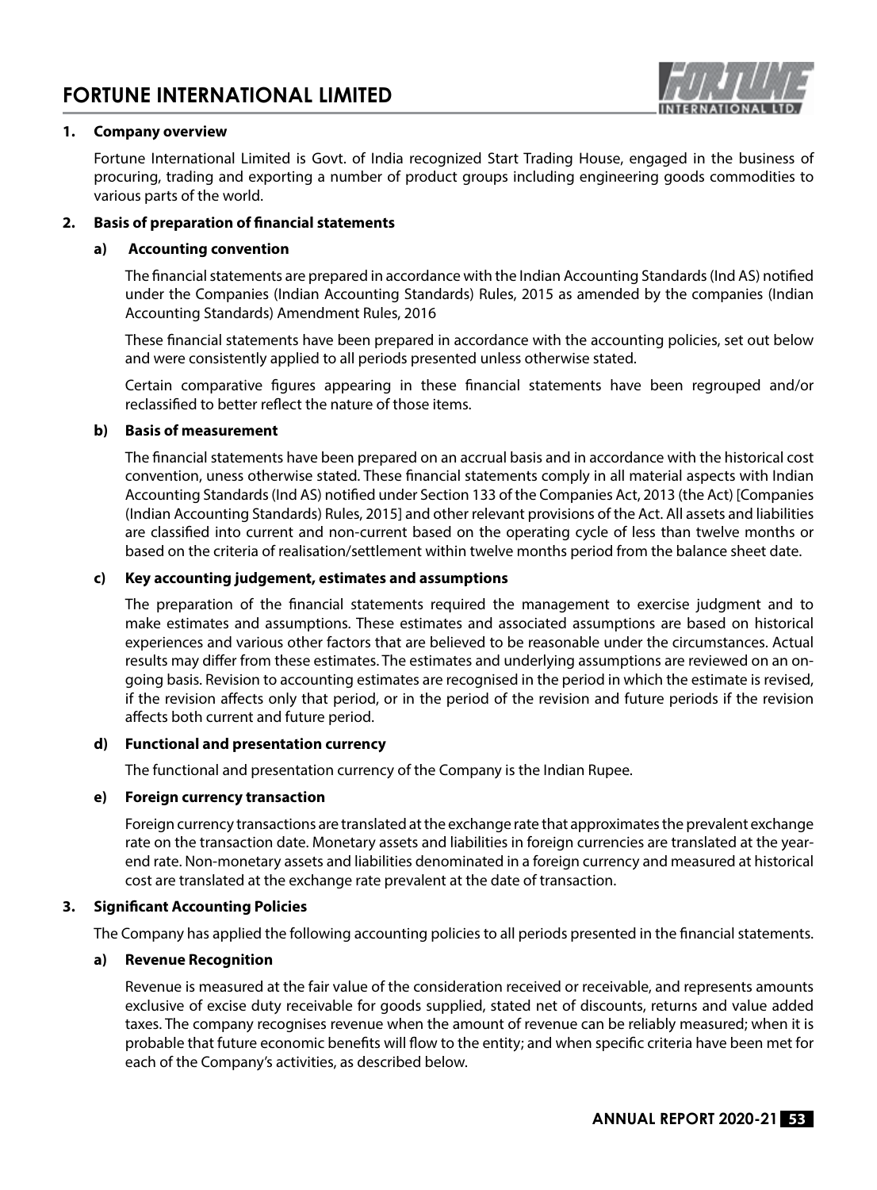## 1. Company overview

Fortune International Limited is Govt. of India recognized Start Trading House, engaged in the business of procuring, trading and exporting a number of product groups including engineering goods commodities to various parts of the world.

## 2. Basis of preparation of financial statements

### a) Accounting convention

The financial statements are prepared in accordance with the Indian Accounting Standards (Ind AS) notified under the Companies (Indian Accounting Standards) Rules, 2015 as amended by the companies (Indian Accounting Standards) Amendment Rules, 2016

These financial statements have been prepared in accordance with the accounting policies, set out below and were consistently applied to all periods presented unless otherwise stated.

Certain comparative figures appearing in these financial statements have been regrouped and/or reclassified to better reflect the nature of those items.

### b) Basis of measurement

The financial statements have been prepared on an accrual basis and in accordance with the historical cost convention, uness otherwise stated. These financial statements comply in all material aspects with Indian Accounting Standards (Ind AS) notified under Section 133 of the Companies Act, 2013 (the Act) [Companies (Indian Accounting Standards) Rules, 2015] and other relevant provisions of the Act. All assets and liabilities are classified into current and non-current based on the operating cycle of less than twelve months or based on the criteria of realisation/settlement within twelve months period from the balance sheet date.

### c) Key accounting judgement, estimates and assumptions

The preparation of the financial statements required the management to exercise judgment and to make estimates and assumptions. These estimates and associated assumptions are based on historical experiences and various other factors that are believed to be reasonable under the circumstances. Actual results may differ from these estimates. The estimates and underlying assumptions are reviewed on an on-going basis. Revision to accounting estimates are recognised in the period in which the estimate is revised, if the revision affects only that period, or in the period of the revision and future periods if the revision affects both current and future period.

### d) Functional and presentation currency

The functional and presentation currency of the Company is the Indian Rupee.

### e) Foreign currency transaction

Foreign currency transactions are translated at the exchange rate that approximates the prevalent exchange rate on the transaction date. Monetary assets and liabilities in foreign currencies are translated at the year-end rate. Non-monetary assets and liabilities denominated in a foreign currency and measured at historical cost are translated at the exchange rate prevalent at the date of transaction.

## 3. Significant Accounting Policies

The Company has applied the following accounting policies to all periods presented in the financial statements.

### a) Revenue Recognition

Revenue is measured at the fair value of the consideration received or receivable, and represents amounts exclusive of excise duty receivable for goods supplied, stated net of discounts, returns and value added taxes. The company recognises revenue when the amount of revenue can be reliably measured; when it is probable that future economic benefits will flow to the entity; and when specific criteria have been met for each of the Company's activities, as described below.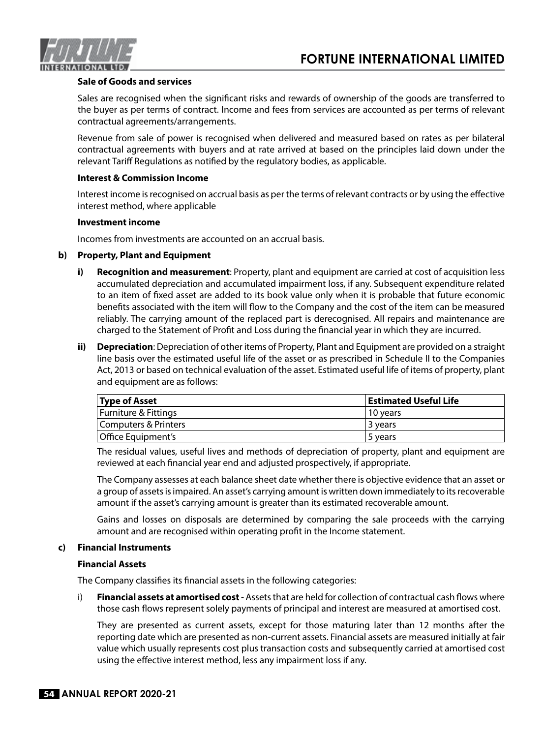**Sale of Goods and services**

Sales are recognised when the significant risks and rewards of ownership of the goods are transferred to the buyer as per terms of contract. Income and fees from services are accounted as per terms of relevant contractual agreements/arrangements.

Revenue from sale of power is recognised when delivered and measured based on rates as per bilateral contractual agreements with buyers and at rate arrived at based on the principles laid down under the relevant Tariff Regulations as notified by the regulatory bodies, as applicable.

**Interest & Commission Income**

Interest income is recognised on accrual basis as per the terms of relevant contracts or by using the effective interest method, where applicable

**Investment income**

Incomes from investments are accounted on an accrual basis.

**b) Property, Plant and Equipment**

**i) Recognition and measurement**: Property, plant and equipment are carried at cost of acquisition less accumulated depreciation and accumulated impairment loss, if any. Subsequent expenditure related to an item of fixed asset are added to its book value only when it is probable that future economic benefits associated with the item will flow to the Company and the cost of the item can be measured reliably. The carrying amount of the replaced part is derecognised. All repairs and maintenance are charged to the Statement of Profit and Loss during the financial year in which they are incurred.

**ii) Depreciation**: Depreciation of other items of Property, Plant and Equipment are provided on a straight line basis over the estimated useful life of the asset or as prescribed in Schedule II to the Companies Act, 2013 or based on technical evaluation of the asset. Estimated useful life of items of property, plant and equipment are as follows:

| Type of Asset | Estimated Useful Life |
|---|---|
| Furniture & Fittings | 10 years |
| Computers & Printers | 3 years |
| Office Equipment's | 5 years |

The residual values, useful lives and methods of depreciation of property, plant and equipment are reviewed at each financial year end and adjusted prospectively, if appropriate.

The Company assesses at each balance sheet date whether there is objective evidence that an asset or a group of assets is impaired. An asset's carrying amount is written down immediately to its recoverable amount if the asset's carrying amount is greater than its estimated recoverable amount.

Gains and losses on disposals are determined by comparing the sale proceeds with the carrying amount and are recognised within operating profit in the Income statement.

**c) Financial Instruments**

**Financial Assets**

The Company classifies its financial assets in the following categories:

i) **Financial assets at amortised cost** - Assets that are held for collection of contractual cash flows where those cash flows represent solely payments of principal and interest are measured at amortised cost.

They are presented as current assets, except for those maturing later than 12 months after the reporting date which are presented as non-current assets. Financial assets are measured initially at fair value which usually represents cost plus transaction costs and subsequently carried at amortised cost using the effective interest method, less any impairment loss if any.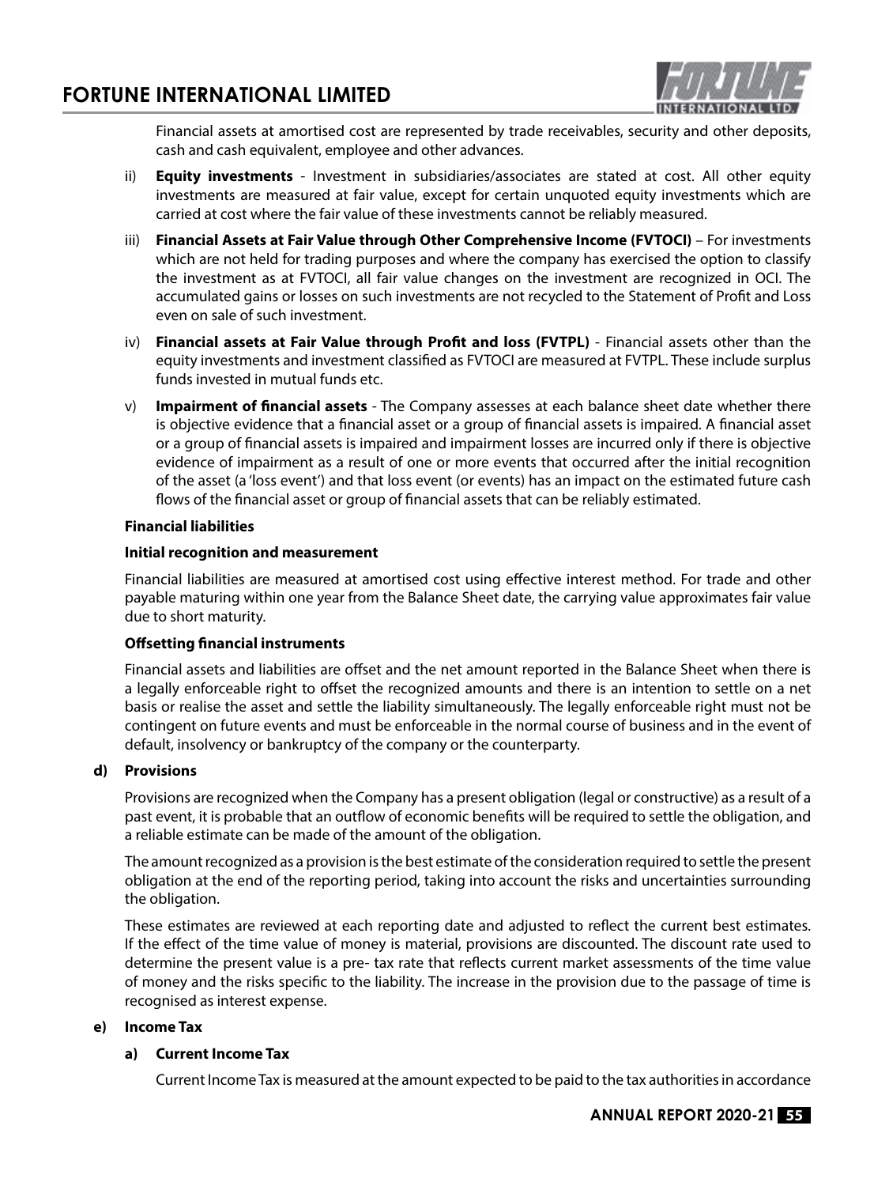Financial assets at amortised cost are represented by trade receivables, security and other deposits, cash and cash equivalent, employee and other advances.

ii) **Equity investments** - Investment in subsidiaries/associates are stated at cost. All other equity investments are measured at fair value, except for certain unquoted equity investments which are carried at cost where the fair value of these investments cannot be reliably measured.

iii) **Financial Assets at Fair Value through Other Comprehensive Income (FVTOCI)** – For investments which are not held for trading purposes and where the company has exercised the option to classify the investment as at FVTOCI, all fair value changes on the investment are recognized in OCI. The accumulated gains or losses on such investments are not recycled to the Statement of Profit and Loss even on sale of such investment.

iv) **Financial assets at Fair Value through Profit and loss (FVTPL)** - Financial assets other than the equity investments and investment classified as FVTOCI are measured at FVTPL. These include surplus funds invested in mutual funds etc.

v) **Impairment of financial assets** - The Company assesses at each balance sheet date whether there is objective evidence that a financial asset or a group of financial assets is impaired. A financial asset or a group of financial assets is impaired and impairment losses are incurred only if there is objective evidence of impairment as a result of one or more events that occurred after the initial recognition of the asset (a 'loss event') and that loss event (or events) has an impact on the estimated future cash flows of the financial asset or group of financial assets that can be reliably estimated.

**Financial liabilities**

**Initial recognition and measurement**

Financial liabilities are measured at amortised cost using effective interest method. For trade and other payable maturing within one year from the Balance Sheet date, the carrying value approximates fair value due to short maturity.

**Offsetting financial instruments**

Financial assets and liabilities are offset and the net amount reported in the Balance Sheet when there is a legally enforceable right to offset the recognized amounts and there is an intention to settle on a net basis or realise the asset and settle the liability simultaneously. The legally enforceable right must not be contingent on future events and must be enforceable in the normal course of business and in the event of default, insolvency or bankruptcy of the company or the counterparty.

**d) Provisions**

Provisions are recognized when the Company has a present obligation (legal or constructive) as a result of a past event, it is probable that an outflow of economic benefits will be required to settle the obligation, and a reliable estimate can be made of the amount of the obligation.

The amount recognized as a provision is the best estimate of the consideration required to settle the present obligation at the end of the reporting period, taking into account the risks and uncertainties surrounding the obligation.

These estimates are reviewed at each reporting date and adjusted to reflect the current best estimates. If the effect of the time value of money is material, provisions are discounted. The discount rate used to determine the present value is a pre- tax rate that reflects current market assessments of the time value of money and the risks specific to the liability. The increase in the provision due to the passage of time is recognised as interest expense.

**e) Income Tax**

**a) Current Income Tax**

Current Income Tax is measured at the amount expected to be paid to the tax authorities in accordance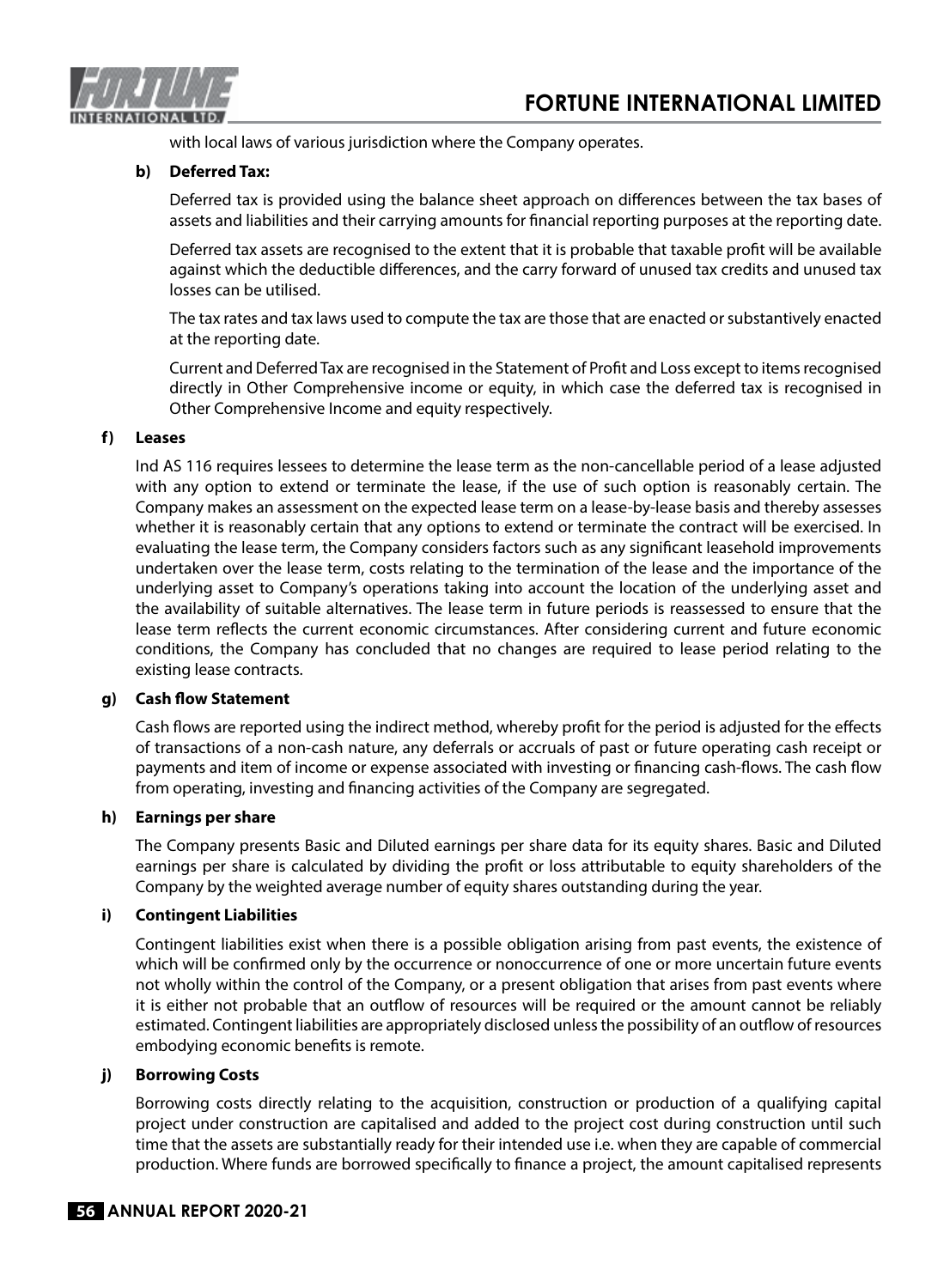with local laws of various jurisdiction where the Company operates.

**b) Deferred Tax:**

Deferred tax is provided using the balance sheet approach on differences between the tax bases of assets and liabilities and their carrying amounts for financial reporting purposes at the reporting date.

Deferred tax assets are recognised to the extent that it is probable that taxable profit will be available against which the deductible differences, and the carry forward of unused tax credits and unused tax losses can be utilised.

The tax rates and tax laws used to compute the tax are those that are enacted or substantively enacted at the reporting date.

Current and Deferred Tax are recognised in the Statement of Profit and Loss except to items recognised directly in Other Comprehensive income or equity, in which case the deferred tax is recognised in Other Comprehensive Income and equity respectively.

**f) Leases**

Ind AS 116 requires lessees to determine the lease term as the non-cancellable period of a lease adjusted with any option to extend or terminate the lease, if the use of such option is reasonably certain. The Company makes an assessment on the expected lease term on a lease-by-lease basis and thereby assesses whether it is reasonably certain that any options to extend or terminate the contract will be exercised. In evaluating the lease term, the Company considers factors such as any significant leasehold improvements undertaken over the lease term, costs relating to the termination of the lease and the importance of the underlying asset to Company's operations taking into account the location of the underlying asset and the availability of suitable alternatives. The lease term in future periods is reassessed to ensure that the lease term reflects the current economic circumstances. After considering current and future economic conditions, the Company has concluded that no changes are required to lease period relating to the existing lease contracts.

**g) Cash flow Statement**

Cash flows are reported using the indirect method, whereby profit for the period is adjusted for the effects of transactions of a non-cash nature, any deferrals or accruals of past or future operating cash receipt or payments and item of income or expense associated with investing or financing cash-flows. The cash flow from operating, investing and financing activities of the Company are segregated.

**h) Earnings per share**

The Company presents Basic and Diluted earnings per share data for its equity shares. Basic and Diluted earnings per share is calculated by dividing the profit or loss attributable to equity shareholders of the Company by the weighted average number of equity shares outstanding during the year.

**i) Contingent Liabilities**

Contingent liabilities exist when there is a possible obligation arising from past events, the existence of which will be confirmed only by the occurrence or nonoccurrence of one or more uncertain future events not wholly within the control of the Company, or a present obligation that arises from past events where it is either not probable that an outflow of resources will be required or the amount cannot be reliably estimated. Contingent liabilities are appropriately disclosed unless the possibility of an outflow of resources embodying economic benefits is remote.

**j) Borrowing Costs**

Borrowing costs directly relating to the acquisition, construction or production of a qualifying capital project under construction are capitalised and added to the project cost during construction until such time that the assets are substantially ready for their intended use i.e. when they are capable of commercial production. Where funds are borrowed specifically to finance a project, the amount capitalised represents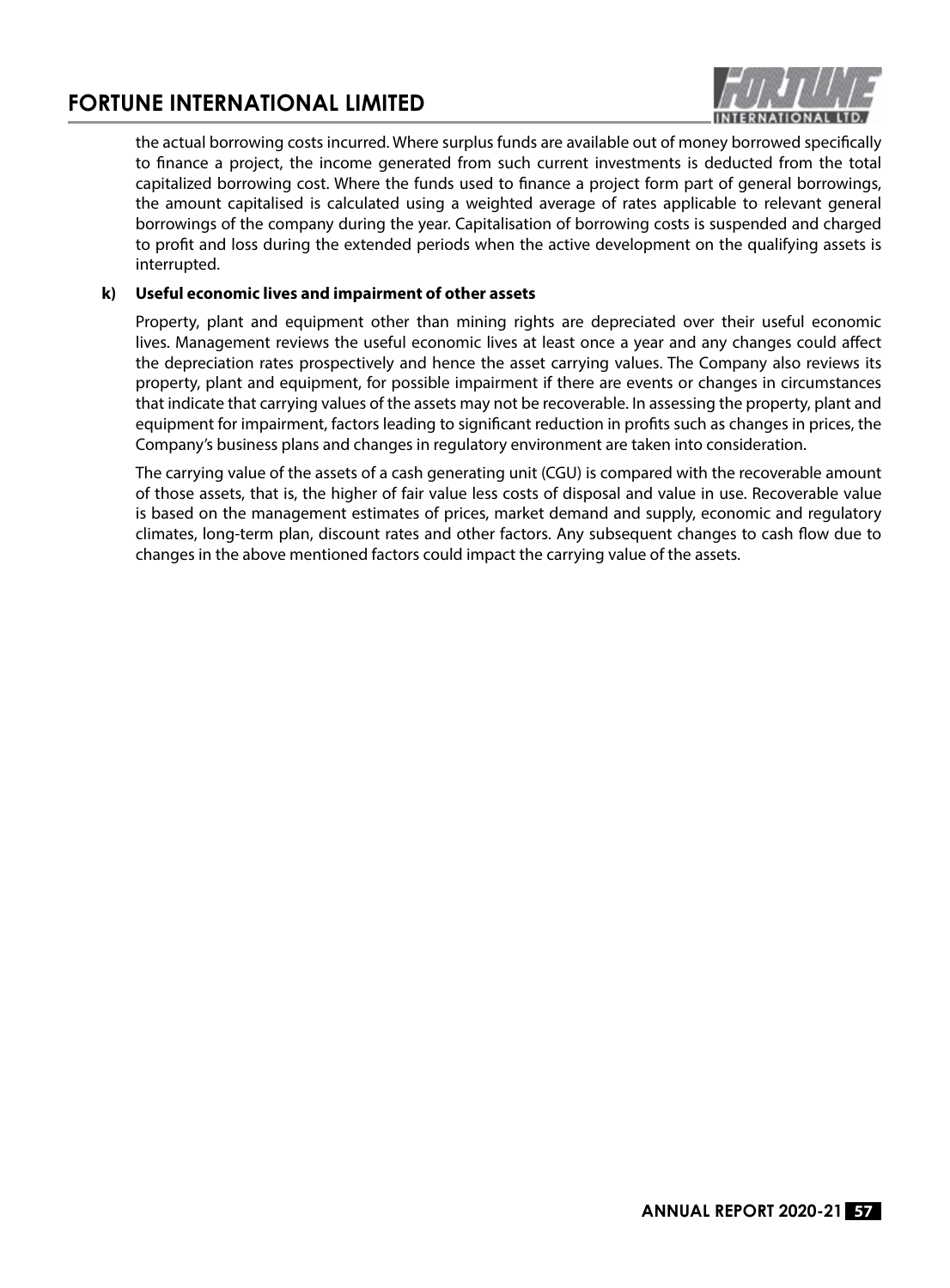the actual borrowing costs incurred. Where surplus funds are available out of money borrowed specifically to finance a project, the income generated from such current investments is deducted from the total capitalized borrowing cost. Where the funds used to finance a project form part of general borrowings, the amount capitalised is calculated using a weighted average of rates applicable to relevant general borrowings of the company during the year. Capitalisation of borrowing costs is suspended and charged to profit and loss during the extended periods when the active development on the qualifying assets is interrupted.

**k) Useful economic lives and impairment of other assets**

Property, plant and equipment other than mining rights are depreciated over their useful economic lives. Management reviews the useful economic lives at least once a year and any changes could affect the depreciation rates prospectively and hence the asset carrying values. The Company also reviews its property, plant and equipment, for possible impairment if there are events or changes in circumstances that indicate that carrying values of the assets may not be recoverable. In assessing the property, plant and equipment for impairment, factors leading to significant reduction in profits such as changes in prices, the Company's business plans and changes in regulatory environment are taken into consideration.

The carrying value of the assets of a cash generating unit (CGU) is compared with the recoverable amount of those assets, that is, the higher of fair value less costs of disposal and value in use. Recoverable value is based on the management estimates of prices, market demand and supply, economic and regulatory climates, long-term plan, discount rates and other factors. Any subsequent changes to cash flow due to changes in the above mentioned factors could impact the carrying value of the assets.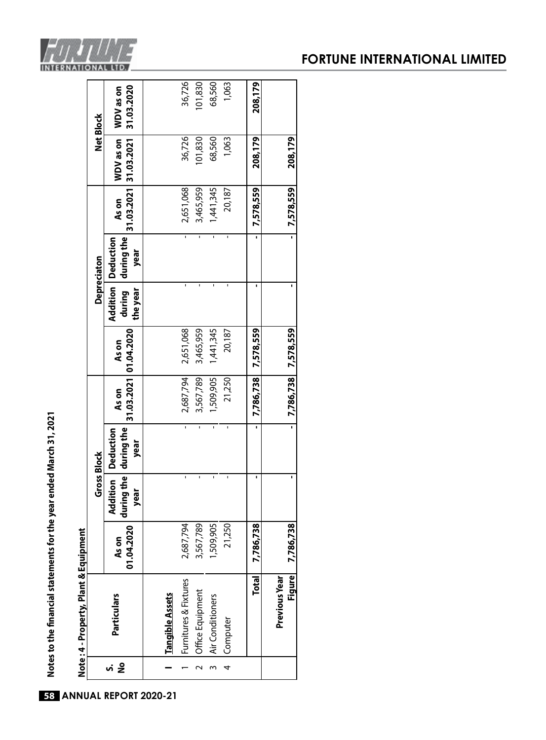## Notes to the financial statements for the year ended March 31, 2021

**Note : 4 - Property, Plant & Equipment**

| S. No | Particulars | Gross Block | | | | Depreciaton | | | | Net Block | |
|---|---|---|---|---|---|---|---|---|---|---|---|
| | | As on 01.04.2020 | Addition during the year | Deduction during the year | As on 31.03.2021 | As on 01.04.2020 | Addition during the year | Deduction during the year | As on 31.03.2021 | WDV as on 31.03.2021 | WDV as on 31.03.2020 |
| I | **Tangible Assets** | | | | | | | | | | |
| 1 | Furnitures & Fixtures | 2,687,794 | - | - | 2,687,794 | 2,651,068 | - | - | 2,651,068 | 36,726 | 36,726 |
| 2 | Office Equipment | 3,567,789 | - | - | 3,567,789 | 3,465,959 | - | - | 3,465,959 | 101,830 | 101,830 |
| 3 | Air Conditioners | 1,509,905 | - | - | 1,509,905 | 1,441,345 | - | - | 1,441,345 | 68,560 | 68,560 |
| 4 | Computer | 21,250 | - | - | 21,250 | 20,187 | - | - | 20,187 | 1,063 | 1,063 |
| | **Total** | **7,786,738** | **-** | **-** | **7,786,738** | **7,578,559** | **-** | **-** | **7,578,559** | **208,179** | **208,179** |
| | **Previous Year Figure** | **7,786,738** | **-** | **-** | **7,786,738** | **7,578,559** | **-** | **-** | **7,578,559** | **208,179** | |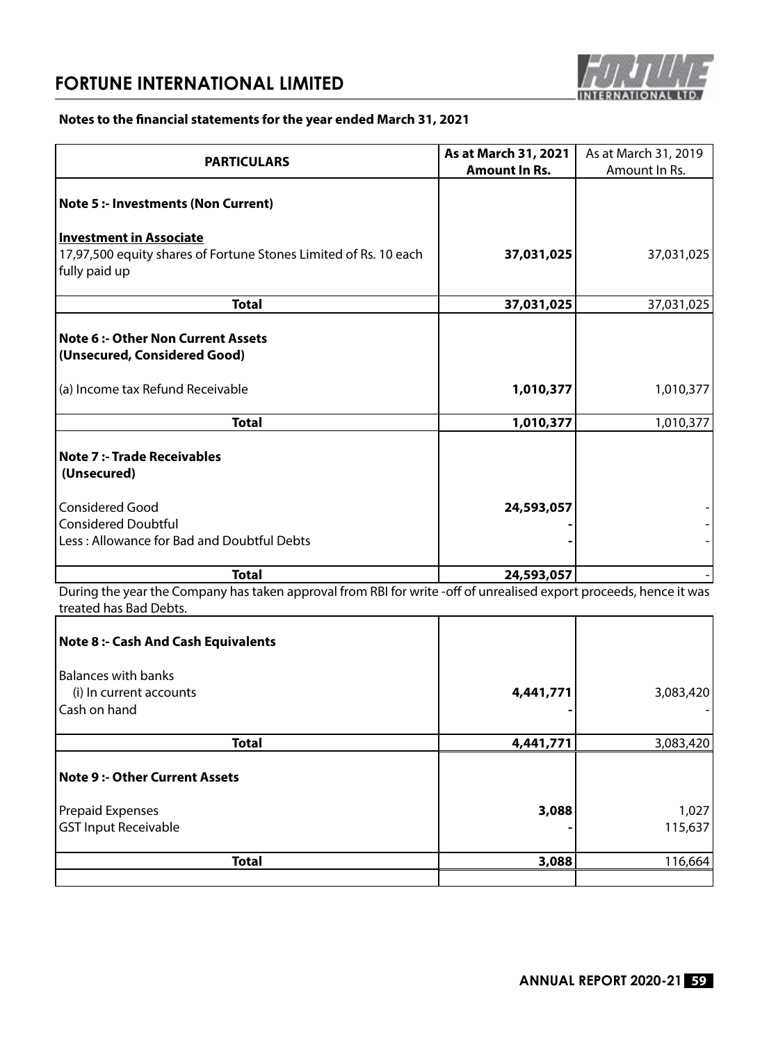# FORTUNE INTERNATIONAL LIMITED

**Notes to the financial statements for the year ended March 31, 2021**

| PARTICULARS | As at March 31, 2021 Amount In Rs. | As at March 31, 2019 Amount In Rs. |
|---|---|---|
| **Note 5 :- Investments (Non Current)** | | |
| **Investment in Associate** | | |
| 17,97,500 equity shares of Fortune Stones Limited of Rs. 10 each fully paid up | **37,031,025** | 37,031,025 |
| **Total** | **37,031,025** | 37,031,025 |
| **Note 6 :- Other Non Current Assets (Unsecured, Considered Good)** | | |
| (a) Income tax Refund Receivable | **1,010,377** | 1,010,377 |
| **Total** | **1,010,377** | 1,010,377 |
| **Note 7 :- Trade Receivables (Unsecured)** | | |
| Considered Good | **24,593,057** | - |
| Considered Doubtful | **-** | - |
| Less : Allowance for Bad and Doubtful Debts | **-** | - |
| **Total** | **24,593,057** | - |

During the year the Company has taken approval from RBI for write -off of unrealised export proceeds, hence it was treated has Bad Debts.

| PARTICULARS | As at March 31, 2021 Amount In Rs. | As at March 31, 2019 Amount In Rs. |
|---|---|---|
| **Note 8 :- Cash And Cash Equivalents** | | |
| Balances with banks | | |
| (i) In current accounts | **4,441,771** | 3,083,420 |
| Cash on hand | **-** | - |
| **Total** | **4,441,771** | 3,083,420 |
| **Note 9 :- Other Current Assets** | | |
| Prepaid Expenses | **3,088** | 1,027 |
| GST Input Receivable | **-** | 115,637 |
| **Total** | **3,088** | 116,664 |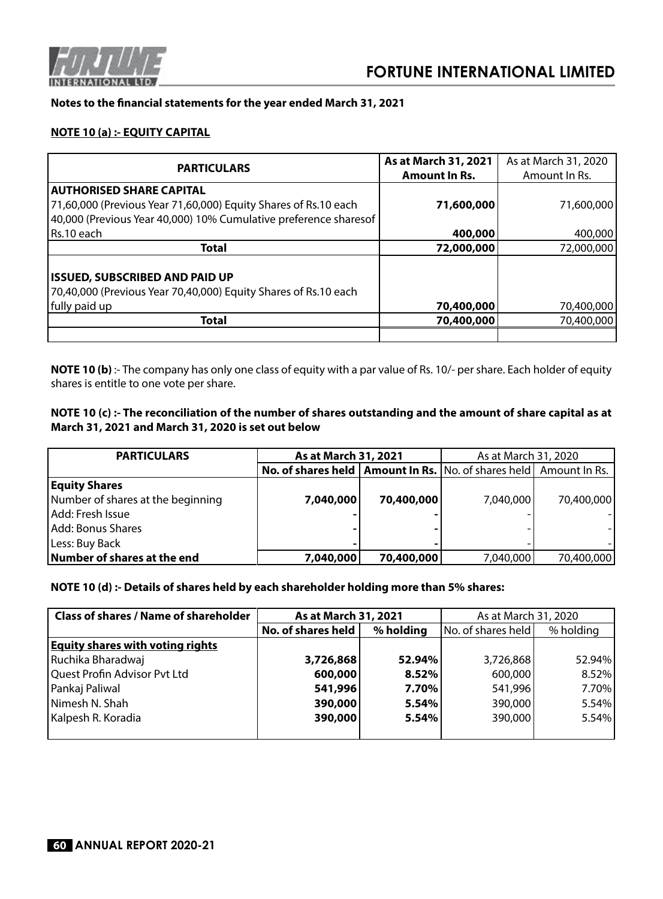**Notes to the financial statements for the year ended March 31, 2021**

**NOTE 10 (a) :- EQUITY CAPITAL**

| PARTICULARS | As at March 31, 2021 Amount In Rs. | As at March 31, 2020 Amount In Rs. |
|---|---|---|
| **AUTHORISED SHARE CAPITAL** | | |
| 71,60,000 (Previous Year 71,60,000) Equity Shares of Rs.10 each | **71,600,000** | 71,600,000 |
| 40,000 (Previous Year 40,000) 10% Cumulative preference sharesof Rs.10 each | **400,000** | 400,000 |
| **Total** | **72,000,000** | 72,000,000 |
| **ISSUED, SUBSCRIBED AND PAID UP** | | |
| 70,40,000 (Previous Year 70,40,000) Equity Shares of Rs.10 each fully paid up | **70,400,000** | 70,400,000 |
| **Total** | **70,400,000** | 70,400,000 |

**NOTE 10 (b)** :- The company has only one class of equity with a par value of Rs. 10/- per share. Each holder of equity shares is entitle to one vote per share.

**NOTE 10 (c) :- The reconciliation of the number of shares outstanding and the amount of share capital as at March 31, 2021 and March 31, 2020 is set out below**

| PARTICULARS | As at March 31, 2021 | | As at March 31, 2020 | |
|---|---|---|---|---|
| | No. of shares held | Amount In Rs. | No. of shares held | Amount In Rs. |
| **Equity Shares** | | | | |
| Number of shares at the beginning | **7,040,000** | **70,400,000** | 7,040,000 | 70,400,000 |
| Add: Fresh Issue | - | - | - | - |
| Add: Bonus Shares | - | - | - | - |
| Less: Buy Back | - | - | - | - |
| **Number of shares at the end** | **7,040,000** | **70,400,000** | 7,040,000 | 70,400,000 |

**NOTE 10 (d) :- Details of shares held by each shareholder holding more than 5% shares:**

| Class of shares / Name of shareholder | As at March 31, 2021 | | As at March 31, 2020 | |
|---|---|---|---|---|
| | No. of shares held | % holding | No. of shares held | % holding |
| **Equity shares with voting rights** | | | | |
| Ruchika Bharadwaj | **3,726,868** | **52.94%** | 3,726,868 | 52.94% |
| Quest Profin Advisor Pvt Ltd | **600,000** | **8.52%** | 600,000 | 8.52% |
| Pankaj Paliwal | **541,996** | **7.70%** | 541,996 | 7.70% |
| Nimesh N. Shah | **390,000** | **5.54%** | 390,000 | 5.54% |
| Kalpesh R. Koradia | **390,000** | **5.54%** | 390,000 | 5.54% |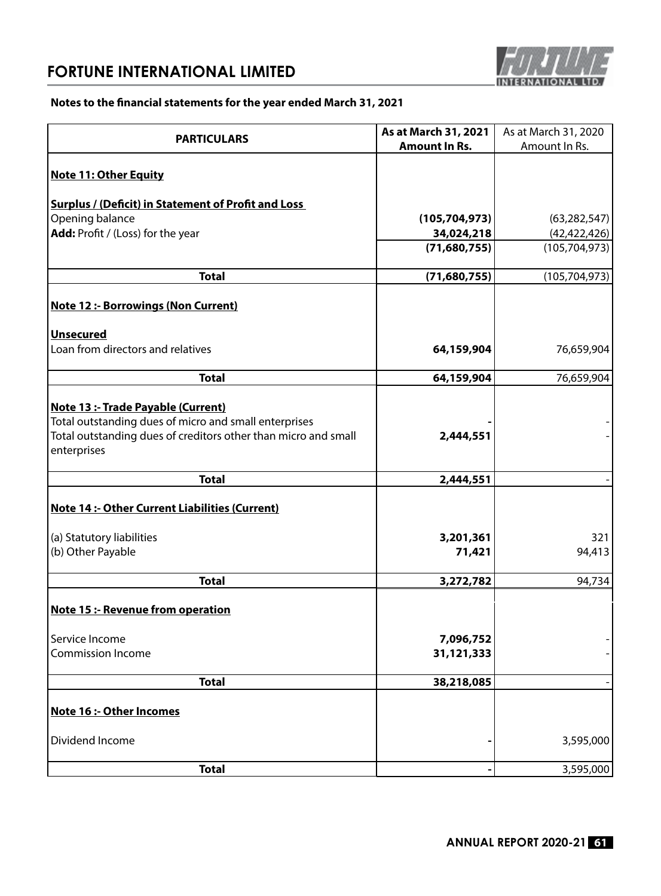## Notes to the financial statements for the year ended March 31, 2021

| PARTICULARS | As at March 31, 2021 Amount In Rs. | As at March 31, 2020 Amount In Rs. |
|---|---|---|
| **Note 11: Other Equity** | | |
| **Surplus / (Deficit) in Statement of Profit and Loss** | | |
| Opening balance | **(105,704,973)** | (63,282,547) |
| **Add:** Profit / (Loss) for the year | **34,024,218** | (42,422,426) |
| | **(71,680,755)** | (105,704,973) |
| **Total** | **(71,680,755)** | (105,704,973) |
| **Note 12 :- Borrowings (Non Current)** | | |
| **Unsecured** | | |
| Loan from directors and relatives | **64,159,904** | 76,659,904 |
| **Total** | **64,159,904** | 76,659,904 |
| **Note 13 :- Trade Payable (Current)** | | |
| Total outstanding dues of micro and small enterprises | **-** | - |
| Total outstanding dues of creditors other than micro and small enterprises | **2,444,551** | - |
| **Total** | **2,444,551** | - |
| **Note 14 :- Other Current Liabilities (Current)** | | |
| (a) Statutory liabilities | **3,201,361** | 321 |
| (b) Other Payable | **71,421** | 94,413 |
| **Total** | **3,272,782** | 94,734 |
| **Note 15 :- Revenue from operation** | | |
| Service Income | **7,096,752** | - |
| Commission Income | **31,121,333** | - |
| **Total** | **38,218,085** | - |
| **Note 16 :- Other Incomes** | | |
| Dividend Income | **-** | 3,595,000 |
| **Total** | **-** | 3,595,000 |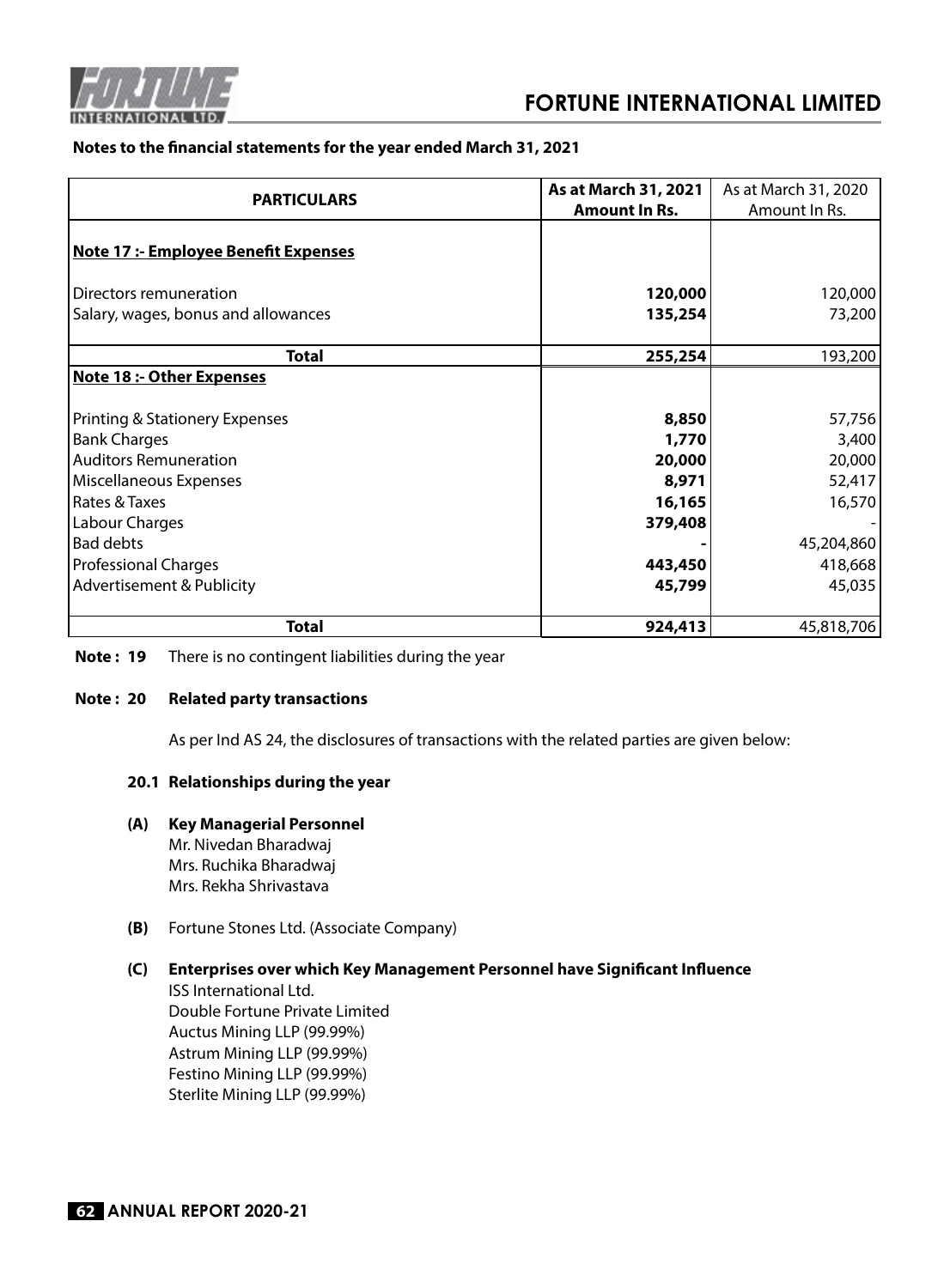**Notes to the financial statements for the year ended March 31, 2021**

| PARTICULARS | As at March 31, 2021 Amount In Rs. | As at March 31, 2020 Amount In Rs. |
|---|---|---|
| **Note 17 :- Employee Benefit Expenses** | | |
| Directors remuneration | **120,000** | 120,000 |
| Salary, wages, bonus and allowances | **135,254** | 73,200 |
| **Total** | **255,254** | 193,200 |
| **Note 18 :- Other Expenses** | | |
| Printing & Stationery Expenses | **8,850** | 57,756 |
| Bank Charges | **1,770** | 3,400 |
| Auditors Remuneration | **20,000** | 20,000 |
| Miscellaneous Expenses | **8,971** | 52,417 |
| Rates & Taxes | **16,165** | 16,570 |
| Labour Charges | **379,408** | - |
| Bad debts | **-** | 45,204,860 |
| Professional Charges | **443,450** | 418,668 |
| Advertisement & Publicity | **45,799** | 45,035 |
| **Total** | **924,413** | 45,818,706 |

**Note : 19** There is no contingent liabilities during the year

**Note : 20 Related party transactions**

As per Ind AS 24, the disclosures of transactions with the related parties are given below:

**20.1 Relationships during the year**

**(A) Key Managerial Personnel**

Mr. Nivedan Bharadwaj
Mrs. Ruchika Bharadwaj
Mrs. Rekha Shrivastava

**(B)** Fortune Stones Ltd. (Associate Company)

**(C) Enterprises over which Key Management Personnel have Significant Influence**

ISS International Ltd.
Double Fortune Private Limited
Auctus Mining LLP (99.99%)
Astrum Mining LLP (99.99%)
Festino Mining LLP (99.99%)
Sterlite Mining LLP (99.99%)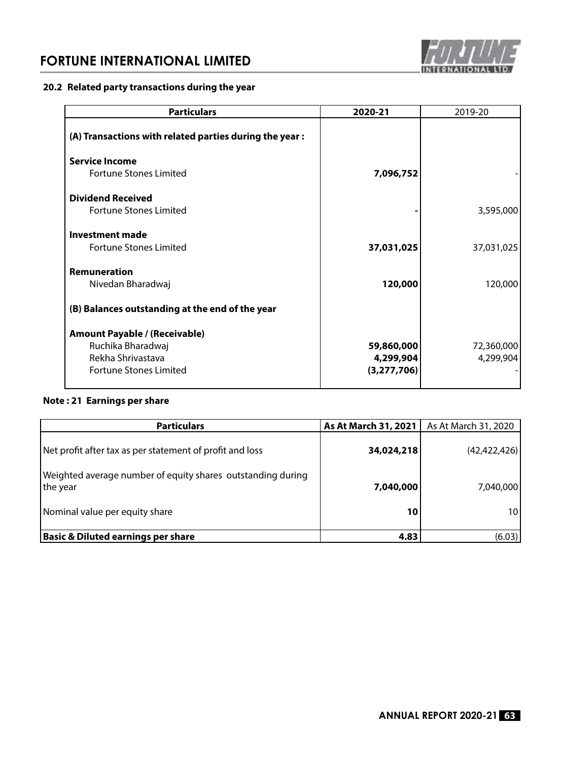### 20.2 Related party transactions during the year

| Particulars | 2020-21 | 2019-20 |
|---|---|---|
| **(A) Transactions with related parties during the year :** | | |
| **Service Income** | | |
| Fortune Stones Limited | **7,096,752** | - |
| **Dividend Received** | | |
| Fortune Stones Limited | **-** | 3,595,000 |
| **Investment made** | | |
| Fortune Stones Limited | **37,031,025** | 37,031,025 |
| **Remuneration** | | |
| Nivedan Bharadwaj | **120,000** | 120,000 |
| **(B) Balances outstanding at the end of the year** | | |
| **Amount Payable / (Receivable)** | | |
| Ruchika Bharadwaj | **59,860,000** | 72,360,000 |
| Rekha Shrivastava | **4,299,904** | 4,299,904 |
| Fortune Stones Limited | **(3,277,706)** | - |

### Note : 21 Earnings per share

| Particulars | As At March 31, 2021 | As At March 31, 2020 |
|---|---|---|
| Net profit after tax as per statement of profit and loss | **34,024,218** | (42,422,426) |
| Weighted average number of equity shares outstanding during the year | **7,040,000** | 7,040,000 |
| Nominal value per equity share | **10** | 10 |
| **Basic & Diluted earnings per share** | **4.83** | (6.03) |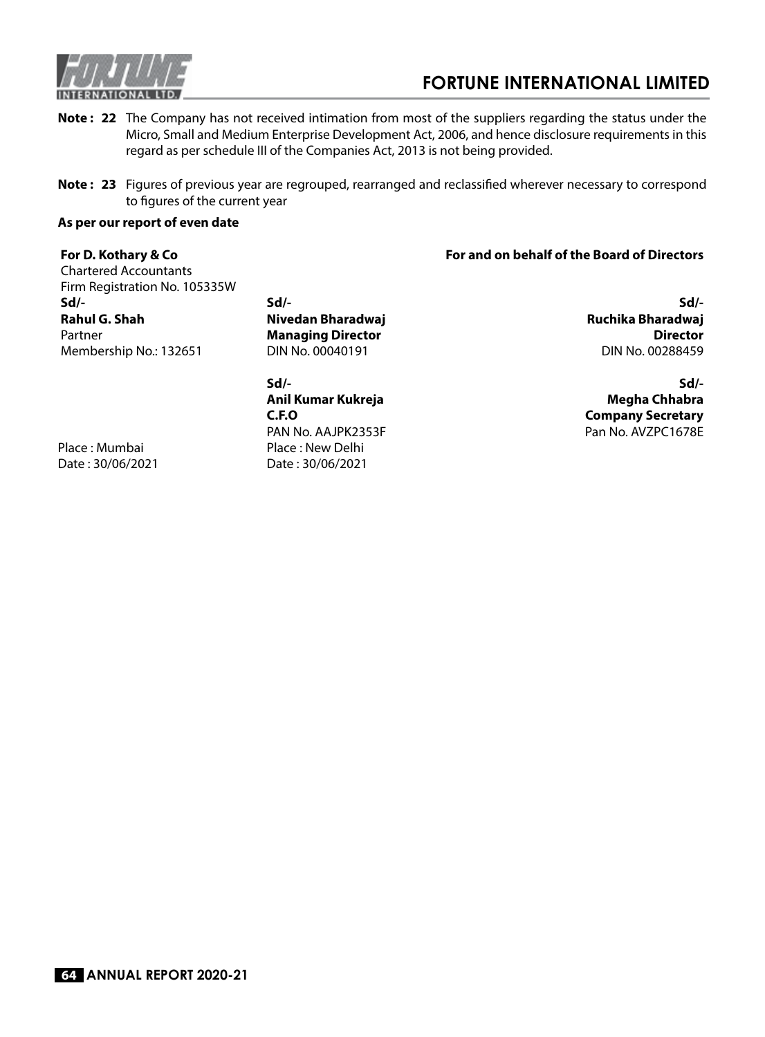**Note : 22** The Company has not received intimation from most of the suppliers regarding the status under the Micro, Small and Medium Enterprise Development Act, 2006, and hence disclosure requirements in this regard as per schedule III of the Companies Act, 2013 is not being provided.

**Note : 23** Figures of previous year are regrouped, rearranged and reclassified wherever necessary to correspond to figures of the current year

**As per our report of even date**

**For D. Kothary & Co**
Chartered Accountants
Firm Registration No. 105335W
**Sd/-**
**Rahul G. Shah**
Partner
Membership No.: 132651

Place : Mumbai
Date : 30/06/2021

**For and on behalf of the Board of Directors**

**Sd/-**
**Nivedan Bharadwaj**
**Managing Director**
DIN No. 00040191

**Sd/-**
**Ruchika Bharadwaj**
**Director**
DIN No. 00288459

**Sd/-**
**Anil Kumar Kukreja**
**C.F.O**
PAN No. AAJPK2353F

**Sd/-**
**Megha Chhabra**
**Company Secretary**
Pan No. AVZPC1678E

Place : New Delhi
Date : 30/06/2021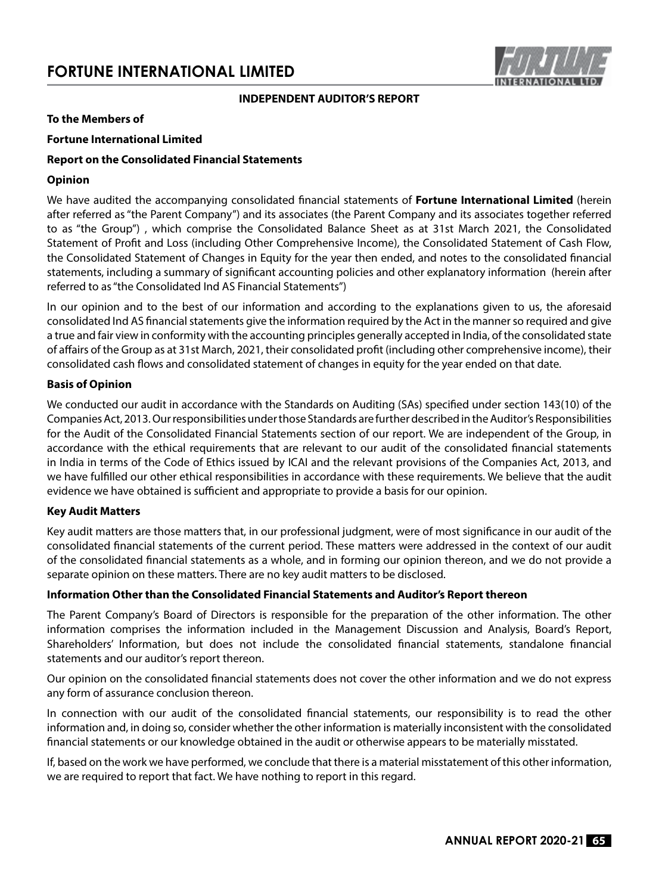## INDEPENDENT AUDITOR'S REPORT

**To the Members of**

**Fortune International Limited**

**Report on the Consolidated Financial Statements**

**Opinion**

We have audited the accompanying consolidated financial statements of **Fortune International Limited** (herein after referred as "the Parent Company") and its associates (the Parent Company and its associates together referred to as "the Group") , which comprise the Consolidated Balance Sheet as at 31st March 2021, the Consolidated Statement of Profit and Loss (including Other Comprehensive Income), the Consolidated Statement of Cash Flow, the Consolidated Statement of Changes in Equity for the year then ended, and notes to the consolidated financial statements, including a summary of significant accounting policies and other explanatory information (herein after referred to as "the Consolidated Ind AS Financial Statements")

In our opinion and to the best of our information and according to the explanations given to us, the aforesaid consolidated Ind AS financial statements give the information required by the Act in the manner so required and give a true and fair view in conformity with the accounting principles generally accepted in India, of the consolidated state of affairs of the Group as at 31st March, 2021, their consolidated profit (including other comprehensive income), their consolidated cash flows and consolidated statement of changes in equity for the year ended on that date.

**Basis of Opinion**

We conducted our audit in accordance with the Standards on Auditing (SAs) specified under section 143(10) of the Companies Act, 2013. Our responsibilities under those Standards are further described in the Auditor's Responsibilities for the Audit of the Consolidated Financial Statements section of our report. We are independent of the Group, in accordance with the ethical requirements that are relevant to our audit of the consolidated financial statements in India in terms of the Code of Ethics issued by ICAI and the relevant provisions of the Companies Act, 2013, and we have fulfilled our other ethical responsibilities in accordance with these requirements. We believe that the audit evidence we have obtained is sufficient and appropriate to provide a basis for our opinion.

**Key Audit Matters**

Key audit matters are those matters that, in our professional judgment, were of most significance in our audit of the consolidated financial statements of the current period. These matters were addressed in the context of our audit of the consolidated financial statements as a whole, and in forming our opinion thereon, and we do not provide a separate opinion on these matters. There are no key audit matters to be disclosed.

**Information Other than the Consolidated Financial Statements and Auditor's Report thereon**

The Parent Company's Board of Directors is responsible for the preparation of the other information. The other information comprises the information included in the Management Discussion and Analysis, Board's Report, Shareholders' Information, but does not include the consolidated financial statements, standalone financial statements and our auditor's report thereon.

Our opinion on the consolidated financial statements does not cover the other information and we do not express any form of assurance conclusion thereon.

In connection with our audit of the consolidated financial statements, our responsibility is to read the other information and, in doing so, consider whether the other information is materially inconsistent with the consolidated financial statements or our knowledge obtained in the audit or otherwise appears to be materially misstated.

If, based on the work we have performed, we conclude that there is a material misstatement of this other information, we are required to report that fact. We have nothing to report in this regard.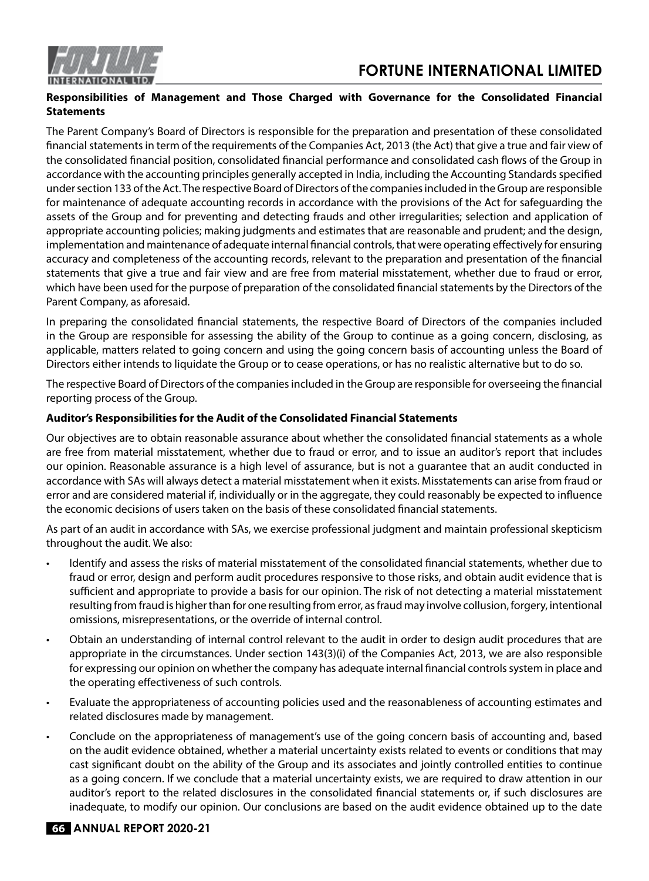**Responsibilities of Management and Those Charged with Governance for the Consolidated Financial Statements**

The Parent Company's Board of Directors is responsible for the preparation and presentation of these consolidated financial statements in term of the requirements of the Companies Act, 2013 (the Act) that give a true and fair view of the consolidated financial position, consolidated financial performance and consolidated cash flows of the Group in accordance with the accounting principles generally accepted in India, including the Accounting Standards specified under section 133 of the Act. The respective Board of Directors of the companies included in the Group are responsible for maintenance of adequate accounting records in accordance with the provisions of the Act for safeguarding the assets of the Group and for preventing and detecting frauds and other irregularities; selection and application of appropriate accounting policies; making judgments and estimates that are reasonable and prudent; and the design, implementation and maintenance of adequate internal financial controls, that were operating effectively for ensuring accuracy and completeness of the accounting records, relevant to the preparation and presentation of the financial statements that give a true and fair view and are free from material misstatement, whether due to fraud or error, which have been used for the purpose of preparation of the consolidated financial statements by the Directors of the Parent Company, as aforesaid.

In preparing the consolidated financial statements, the respective Board of Directors of the companies included in the Group are responsible for assessing the ability of the Group to continue as a going concern, disclosing, as applicable, matters related to going concern and using the going concern basis of accounting unless the Board of Directors either intends to liquidate the Group or to cease operations, or has no realistic alternative but to do so.

The respective Board of Directors of the companies included in the Group are responsible for overseeing the financial reporting process of the Group.

**Auditor's Responsibilities for the Audit of the Consolidated Financial Statements**

Our objectives are to obtain reasonable assurance about whether the consolidated financial statements as a whole are free from material misstatement, whether due to fraud or error, and to issue an auditor's report that includes our opinion. Reasonable assurance is a high level of assurance, but is not a guarantee that an audit conducted in accordance with SAs will always detect a material misstatement when it exists. Misstatements can arise from fraud or error and are considered material if, individually or in the aggregate, they could reasonably be expected to influence the economic decisions of users taken on the basis of these consolidated financial statements.

As part of an audit in accordance with SAs, we exercise professional judgment and maintain professional skepticism throughout the audit. We also:

- Identify and assess the risks of material misstatement of the consolidated financial statements, whether due to fraud or error, design and perform audit procedures responsive to those risks, and obtain audit evidence that is sufficient and appropriate to provide a basis for our opinion. The risk of not detecting a material misstatement resulting from fraud is higher than for one resulting from error, as fraud may involve collusion, forgery, intentional omissions, misrepresentations, or the override of internal control.
- Obtain an understanding of internal control relevant to the audit in order to design audit procedures that are appropriate in the circumstances. Under section 143(3)(i) of the Companies Act, 2013, we are also responsible for expressing our opinion on whether the company has adequate internal financial controls system in place and the operating effectiveness of such controls.
- Evaluate the appropriateness of accounting policies used and the reasonableness of accounting estimates and related disclosures made by management.
- Conclude on the appropriateness of management's use of the going concern basis of accounting and, based on the audit evidence obtained, whether a material uncertainty exists related to events or conditions that may cast significant doubt on the ability of the Group and its associates and jointly controlled entities to continue as a going concern. If we conclude that a material uncertainty exists, we are required to draw attention in our auditor's report to the related disclosures in the consolidated financial statements or, if such disclosures are inadequate, to modify our opinion. Our conclusions are based on the audit evidence obtained up to the date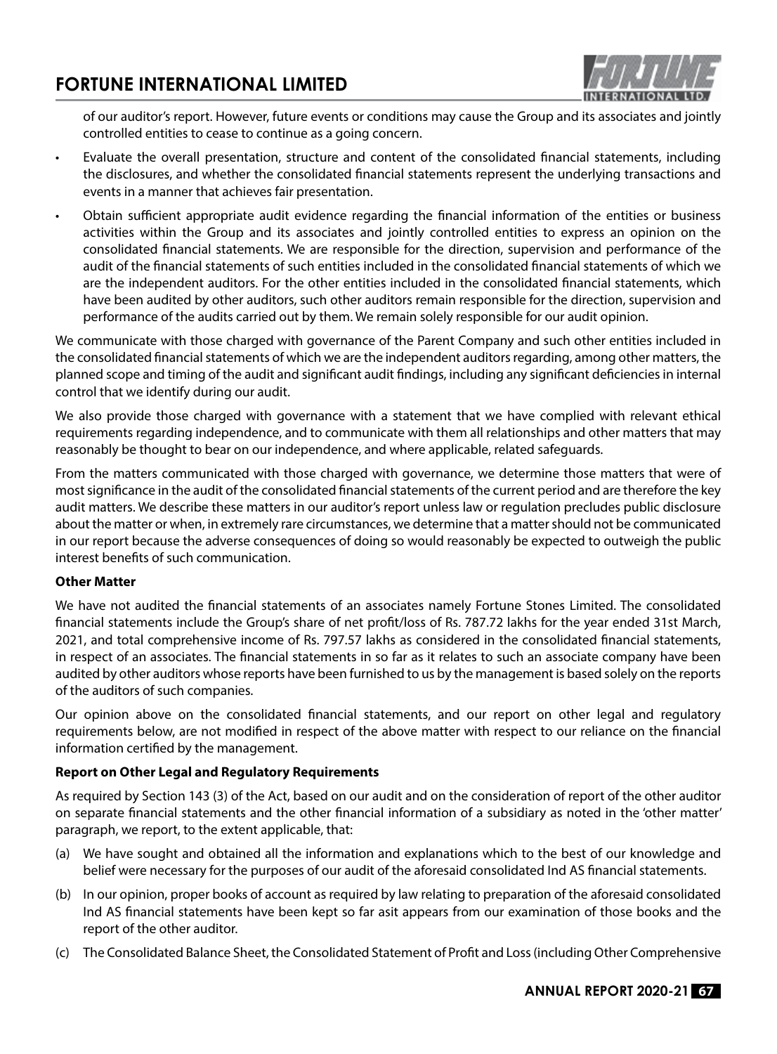of our auditor's report. However, future events or conditions may cause the Group and its associates and jointly controlled entities to cease to continue as a going concern.

- Evaluate the overall presentation, structure and content of the consolidated financial statements, including the disclosures, and whether the consolidated financial statements represent the underlying transactions and events in a manner that achieves fair presentation.
- Obtain sufficient appropriate audit evidence regarding the financial information of the entities or business activities within the Group and its associates and jointly controlled entities to express an opinion on the consolidated financial statements. We are responsible for the direction, supervision and performance of the audit of the financial statements of such entities included in the consolidated financial statements of which we are the independent auditors. For the other entities included in the consolidated financial statements, which have been audited by other auditors, such other auditors remain responsible for the direction, supervision and performance of the audits carried out by them. We remain solely responsible for our audit opinion.

We communicate with those charged with governance of the Parent Company and such other entities included in the consolidated financial statements of which we are the independent auditors regarding, among other matters, the planned scope and timing of the audit and significant audit findings, including any significant deficiencies in internal control that we identify during our audit.

We also provide those charged with governance with a statement that we have complied with relevant ethical requirements regarding independence, and to communicate with them all relationships and other matters that may reasonably be thought to bear on our independence, and where applicable, related safeguards.

From the matters communicated with those charged with governance, we determine those matters that were of most significance in the audit of the consolidated financial statements of the current period and are therefore the key audit matters. We describe these matters in our auditor's report unless law or regulation precludes public disclosure about the matter or when, in extremely rare circumstances, we determine that a matter should not be communicated in our report because the adverse consequences of doing so would reasonably be expected to outweigh the public interest benefits of such communication.

**Other Matter**

We have not audited the financial statements of an associates namely Fortune Stones Limited. The consolidated financial statements include the Group's share of net profit/loss of Rs. 787.72 lakhs for the year ended 31st March, 2021, and total comprehensive income of Rs. 797.57 lakhs as considered in the consolidated financial statements, in respect of an associates. The financial statements in so far as it relates to such an associate company have been audited by other auditors whose reports have been furnished to us by the management is based solely on the reports of the auditors of such companies.

Our opinion above on the consolidated financial statements, and our report on other legal and regulatory requirements below, are not modified in respect of the above matter with respect to our reliance on the financial information certified by the management.

**Report on Other Legal and Regulatory Requirements**

As required by Section 143 (3) of the Act, based on our audit and on the consideration of report of the other auditor on separate financial statements and the other financial information of a subsidiary as noted in the 'other matter' paragraph, we report, to the extent applicable, that:

(a) We have sought and obtained all the information and explanations which to the best of our knowledge and belief were necessary for the purposes of our audit of the aforesaid consolidated Ind AS financial statements.

(b) In our opinion, proper books of account as required by law relating to preparation of the aforesaid consolidated Ind AS financial statements have been kept so far asit appears from our examination of those books and the report of the other auditor.

(c) The Consolidated Balance Sheet, the Consolidated Statement of Profit and Loss (including Other Comprehensive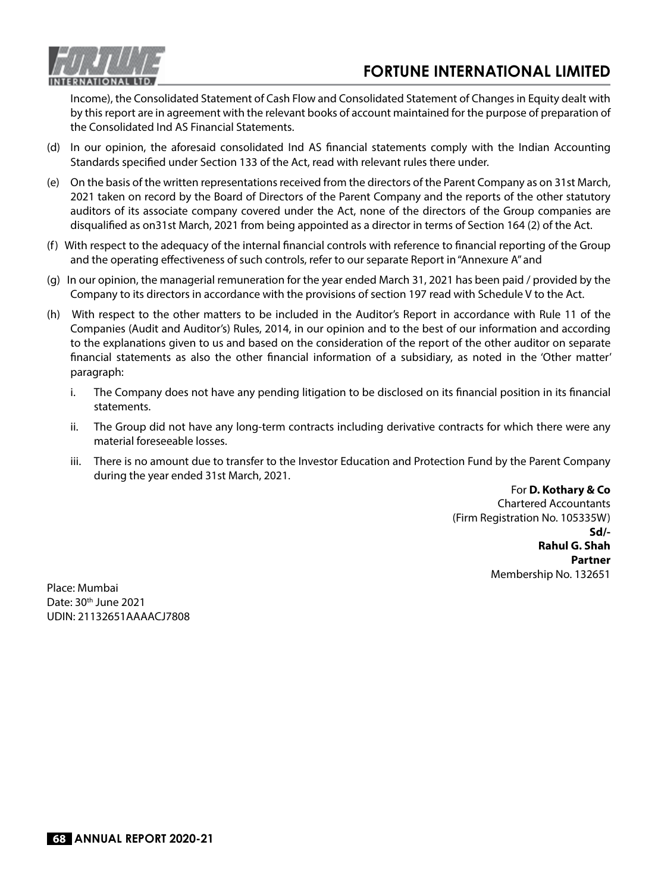Income), the Consolidated Statement of Cash Flow and Consolidated Statement of Changes in Equity dealt with by this report are in agreement with the relevant books of account maintained for the purpose of preparation of the Consolidated Ind AS Financial Statements.

(d) In our opinion, the aforesaid consolidated Ind AS financial statements comply with the Indian Accounting Standards specified under Section 133 of the Act, read with relevant rules there under.

(e) On the basis of the written representations received from the directors of the Parent Company as on 31st March, 2021 taken on record by the Board of Directors of the Parent Company and the reports of the other statutory auditors of its associate company covered under the Act, none of the directors of the Group companies are disqualified as on31st March, 2021 from being appointed as a director in terms of Section 164 (2) of the Act.

(f) With respect to the adequacy of the internal financial controls with reference to financial reporting of the Group and the operating effectiveness of such controls, refer to our separate Report in "Annexure A" and

(g) In our opinion, the managerial remuneration for the year ended March 31, 2021 has been paid / provided by the Company to its directors in accordance with the provisions of section 197 read with Schedule V to the Act.

(h) With respect to the other matters to be included in the Auditor's Report in accordance with Rule 11 of the Companies (Audit and Auditor's) Rules, 2014, in our opinion and to the best of our information and according to the explanations given to us and based on the consideration of the report of the other auditor on separate financial statements as also the other financial information of a subsidiary, as noted in the 'Other matter' paragraph:

   i. The Company does not have any pending litigation to be disclosed on its financial position in its financial statements.

   ii. The Group did not have any long-term contracts including derivative contracts for which there were any material foreseeable losses.

   iii. There is no amount due to transfer to the Investor Education and Protection Fund by the Parent Company during the year ended 31st March, 2021.

For **D. Kothary & Co**
Chartered Accountants
(Firm Registration No. 105335W)
**Sd/-**
**Rahul G. Shah**
**Partner**
Membership No. 132651

Place: Mumbai
Date: 30th June 2021
UDIN: 21132651AAAACJ7808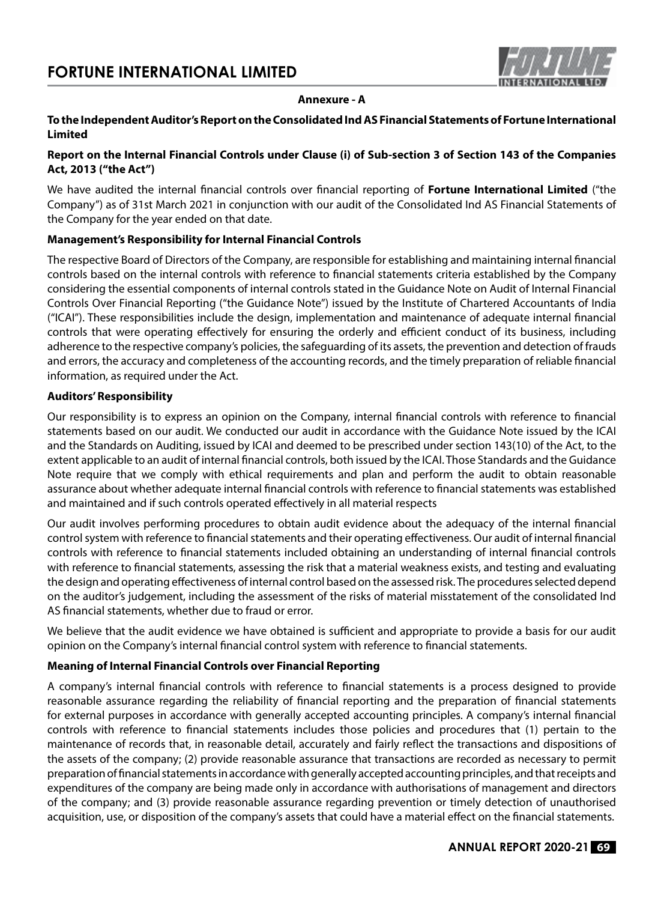## Annexure - A

### To the Independent Auditor's Report on the Consolidated Ind AS Financial Statements of Fortune International Limited

### Report on the Internal Financial Controls under Clause (i) of Sub-section 3 of Section 143 of the Companies Act, 2013 ("the Act")

We have audited the internal financial controls over financial reporting of **Fortune International Limited** ("the Company") as of 31st March 2021 in conjunction with our audit of the Consolidated Ind AS Financial Statements of the Company for the year ended on that date.

### Management's Responsibility for Internal Financial Controls

The respective Board of Directors of the Company, are responsible for establishing and maintaining internal financial controls based on the internal controls with reference to financial statements criteria established by the Company considering the essential components of internal controls stated in the Guidance Note on Audit of Internal Financial Controls Over Financial Reporting ("the Guidance Note") issued by the Institute of Chartered Accountants of India ("ICAI"). These responsibilities include the design, implementation and maintenance of adequate internal financial controls that were operating effectively for ensuring the orderly and efficient conduct of its business, including adherence to the respective company's policies, the safeguarding of its assets, the prevention and detection of frauds and errors, the accuracy and completeness of the accounting records, and the timely preparation of reliable financial information, as required under the Act.

### Auditors' Responsibility

Our responsibility is to express an opinion on the Company, internal financial controls with reference to financial statements based on our audit. We conducted our audit in accordance with the Guidance Note issued by the ICAI and the Standards on Auditing, issued by ICAI and deemed to be prescribed under section 143(10) of the Act, to the extent applicable to an audit of internal financial controls, both issued by the ICAI. Those Standards and the Guidance Note require that we comply with ethical requirements and plan and perform the audit to obtain reasonable assurance about whether adequate internal financial controls with reference to financial statements was established and maintained and if such controls operated effectively in all material respects

Our audit involves performing procedures to obtain audit evidence about the adequacy of the internal financial control system with reference to financial statements and their operating effectiveness. Our audit of internal financial controls with reference to financial statements included obtaining an understanding of internal financial controls with reference to financial statements, assessing the risk that a material weakness exists, and testing and evaluating the design and operating effectiveness of internal control based on the assessed risk. The procedures selected depend on the auditor's judgement, including the assessment of the risks of material misstatement of the consolidated Ind AS financial statements, whether due to fraud or error.

We believe that the audit evidence we have obtained is sufficient and appropriate to provide a basis for our audit opinion on the Company's internal financial control system with reference to financial statements.

### Meaning of Internal Financial Controls over Financial Reporting

A company's internal financial controls with reference to financial statements is a process designed to provide reasonable assurance regarding the reliability of financial reporting and the preparation of financial statements for external purposes in accordance with generally accepted accounting principles. A company's internal financial controls with reference to financial statements includes those policies and procedures that (1) pertain to the maintenance of records that, in reasonable detail, accurately and fairly reflect the transactions and dispositions of the assets of the company; (2) provide reasonable assurance that transactions are recorded as necessary to permit preparation of financial statements in accordance with generally accepted accounting principles, and that receipts and expenditures of the company are being made only in accordance with authorisations of management and directors of the company; and (3) provide reasonable assurance regarding prevention or timely detection of unauthorised acquisition, use, or disposition of the company's assets that could have a material effect on the financial statements.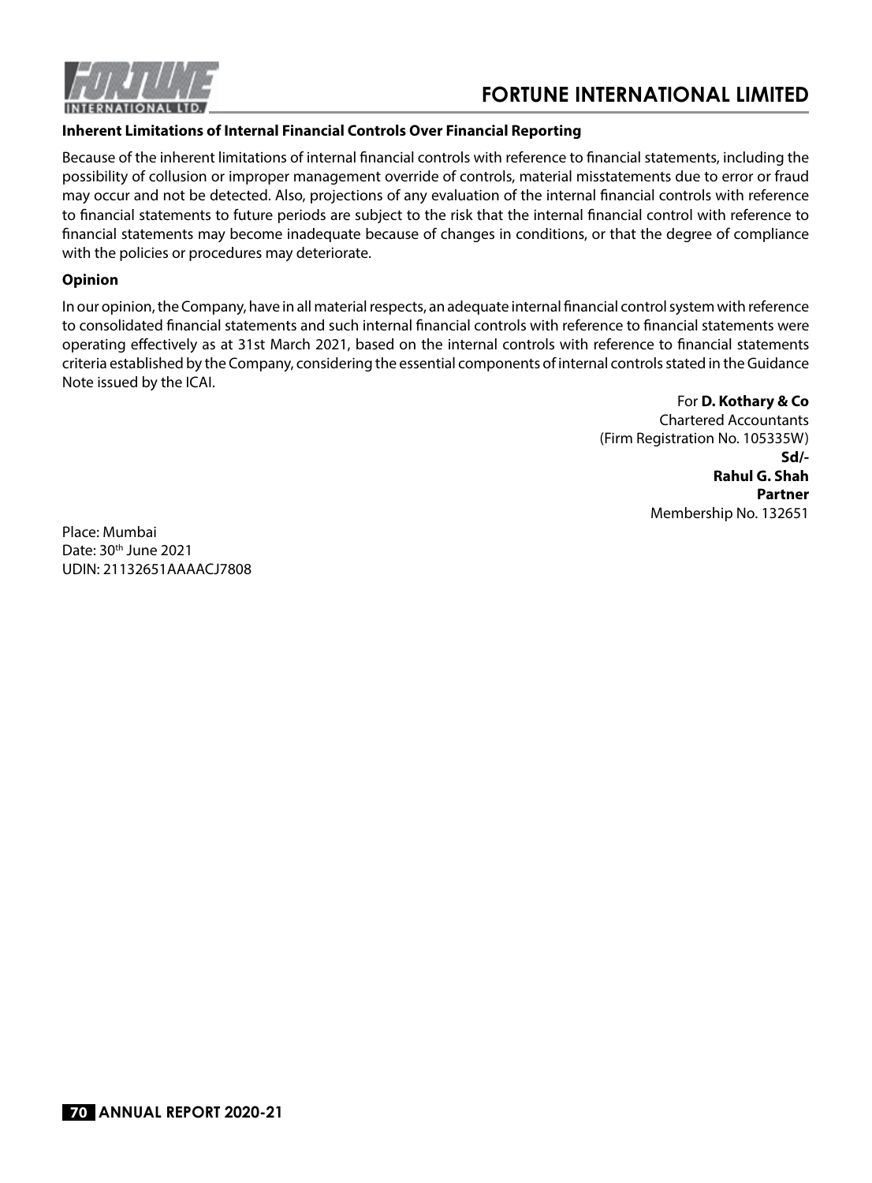### Inherent Limitations of Internal Financial Controls Over Financial Reporting

Because of the inherent limitations of internal financial controls with reference to financial statements, including the possibility of collusion or improper management override of controls, material misstatements due to error or fraud may occur and not be detected. Also, projections of any evaluation of the internal financial controls with reference to financial statements to future periods are subject to the risk that the internal financial control with reference to financial statements may become inadequate because of changes in conditions, or that the degree of compliance with the policies or procedures may deteriorate.

### Opinion

In our opinion, the Company, have in all material respects, an adequate internal financial control system with reference to consolidated financial statements and such internal financial controls with reference to financial statements were operating effectively as at 31st March 2021, based on the internal controls with reference to financial statements criteria established by the Company, considering the essential components of internal controls stated in the Guidance Note issued by the ICAI.

For **D. Kothary & Co**
Chartered Accountants
(Firm Registration No. 105335W)
**Sd/-**
**Rahul G. Shah**
**Partner**
Membership No. 132651

Place: Mumbai
Date: 30th June 2021
UDIN: 21132651AAAACJ7808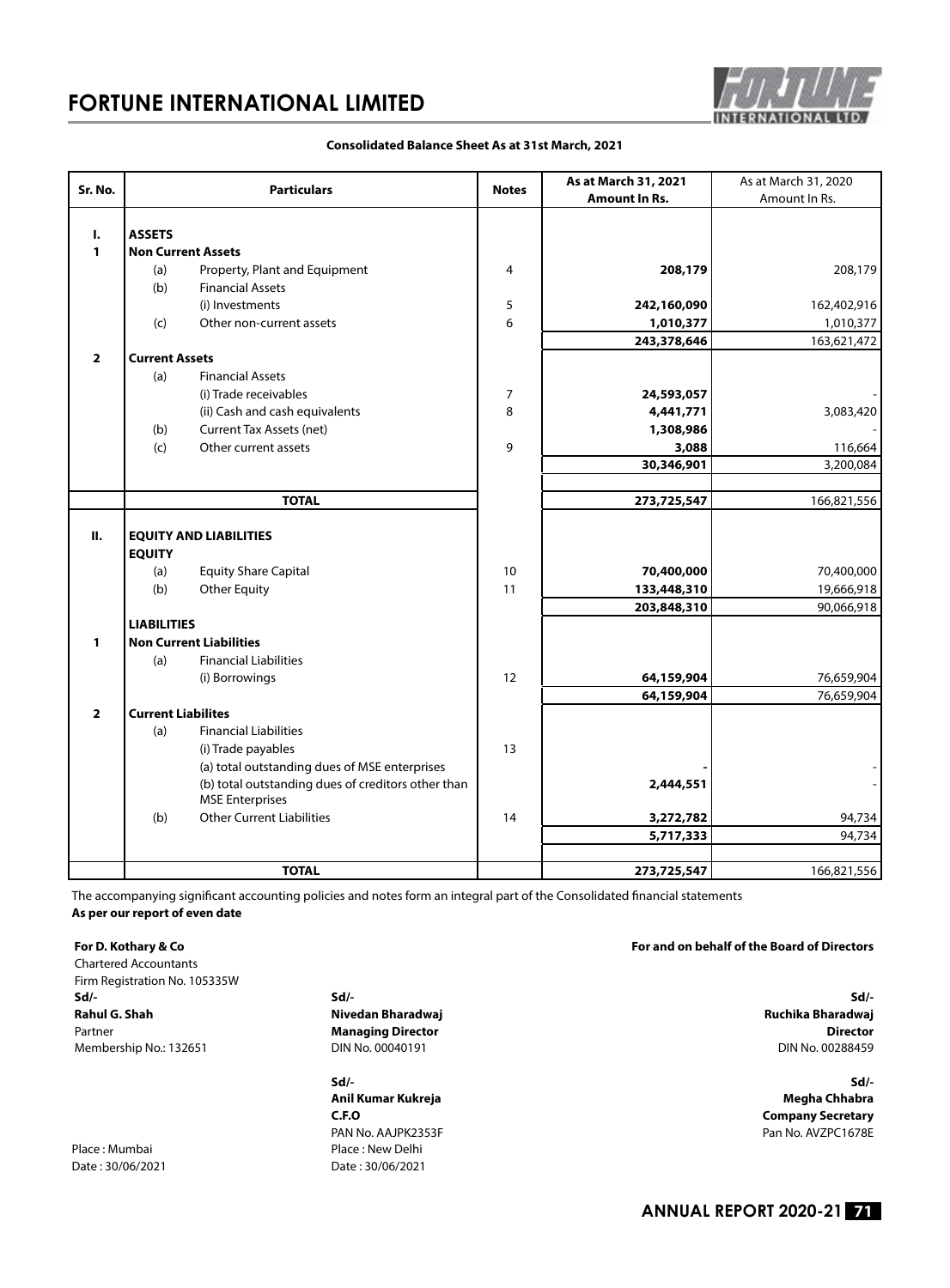# FORTUNE INTERNATIONAL LIMITED

**Consolidated Balance Sheet As at 31st March, 2021**

| Sr. No. | Particulars | | | Notes | As at March 31, 2021 Amount In Rs. | As at March 31, 2020 Amount In Rs. |
|---|---|---|---|---|---|---|
| **I.** | **ASSETS** | | | | | |
| **1** | **Non Current Assets** | | | | | |
| | (a) | Property, Plant and Equipment | | 4 | **208,179** | 208,179 |
| | (b) | Financial Assets | | | | |
| | | (i) Investments | | 5 | **242,160,090** | 162,402,916 |
| | (c) | Other non-current assets | | 6 | **1,010,377** | 1,010,377 |
| | | | | | **243,378,646** | 163,621,472 |
| **2** | **Current Assets** | | | | | |
| | (a) | Financial Assets | | | | |
| | | (i) Trade receivables | | 7 | **24,593,057** | - |
| | | (ii) Cash and cash equivalents | | 8 | **4,441,771** | 3,083,420 |
| | (b) | Current Tax Assets (net) | | | **1,308,986** | - |
| | (c) | Other current assets | | 9 | **3,088** | 116,664 |
| | | | | | **30,346,901** | 3,200,084 |
| | **TOTAL** | | | | **273,725,547** | 166,821,556 |
| **II.** | **EQUITY AND LIABILITIES** | | | | | |
| | **EQUITY** | | | | | |
| | (a) | Equity Share Capital | | 10 | **70,400,000** | 70,400,000 |
| | (b) | Other Equity | | 11 | **133,448,310** | 19,666,918 |
| | | | | | **203,848,310** | 90,066,918 |
| | **LIABILITIES** | | | | | |
| **1** | **Non Current Liabilities** | | | | | |
| | (a) | Financial Liabilities | | | | |
| | | (i) Borrowings | | 12 | **64,159,904** | 76,659,904 |
| | | | | | **64,159,904** | 76,659,904 |
| **2** | **Current Liabilites** | | | | | |
| | (a) | Financial Liabilities | | | | |
| | | (i) Trade payables | | 13 | | |
| | | (a) total outstanding dues of MSE enterprises | | | **-** | - |
| | | (b) total outstanding dues of creditors other than MSE Enterprises | | | **2,444,551** | - |
| | (b) | Other Current Liabilities | | 14 | **3,272,782** | 94,734 |
| | | | | | **5,717,333** | 94,734 |
| | **TOTAL** | | | | **273,725,547** | 166,821,556 |

The accompanying significant accounting policies and notes form an integral part of the Consolidated financial statements

**As per our report of even date**

**For D. Kothary & Co**
Chartered Accountants
Firm Registration No. 105335W
**Sd/-**
**Rahul G. Shah**
Partner
Membership No.: 132651

Place : Mumbai
Date : 30/06/2021

**For and on behalf of the Board of Directors**

**Sd/-**
**Nivedan Bharadwaj**
**Managing Director**
DIN No. 00040191

**Sd/-**
**Ruchika Bharadwaj**
**Director**
DIN No. 00288459

**Sd/-**
**Anil Kumar Kukreja**
**C.F.O**
PAN No. AAJPK2353F

**Sd/-**
**Megha Chhabra**
**Company Secretary**
Pan No. AVZPC1678E

Place : New Delhi
Date : 30/06/2021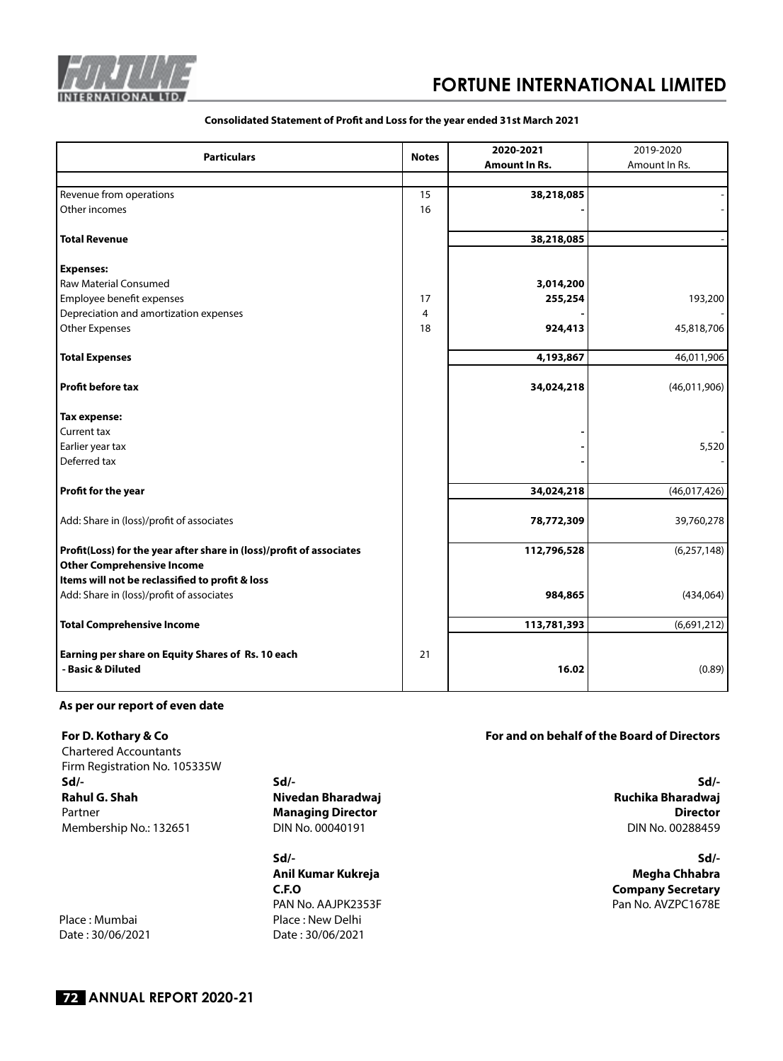# FORTUNE INTERNATIONAL LIMITED

**Consolidated Statement of Profit and Loss for the year ended 31st March 2021**

| Particulars | Notes | 2020-2021 Amount In Rs. | 2019-2020 Amount In Rs. |
|---|---|---|---|
| Revenue from operations | 15 | **38,218,085** | - |
| Other incomes | 16 | **-** | - |
| **Total Revenue** | | **38,218,085** | - |
| **Expenses:** | | | |
| Raw Material Consumed | | **3,014,200** | |
| Employee benefit expenses | 17 | **255,254** | 193,200 |
| Depreciation and amortization expenses | 4 | **-** | - |
| Other Expenses | 18 | **924,413** | 45,818,706 |
| **Total Expenses** | | **4,193,867** | 46,011,906 |
| **Profit before tax** | | **34,024,218** | (46,011,906) |
| **Tax expense:** | | | |
| Current tax | | **-** | - |
| Earlier year tax | | **-** | 5,520 |
| Deferred tax | | **-** | - |
| **Profit for the year** | | **34,024,218** | (46,017,426) |
| Add: Share in (loss)/profit of associates | | **78,772,309** | 39,760,278 |
| **Profit(Loss) for the year after share in (loss)/profit of associates** | | **112,796,528** | (6,257,148) |
| **Other Comprehensive Income** | | | |
| **Items will not be reclassified to profit & loss** | | | |
| Add: Share in (loss)/profit of associates | | **984,865** | (434,064) |
| **Total Comprehensive Income** | | **113,781,393** | (6,691,212) |
| **Earning per share on Equity Shares of Rs. 10 each** | 21 | | |
| **- Basic & Diluted** | | **16.02** | (0.89) |

**As per our report of even date**

**For D. Kothary & Co**
Chartered Accountants
Firm Registration No. 105335W
**Sd/-**
**Rahul G. Shah**
Partner
Membership No.: 132651

Place : Mumbai
Date : 30/06/2021

**For and on behalf of the Board of Directors**

**Sd/-**
**Nivedan Bharadwaj**
**Managing Director**
DIN No. 00040191

**Sd/-**
**Ruchika Bharadwaj**
**Director**
DIN No. 00288459

**Sd/-**
**Anil Kumar Kukreja**
**C.F.O**
PAN No. AAJPK2353F
Place : New Delhi
Date : 30/06/2021

**Sd/-**
**Megha Chhabra**
**Company Secretary**
Pan No. AVZPC1678E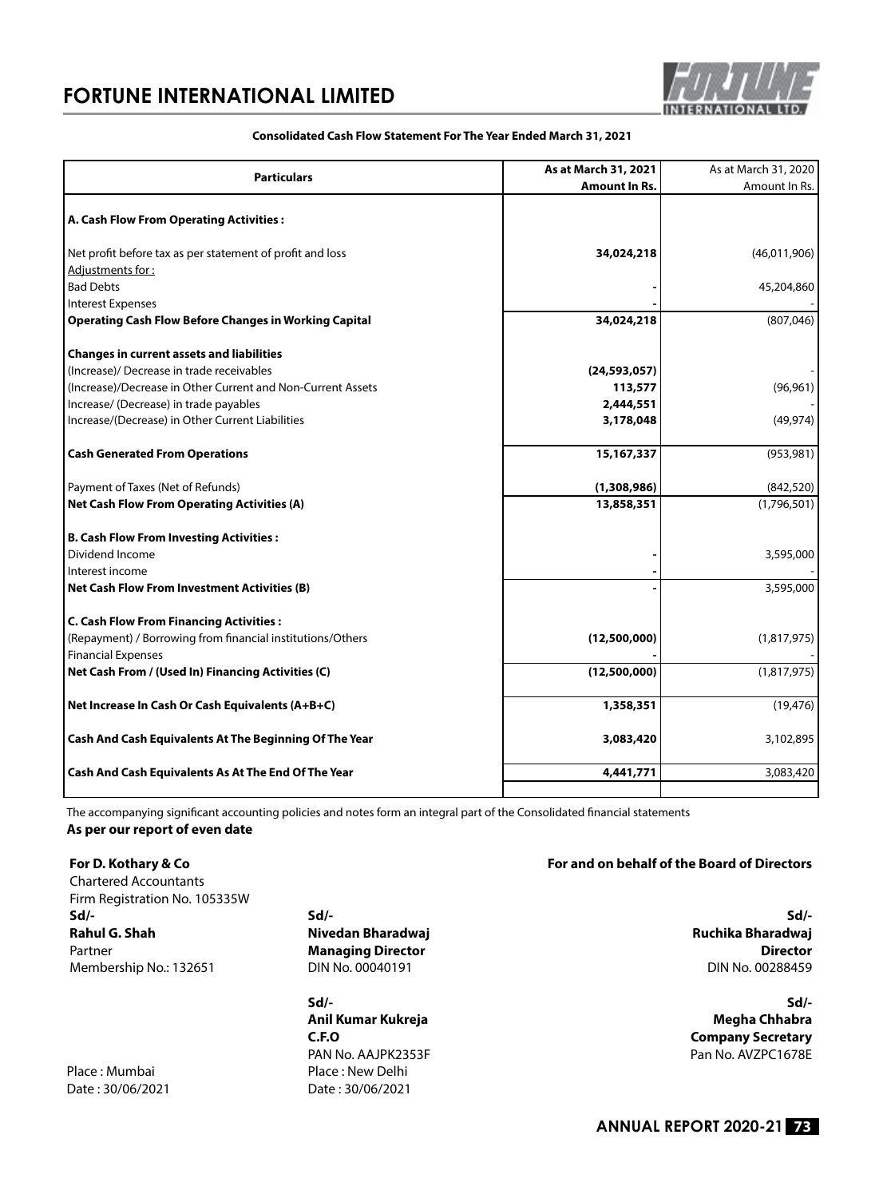# FORTUNE INTERNATIONAL LIMITED

**Consolidated Cash Flow Statement For The Year Ended March 31, 2021**

| Particulars | As at March 31, 2021<br>Amount In Rs. | As at March 31, 2020<br>Amount In Rs. |
|---|---|---|
| **A. Cash Flow From Operating Activities :** | | |
| Net profit before tax as per statement of profit and loss | **34,024,218** | (46,011,906) |
| Adjustments for : | | |
| Bad Debts | - | 45,204,860 |
| Interest Expenses | - | - |
| **Operating Cash Flow Before Changes in Working Capital** | **34,024,218** | (807,046) |
| **Changes in current assets and liabilities** | | |
| (Increase)/ Decrease in trade receivables | **(24,593,057)** | - |
| (Increase)/Decrease in Other Current and Non-Current Assets | **113,577** | (96,961) |
| Increase/ (Decrease) in trade payables | **2,444,551** | - |
| Increase/(Decrease) in Other Current Liabilities | **3,178,048** | (49,974) |
| **Cash Generated From Operations** | **15,167,337** | (953,981) |
| Payment of Taxes (Net of Refunds) | **(1,308,986)** | (842,520) |
| **Net Cash Flow From Operating Activities (A)** | **13,858,351** | (1,796,501) |
| **B. Cash Flow From Investing Activities :** | | |
| Dividend Income | - | 3,595,000 |
| Interest income | - | - |
| **Net Cash Flow From Investment Activities (B)** | - | 3,595,000 |
| **C. Cash Flow From Financing Activities :** | | |
| (Repayment) / Borrowing from financial institutions/Others | **(12,500,000)** | (1,817,975) |
| Financial Expenses | - | - |
| **Net Cash From / (Used In) Financing Activities (C)** | **(12,500,000)** | (1,817,975) |
| **Net Increase In Cash Or Cash Equivalents (A+B+C)** | **1,358,351** | (19,476) |
| **Cash And Cash Equivalents At The Beginning Of The Year** | **3,083,420** | 3,102,895 |
| **Cash And Cash Equivalents As At The End Of The Year** | **4,441,771** | 3,083,420 |

The accompanying significant accounting policies and notes form an integral part of the Consolidated financial statements

**As per our report of even date**

**For D. Kothary & Co**
Chartered Accountants
Firm Registration No. 105335W
**Sd/-**
**Rahul G. Shah**
Partner
Membership No.: 132651

Place : Mumbai
Date : 30/06/2021

**For and on behalf of the Board of Directors**

**Sd/-**
**Nivedan Bharadwaj**
**Managing Director**
DIN No. 00040191

**Sd/-**
**Ruchika Bharadwaj**
**Director**
DIN No. 00288459

**Sd/-**
**Anil Kumar Kukreja**
**C.F.O**
PAN No. AAJPK2353F

**Sd/-**
**Megha Chhabra**
**Company Secretary**
Pan No. AVZPC1678E

Place : New Delhi
Date : 30/06/2021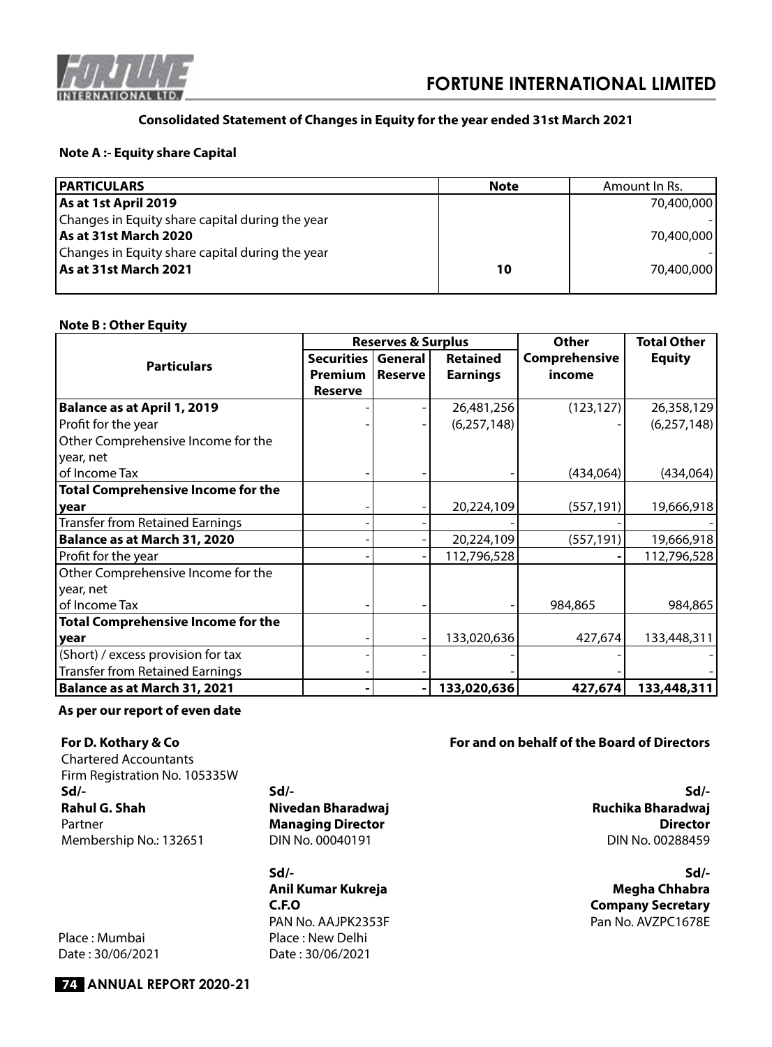## Consolidated Statement of Changes in Equity for the year ended 31st March 2021

### Note A :- Equity share Capital

| PARTICULARS | Note | Amount In Rs. |
|---|---|---|
| **As at 1st April 2019** | | 70,400,000 |
| Changes in Equity share capital during the year | | - |
| **As at 31st March 2020** | | 70,400,000 |
| Changes in Equity share capital during the year | | - |
| **As at 31st March 2021** | **10** | 70,400,000 |

### Note B : Other Equity

| Particulars | Reserves & Surplus | | | Other Comprehensive income | Total Other Equity |
|---|---|---|---|---|---|
| | Securities Premium Reserve | General Reserve | Retained Earnings | | |
| **Balance as at April 1, 2019** | - | - | 26,481,256 | (123,127) | 26,358,129 |
| Profit for the year | - | - | (6,257,148) | - | (6,257,148) |
| Other Comprehensive Income for the year, net of Income Tax | - | - | - | (434,064) | (434,064) |
| **Total Comprehensive Income for the year** | - | - | 20,224,109 | (557,191) | 19,666,918 |
| Transfer from Retained Earnings | - | - | - | - | - |
| **Balance as at March 31, 2020** | - | - | 20,224,109 | (557,191) | 19,666,918 |
| Profit for the year | - | - | 112,796,528 | - | 112,796,528 |
| Other Comprehensive Income for the year, net of Income Tax | - | - | - | 984,865 | 984,865 |
| **Total Comprehensive Income for the year** | - | - | 133,020,636 | 427,674 | 133,448,311 |
| (Short) / excess provision for tax | - | - | - | - | - |
| Transfer from Retained Earnings | - | - | - | - | - |
| **Balance as at March 31, 2021** | **-** | **-** | **133,020,636** | **427,674** | **133,448,311** |

**As per our report of even date**

**For D. Kothary & Co**
Chartered Accountants
Firm Registration No. 105335W
**Sd/-**
**Rahul G. Shah**
Partner
Membership No.: 132651

Place : Mumbai
Date : 30/06/2021

**For and on behalf of the Board of Directors**

**Sd/-**
**Nivedan Bharadwaj**
**Managing Director**
DIN No. 00040191

**Sd/-**
**Ruchika Bharadwaj**
**Director**
DIN No. 00288459

**Sd/-**
**Anil Kumar Kukreja**
**C.F.O**
PAN No. AAJPK2353F
Place : New Delhi
Date : 30/06/2021

**Sd/-**
**Megha Chhabra**
**Company Secretary**
Pan No. AVZPC1678E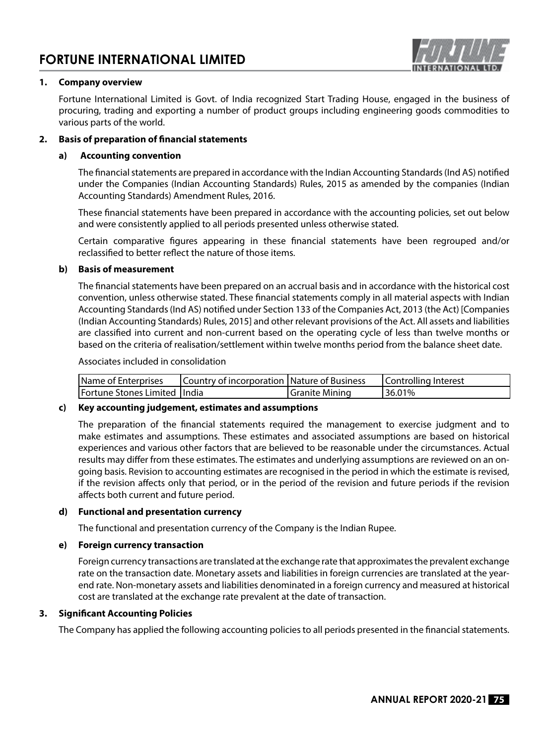## 1. Company overview

Fortune International Limited is Govt. of India recognized Start Trading House, engaged in the business of procuring, trading and exporting a number of product groups including engineering goods commodities to various parts of the world.

## 2. Basis of preparation of financial statements

### a) Accounting convention

The financial statements are prepared in accordance with the Indian Accounting Standards (Ind AS) notified under the Companies (Indian Accounting Standards) Rules, 2015 as amended by the companies (Indian Accounting Standards) Amendment Rules, 2016.

These financial statements have been prepared in accordance with the accounting policies, set out below and were consistently applied to all periods presented unless otherwise stated.

Certain comparative figures appearing in these financial statements have been regrouped and/or reclassified to better reflect the nature of those items.

### b) Basis of measurement

The financial statements have been prepared on an accrual basis and in accordance with the historical cost convention, unless otherwise stated. These financial statements comply in all material aspects with Indian Accounting Standards (Ind AS) notified under Section 133 of the Companies Act, 2013 (the Act) [Companies (Indian Accounting Standards) Rules, 2015] and other relevant provisions of the Act. All assets and liabilities are classified into current and non-current based on the operating cycle of less than twelve months or based on the criteria of realisation/settlement within twelve months period from the balance sheet date.

Associates included in consolidation

| Name of Enterprises | Country of incorporation | Nature of Business | Controlling Interest |
|---|---|---|---|
| Fortune Stones Limited | India | Granite Mining | 36.01% |

### c) Key accounting judgement, estimates and assumptions

The preparation of the financial statements required the management to exercise judgment and to make estimates and assumptions. These estimates and associated assumptions are based on historical experiences and various other factors that are believed to be reasonable under the circumstances. Actual results may differ from these estimates. The estimates and underlying assumptions are reviewed on an on-going basis. Revision to accounting estimates are recognised in the period in which the estimate is revised, if the revision affects only that period, or in the period of the revision and future periods if the revision affects both current and future period.

### d) Functional and presentation currency

The functional and presentation currency of the Company is the Indian Rupee.

### e) Foreign currency transaction

Foreign currency transactions are translated at the exchange rate that approximates the prevalent exchange rate on the transaction date. Monetary assets and liabilities in foreign currencies are translated at the year-end rate. Non-monetary assets and liabilities denominated in a foreign currency and measured at historical cost are translated at the exchange rate prevalent at the date of transaction.

## 3. Significant Accounting Policies

The Company has applied the following accounting policies to all periods presented in the financial statements.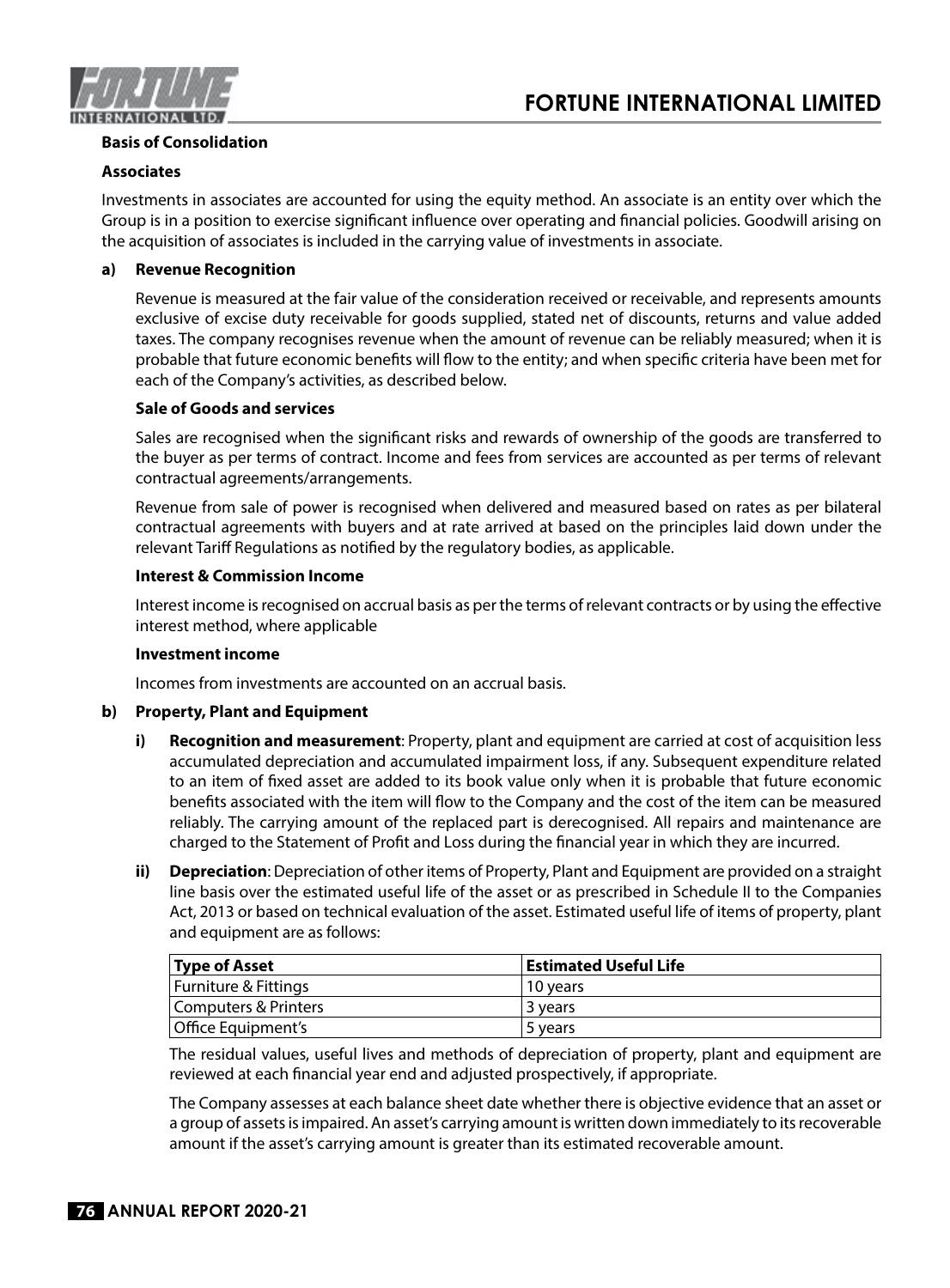**Basis of Consolidation**

**Associates**

Investments in associates are accounted for using the equity method. An associate is an entity over which the Group is in a position to exercise significant influence over operating and financial policies. Goodwill arising on the acquisition of associates is included in the carrying value of investments in associate.

**a) Revenue Recognition**

Revenue is measured at the fair value of the consideration received or receivable, and represents amounts exclusive of excise duty receivable for goods supplied, stated net of discounts, returns and value added taxes. The company recognises revenue when the amount of revenue can be reliably measured; when it is probable that future economic benefits will flow to the entity; and when specific criteria have been met for each of the Company's activities, as described below.

**Sale of Goods and services**

Sales are recognised when the significant risks and rewards of ownership of the goods are transferred to the buyer as per terms of contract. Income and fees from services are accounted as per terms of relevant contractual agreements/arrangements.

Revenue from sale of power is recognised when delivered and measured based on rates as per bilateral contractual agreements with buyers and at rate arrived at based on the principles laid down under the relevant Tariff Regulations as notified by the regulatory bodies, as applicable.

**Interest & Commission Income**

Interest income is recognised on accrual basis as per the terms of relevant contracts or by using the effective interest method, where applicable

**Investment income**

Incomes from investments are accounted on an accrual basis.

**b) Property, Plant and Equipment**

**i) Recognition and measurement**: Property, plant and equipment are carried at cost of acquisition less accumulated depreciation and accumulated impairment loss, if any. Subsequent expenditure related to an item of fixed asset are added to its book value only when it is probable that future economic benefits associated with the item will flow to the Company and the cost of the item can be measured reliably. The carrying amount of the replaced part is derecognised. All repairs and maintenance are charged to the Statement of Profit and Loss during the financial year in which they are incurred.

**ii) Depreciation**: Depreciation of other items of Property, Plant and Equipment are provided on a straight line basis over the estimated useful life of the asset or as prescribed in Schedule II to the Companies Act, 2013 or based on technical evaluation of the asset. Estimated useful life of items of property, plant and equipment are as follows:

| Type of Asset | Estimated Useful Life |
|---|---|
| Furniture & Fittings | 10 years |
| Computers & Printers | 3 years |
| Office Equipment's | 5 years |

The residual values, useful lives and methods of depreciation of property, plant and equipment are reviewed at each financial year end and adjusted prospectively, if appropriate.

The Company assesses at each balance sheet date whether there is objective evidence that an asset or a group of assets is impaired. An asset's carrying amount is written down immediately to its recoverable amount if the asset's carrying amount is greater than its estimated recoverable amount.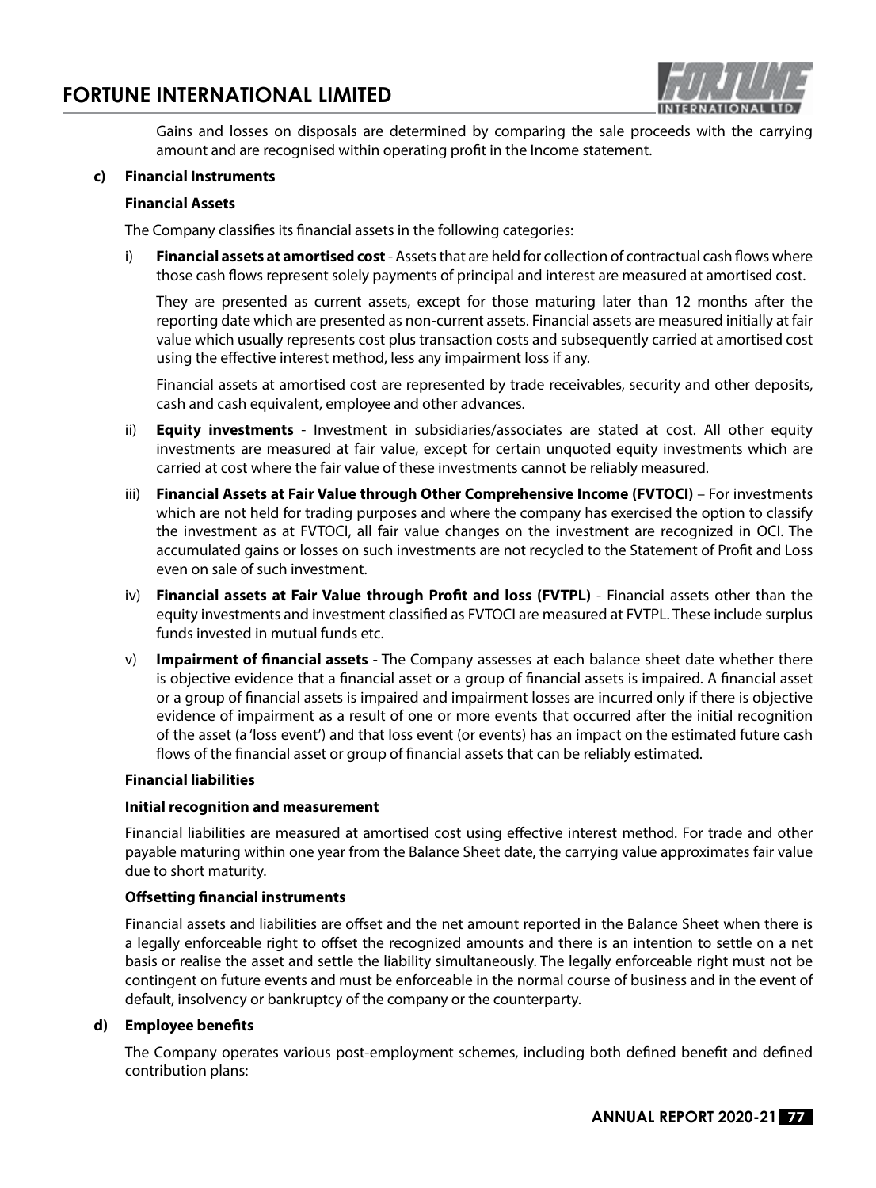Gains and losses on disposals are determined by comparing the sale proceeds with the carrying amount and are recognised within operating profit in the Income statement.

**c) Financial Instruments**

**Financial Assets**

The Company classifies its financial assets in the following categories:

i) **Financial assets at amortised cost** - Assets that are held for collection of contractual cash flows where those cash flows represent solely payments of principal and interest are measured at amortised cost.

They are presented as current assets, except for those maturing later than 12 months after the reporting date which are presented as non-current assets. Financial assets are measured initially at fair value which usually represents cost plus transaction costs and subsequently carried at amortised cost using the effective interest method, less any impairment loss if any.

Financial assets at amortised cost are represented by trade receivables, security and other deposits, cash and cash equivalent, employee and other advances.

ii) **Equity investments** - Investment in subsidiaries/associates are stated at cost. All other equity investments are measured at fair value, except for certain unquoted equity investments which are carried at cost where the fair value of these investments cannot be reliably measured.

iii) **Financial Assets at Fair Value through Other Comprehensive Income (FVTOCI)** – For investments which are not held for trading purposes and where the company has exercised the option to classify the investment as at FVTOCI, all fair value changes on the investment are recognized in OCI. The accumulated gains or losses on such investments are not recycled to the Statement of Profit and Loss even on sale of such investment.

iv) **Financial assets at Fair Value through Profit and loss (FVTPL)** - Financial assets other than the equity investments and investment classified as FVTOCI are measured at FVTPL. These include surplus funds invested in mutual funds etc.

v) **Impairment of financial assets** - The Company assesses at each balance sheet date whether there is objective evidence that a financial asset or a group of financial assets is impaired. A financial asset or a group of financial assets is impaired and impairment losses are incurred only if there is objective evidence of impairment as a result of one or more events that occurred after the initial recognition of the asset (a 'loss event') and that loss event (or events) has an impact on the estimated future cash flows of the financial asset or group of financial assets that can be reliably estimated.

**Financial liabilities**

**Initial recognition and measurement**

Financial liabilities are measured at amortised cost using effective interest method. For trade and other payable maturing within one year from the Balance Sheet date, the carrying value approximates fair value due to short maturity.

**Offsetting financial instruments**

Financial assets and liabilities are offset and the net amount reported in the Balance Sheet when there is a legally enforceable right to offset the recognized amounts and there is an intention to settle on a net basis or realise the asset and settle the liability simultaneously. The legally enforceable right must not be contingent on future events and must be enforceable in the normal course of business and in the event of default, insolvency or bankruptcy of the company or the counterparty.

**d) Employee benefits**

The Company operates various post-employment schemes, including both defined benefit and defined contribution plans: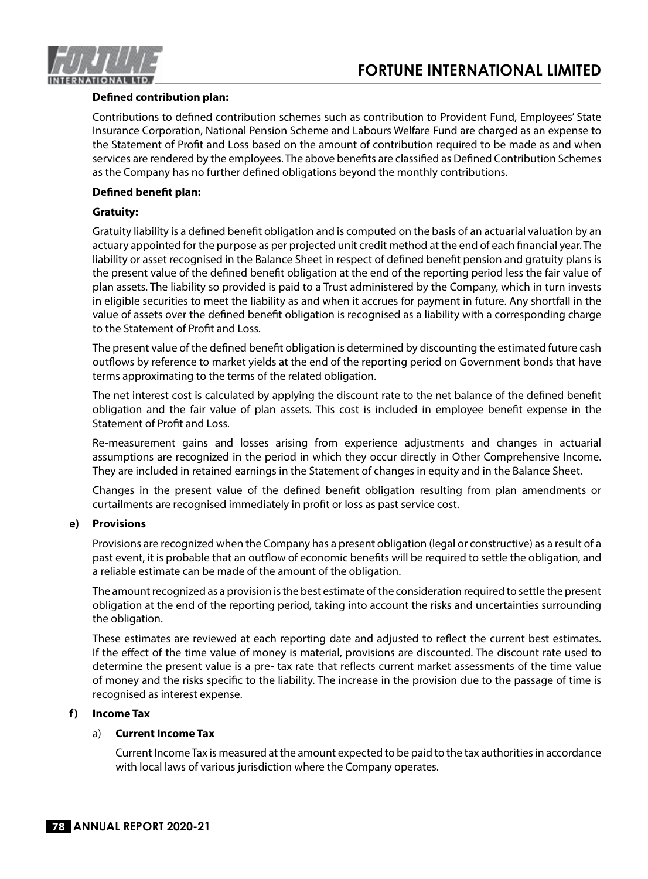**Defined contribution plan:**

Contributions to defined contribution schemes such as contribution to Provident Fund, Employees' State Insurance Corporation, National Pension Scheme and Labours Welfare Fund are charged as an expense to the Statement of Profit and Loss based on the amount of contribution required to be made as and when services are rendered by the employees. The above benefits are classified as Defined Contribution Schemes as the Company has no further defined obligations beyond the monthly contributions.

**Defined benefit plan:**

**Gratuity:**

Gratuity liability is a defined benefit obligation and is computed on the basis of an actuarial valuation by an actuary appointed for the purpose as per projected unit credit method at the end of each financial year. The liability or asset recognised in the Balance Sheet in respect of defined benefit pension and gratuity plans is the present value of the defined benefit obligation at the end of the reporting period less the fair value of plan assets. The liability so provided is paid to a Trust administered by the Company, which in turn invests in eligible securities to meet the liability as and when it accrues for payment in future. Any shortfall in the value of assets over the defined benefit obligation is recognised as a liability with a corresponding charge to the Statement of Profit and Loss.

The present value of the defined benefit obligation is determined by discounting the estimated future cash outflows by reference to market yields at the end of the reporting period on Government bonds that have terms approximating to the terms of the related obligation.

The net interest cost is calculated by applying the discount rate to the net balance of the defined benefit obligation and the fair value of plan assets. This cost is included in employee benefit expense in the Statement of Profit and Loss.

Re-measurement gains and losses arising from experience adjustments and changes in actuarial assumptions are recognized in the period in which they occur directly in Other Comprehensive Income. They are included in retained earnings in the Statement of changes in equity and in the Balance Sheet.

Changes in the present value of the defined benefit obligation resulting from plan amendments or curtailments are recognised immediately in profit or loss as past service cost.

**e) Provisions**

Provisions are recognized when the Company has a present obligation (legal or constructive) as a result of a past event, it is probable that an outflow of economic benefits will be required to settle the obligation, and a reliable estimate can be made of the amount of the obligation.

The amount recognized as a provision is the best estimate of the consideration required to settle the present obligation at the end of the reporting period, taking into account the risks and uncertainties surrounding the obligation.

These estimates are reviewed at each reporting date and adjusted to reflect the current best estimates. If the effect of the time value of money is material, provisions are discounted. The discount rate used to determine the present value is a pre- tax rate that reflects current market assessments of the time value of money and the risks specific to the liability. The increase in the provision due to the passage of time is recognised as interest expense.

**f) Income Tax**

a) **Current Income Tax**

Current Income Tax is measured at the amount expected to be paid to the tax authorities in accordance with local laws of various jurisdiction where the Company operates.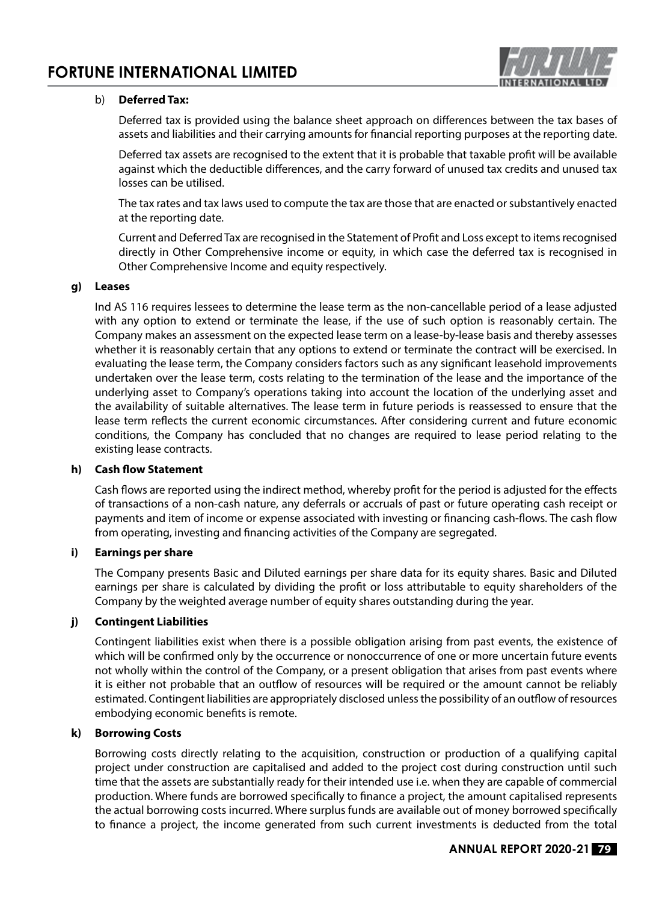b) **Deferred Tax:**

Deferred tax is provided using the balance sheet approach on differences between the tax bases of assets and liabilities and their carrying amounts for financial reporting purposes at the reporting date.

Deferred tax assets are recognised to the extent that it is probable that taxable profit will be available against which the deductible differences, and the carry forward of unused tax credits and unused tax losses can be utilised.

The tax rates and tax laws used to compute the tax are those that are enacted or substantively enacted at the reporting date.

Current and Deferred Tax are recognised in the Statement of Profit and Loss except to items recognised directly in Other Comprehensive income or equity, in which case the deferred tax is recognised in Other Comprehensive Income and equity respectively.

**g) Leases**

Ind AS 116 requires lessees to determine the lease term as the non-cancellable period of a lease adjusted with any option to extend or terminate the lease, if the use of such option is reasonably certain. The Company makes an assessment on the expected lease term on a lease-by-lease basis and thereby assesses whether it is reasonably certain that any options to extend or terminate the contract will be exercised. In evaluating the lease term, the Company considers factors such as any significant leasehold improvements undertaken over the lease term, costs relating to the termination of the lease and the importance of the underlying asset to Company's operations taking into account the location of the underlying asset and the availability of suitable alternatives. The lease term in future periods is reassessed to ensure that the lease term reflects the current economic circumstances. After considering current and future economic conditions, the Company has concluded that no changes are required to lease period relating to the existing lease contracts.

**h) Cash flow Statement**

Cash flows are reported using the indirect method, whereby profit for the period is adjusted for the effects of transactions of a non-cash nature, any deferrals or accruals of past or future operating cash receipt or payments and item of income or expense associated with investing or financing cash-flows. The cash flow from operating, investing and financing activities of the Company are segregated.

**i) Earnings per share**

The Company presents Basic and Diluted earnings per share data for its equity shares. Basic and Diluted earnings per share is calculated by dividing the profit or loss attributable to equity shareholders of the Company by the weighted average number of equity shares outstanding during the year.

**j) Contingent Liabilities**

Contingent liabilities exist when there is a possible obligation arising from past events, the existence of which will be confirmed only by the occurrence or nonoccurrence of one or more uncertain future events not wholly within the control of the Company, or a present obligation that arises from past events where it is either not probable that an outflow of resources will be required or the amount cannot be reliably estimated. Contingent liabilities are appropriately disclosed unless the possibility of an outflow of resources embodying economic benefits is remote.

**k) Borrowing Costs**

Borrowing costs directly relating to the acquisition, construction or production of a qualifying capital project under construction are capitalised and added to the project cost during construction until such time that the assets are substantially ready for their intended use i.e. when they are capable of commercial production. Where funds are borrowed specifically to finance a project, the amount capitalised represents the actual borrowing costs incurred. Where surplus funds are available out of money borrowed specifically to finance a project, the income generated from such current investments is deducted from the total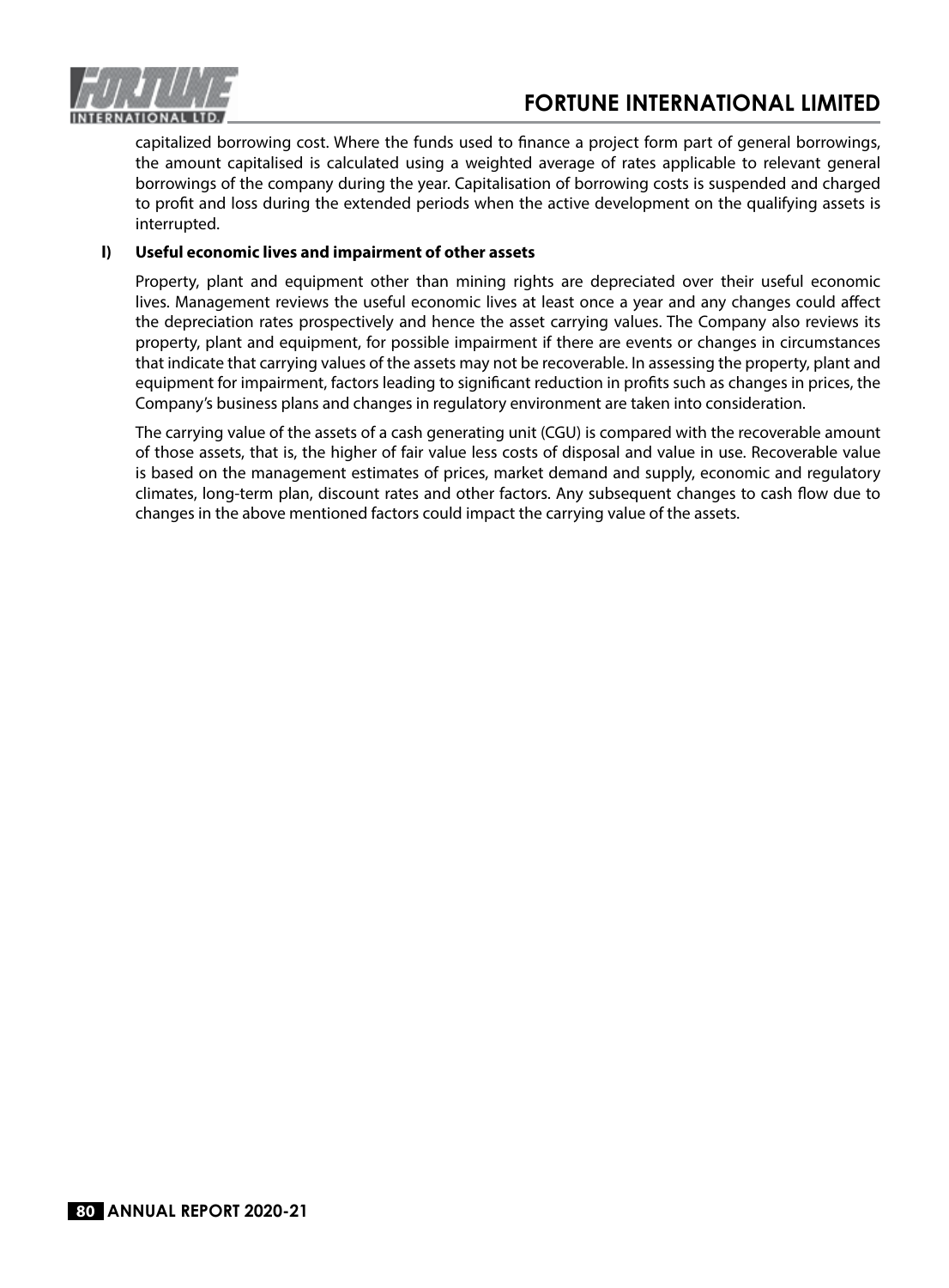capitalized borrowing cost. Where the funds used to finance a project form part of general borrowings, the amount capitalised is calculated using a weighted average of rates applicable to relevant general borrowings of the company during the year. Capitalisation of borrowing costs is suspended and charged to profit and loss during the extended periods when the active development on the qualifying assets is interrupted.

**l) Useful economic lives and impairment of other assets**

Property, plant and equipment other than mining rights are depreciated over their useful economic lives. Management reviews the useful economic lives at least once a year and any changes could affect the depreciation rates prospectively and hence the asset carrying values. The Company also reviews its property, plant and equipment, for possible impairment if there are events or changes in circumstances that indicate that carrying values of the assets may not be recoverable. In assessing the property, plant and equipment for impairment, factors leading to significant reduction in profits such as changes in prices, the Company's business plans and changes in regulatory environment are taken into consideration.

The carrying value of the assets of a cash generating unit (CGU) is compared with the recoverable amount of those assets, that is, the higher of fair value less costs of disposal and value in use. Recoverable value is based on the management estimates of prices, market demand and supply, economic and regulatory climates, long-term plan, discount rates and other factors. Any subsequent changes to cash flow due to changes in the above mentioned factors could impact the carrying value of the assets.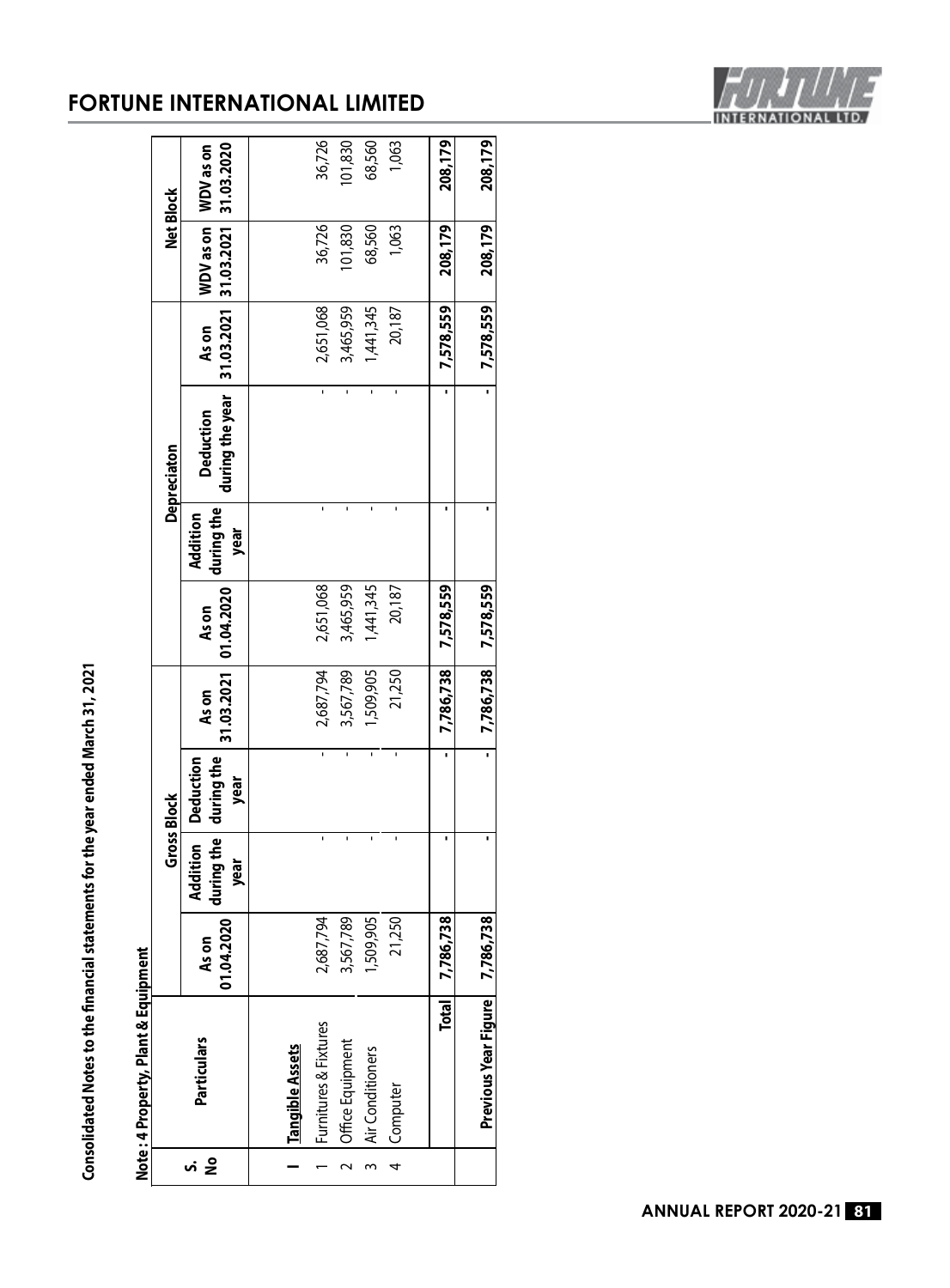**Consolidated Notes to the financial statements for the year ended March 31, 2021**

**Note : 4 Property, Plant & Equipment**

| S. No | Particulars | Gross Block | | | | Depreciaton | | | | Net Block | |
|---|---|---|---|---|---|---|---|---|---|---|---|
| | | As on 01.04.2020 | Addition during the year | Deduction during the year | As on 31.03.2021 | As on 01.04.2020 | Addition during the year | Deduction during the year | As on 31.03.2021 | WDV as on 31.03.2021 | WDV as on 31.03.2020 |
| I | **Tangible Assets** | | | | | | | | | | |
| 1 | Furnitures & Fixtures | 2,687,794 | - | - | 2,687,794 | 2,651,068 | - | - | 2,651,068 | 36,726 | 36,726 |
| 2 | Office Equipment | 3,567,789 | - | - | 3,567,789 | 3,465,959 | - | - | 3,465,959 | 101,830 | 101,830 |
| 3 | Air Conditioners | 1,509,905 | - | - | 1,509,905 | 1,441,345 | - | - | 1,441,345 | 68,560 | 68,560 |
| 4 | Computer | 21,250 | - | - | 21,250 | 20,187 | - | - | 20,187 | 1,063 | 1,063 |
| | **Total** | **7,786,738** | **-** | **-** | **7,786,738** | **7,578,559** | **-** | | **7,578,559** | **208,179** | **208,179** |
| | **Previous Year Figure** | **7,786,738** | **-** | **-** | **7,786,738** | **7,578,559** | **-** | | **7,578,559** | **208,179** | **208,179** |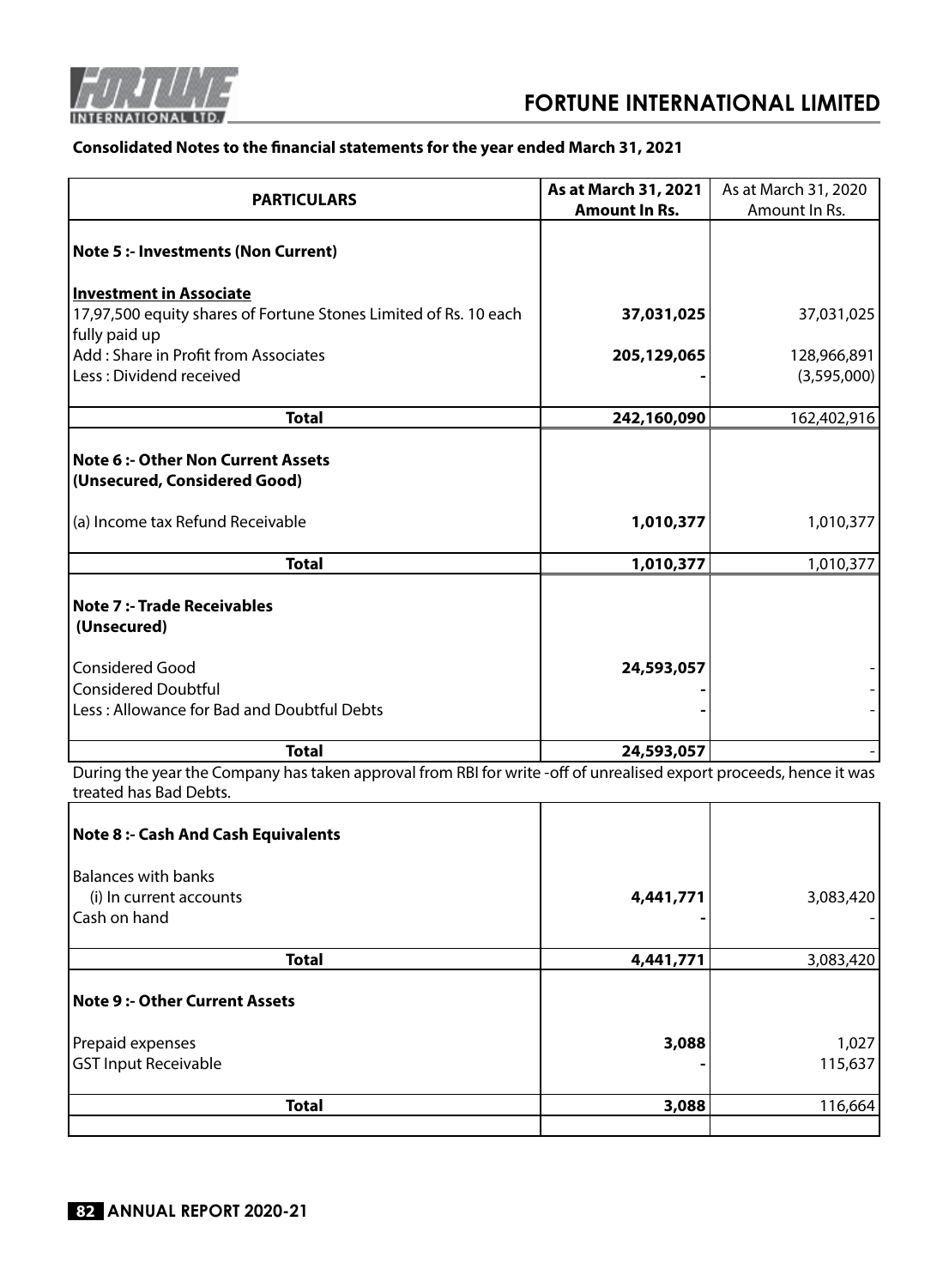**Consolidated Notes to the financial statements for the year ended March 31, 2021**

| PARTICULARS | As at March 31, 2021 Amount In Rs. | As at March 31, 2020 Amount In Rs. |
|---|---|---|
| **Note 5 :- Investments (Non Current)** | | |
| **Investment in Associate** | | |
| 17,97,500 equity shares of Fortune Stones Limited of Rs. 10 each fully paid up | **37,031,025** | 37,031,025 |
| Add : Share in Profit from Associates | **205,129,065** | 128,966,891 |
| Less : Dividend received | **-** | (3,595,000) |
| **Total** | **242,160,090** | 162,402,916 |
| **Note 6 :- Other Non Current Assets (Unsecured, Considered Good)** | | |
| (a) Income tax Refund Receivable | **1,010,377** | 1,010,377 |
| **Total** | **1,010,377** | 1,010,377 |
| **Note 7 :- Trade Receivables (Unsecured)** | | |
| Considered Good | **24,593,057** | - |
| Considered Doubtful | **-** | - |
| Less : Allowance for Bad and Doubtful Debts | **-** | - |
| **Total** | **24,593,057** | - |

During the year the Company has taken approval from RBI for write -off of unrealised export proceeds, hence it was treated has Bad Debts.

| PARTICULARS | As at March 31, 2021 Amount In Rs. | As at March 31, 2020 Amount In Rs. |
|---|---|---|
| **Note 8 :- Cash And Cash Equivalents** | | |
| Balances with banks | | |
| (i) In current accounts | **4,441,771** | 3,083,420 |
| Cash on hand | **-** | - |
| **Total** | **4,441,771** | 3,083,420 |
| **Note 9 :- Other Current Assets** | | |
| Prepaid expenses | **3,088** | 1,027 |
| GST Input Receivable | **-** | 115,637 |
| **Total** | **3,088** | 116,664 |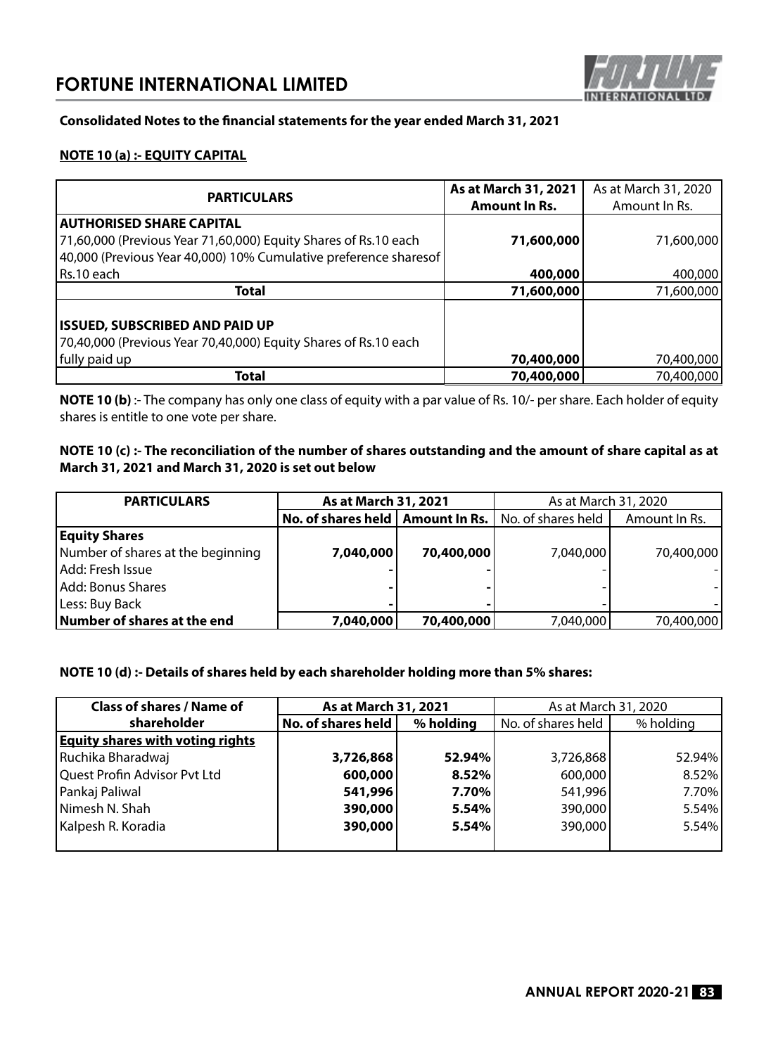### Consolidated Notes to the financial statements for the year ended March 31, 2021

#### NOTE 10 (a) :- EQUITY CAPITAL

| PARTICULARS | As at March 31, 2021 Amount In Rs. | As at March 31, 2020 Amount In Rs. |
|---|---|---|
| **AUTHORISED SHARE CAPITAL** | | |
| 71,60,000 (Previous Year 71,60,000) Equity Shares of Rs.10 each | **71,600,000** | 71,600,000 |
| 40,000 (Previous Year 40,000) 10% Cumulative preference sharesof Rs.10 each | **400,000** | 400,000 |
| **Total** | **71,600,000** | 71,600,000 |
| **ISSUED, SUBSCRIBED AND PAID UP** | | |
| 70,40,000 (Previous Year 70,40,000) Equity Shares of Rs.10 each fully paid up | **70,400,000** | 70,400,000 |
| **Total** | **70,400,000** | 70,400,000 |

**NOTE 10 (b)** :- The company has only one class of equity with a par value of Rs. 10/- per share. Each holder of equity shares is entitle to one vote per share.

#### NOTE 10 (c) :- The reconciliation of the number of shares outstanding and the amount of share capital as at March 31, 2021 and March 31, 2020 is set out below

| PARTICULARS | As at March 31, 2021 | | As at March 31, 2020 | |
|---|---|---|---|---|
| | No. of shares held | Amount In Rs. | No. of shares held | Amount In Rs. |
| **Equity Shares** | | | | |
| Number of shares at the beginning | **7,040,000** | **70,400,000** | 7,040,000 | 70,400,000 |
| Add: Fresh Issue | - | - | - | - |
| Add: Bonus Shares | - | - | - | - |
| Less: Buy Back | - | - | - | - |
| **Number of shares at the end** | **7,040,000** | **70,400,000** | 7,040,000 | 70,400,000 |

#### NOTE 10 (d) :- Details of shares held by each shareholder holding more than 5% shares:

| Class of shares / Name of shareholder | As at March 31, 2021 | | As at March 31, 2020 | |
|---|---|---|---|---|
| | No. of shares held | % holding | No. of shares held | % holding |
| **Equity shares with voting rights** | | | | |
| Ruchika Bharadwaj | **3,726,868** | **52.94%** | 3,726,868 | 52.94% |
| Quest Profin Advisor Pvt Ltd | **600,000** | **8.52%** | 600,000 | 8.52% |
| Pankaj Paliwal | **541,996** | **7.70%** | 541,996 | 7.70% |
| Nimesh N. Shah | **390,000** | **5.54%** | 390,000 | 5.54% |
| Kalpesh R. Koradia | **390,000** | **5.54%** | 390,000 | 5.54% |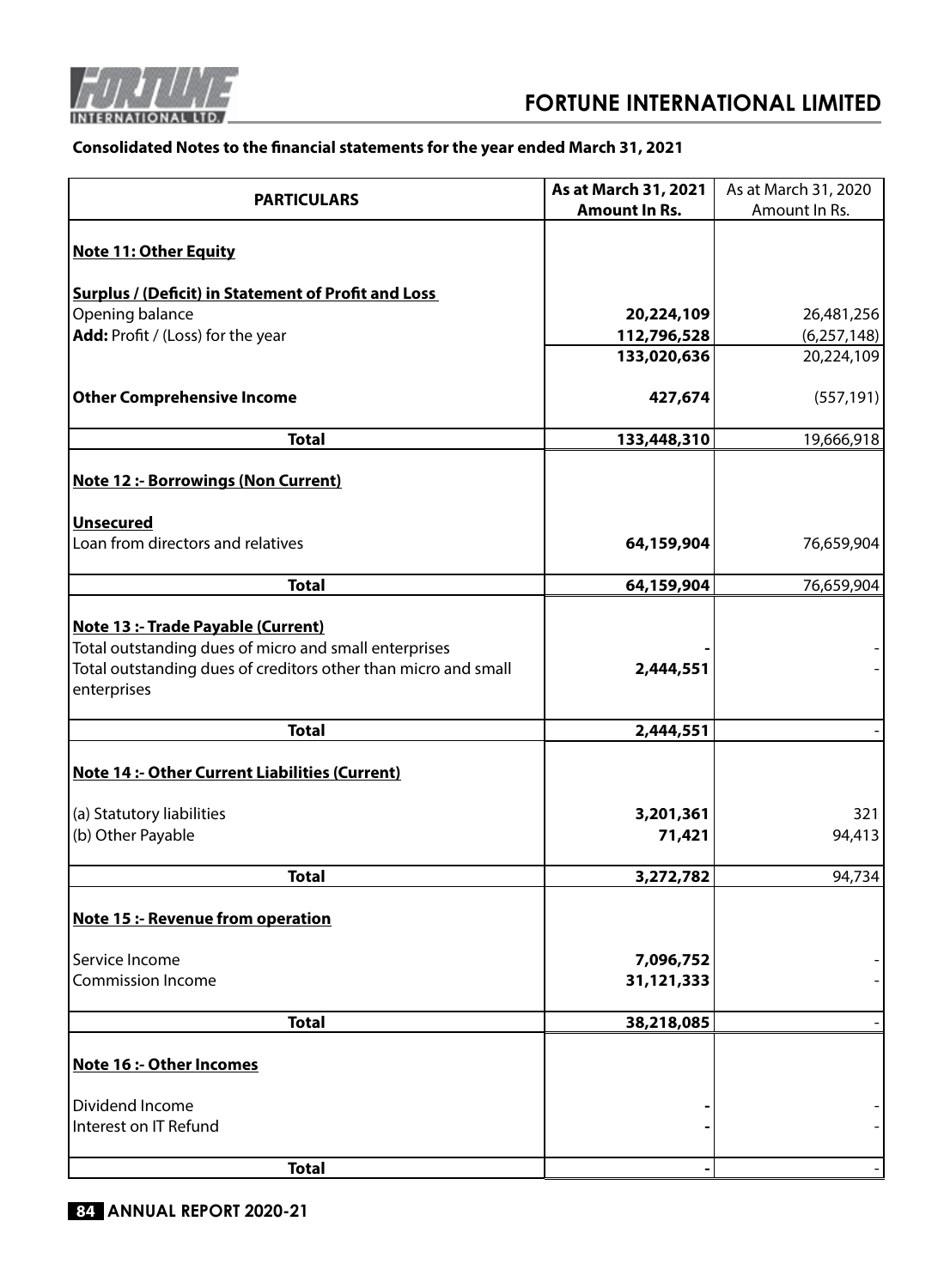## Consolidated Notes to the financial statements for the year ended March 31, 2021

| PARTICULARS | As at March 31, 2021 Amount In Rs. | As at March 31, 2020 Amount In Rs. |
|---|---|---|
| **Note 11: Other Equity** | | |
| **Surplus / (Deficit) in Statement of Profit and Loss** | | |
| Opening balance | **20,224,109** | 26,481,256 |
| **Add:** Profit / (Loss) for the year | **112,796,528** | (6,257,148) |
| | **133,020,636** | 20,224,109 |
| **Other Comprehensive Income** | **427,674** | (557,191) |
| **Total** | **133,448,310** | 19,666,918 |
| **Note 12 :- Borrowings (Non Current)** | | |
| **Unsecured** | | |
| Loan from directors and relatives | **64,159,904** | 76,659,904 |
| **Total** | **64,159,904** | 76,659,904 |
| **Note 13 :- Trade Payable (Current)** | | |
| Total outstanding dues of micro and small enterprises | **-** | - |
| Total outstanding dues of creditors other than micro and small enterprises | **2,444,551** | - |
| **Total** | **2,444,551** | - |
| **Note 14 :- Other Current Liabilities (Current)** | | |
| (a) Statutory liabilities | **3,201,361** | 321 |
| (b) Other Payable | **71,421** | 94,413 |
| **Total** | **3,272,782** | 94,734 |
| **Note 15 :- Revenue from operation** | | |
| Service Income | **7,096,752** | - |
| Commission Income | **31,121,333** | - |
| **Total** | **38,218,085** | - |
| **Note 16 :- Other Incomes** | | |
| Dividend Income | **-** | - |
| Interest on IT Refund | **-** | - |
| **Total** | **-** | - |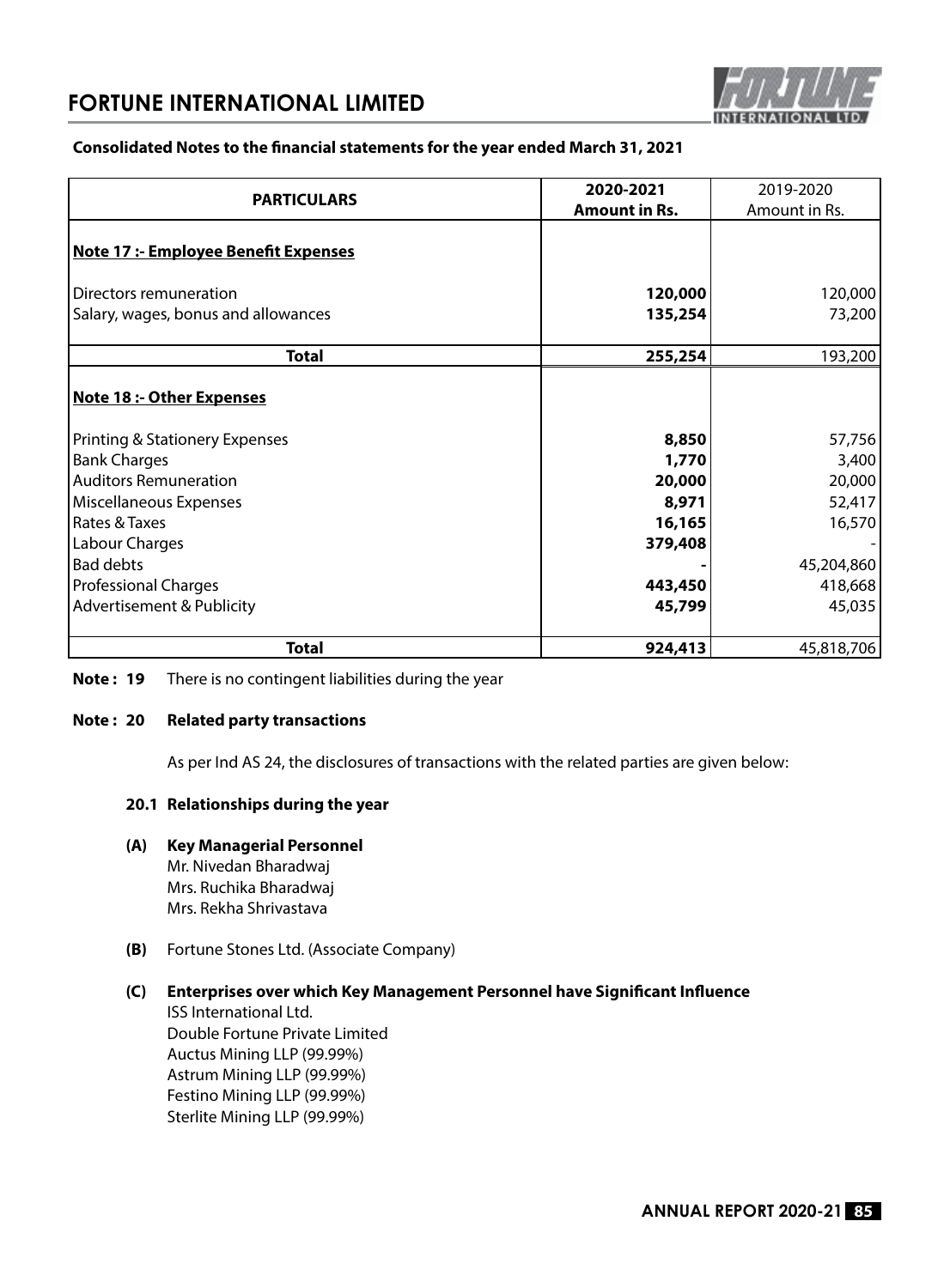### Consolidated Notes to the financial statements for the year ended March 31, 2021

| PARTICULARS | 2020-2021 Amount in Rs. | 2019-2020 Amount in Rs. |
|---|---|---|
| **Note 17 :- Employee Benefit Expenses** | | |
| Directors remuneration | **120,000** | 120,000 |
| Salary, wages, bonus and allowances | **135,254** | 73,200 |
| **Total** | **255,254** | 193,200 |
| **Note 18 :- Other Expenses** | | |
| Printing & Stationery Expenses | **8,850** | 57,756 |
| Bank Charges | **1,770** | 3,400 |
| Auditors Remuneration | **20,000** | 20,000 |
| Miscellaneous Expenses | **8,971** | 52,417 |
| Rates & Taxes | **16,165** | 16,570 |
| Labour Charges | **379,408** | - |
| Bad debts | **-** | 45,204,860 |
| Professional Charges | **443,450** | 418,668 |
| Advertisement & Publicity | **45,799** | 45,035 |
| **Total** | **924,413** | 45,818,706 |

**Note : 19** There is no contingent liabilities during the year

**Note : 20 Related party transactions**

As per Ind AS 24, the disclosures of transactions with the related parties are given below:

**20.1 Relationships during the year**

**(A) Key Managerial Personnel**
Mr. Nivedan Bharadwaj
Mrs. Ruchika Bharadwaj
Mrs. Rekha Shrivastava

**(B)** Fortune Stones Ltd. (Associate Company)

**(C) Enterprises over which Key Management Personnel have Significant Influence**
ISS International Ltd.
Double Fortune Private Limited
Auctus Mining LLP (99.99%)
Astrum Mining LLP (99.99%)
Festino Mining LLP (99.99%)
Sterlite Mining LLP (99.99%)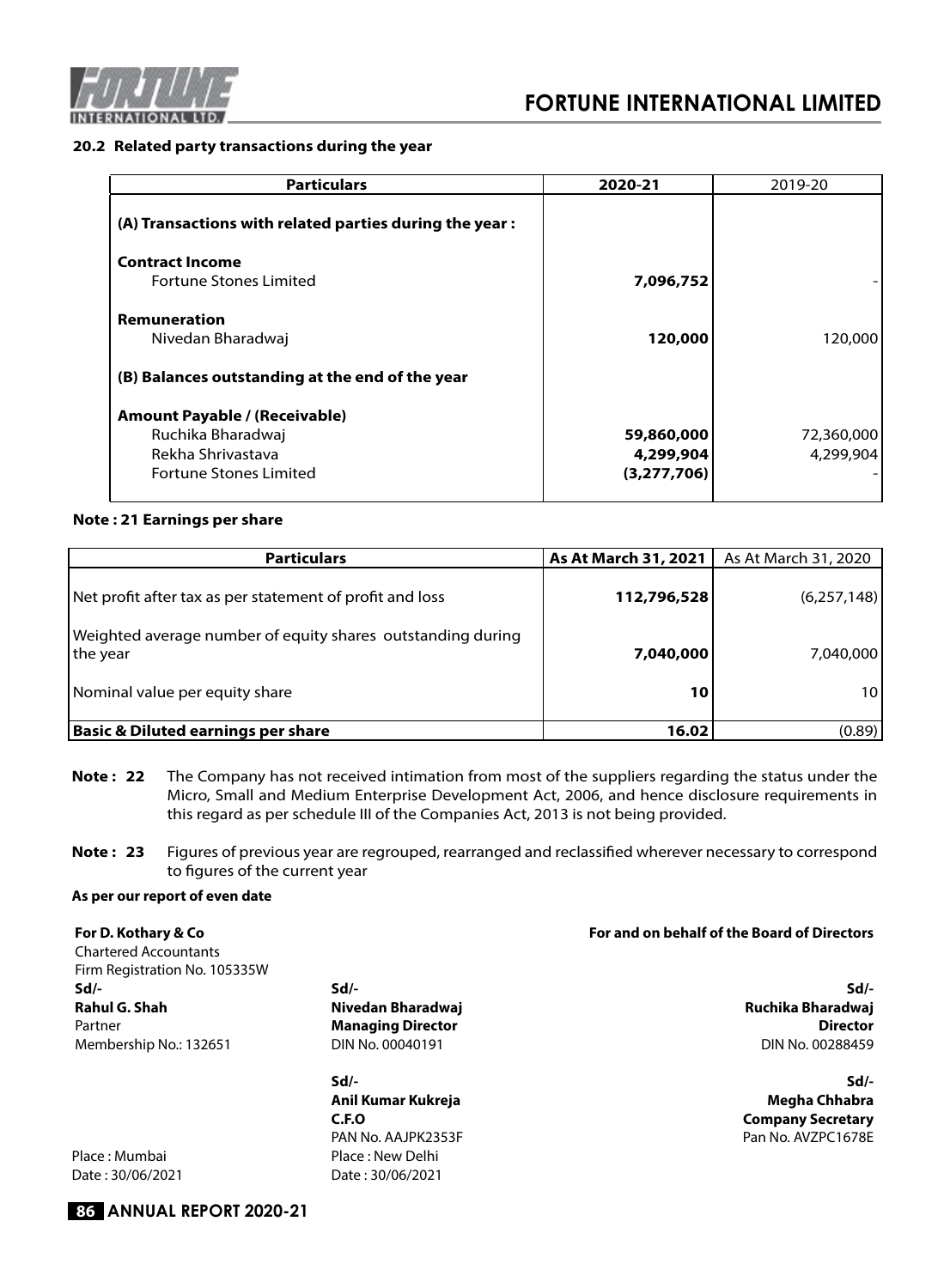### 20.2 Related party transactions during the year

| Particulars | 2020-21 | 2019-20 |
|---|---|---|
| **(A) Transactions with related parties during the year :** | | |
| **Contract Income** | | |
| Fortune Stones Limited | **7,096,752** | - |
| **Remuneration** | | |
| Nivedan Bharadwaj | **120,000** | 120,000 |
| **(B) Balances outstanding at the end of the year** | | |
| **Amount Payable / (Receivable)** | | |
| Ruchika Bharadwaj | **59,860,000** | 72,360,000 |
| Rekha Shrivastava | **4,299,904** | 4,299,904 |
| Fortune Stones Limited | **(3,277,706)** | - |

### Note : 21 Earnings per share

| Particulars | As At March 31, 2021 | As At March 31, 2020 |
|---|---|---|
| Net profit after tax as per statement of profit and loss | **112,796,528** | (6,257,148) |
| Weighted average number of equity shares outstanding during the year | **7,040,000** | 7,040,000 |
| Nominal value per equity share | **10** | 10 |
| **Basic & Diluted earnings per share** | **16.02** | (0.89) |

**Note : 22** The Company has not received intimation from most of the suppliers regarding the status under the Micro, Small and Medium Enterprise Development Act, 2006, and hence disclosure requirements in this regard as per schedule III of the Companies Act, 2013 is not being provided.

**Note : 23** Figures of previous year are regrouped, rearranged and reclassified wherever necessary to correspond to figures of the current year

**As per our report of even date**

**For D. Kothary & Co**
Chartered Accountants
Firm Registration No. 105335W
**Sd/-**
**Rahul G. Shah**
Partner
Membership No.: 132651

Place : Mumbai
Date : 30/06/2021

**For and on behalf of the Board of Directors**

**Sd/-**
**Nivedan Bharadwaj**
**Managing Director**
DIN No. 00040191

**Sd/-**
**Ruchika Bharadwaj**
**Director**
DIN No. 00288459

**Sd/-**
**Anil Kumar Kukreja**
**C.F.O**
PAN No. AAJPK2353F

**Sd/-**
**Megha Chhabra**
**Company Secretary**
Pan No. AVZPC1678E

Place : New Delhi
Date : 30/06/2021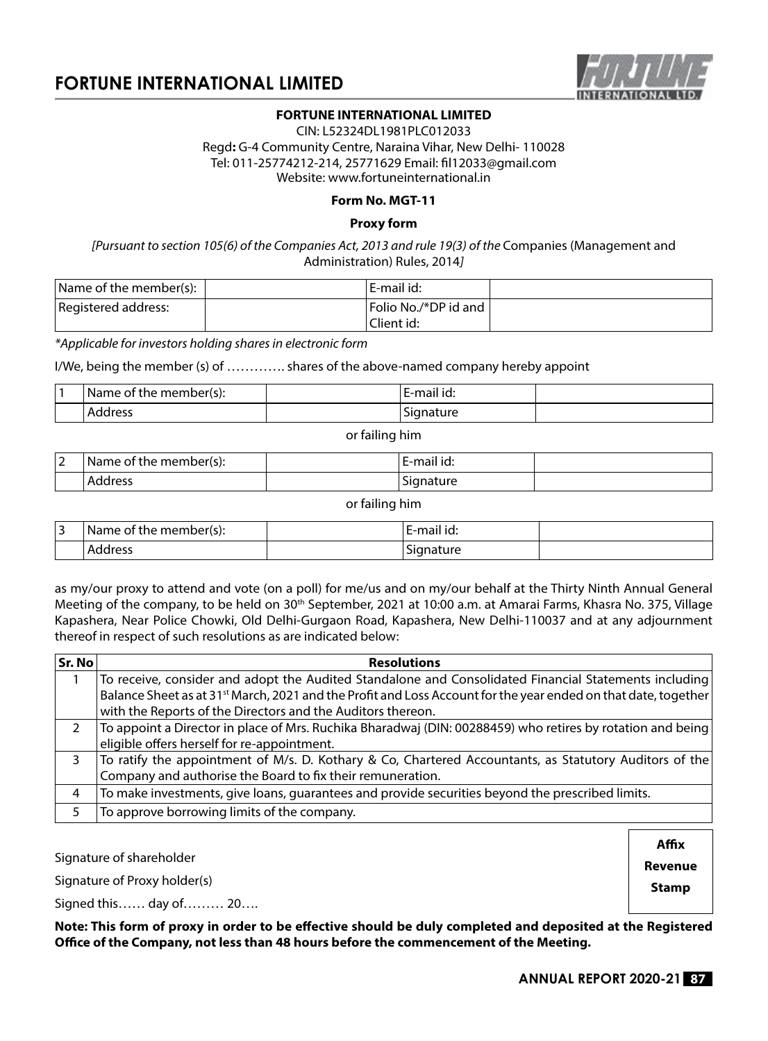**FORTUNE INTERNATIONAL LIMITED**

CIN: L52324DL1981PLC012033

Regd**:** G-4 Community Centre, Naraina Vihar, New Delhi- 110028

Tel: 011-25774212-214, 25771629 Email: fil12033@gmail.com

Website: www.fortuneinternational.in

**Form No. MGT-11**

**Proxy form**

*[Pursuant to section 105(6) of the Companies Act, 2013 and rule 19(3) of the* Companies (Management and Administration) Rules, 2014*]*

| Name of the member(s): | | E-mail id: | |
|---|---|---|---|
| Registered address: | | Folio No./*DP id and Client id: | |

*\*Applicable for investors holding shares in electronic form*

I/We, being the member (s) of …………. shares of the above-named company hereby appoint

| 1 | Name of the member(s): | | E-mail id: | |
|---|---|---|---|---|
| | Address | | Signature | |

or failing him

| 2 | Name of the member(s): | | E-mail id: | |
|---|---|---|---|---|
| | Address | | Signature | |

or failing him

| 3 | Name of the member(s): | | E-mail id: | |
|---|---|---|---|---|
| | Address | | Signature | |

as my/our proxy to attend and vote (on a poll) for me/us and on my/our behalf at the Thirty Ninth Annual General Meeting of the company, to be held on 30th September, 2021 at 10:00 a.m. at Amarai Farms, Khasra No. 375, Village Kapashera, Near Police Chowki, Old Delhi-Gurgaon Road, Kapashera, New Delhi-110037 and at any adjournment thereof in respect of such resolutions as are indicated below:

| Sr. No | Resolutions |
|---|---|
| 1 | To receive, consider and adopt the Audited Standalone and Consolidated Financial Statements including Balance Sheet as at 31st March, 2021 and the Profit and Loss Account for the year ended on that date, together with the Reports of the Directors and the Auditors thereon. |
| 2 | To appoint a Director in place of Mrs. Ruchika Bharadwaj (DIN: 00288459) who retires by rotation and being eligible offers herself for re-appointment. |
| 3 | To ratify the appointment of M/s. D. Kothary & Co, Chartered Accountants, as Statutory Auditors of the Company and authorise the Board to fix their remuneration. |
| 4 | To make investments, give loans, guarantees and provide securities beyond the prescribed limits. |
| 5 | To approve borrowing limits of the company. |

Signature of shareholder

Signature of Proxy holder(s)

Signed this…… day of……… 20….

**Affix Revenue Stamp**

**Note: This form of proxy in order to be effective should be duly completed and deposited at the Registered Office of the Company, not less than 48 hours before the commencement of the Meeting.**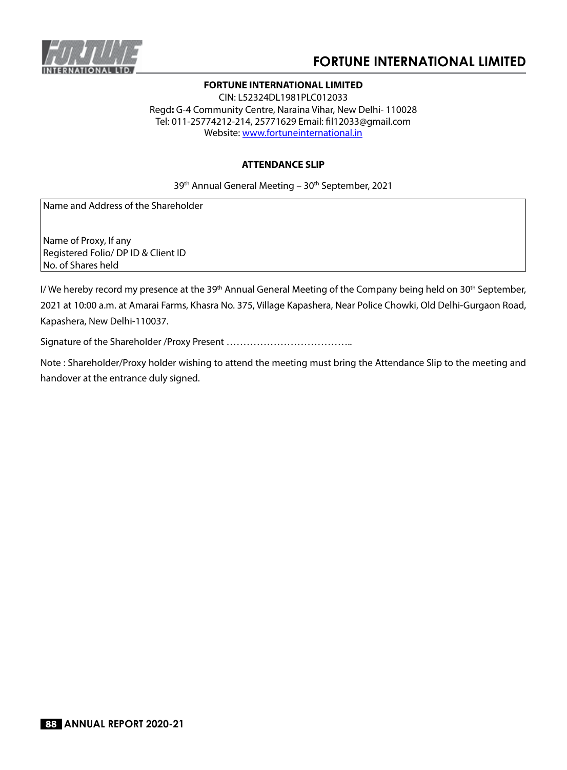**FORTUNE INTERNATIONAL LIMITED**

CIN: L52324DL1981PLC012033
Regd**:** G-4 Community Centre, Naraina Vihar, New Delhi- 110028
Tel: 011-25774212-214, 25771629 Email: fil12033@gmail.com
Website: www.fortuneinternational.in

## ATTENDANCE SLIP

39th Annual General Meeting – 30th September, 2021

| Name and Address of the Shareholder |
| --- |
| |
| Name of Proxy, If any |
| Registered Folio/ DP ID & Client ID |
| No. of Shares held |

I/ We hereby record my presence at the 39th Annual General Meeting of the Company being held on 30th September, 2021 at 10:00 a.m. at Amarai Farms, Khasra No. 375, Village Kapashera, Near Police Chowki, Old Delhi-Gurgaon Road, Kapashera, New Delhi-110037.

Signature of the Shareholder /Proxy Present ………………………………..

Note : Shareholder/Proxy holder wishing to attend the meeting must bring the Attendance Slip to the meeting and handover at the entrance duly signed.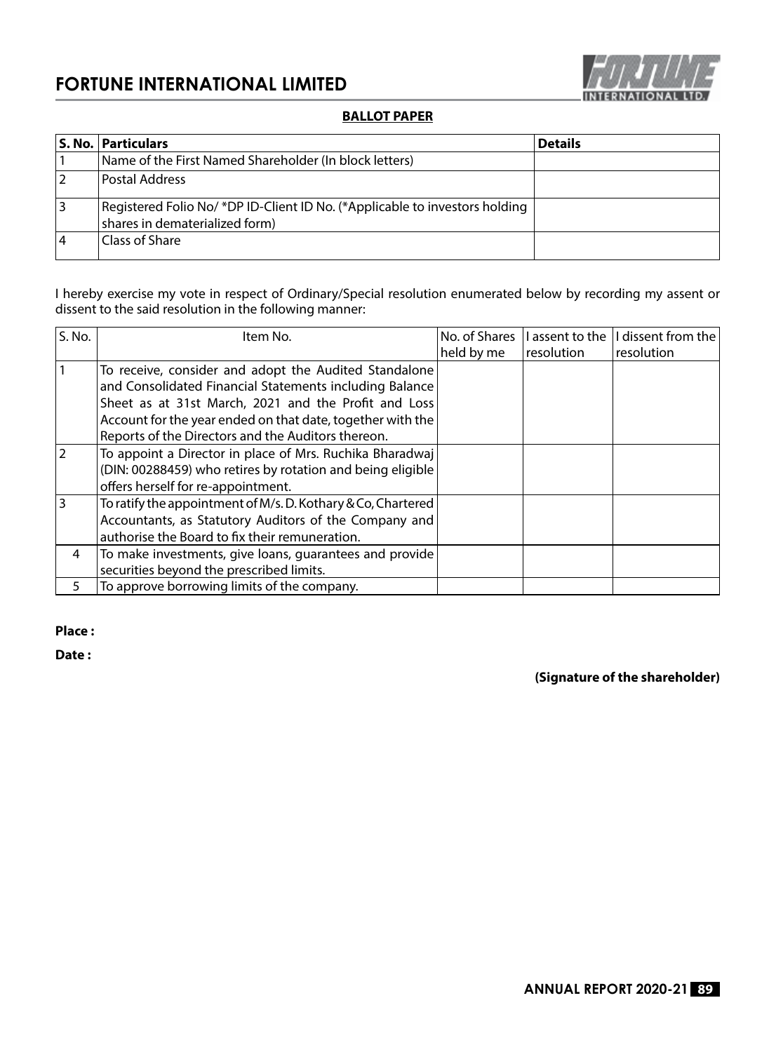## FORTUNE INTERNATIONAL LIMITED

**BALLOT PAPER**

| S. No. | Particulars | Details |
|---|---|---|
| 1 | Name of the First Named Shareholder (In block letters) | |
| 2 | Postal Address | |
| 3 | Registered Folio No/ *DP ID-Client ID No. (*Applicable to investors holding shares in dematerialized form) | |
| 4 | Class of Share | |

I hereby exercise my vote in respect of Ordinary/Special resolution enumerated below by recording my assent or dissent to the said resolution in the following manner:

| S. No. | Item No. | No. of Shares held by me | I assent to the resolution | I dissent from the resolution |
|---|---|---|---|---|
| 1 | To receive, consider and adopt the Audited Standalone and Consolidated Financial Statements including Balance Sheet as at 31st March, 2021 and the Profit and Loss Account for the year ended on that date, together with the Reports of the Directors and the Auditors thereon. | | | |
| 2 | To appoint a Director in place of Mrs. Ruchika Bharadwaj (DIN: 00288459) who retires by rotation and being eligible offers herself for re-appointment. | | | |
| 3 | To ratify the appointment of M/s. D. Kothary & Co, Chartered Accountants, as Statutory Auditors of the Company and authorise the Board to fix their remuneration. | | | |
| 4 | To make investments, give loans, guarantees and provide securities beyond the prescribed limits. | | | |
| 5 | To approve borrowing limits of the company. | | | |

**Place :**

**Date :**

**(Signature of the shareholder)**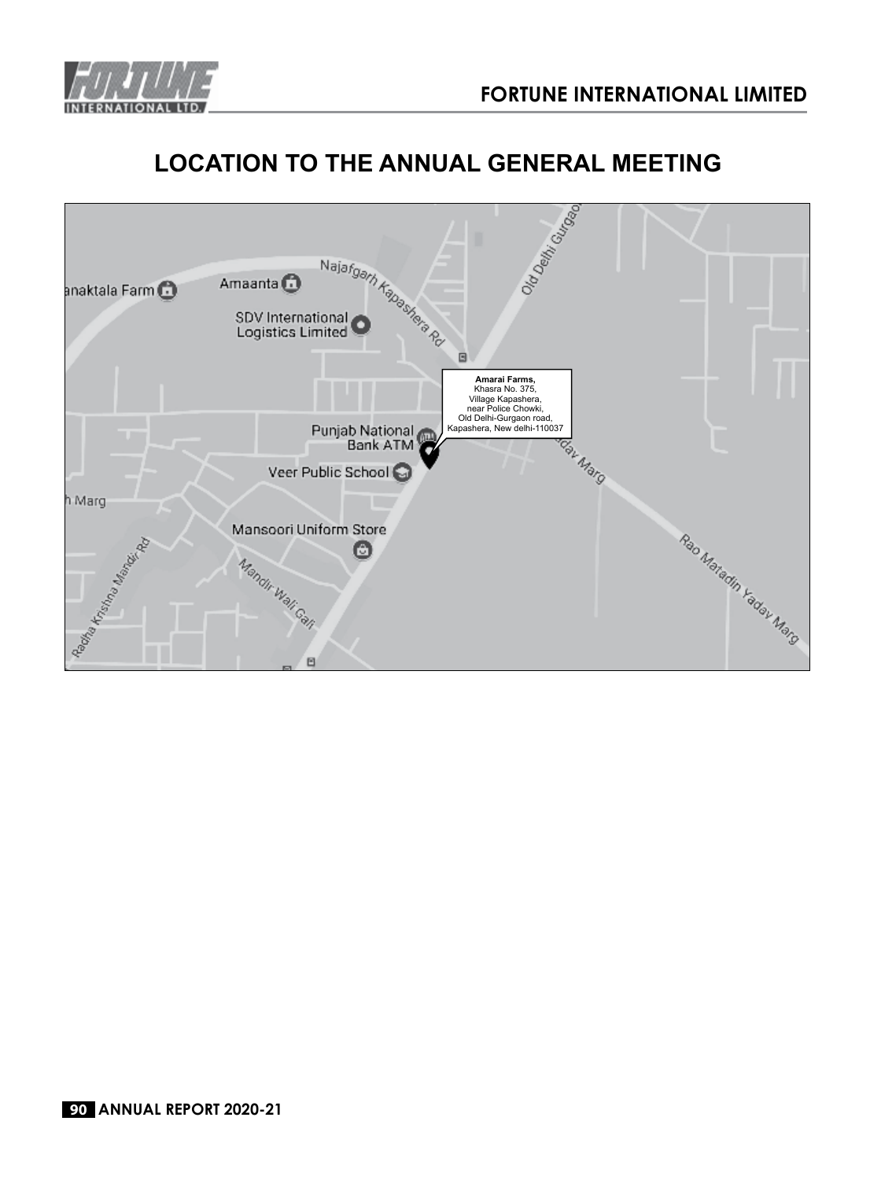# LOCATION TO THE ANNUAL GENERAL MEETING

**Amarai Farms,**
Khasra No. 375,
Village Kapashera,
near Police Chowki,
Old Delhi-Gurgaon road,
Kapashera, New delhi-110037

Najafgarh Kapashera Rd
Old Delhi Gurgaon
anaktala Farm
Amaanta
SDV International Logistics Limited
Punjab National Bank ATM
Veer Public School
h Marg
Mansoori Uniform Store
Radha Krishna Mandir Rd
Mandir Wali Gali
adav Marg
Rao Matadin Yadav Marg